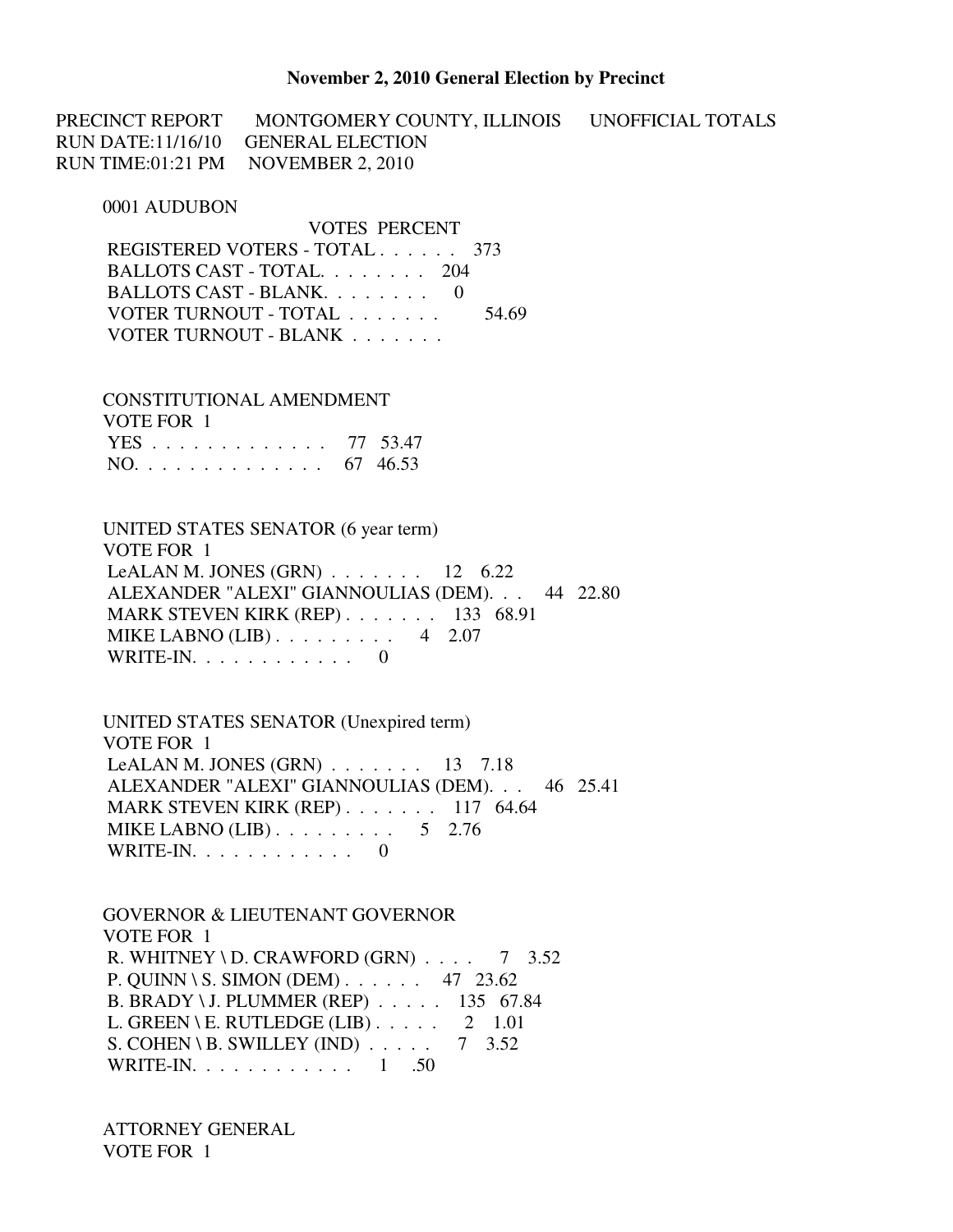# November 2, 2010 General Election by Precinct

PRECINCT REPORT MONTGOMERY COUNTY, ILLINOIS UNOFFICIAL TOTALS
RUN DATE:11/16/10 GENERAL ELECTION
RUN TIME:01:21 PM NOVEMBER 2, 2010

## 0001 AUDUBON

| | VOTES | PERCENT |
|---|---|---|
| REGISTERED VOTERS - TOTAL . . . . . . | 373 | |
| BALLOTS CAST - TOTAL. . . . . . . . | 204 | |
| BALLOTS CAST - BLANK. . . . . . . . | 0 | |
| VOTER TURNOUT - TOTAL . . . . . . . | | 54.69 |
| VOTER TURNOUT - BLANK . . . . . . . | | |

### CONSTITUTIONAL AMENDMENT
VOTE FOR 1

| | VOTES | PERCENT |
|---|---|---|
| YES . . . . . . . . . . . . . . | 77 | 53.47 |
| NO. . . . . . . . . . . . . . . | 67 | 46.53 |

### UNITED STATES SENATOR (6 year term)
VOTE FOR 1

| | VOTES | PERCENT |
|---|---|---|
| LeALAN M. JONES (GRN) . . . . . . . | 12 | 6.22 |
| ALEXANDER "ALEXI" GIANNOULIAS (DEM). . . | 44 | 22.80 |
| MARK STEVEN KIRK (REP) . . . . . . . | 133 | 68.91 |
| MIKE LABNO (LIB) . . . . . . . . . | 4 | 2.07 |
| WRITE-IN. . . . . . . . . . . . | 0 | |

### UNITED STATES SENATOR (Unexpired term)
VOTE FOR 1

| | VOTES | PERCENT |
|---|---|---|
| LeALAN M. JONES (GRN) . . . . . . . | 13 | 7.18 |
| ALEXANDER "ALEXI" GIANNOULIAS (DEM). . . | 46 | 25.41 |
| MARK STEVEN KIRK (REP) . . . . . . . | 117 | 64.64 |
| MIKE LABNO (LIB) . . . . . . . . . | 5 | 2.76 |
| WRITE-IN. . . . . . . . . . . . | 0 | |

### GOVERNOR & LIEUTENANT GOVERNOR
VOTE FOR 1

| | VOTES | PERCENT |
|---|---|---|
| R. WHITNEY \ D. CRAWFORD (GRN) . . . . | 7 | 3.52 |
| P. QUINN \ S. SIMON (DEM) . . . . . . | 47 | 23.62 |
| B. BRADY \ J. PLUMMER (REP) . . . . . | 135 | 67.84 |
| L. GREEN \ E. RUTLEDGE (LIB) . . . . . | 2 | 1.01 |
| S. COHEN \ B. SWILLEY (IND) . . . . . | 7 | 3.52 |
| WRITE-IN. . . . . . . . . . . . | 1 | .50 |

### ATTORNEY GENERAL
VOTE FOR 1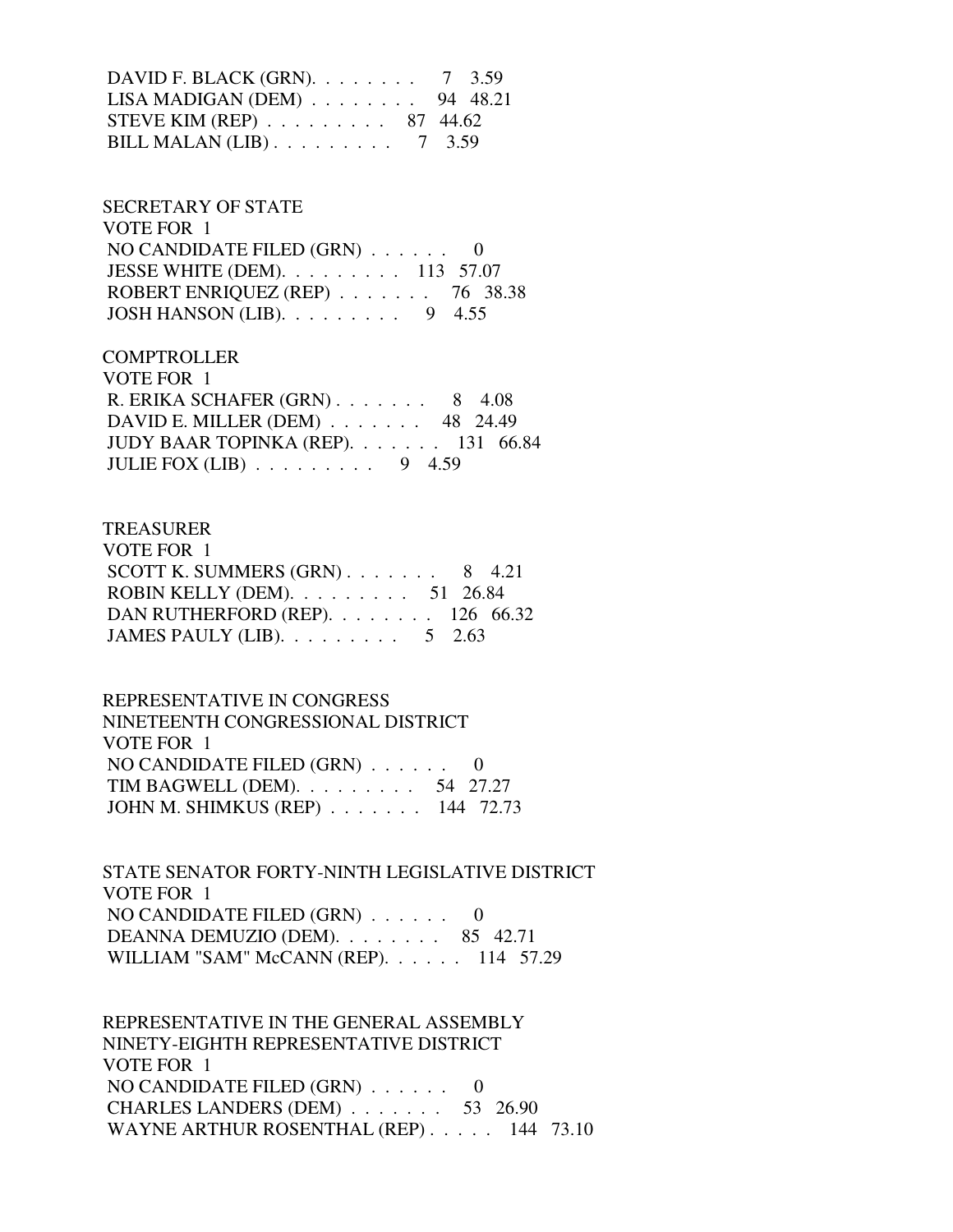DAVID F. BLACK (GRN). . . . . . . . 7 3.59
LISA MADIGAN (DEM) . . . . . . . . 94 48.21
STEVE KIM (REP) . . . . . . . . . 87 44.62
BILL MALAN (LIB) . . . . . . . . . 7 3.59

SECRETARY OF STATE
VOTE FOR 1
NO CANDIDATE FILED (GRN) . . . . . . 0
JESSE WHITE (DEM). . . . . . . . . 113 57.07
ROBERT ENRIQUEZ (REP) . . . . . . . 76 38.38
JOSH HANSON (LIB). . . . . . . . . 9 4.55

COMPTROLLER
VOTE FOR 1
R. ERIKA SCHAFER (GRN) . . . . . . . 8 4.08
DAVID E. MILLER (DEM) . . . . . . . 48 24.49
JUDY BAAR TOPINKA (REP). . . . . . . 131 66.84
JULIE FOX (LIB) . . . . . . . . . 9 4.59

TREASURER
VOTE FOR 1
SCOTT K. SUMMERS (GRN) . . . . . . . 8 4.21
ROBIN KELLY (DEM). . . . . . . . . 51 26.84
DAN RUTHERFORD (REP). . . . . . . . 126 66.32
JAMES PAULY (LIB). . . . . . . . . 5 2.63

REPRESENTATIVE IN CONGRESS
NINETEENTH CONGRESSIONAL DISTRICT
VOTE FOR 1
NO CANDIDATE FILED (GRN) . . . . . . 0
TIM BAGWELL (DEM). . . . . . . . . 54 27.27
JOHN M. SHIMKUS (REP) . . . . . . . 144 72.73

STATE SENATOR FORTY-NINTH LEGISLATIVE DISTRICT
VOTE FOR 1
NO CANDIDATE FILED (GRN) . . . . . . 0
DEANNA DEMUZIO (DEM). . . . . . . . 85 42.71
WILLIAM "SAM" McCANN (REP). . . . . . 114 57.29

REPRESENTATIVE IN THE GENERAL ASSEMBLY
NINETY-EIGHTH REPRESENTATIVE DISTRICT
VOTE FOR 1
NO CANDIDATE FILED (GRN) . . . . . . 0
CHARLES LANDERS (DEM) . . . . . . . 53 26.90
WAYNE ARTHUR ROSENTHAL (REP) . . . . . 144 73.10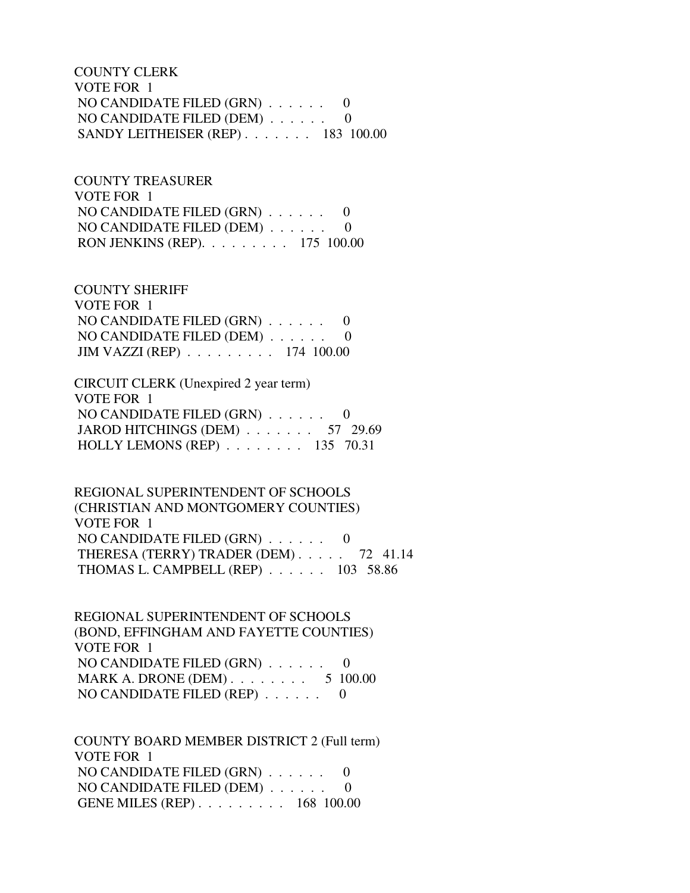COUNTY CLERK
VOTE FOR 1
NO CANDIDATE FILED (GRN) . . . . . . 0
NO CANDIDATE FILED (DEM) . . . . . . 0
SANDY LEITHEISER (REP) . . . . . . . 183 100.00

COUNTY TREASURER
VOTE FOR 1
NO CANDIDATE FILED (GRN) . . . . . . 0
NO CANDIDATE FILED (DEM) . . . . . . 0
RON JENKINS (REP). . . . . . . . . 175 100.00

COUNTY SHERIFF
VOTE FOR 1
NO CANDIDATE FILED (GRN) . . . . . . 0
NO CANDIDATE FILED (DEM) . . . . . . 0
JIM VAZZI (REP) . . . . . . . . . 174 100.00

CIRCUIT CLERK (Unexpired 2 year term)
VOTE FOR 1
NO CANDIDATE FILED (GRN) . . . . . . 0
JAROD HITCHINGS (DEM) . . . . . . . 57 29.69
HOLLY LEMONS (REP) . . . . . . . . 135 70.31

REGIONAL SUPERINTENDENT OF SCHOOLS
(CHRISTIAN AND MONTGOMERY COUNTIES)
VOTE FOR 1
NO CANDIDATE FILED (GRN) . . . . . . 0
THERESA (TERRY) TRADER (DEM) . . . . . 72 41.14
THOMAS L. CAMPBELL (REP) . . . . . . 103 58.86

REGIONAL SUPERINTENDENT OF SCHOOLS
(BOND, EFFINGHAM AND FAYETTE COUNTIES)
VOTE FOR 1
NO CANDIDATE FILED (GRN) . . . . . . 0
MARK A. DRONE (DEM) . . . . . . . . 5 100.00
NO CANDIDATE FILED (REP) . . . . . . 0

COUNTY BOARD MEMBER DISTRICT 2 (Full term)
VOTE FOR 1
NO CANDIDATE FILED (GRN) . . . . . . 0
NO CANDIDATE FILED (DEM) . . . . . . 0
GENE MILES (REP) . . . . . . . . . 168 100.00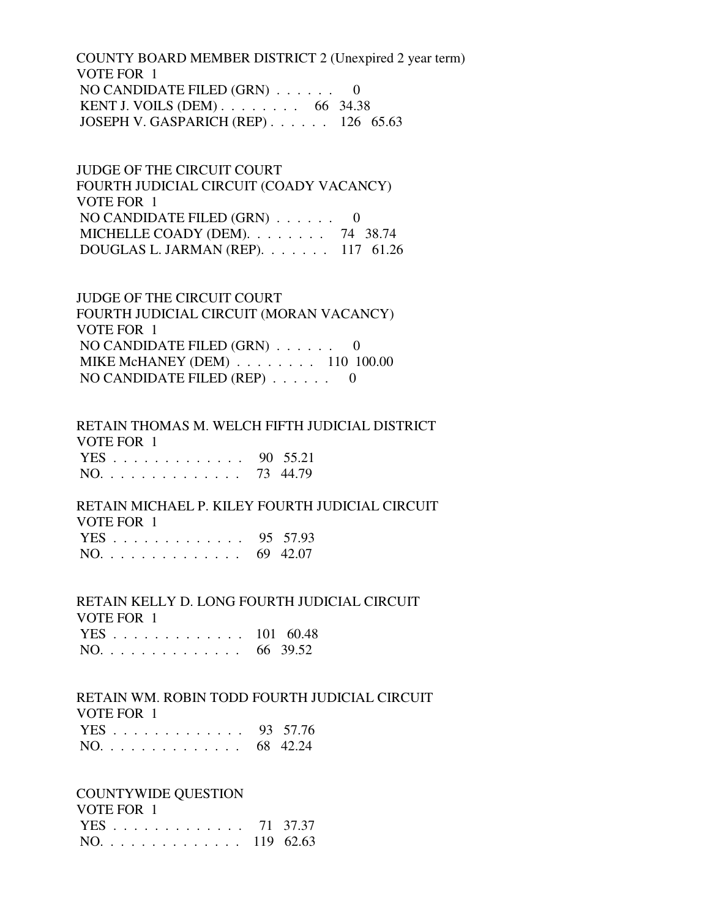COUNTY BOARD MEMBER DISTRICT 2 (Unexpired 2 year term)
VOTE FOR 1

| | | |
|---|---|---|
| NO CANDIDATE FILED (GRN) | 0 | |
| KENT J. VOILS (DEM) | 66 | 34.38 |
| JOSEPH V. GASPARICH (REP) | 126 | 65.63 |

JUDGE OF THE CIRCUIT COURT
FOURTH JUDICIAL CIRCUIT (COADY VACANCY)
VOTE FOR 1

| | | |
|---|---|---|
| NO CANDIDATE FILED (GRN) | 0 | |
| MICHELLE COADY (DEM) | 74 | 38.74 |
| DOUGLAS L. JARMAN (REP) | 117 | 61.26 |

JUDGE OF THE CIRCUIT COURT
FOURTH JUDICIAL CIRCUIT (MORAN VACANCY)
VOTE FOR 1

| | | |
|---|---|---|
| NO CANDIDATE FILED (GRN) | 0 | |
| MIKE McHANEY (DEM) | 110 | 100.00 |
| NO CANDIDATE FILED (REP) | 0 | |

RETAIN THOMAS M. WELCH FIFTH JUDICIAL DISTRICT
VOTE FOR 1

| | | |
|---|---|---|
| YES | 90 | 55.21 |
| NO | 73 | 44.79 |

RETAIN MICHAEL P. KILEY FOURTH JUDICIAL CIRCUIT
VOTE FOR 1

| | | |
|---|---|---|
| YES | 95 | 57.93 |
| NO | 69 | 42.07 |

RETAIN KELLY D. LONG FOURTH JUDICIAL CIRCUIT
VOTE FOR 1

| | | |
|---|---|---|
| YES | 101 | 60.48 |
| NO | 66 | 39.52 |

RETAIN WM. ROBIN TODD FOURTH JUDICIAL CIRCUIT
VOTE FOR 1

| | | |
|---|---|---|
| YES | 93 | 57.76 |
| NO | 68 | 42.24 |

COUNTYWIDE QUESTION
VOTE FOR 1

| | | |
|---|---|---|
| YES | 71 | 37.37 |
| NO | 119 | 62.63 |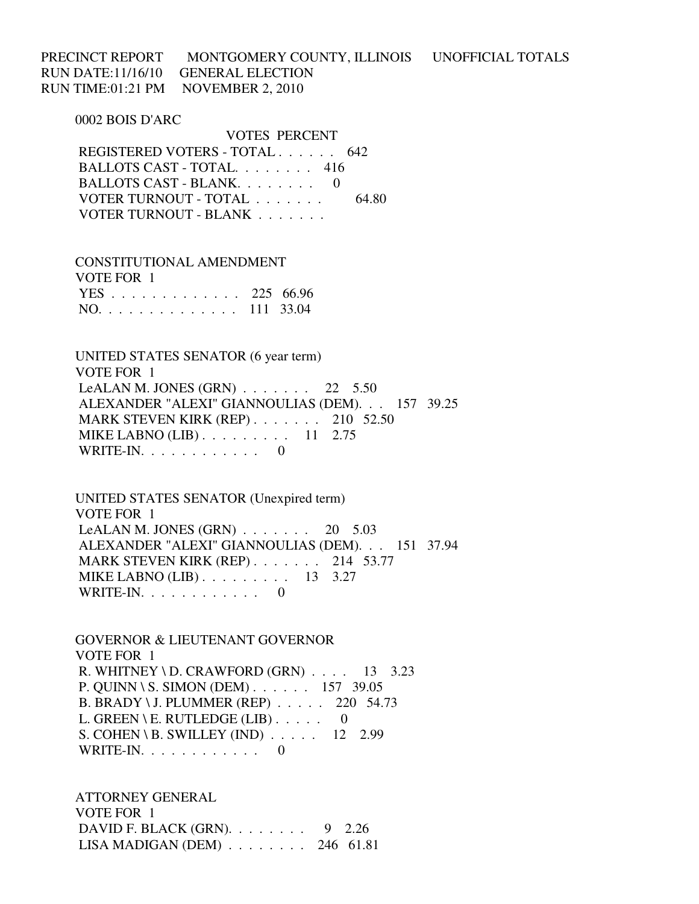PRECINCT REPORT MONTGOMERY COUNTY, ILLINOIS UNOFFICIAL TOTALS
RUN DATE:11/16/10 GENERAL ELECTION
RUN TIME:01:21 PM NOVEMBER 2, 2010

## 0002 BOIS D'ARC

| | VOTES | PERCENT |
|---|---|---|
| REGISTERED VOTERS - TOTAL | 642 | |
| BALLOTS CAST - TOTAL | 416 | |
| BALLOTS CAST - BLANK | 0 | |
| VOTER TURNOUT - TOTAL | | 64.80 |
| VOTER TURNOUT - BLANK | | |

### CONSTITUTIONAL AMENDMENT
VOTE FOR 1

| | VOTES | PERCENT |
|---|---|---|
| YES | 225 | 66.96 |
| NO | 111 | 33.04 |

### UNITED STATES SENATOR (6 year term)
VOTE FOR 1

| | VOTES | PERCENT |
|---|---|---|
| LeALAN M. JONES (GRN) | 22 | 5.50 |
| ALEXANDER "ALEXI" GIANNOULIAS (DEM) | 157 | 39.25 |
| MARK STEVEN KIRK (REP) | 210 | 52.50 |
| MIKE LABNO (LIB) | 11 | 2.75 |
| WRITE-IN | 0 | |

### UNITED STATES SENATOR (Unexpired term)
VOTE FOR 1

| | VOTES | PERCENT |
|---|---|---|
| LeALAN M. JONES (GRN) | 20 | 5.03 |
| ALEXANDER "ALEXI" GIANNOULIAS (DEM) | 151 | 37.94 |
| MARK STEVEN KIRK (REP) | 214 | 53.77 |
| MIKE LABNO (LIB) | 13 | 3.27 |
| WRITE-IN | 0 | |

### GOVERNOR & LIEUTENANT GOVERNOR
VOTE FOR 1

| | VOTES | PERCENT |
|---|---|---|
| R. WHITNEY \ D. CRAWFORD (GRN) | 13 | 3.23 |
| P. QUINN \ S. SIMON (DEM) | 157 | 39.05 |
| B. BRADY \ J. PLUMMER (REP) | 220 | 54.73 |
| L. GREEN \ E. RUTLEDGE (LIB) | 0 | |
| S. COHEN \ B. SWILLEY (IND) | 12 | 2.99 |
| WRITE-IN | 0 | |

### ATTORNEY GENERAL
VOTE FOR 1

| | VOTES | PERCENT |
|---|---|---|
| DAVID F. BLACK (GRN) | 9 | 2.26 |
| LISA MADIGAN (DEM) | 246 | 61.81 |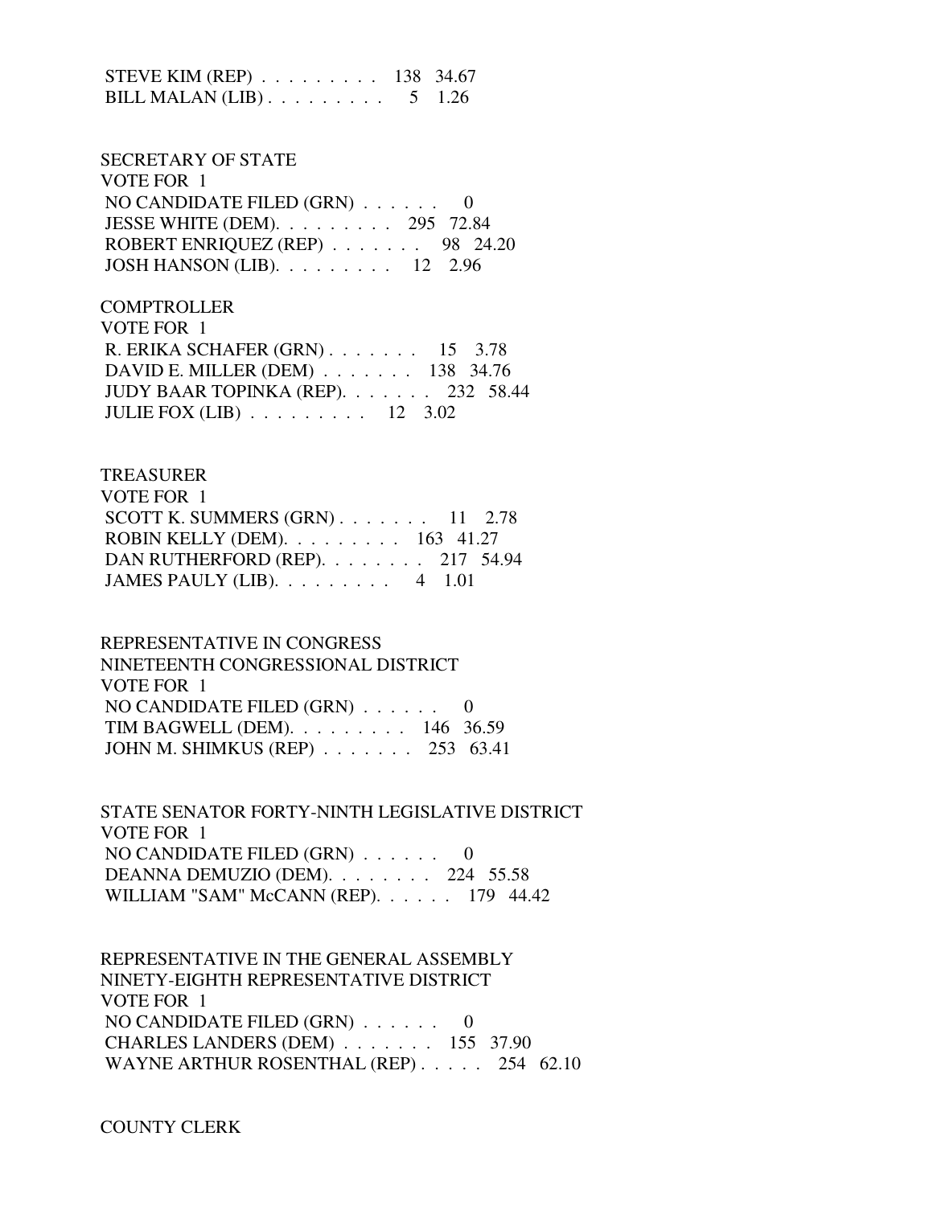STEVE KIM (REP) . . . . . . . . . 138 34.67
BILL MALAN (LIB) . . . . . . . . . 5 1.26

SECRETARY OF STATE
VOTE FOR 1
NO CANDIDATE FILED (GRN) . . . . . . 0
JESSE WHITE (DEM). . . . . . . . . 295 72.84
ROBERT ENRIQUEZ (REP) . . . . . . . 98 24.20
JOSH HANSON (LIB). . . . . . . . . 12 2.96

COMPTROLLER
VOTE FOR 1
R. ERIKA SCHAFER (GRN) . . . . . . . 15 3.78
DAVID E. MILLER (DEM) . . . . . . . 138 34.76
JUDY BAAR TOPINKA (REP). . . . . . . 232 58.44
JULIE FOX (LIB) . . . . . . . . . 12 3.02

TREASURER
VOTE FOR 1
SCOTT K. SUMMERS (GRN) . . . . . . . 11 2.78
ROBIN KELLY (DEM). . . . . . . . . 163 41.27
DAN RUTHERFORD (REP). . . . . . . . 217 54.94
JAMES PAULY (LIB). . . . . . . . . 4 1.01

REPRESENTATIVE IN CONGRESS
NINETEENTH CONGRESSIONAL DISTRICT
VOTE FOR 1
NO CANDIDATE FILED (GRN) . . . . . . 0
TIM BAGWELL (DEM). . . . . . . . . 146 36.59
JOHN M. SHIMKUS (REP) . . . . . . . 253 63.41

STATE SENATOR FORTY-NINTH LEGISLATIVE DISTRICT
VOTE FOR 1
NO CANDIDATE FILED (GRN) . . . . . . 0
DEANNA DEMUZIO (DEM). . . . . . . . 224 55.58
WILLIAM "SAM" McCANN (REP). . . . . . 179 44.42

REPRESENTATIVE IN THE GENERAL ASSEMBLY
NINETY-EIGHTH REPRESENTATIVE DISTRICT
VOTE FOR 1
NO CANDIDATE FILED (GRN) . . . . . . 0
CHARLES LANDERS (DEM) . . . . . . . 155 37.90
WAYNE ARTHUR ROSENTHAL (REP) . . . . . 254 62.10

COUNTY CLERK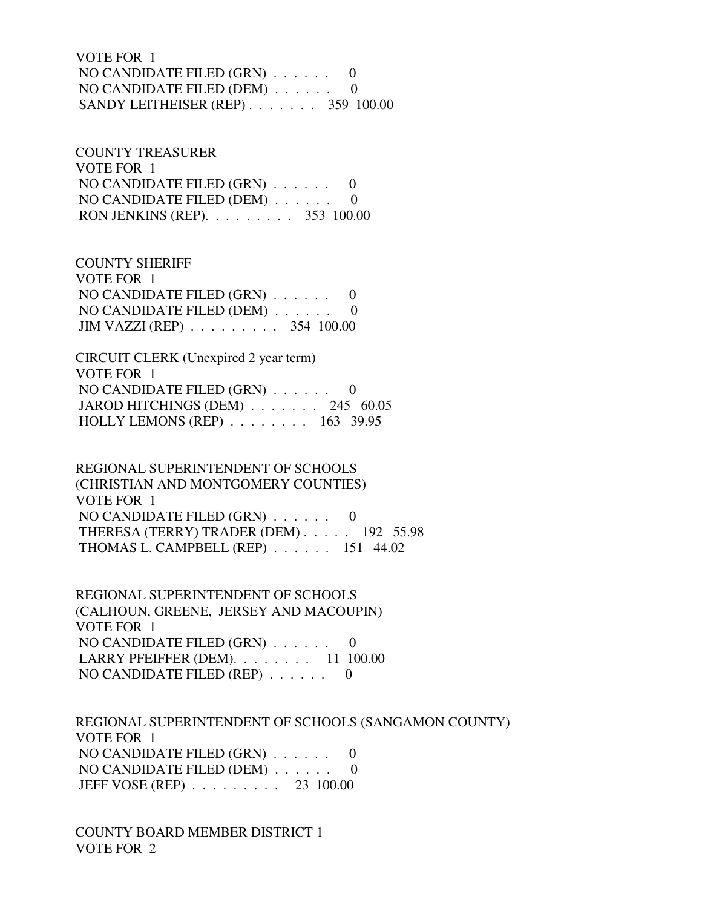VOTE FOR 1
NO CANDIDATE FILED (GRN) . . . . . . 0
NO CANDIDATE FILED (DEM) . . . . . . 0
SANDY LEITHEISER (REP) . . . . . . . 359 100.00

COUNTY TREASURER
VOTE FOR 1
NO CANDIDATE FILED (GRN) . . . . . . 0
NO CANDIDATE FILED (DEM) . . . . . . 0
RON JENKINS (REP). . . . . . . . . 353 100.00

COUNTY SHERIFF
VOTE FOR 1
NO CANDIDATE FILED (GRN) . . . . . . 0
NO CANDIDATE FILED (DEM) . . . . . . 0
JIM VAZZI (REP) . . . . . . . . . 354 100.00

CIRCUIT CLERK (Unexpired 2 year term)
VOTE FOR 1
NO CANDIDATE FILED (GRN) . . . . . . 0
JAROD HITCHINGS (DEM) . . . . . . . 245 60.05
HOLLY LEMONS (REP) . . . . . . . . 163 39.95

REGIONAL SUPERINTENDENT OF SCHOOLS
(CHRISTIAN AND MONTGOMERY COUNTIES)
VOTE FOR 1
NO CANDIDATE FILED (GRN) . . . . . . 0
THERESA (TERRY) TRADER (DEM) . . . . . 192 55.98
THOMAS L. CAMPBELL (REP) . . . . . . 151 44.02

REGIONAL SUPERINTENDENT OF SCHOOLS
(CALHOUN, GREENE, JERSEY AND MACOUPIN)
VOTE FOR 1
NO CANDIDATE FILED (GRN) . . . . . . 0
LARRY PFEIFFER (DEM). . . . . . . . 11 100.00
NO CANDIDATE FILED (REP) . . . . . . 0

REGIONAL SUPERINTENDENT OF SCHOOLS (SANGAMON COUNTY)
VOTE FOR 1
NO CANDIDATE FILED (GRN) . . . . . . 0
NO CANDIDATE FILED (DEM) . . . . . . 0
JEFF VOSE (REP) . . . . . . . . . 23 100.00

COUNTY BOARD MEMBER DISTRICT 1
VOTE FOR 2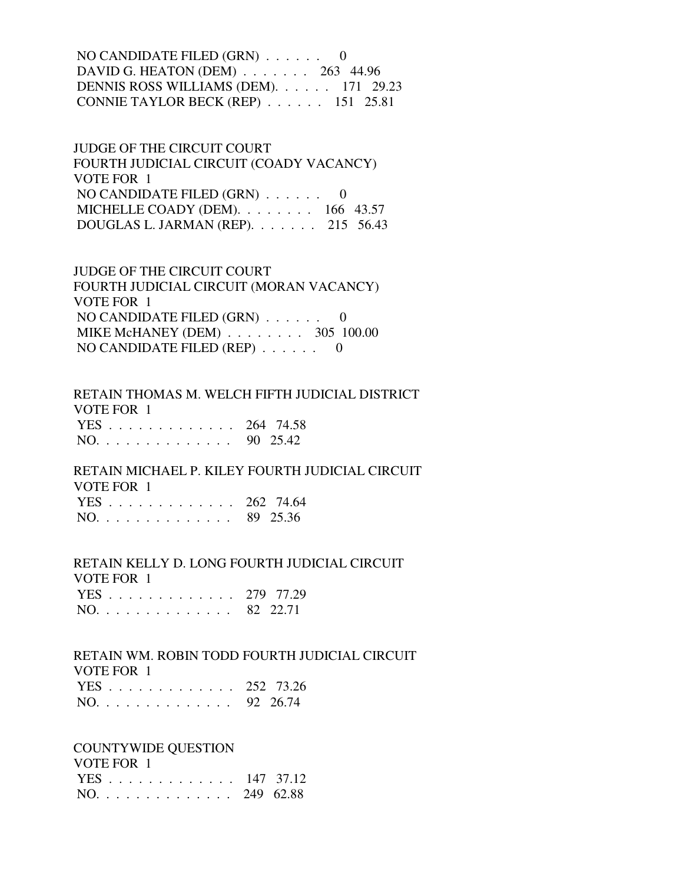NO CANDIDATE FILED (GRN) . . . . . . 0
DAVID G. HEATON (DEM) . . . . . . . 263 44.96
DENNIS ROSS WILLIAMS (DEM). . . . . . 171 29.23
CONNIE TAYLOR BECK (REP) . . . . . . 151 25.81

JUDGE OF THE CIRCUIT COURT
FOURTH JUDICIAL CIRCUIT (COADY VACANCY)
VOTE FOR 1
NO CANDIDATE FILED (GRN) . . . . . . 0
MICHELLE COADY (DEM). . . . . . . . 166 43.57
DOUGLAS L. JARMAN (REP). . . . . . . 215 56.43

JUDGE OF THE CIRCUIT COURT
FOURTH JUDICIAL CIRCUIT (MORAN VACANCY)
VOTE FOR 1
NO CANDIDATE FILED (GRN) . . . . . . 0
MIKE McHANEY (DEM) . . . . . . . . 305 100.00
NO CANDIDATE FILED (REP) . . . . . . 0

RETAIN THOMAS M. WELCH FIFTH JUDICIAL DISTRICT
VOTE FOR 1
YES . . . . . . . . . . . . . 264 74.58
NO. . . . . . . . . . . . . . 90 25.42

RETAIN MICHAEL P. KILEY FOURTH JUDICIAL CIRCUIT
VOTE FOR 1
YES . . . . . . . . . . . . . 262 74.64
NO. . . . . . . . . . . . . . 89 25.36

RETAIN KELLY D. LONG FOURTH JUDICIAL CIRCUIT
VOTE FOR 1
YES . . . . . . . . . . . . . 279 77.29
NO. . . . . . . . . . . . . . 82 22.71

RETAIN WM. ROBIN TODD FOURTH JUDICIAL CIRCUIT
VOTE FOR 1
YES . . . . . . . . . . . . . 252 73.26
NO. . . . . . . . . . . . . . 92 26.74

COUNTYWIDE QUESTION
VOTE FOR 1
YES . . . . . . . . . . . . . 147 37.12
NO. . . . . . . . . . . . . . 249 62.88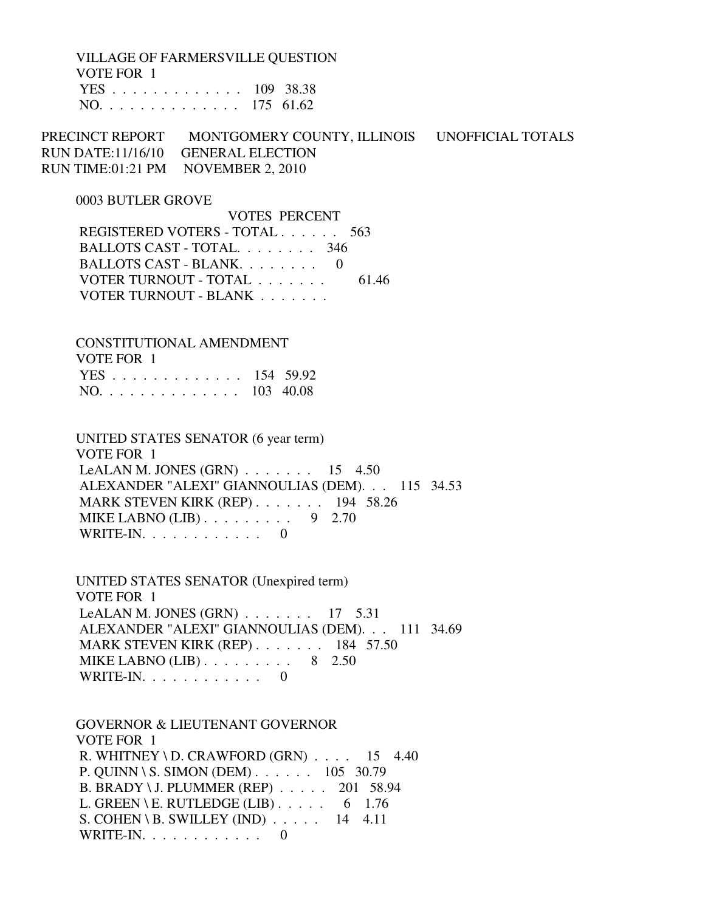VILLAGE OF FARMERSVILLE QUESTION
VOTE FOR 1

| | | |
|---|---|---|
| YES | 109 | 38.38 |
| NO. | 175 | 61.62 |

PRECINCT REPORT      MONTGOMERY COUNTY, ILLINOIS      UNOFFICIAL TOTALS
RUN DATE:11/16/10     GENERAL ELECTION
RUN TIME:01:21 PM     NOVEMBER 2, 2010

## 0003 BUTLER GROVE

| | VOTES | PERCENT |
|---|---|---|
| REGISTERED VOTERS - TOTAL | 563 | |
| BALLOTS CAST - TOTAL. | 346 | |
| BALLOTS CAST - BLANK. | 0 | |
| VOTER TURNOUT - TOTAL | | 61.46 |
| VOTER TURNOUT - BLANK | | |

CONSTITUTIONAL AMENDMENT
VOTE FOR 1

| | | |
|---|---|---|
| YES | 154 | 59.92 |
| NO. | 103 | 40.08 |

UNITED STATES SENATOR (6 year term)
VOTE FOR 1

| | | |
|---|---|---|
| LeALAN M. JONES (GRN) | 15 | 4.50 |
| ALEXANDER "ALEXI" GIANNOULIAS (DEM). | 115 | 34.53 |
| MARK STEVEN KIRK (REP) | 194 | 58.26 |
| MIKE LABNO (LIB) | 9 | 2.70 |
| WRITE-IN. | 0 | |

UNITED STATES SENATOR (Unexpired term)
VOTE FOR 1

| | | |
|---|---|---|
| LeALAN M. JONES (GRN) | 17 | 5.31 |
| ALEXANDER "ALEXI" GIANNOULIAS (DEM). | 111 | 34.69 |
| MARK STEVEN KIRK (REP) | 184 | 57.50 |
| MIKE LABNO (LIB) | 8 | 2.50 |
| WRITE-IN. | 0 | |

GOVERNOR & LIEUTENANT GOVERNOR
VOTE FOR 1

| | | |
|---|---|---|
| R. WHITNEY \ D. CRAWFORD (GRN) | 15 | 4.40 |
| P. QUINN \ S. SIMON (DEM) | 105 | 30.79 |
| B. BRADY \ J. PLUMMER (REP) | 201 | 58.94 |
| L. GREEN \ E. RUTLEDGE (LIB) | 6 | 1.76 |
| S. COHEN \ B. SWILLEY (IND) | 14 | 4.11 |
| WRITE-IN. | 0 | |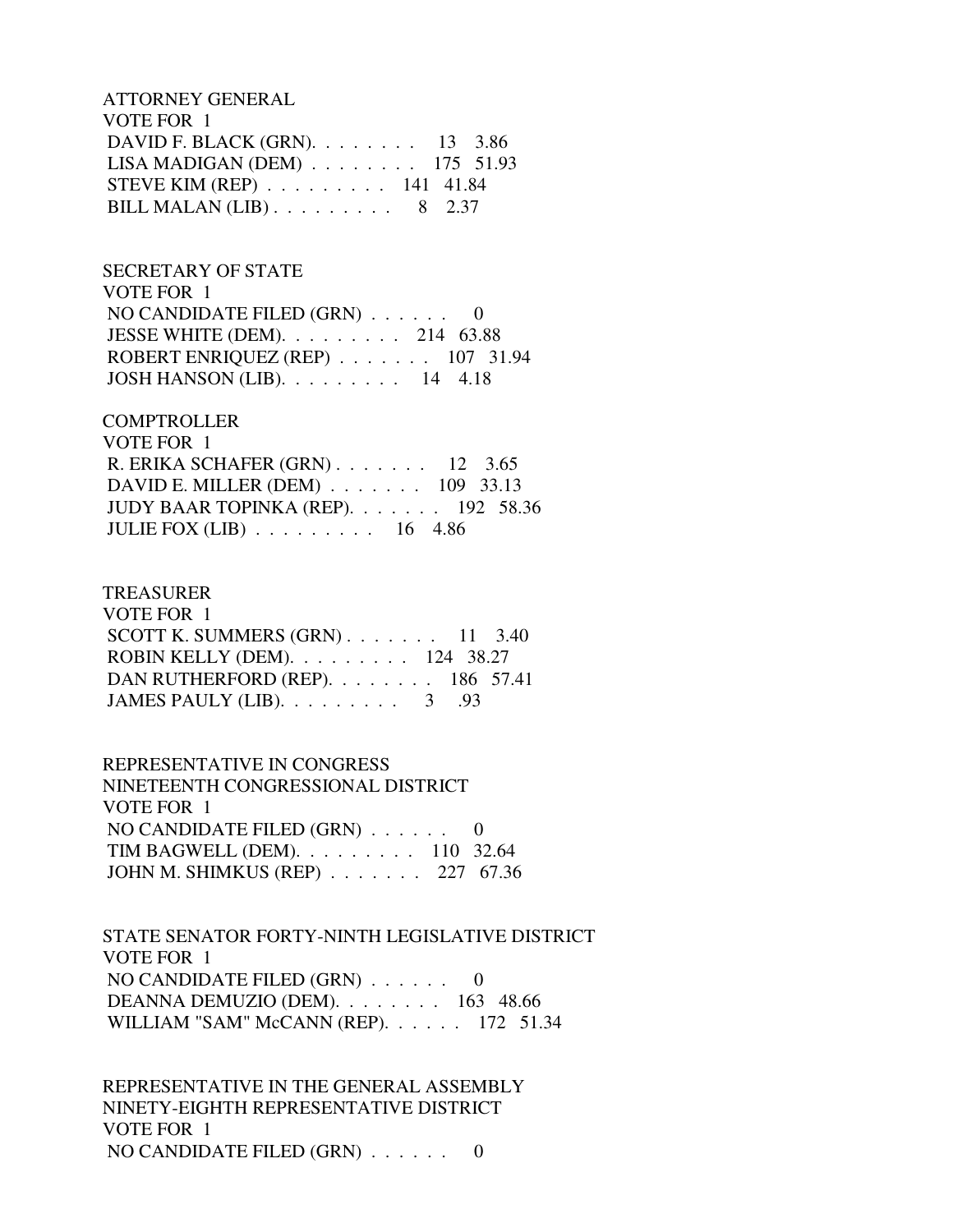ATTORNEY GENERAL
VOTE FOR 1

| Candidate | Votes | Percent |
|---|---|---|
| DAVID F. BLACK (GRN) | 13 | 3.86 |
| LISA MADIGAN (DEM) | 175 | 51.93 |
| STEVE KIM (REP) | 141 | 41.84 |
| BILL MALAN (LIB) | 8 | 2.37 |

SECRETARY OF STATE
VOTE FOR 1

| Candidate | Votes | Percent |
|---|---|---|
| NO CANDIDATE FILED (GRN) | 0 | |
| JESSE WHITE (DEM) | 214 | 63.88 |
| ROBERT ENRIQUEZ (REP) | 107 | 31.94 |
| JOSH HANSON (LIB) | 14 | 4.18 |

COMPTROLLER
VOTE FOR 1

| Candidate | Votes | Percent |
|---|---|---|
| R. ERIKA SCHAFER (GRN) | 12 | 3.65 |
| DAVID E. MILLER (DEM) | 109 | 33.13 |
| JUDY BAAR TOPINKA (REP) | 192 | 58.36 |
| JULIE FOX (LIB) | 16 | 4.86 |

TREASURER
VOTE FOR 1

| Candidate | Votes | Percent |
|---|---|---|
| SCOTT K. SUMMERS (GRN) | 11 | 3.40 |
| ROBIN KELLY (DEM) | 124 | 38.27 |
| DAN RUTHERFORD (REP) | 186 | 57.41 |
| JAMES PAULY (LIB) | 3 | .93 |

REPRESENTATIVE IN CONGRESS
NINETEENTH CONGRESSIONAL DISTRICT
VOTE FOR 1

| Candidate | Votes | Percent |
|---|---|---|
| NO CANDIDATE FILED (GRN) | 0 | |
| TIM BAGWELL (DEM) | 110 | 32.64 |
| JOHN M. SHIMKUS (REP) | 227 | 67.36 |

STATE SENATOR FORTY-NINTH LEGISLATIVE DISTRICT
VOTE FOR 1

| Candidate | Votes | Percent |
|---|---|---|
| NO CANDIDATE FILED (GRN) | 0 | |
| DEANNA DEMUZIO (DEM) | 163 | 48.66 |
| WILLIAM "SAM" McCANN (REP) | 172 | 51.34 |

REPRESENTATIVE IN THE GENERAL ASSEMBLY
NINETY-EIGHTH REPRESENTATIVE DISTRICT
VOTE FOR 1

| Candidate | Votes | Percent |
|---|---|---|
| NO CANDIDATE FILED (GRN) | 0 | |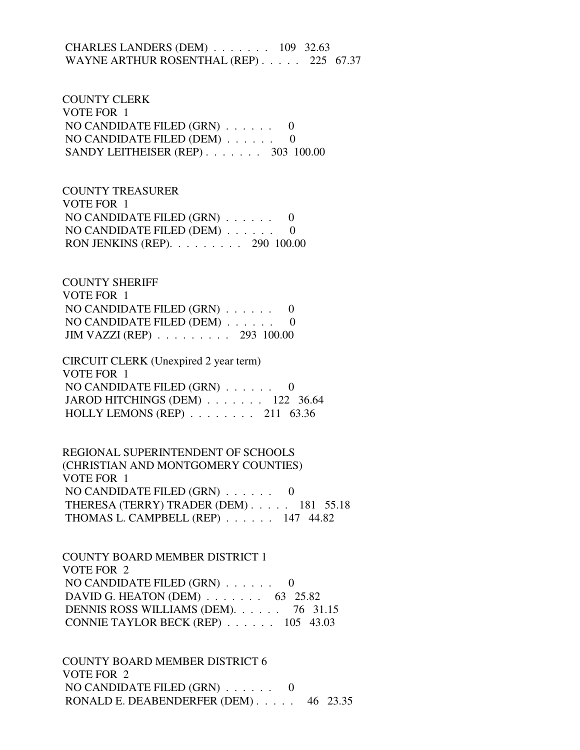CHARLES LANDERS (DEM) . . . . . . . 109 32.63
WAYNE ARTHUR ROSENTHAL (REP) . . . . . 225 67.37

COUNTY CLERK
VOTE FOR 1
NO CANDIDATE FILED (GRN) . . . . . . 0
NO CANDIDATE FILED (DEM) . . . . . . 0
SANDY LEITHEISER (REP) . . . . . . . 303 100.00

COUNTY TREASURER
VOTE FOR 1
NO CANDIDATE FILED (GRN) . . . . . . 0
NO CANDIDATE FILED (DEM) . . . . . . 0
RON JENKINS (REP). . . . . . . . . 290 100.00

COUNTY SHERIFF
VOTE FOR 1
NO CANDIDATE FILED (GRN) . . . . . . 0
NO CANDIDATE FILED (DEM) . . . . . . 0
JIM VAZZI (REP) . . . . . . . . . 293 100.00

CIRCUIT CLERK (Unexpired 2 year term)
VOTE FOR 1
NO CANDIDATE FILED (GRN) . . . . . . 0
JAROD HITCHINGS (DEM) . . . . . . . 122 36.64
HOLLY LEMONS (REP) . . . . . . . . 211 63.36

REGIONAL SUPERINTENDENT OF SCHOOLS
(CHRISTIAN AND MONTGOMERY COUNTIES)
VOTE FOR 1
NO CANDIDATE FILED (GRN) . . . . . . 0
THERESA (TERRY) TRADER (DEM) . . . . . 181 55.18
THOMAS L. CAMPBELL (REP) . . . . . . 147 44.82

COUNTY BOARD MEMBER DISTRICT 1
VOTE FOR 2
NO CANDIDATE FILED (GRN) . . . . . . 0
DAVID G. HEATON (DEM) . . . . . . . 63 25.82
DENNIS ROSS WILLIAMS (DEM). . . . . . 76 31.15
CONNIE TAYLOR BECK (REP) . . . . . . 105 43.03

COUNTY BOARD MEMBER DISTRICT 6
VOTE FOR 2
NO CANDIDATE FILED (GRN) . . . . . . 0
RONALD E. DEABENDERFER (DEM) . . . . . 46 23.35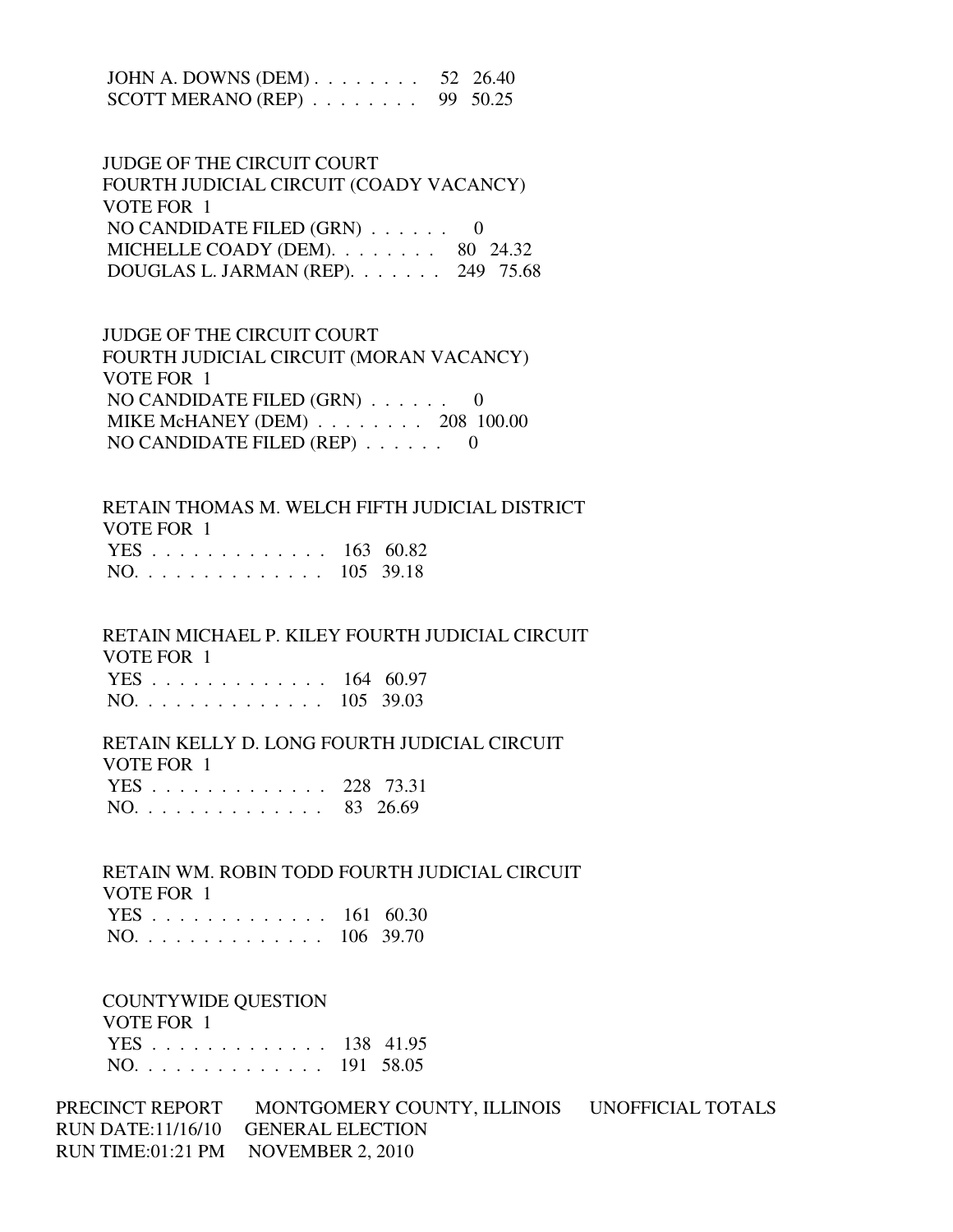JOHN A. DOWNS (DEM) . . . . . . . . 52 26.40
SCOTT MERANO (REP) . . . . . . . . 99 50.25

JUDGE OF THE CIRCUIT COURT
FOURTH JUDICIAL CIRCUIT (COADY VACANCY)
VOTE FOR 1
NO CANDIDATE FILED (GRN) . . . . . . 0
MICHELLE COADY (DEM). . . . . . . . 80 24.32
DOUGLAS L. JARMAN (REP). . . . . . . 249 75.68

JUDGE OF THE CIRCUIT COURT
FOURTH JUDICIAL CIRCUIT (MORAN VACANCY)
VOTE FOR 1
NO CANDIDATE FILED (GRN) . . . . . . 0
MIKE McHANEY (DEM) . . . . . . . . 208 100.00
NO CANDIDATE FILED (REP) . . . . . . 0

RETAIN THOMAS M. WELCH FIFTH JUDICIAL DISTRICT
VOTE FOR 1
YES . . . . . . . . . . . . . 163 60.82
NO. . . . . . . . . . . . . . 105 39.18

RETAIN MICHAEL P. KILEY FOURTH JUDICIAL CIRCUIT
VOTE FOR 1
YES . . . . . . . . . . . . . 164 60.97
NO. . . . . . . . . . . . . . 105 39.03

RETAIN KELLY D. LONG FOURTH JUDICIAL CIRCUIT
VOTE FOR 1
YES . . . . . . . . . . . . . 228 73.31
NO. . . . . . . . . . . . . . 83 26.69

RETAIN WM. ROBIN TODD FOURTH JUDICIAL CIRCUIT
VOTE FOR 1
YES . . . . . . . . . . . . . 161 60.30
NO. . . . . . . . . . . . . . 106 39.70

COUNTYWIDE QUESTION
VOTE FOR 1
YES . . . . . . . . . . . . . 138 41.95
NO. . . . . . . . . . . . . . 191 58.05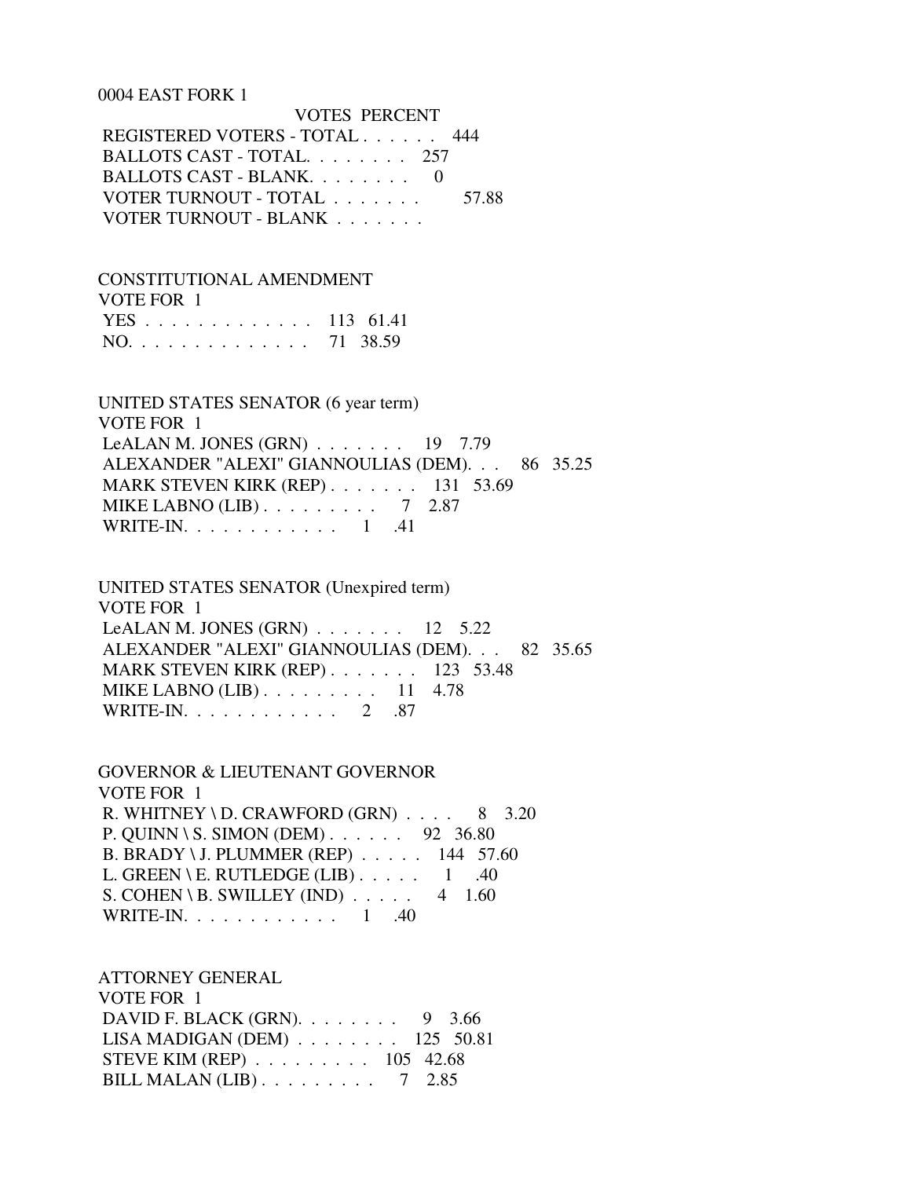0004 EAST FORK 1

| | VOTES | PERCENT |
|---|---|---|
| REGISTERED VOTERS - TOTAL . . . . . . | 444 | |
| BALLOTS CAST - TOTAL. . . . . . . . | 257 | |
| BALLOTS CAST - BLANK. . . . . . . . | 0 | |
| VOTER TURNOUT - TOTAL . . . . . . . | | 57.88 |
| VOTER TURNOUT - BLANK . . . . . . . | | |

CONSTITUTIONAL AMENDMENT
VOTE FOR 1

| | VOTES | PERCENT |
|---|---|---|
| YES . . . . . . . . . . . . . | 113 | 61.41 |
| NO. . . . . . . . . . . . . . | 71 | 38.59 |

UNITED STATES SENATOR (6 year term)
VOTE FOR 1

| | VOTES | PERCENT |
|---|---|---|
| LeALAN M. JONES (GRN) . . . . . . . | 19 | 7.79 |
| ALEXANDER "ALEXI" GIANNOULIAS (DEM). . . | 86 | 35.25 |
| MARK STEVEN KIRK (REP) . . . . . . . | 131 | 53.69 |
| MIKE LABNO (LIB) . . . . . . . . . | 7 | 2.87 |
| WRITE-IN. . . . . . . . . . . . | 1 | .41 |

UNITED STATES SENATOR (Unexpired term)
VOTE FOR 1

| | VOTES | PERCENT |
|---|---|---|
| LeALAN M. JONES (GRN) . . . . . . . | 12 | 5.22 |
| ALEXANDER "ALEXI" GIANNOULIAS (DEM). . . | 82 | 35.65 |
| MARK STEVEN KIRK (REP) . . . . . . . | 123 | 53.48 |
| MIKE LABNO (LIB) . . . . . . . . . | 11 | 4.78 |
| WRITE-IN. . . . . . . . . . . . | 2 | .87 |

GOVERNOR & LIEUTENANT GOVERNOR
VOTE FOR 1

| | VOTES | PERCENT |
|---|---|---|
| R. WHITNEY \ D. CRAWFORD (GRN) . . . . | 8 | 3.20 |
| P. QUINN \ S. SIMON (DEM) . . . . . . | 92 | 36.80 |
| B. BRADY \ J. PLUMMER (REP) . . . . . | 144 | 57.60 |
| L. GREEN \ E. RUTLEDGE (LIB) . . . . . | 1 | .40 |
| S. COHEN \ B. SWILLEY (IND) . . . . . | 4 | 1.60 |
| WRITE-IN. . . . . . . . . . . . | 1 | .40 |

ATTORNEY GENERAL
VOTE FOR 1

| | VOTES | PERCENT |
|---|---|---|
| DAVID F. BLACK (GRN). . . . . . . . | 9 | 3.66 |
| LISA MADIGAN (DEM) . . . . . . . . | 125 | 50.81 |
| STEVE KIM (REP) . . . . . . . . . | 105 | 42.68 |
| BILL MALAN (LIB) . . . . . . . . . | 7 | 2.85 |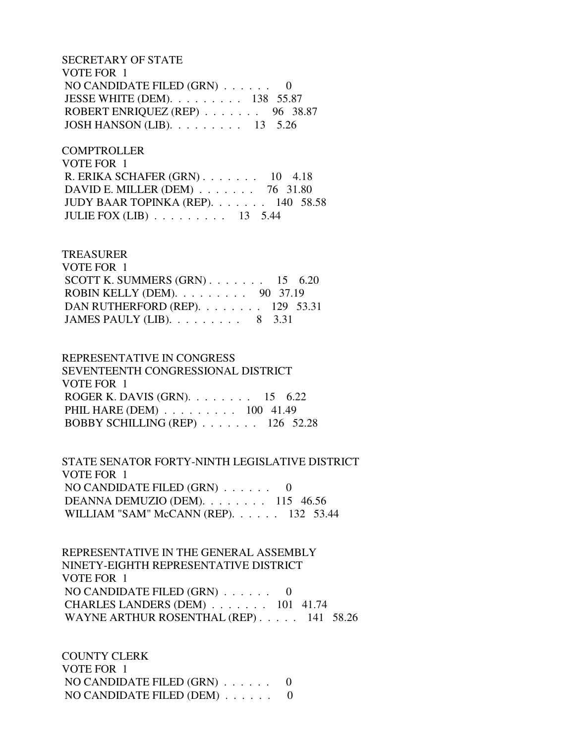SECRETARY OF STATE
VOTE FOR 1

| Candidate | Votes | Percent |
|---|---|---|
| NO CANDIDATE FILED (GRN) | 0 | |
| JESSE WHITE (DEM) | 138 | 55.87 |
| ROBERT ENRIQUEZ (REP) | 96 | 38.87 |
| JOSH HANSON (LIB) | 13 | 5.26 |

COMPTROLLER
VOTE FOR 1

| Candidate | Votes | Percent |
|---|---|---|
| R. ERIKA SCHAFER (GRN) | 10 | 4.18 |
| DAVID E. MILLER (DEM) | 76 | 31.80 |
| JUDY BAAR TOPINKA (REP) | 140 | 58.58 |
| JULIE FOX (LIB) | 13 | 5.44 |

TREASURER
VOTE FOR 1

| Candidate | Votes | Percent |
|---|---|---|
| SCOTT K. SUMMERS (GRN) | 15 | 6.20 |
| ROBIN KELLY (DEM) | 90 | 37.19 |
| DAN RUTHERFORD (REP) | 129 | 53.31 |
| JAMES PAULY (LIB) | 8 | 3.31 |

REPRESENTATIVE IN CONGRESS
SEVENTEENTH CONGRESSIONAL DISTRICT
VOTE FOR 1

| Candidate | Votes | Percent |
|---|---|---|
| ROGER K. DAVIS (GRN) | 15 | 6.22 |
| PHIL HARE (DEM) | 100 | 41.49 |
| BOBBY SCHILLING (REP) | 126 | 52.28 |

STATE SENATOR FORTY-NINTH LEGISLATIVE DISTRICT
VOTE FOR 1

| Candidate | Votes | Percent |
|---|---|---|
| NO CANDIDATE FILED (GRN) | 0 | |
| DEANNA DEMUZIO (DEM) | 115 | 46.56 |
| WILLIAM "SAM" McCANN (REP) | 132 | 53.44 |

REPRESENTATIVE IN THE GENERAL ASSEMBLY
NINETY-EIGHTH REPRESENTATIVE DISTRICT
VOTE FOR 1

| Candidate | Votes | Percent |
|---|---|---|
| NO CANDIDATE FILED (GRN) | 0 | |
| CHARLES LANDERS (DEM) | 101 | 41.74 |
| WAYNE ARTHUR ROSENTHAL (REP) | 141 | 58.26 |

COUNTY CLERK
VOTE FOR 1

| Candidate | Votes | Percent |
|---|---|---|
| NO CANDIDATE FILED (GRN) | 0 | |
| NO CANDIDATE FILED (DEM) | 0 | |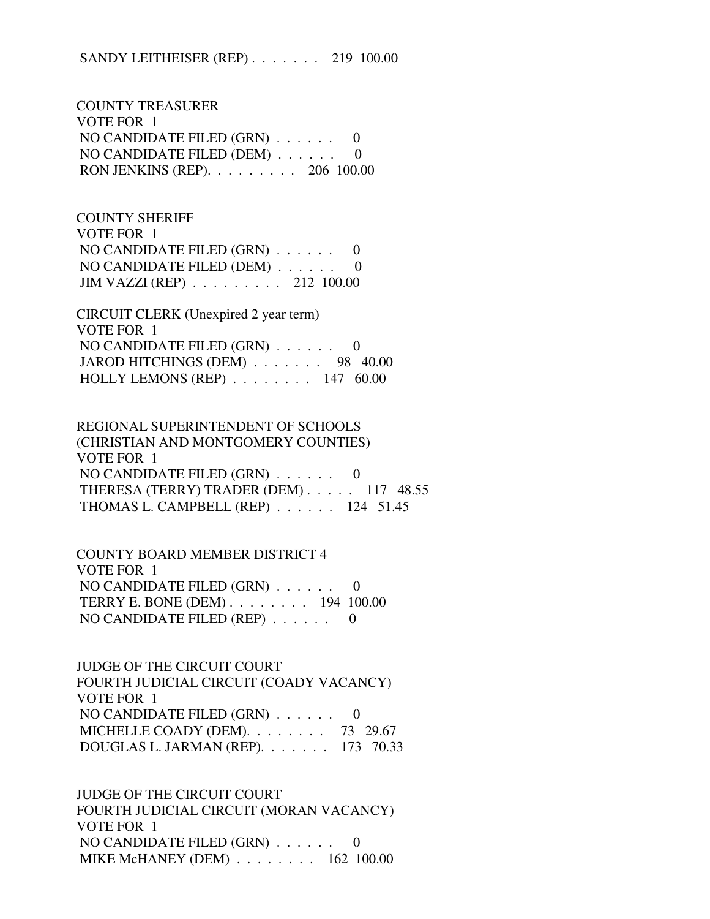SANDY LEITHEISER (REP) . . . . . . . 219 100.00

COUNTY TREASURER
VOTE FOR 1
NO CANDIDATE FILED (GRN) . . . . . . 0
NO CANDIDATE FILED (DEM) . . . . . . 0
RON JENKINS (REP). . . . . . . . . 206 100.00

COUNTY SHERIFF
VOTE FOR 1
NO CANDIDATE FILED (GRN) . . . . . . 0
NO CANDIDATE FILED (DEM) . . . . . . 0
JIM VAZZI (REP) . . . . . . . . . 212 100.00

CIRCUIT CLERK (Unexpired 2 year term)
VOTE FOR 1
NO CANDIDATE FILED (GRN) . . . . . . 0
JAROD HITCHINGS (DEM) . . . . . . . 98 40.00
HOLLY LEMONS (REP) . . . . . . . . 147 60.00

REGIONAL SUPERINTENDENT OF SCHOOLS
(CHRISTIAN AND MONTGOMERY COUNTIES)
VOTE FOR 1
NO CANDIDATE FILED (GRN) . . . . . . 0
THERESA (TERRY) TRADER (DEM) . . . . . 117 48.55
THOMAS L. CAMPBELL (REP) . . . . . . 124 51.45

COUNTY BOARD MEMBER DISTRICT 4
VOTE FOR 1
NO CANDIDATE FILED (GRN) . . . . . . 0
TERRY E. BONE (DEM) . . . . . . . . 194 100.00
NO CANDIDATE FILED (REP) . . . . . . 0

JUDGE OF THE CIRCUIT COURT
FOURTH JUDICIAL CIRCUIT (COADY VACANCY)
VOTE FOR 1
NO CANDIDATE FILED (GRN) . . . . . . 0
MICHELLE COADY (DEM). . . . . . . . 73 29.67
DOUGLAS L. JARMAN (REP). . . . . . . 173 70.33

JUDGE OF THE CIRCUIT COURT
FOURTH JUDICIAL CIRCUIT (MORAN VACANCY)
VOTE FOR 1
NO CANDIDATE FILED (GRN) . . . . . . 0
MIKE McHANEY (DEM) . . . . . . . . 162 100.00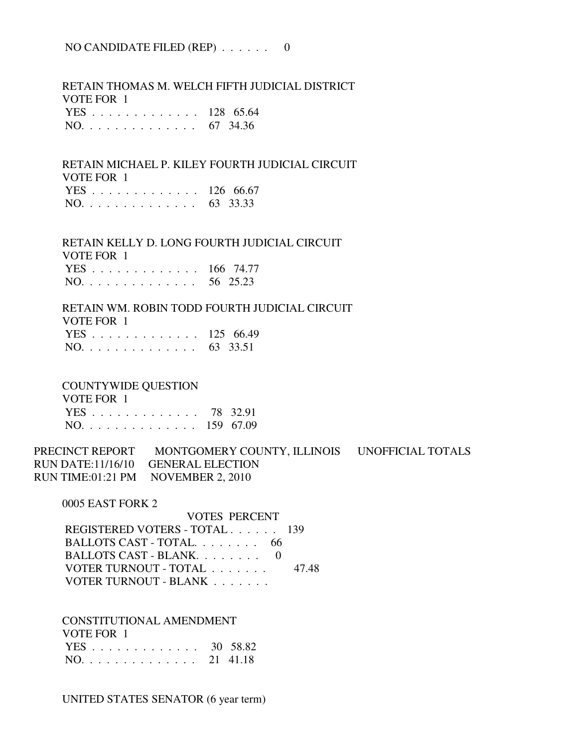NO CANDIDATE FILED (REP) . . . . . . 0

RETAIN THOMAS M. WELCH FIFTH JUDICIAL DISTRICT
VOTE FOR 1

| | Votes | Percent |
|---|---|---|
| YES . . . . . . . . . . . . . | 128 | 65.64 |
| NO. . . . . . . . . . . . . . | 67 | 34.36 |

RETAIN MICHAEL P. KILEY FOURTH JUDICIAL CIRCUIT
VOTE FOR 1

| | Votes | Percent |
|---|---|---|
| YES . . . . . . . . . . . . . | 126 | 66.67 |
| NO. . . . . . . . . . . . . . | 63 | 33.33 |

RETAIN KELLY D. LONG FOURTH JUDICIAL CIRCUIT
VOTE FOR 1

| | Votes | Percent |
|---|---|---|
| YES . . . . . . . . . . . . . | 166 | 74.77 |
| NO. . . . . . . . . . . . . . | 56 | 25.23 |

RETAIN WM. ROBIN TODD FOURTH JUDICIAL CIRCUIT
VOTE FOR 1

| | Votes | Percent |
|---|---|---|
| YES . . . . . . . . . . . . . | 125 | 66.49 |
| NO. . . . . . . . . . . . . . | 63 | 33.51 |

COUNTYWIDE QUESTION
VOTE FOR 1

| | Votes | Percent |
|---|---|---|
| YES . . . . . . . . . . . . . | 78 | 32.91 |
| NO. . . . . . . . . . . . . . | 159 | 67.09 |

PRECINCT REPORT MONTGOMERY COUNTY, ILLINOIS UNOFFICIAL TOTALS
RUN DATE:11/16/10 GENERAL ELECTION
RUN TIME:01:21 PM NOVEMBER 2, 2010

0005 EAST FORK 2

| | VOTES | PERCENT |
|---|---|---|
| REGISTERED VOTERS - TOTAL . . . . . . | 139 | |
| BALLOTS CAST - TOTAL. . . . . . . . | 66 | |
| BALLOTS CAST - BLANK. . . . . . . . | 0 | |
| VOTER TURNOUT - TOTAL . . . . . . . | | 47.48 |
| VOTER TURNOUT - BLANK . . . . . . . | | |

CONSTITUTIONAL AMENDMENT
VOTE FOR 1

| | Votes | Percent |
|---|---|---|
| YES . . . . . . . . . . . . . | 30 | 58.82 |
| NO. . . . . . . . . . . . . . | 21 | 41.18 |

UNITED STATES SENATOR (6 year term)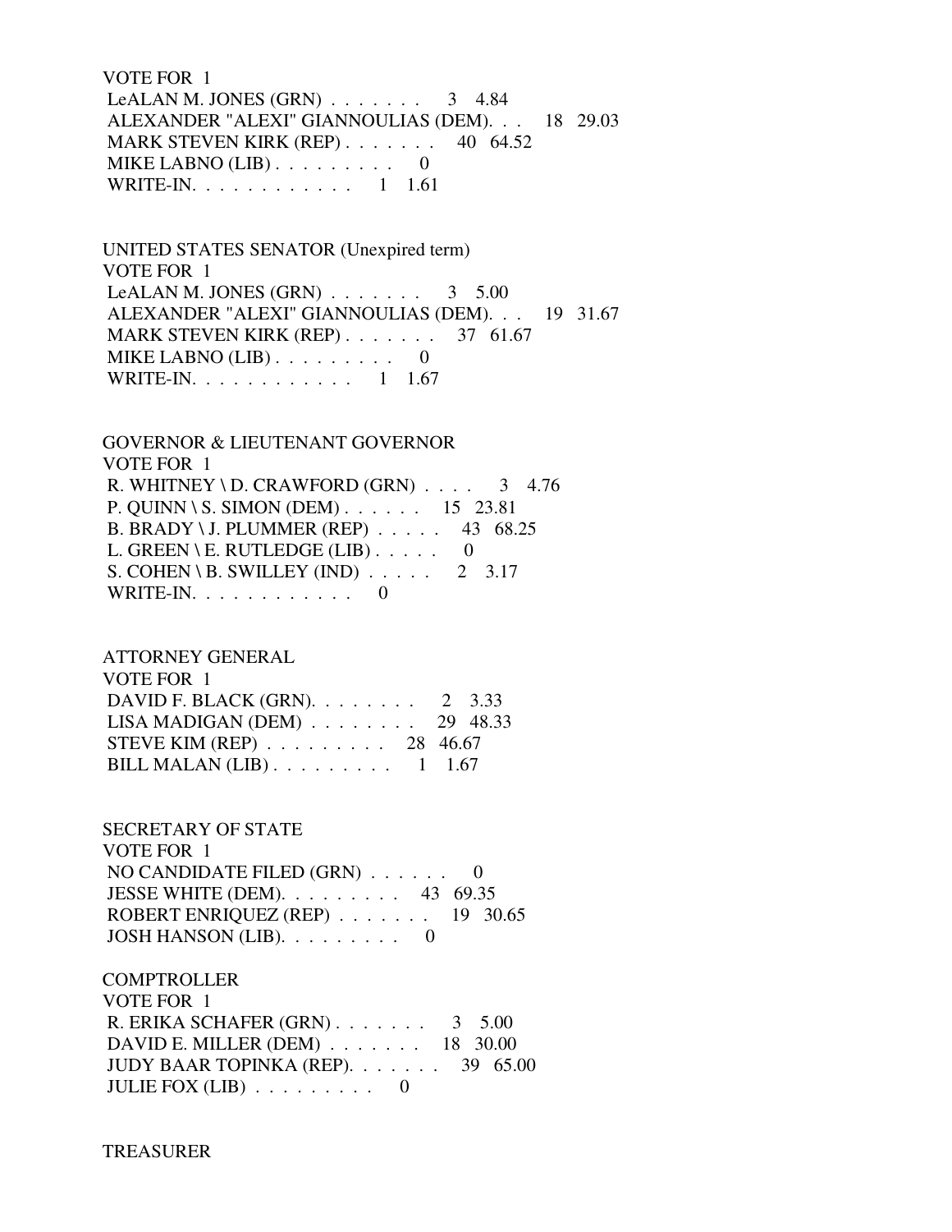VOTE FOR 1
LeALAN M. JONES (GRN) . . . . . . . 3 4.84
ALEXANDER "ALEXI" GIANNOULIAS (DEM). . . 18 29.03
MARK STEVEN KIRK (REP) . . . . . . . 40 64.52
MIKE LABNO (LIB) . . . . . . . . . 0
WRITE-IN. . . . . . . . . . . . 1 1.61

UNITED STATES SENATOR (Unexpired term)
VOTE FOR 1
LeALAN M. JONES (GRN) . . . . . . . 3 5.00
ALEXANDER "ALEXI" GIANNOULIAS (DEM). . . 19 31.67
MARK STEVEN KIRK (REP) . . . . . . . 37 61.67
MIKE LABNO (LIB) . . . . . . . . . 0
WRITE-IN. . . . . . . . . . . . 1 1.67

GOVERNOR & LIEUTENANT GOVERNOR
VOTE FOR 1
R. WHITNEY \ D. CRAWFORD (GRN) . . . . 3 4.76
P. QUINN \ S. SIMON (DEM) . . . . . . 15 23.81
B. BRADY \ J. PLUMMER (REP) . . . . . 43 68.25
L. GREEN \ E. RUTLEDGE (LIB) . . . . . 0
S. COHEN \ B. SWILLEY (IND) . . . . . 2 3.17
WRITE-IN. . . . . . . . . . . . 0

ATTORNEY GENERAL
VOTE FOR 1
DAVID F. BLACK (GRN). . . . . . . . 2 3.33
LISA MADIGAN (DEM) . . . . . . . . 29 48.33
STEVE KIM (REP) . . . . . . . . . 28 46.67
BILL MALAN (LIB) . . . . . . . . . 1 1.67

SECRETARY OF STATE
VOTE FOR 1
NO CANDIDATE FILED (GRN) . . . . . . 0
JESSE WHITE (DEM). . . . . . . . . 43 69.35
ROBERT ENRIQUEZ (REP) . . . . . . . 19 30.65
JOSH HANSON (LIB). . . . . . . . . 0

COMPTROLLER
VOTE FOR 1
R. ERIKA SCHAFER (GRN) . . . . . . . 3 5.00
DAVID E. MILLER (DEM) . . . . . . . 18 30.00
JUDY BAAR TOPINKA (REP). . . . . . . 39 65.00
JULIE FOX (LIB) . . . . . . . . . 0

TREASURER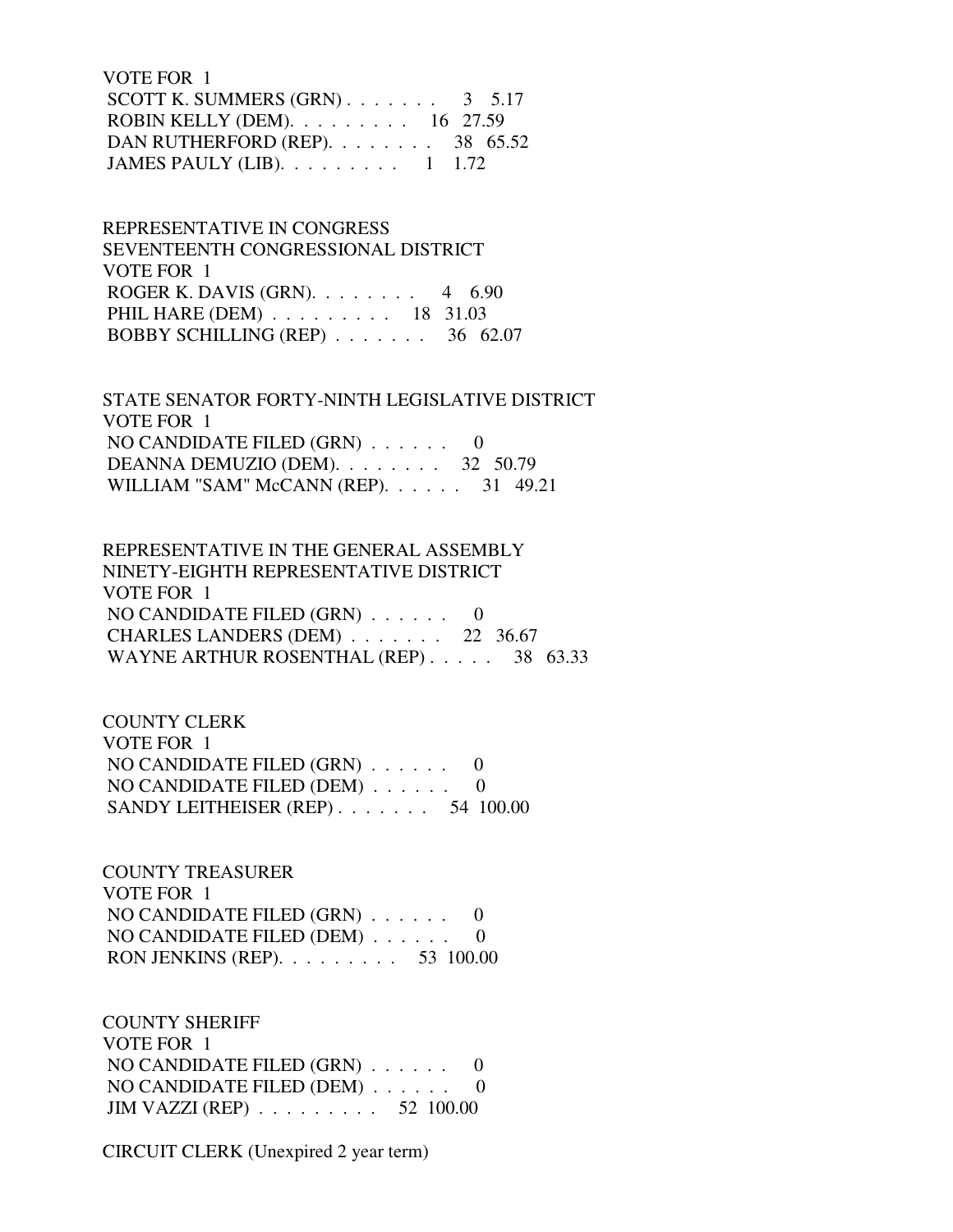VOTE FOR 1
SCOTT K. SUMMERS (GRN) . . . . . . . 3 5.17
ROBIN KELLY (DEM). . . . . . . . . 16 27.59
DAN RUTHERFORD (REP). . . . . . . . 38 65.52
JAMES PAULY (LIB). . . . . . . . . 1 1.72

REPRESENTATIVE IN CONGRESS
SEVENTEENTH CONGRESSIONAL DISTRICT
VOTE FOR 1
ROGER K. DAVIS (GRN). . . . . . . . 4 6.90
PHIL HARE (DEM) . . . . . . . . . 18 31.03
BOBBY SCHILLING (REP) . . . . . . . 36 62.07

STATE SENATOR FORTY-NINTH LEGISLATIVE DISTRICT
VOTE FOR 1
NO CANDIDATE FILED (GRN) . . . . . . 0
DEANNA DEMUZIO (DEM). . . . . . . . 32 50.79
WILLIAM "SAM" McCANN (REP). . . . . . 31 49.21

REPRESENTATIVE IN THE GENERAL ASSEMBLY
NINETY-EIGHTH REPRESENTATIVE DISTRICT
VOTE FOR 1
NO CANDIDATE FILED (GRN) . . . . . . 0
CHARLES LANDERS (DEM) . . . . . . . 22 36.67
WAYNE ARTHUR ROSENTHAL (REP) . . . . . 38 63.33

COUNTY CLERK
VOTE FOR 1
NO CANDIDATE FILED (GRN) . . . . . . 0
NO CANDIDATE FILED (DEM) . . . . . . 0
SANDY LEITHEISER (REP) . . . . . . . 54 100.00

COUNTY TREASURER
VOTE FOR 1
NO CANDIDATE FILED (GRN) . . . . . . 0
NO CANDIDATE FILED (DEM) . . . . . . 0
RON JENKINS (REP). . . . . . . . . 53 100.00

COUNTY SHERIFF
VOTE FOR 1
NO CANDIDATE FILED (GRN) . . . . . . 0
NO CANDIDATE FILED (DEM) . . . . . . 0
JIM VAZZI (REP) . . . . . . . . . 52 100.00

CIRCUIT CLERK (Unexpired 2 year term)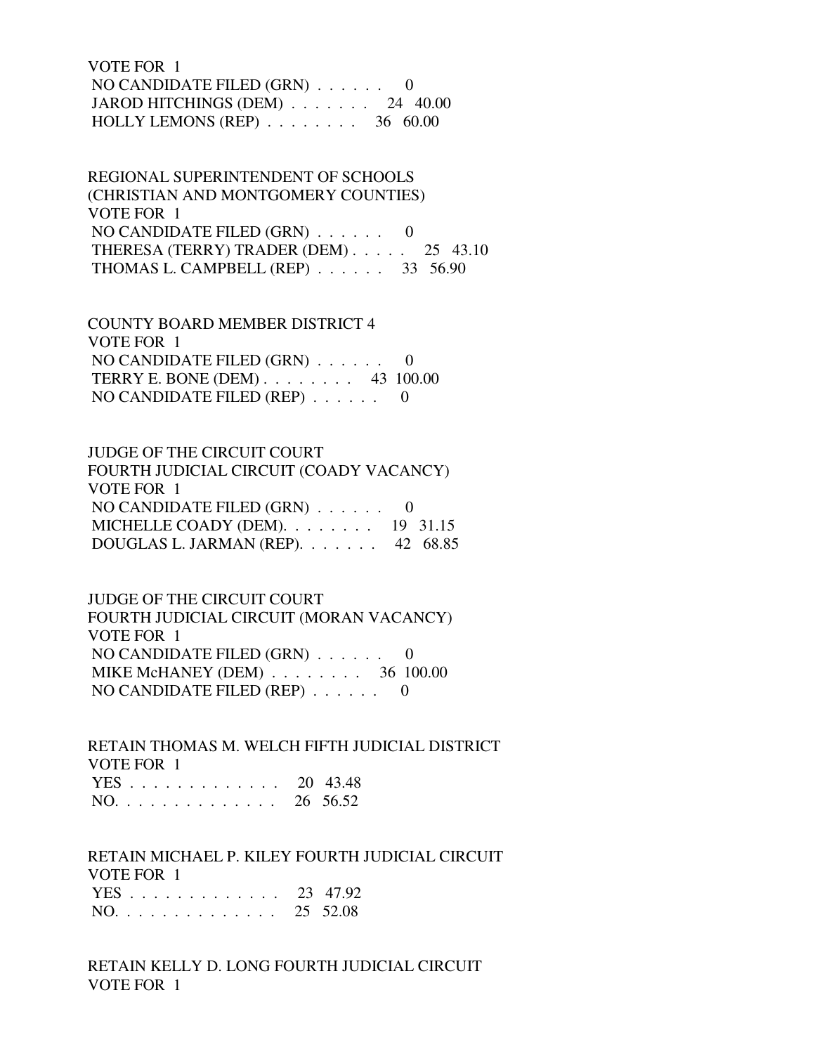VOTE FOR 1
NO CANDIDATE FILED (GRN) . . . . . . 0
JAROD HITCHINGS (DEM) . . . . . . . 24 40.00
HOLLY LEMONS (REP) . . . . . . . . 36 60.00

REGIONAL SUPERINTENDENT OF SCHOOLS
(CHRISTIAN AND MONTGOMERY COUNTIES)
VOTE FOR 1
NO CANDIDATE FILED (GRN) . . . . . . 0
THERESA (TERRY) TRADER (DEM) . . . . . 25 43.10
THOMAS L. CAMPBELL (REP) . . . . . . 33 56.90

COUNTY BOARD MEMBER DISTRICT 4
VOTE FOR 1
NO CANDIDATE FILED (GRN) . . . . . . 0
TERRY E. BONE (DEM) . . . . . . . . 43 100.00
NO CANDIDATE FILED (REP) . . . . . . 0

JUDGE OF THE CIRCUIT COURT
FOURTH JUDICIAL CIRCUIT (COADY VACANCY)
VOTE FOR 1
NO CANDIDATE FILED (GRN) . . . . . . 0
MICHELLE COADY (DEM). . . . . . . . 19 31.15
DOUGLAS L. JARMAN (REP). . . . . . . 42 68.85

JUDGE OF THE CIRCUIT COURT
FOURTH JUDICIAL CIRCUIT (MORAN VACANCY)
VOTE FOR 1
NO CANDIDATE FILED (GRN) . . . . . . 0
MIKE McHANEY (DEM) . . . . . . . . 36 100.00
NO CANDIDATE FILED (REP) . . . . . . 0

RETAIN THOMAS M. WELCH FIFTH JUDICIAL DISTRICT
VOTE FOR 1
YES . . . . . . . . . . . . . . 20 43.48
NO. . . . . . . . . . . . . . . 26 56.52

RETAIN MICHAEL P. KILEY FOURTH JUDICIAL CIRCUIT
VOTE FOR 1
YES . . . . . . . . . . . . . . 23 47.92
NO. . . . . . . . . . . . . . . 25 52.08

RETAIN KELLY D. LONG FOURTH JUDICIAL CIRCUIT
VOTE FOR 1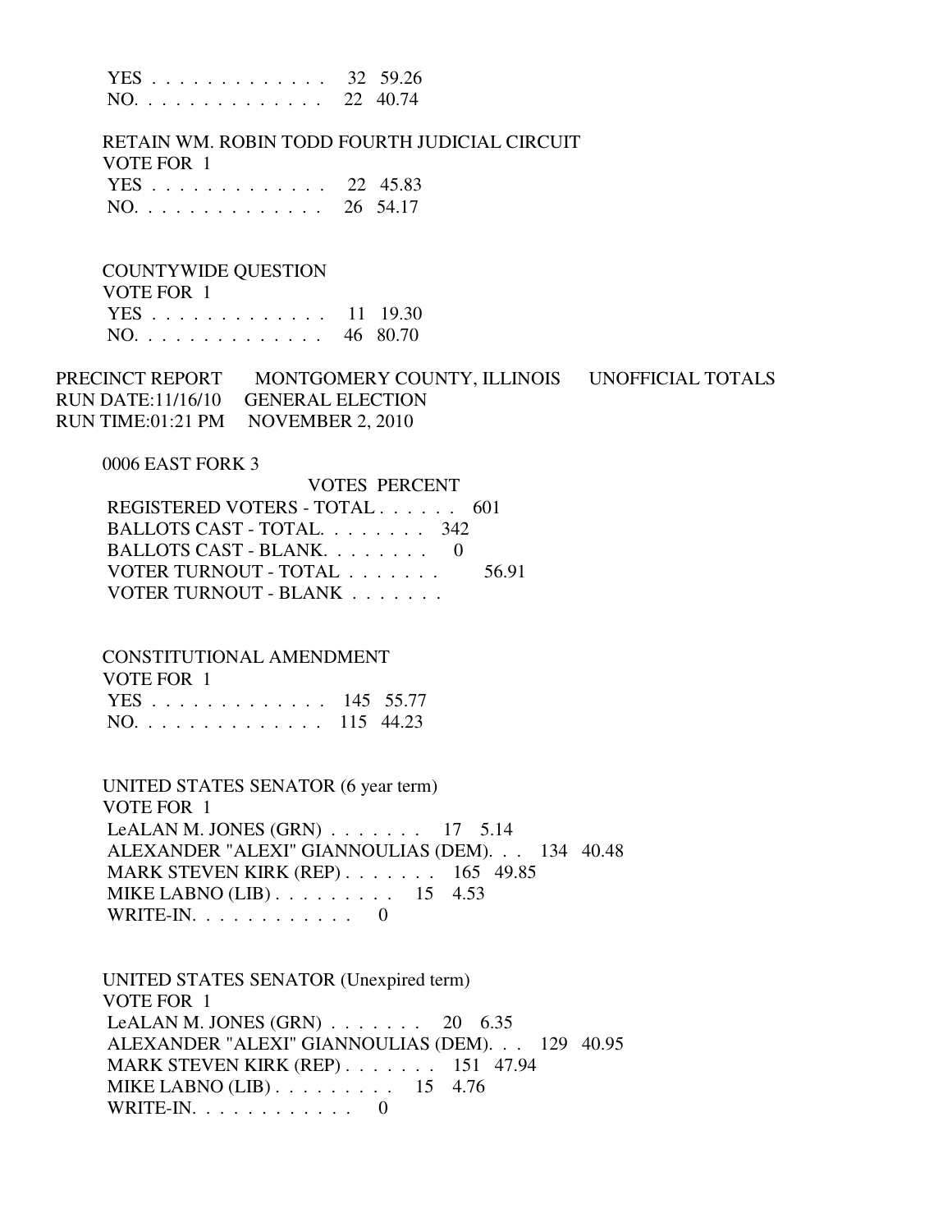| | | |
|---|---|---|
| YES . . . . . . . . . . . . . | 32 | 59.26 |
| NO. . . . . . . . . . . . . . | 22 | 40.74 |

RETAIN WM. ROBIN TODD FOURTH JUDICIAL CIRCUIT
VOTE FOR 1

| | | |
|---|---|---|
| YES . . . . . . . . . . . . . | 22 | 45.83 |
| NO. . . . . . . . . . . . . . | 26 | 54.17 |

COUNTYWIDE QUESTION
VOTE FOR 1

| | | |
|---|---|---|
| YES . . . . . . . . . . . . . | 11 | 19.30 |
| NO. . . . . . . . . . . . . . | 46 | 80.70 |

PRECINCT REPORT MONTGOMERY COUNTY, ILLINOIS UNOFFICIAL TOTALS
RUN DATE:11/16/10 GENERAL ELECTION
RUN TIME:01:21 PM NOVEMBER 2, 2010

0006 EAST FORK 3

| | VOTES | PERCENT |
|---|---|---|
| REGISTERED VOTERS - TOTAL . . . . . . | 601 | |
| BALLOTS CAST - TOTAL. . . . . . . . | 342 | |
| BALLOTS CAST - BLANK. . . . . . . . | 0 | |
| VOTER TURNOUT - TOTAL . . . . . . . | | 56.91 |
| VOTER TURNOUT - BLANK . . . . . . . | | |

CONSTITUTIONAL AMENDMENT
VOTE FOR 1

| | | |
|---|---|---|
| YES . . . . . . . . . . . . . | 145 | 55.77 |
| NO. . . . . . . . . . . . . . | 115 | 44.23 |

UNITED STATES SENATOR (6 year term)
VOTE FOR 1

| | | |
|---|---|---|
| LeALAN M. JONES (GRN) . . . . . . . | 17 | 5.14 |
| ALEXANDER "ALEXI" GIANNOULIAS (DEM). . . | 134 | 40.48 |
| MARK STEVEN KIRK (REP) . . . . . . . | 165 | 49.85 |
| MIKE LABNO (LIB) . . . . . . . . . | 15 | 4.53 |
| WRITE-IN. . . . . . . . . . . . | 0 | |

UNITED STATES SENATOR (Unexpired term)
VOTE FOR 1

| | | |
|---|---|---|
| LeALAN M. JONES (GRN) . . . . . . . | 20 | 6.35 |
| ALEXANDER "ALEXI" GIANNOULIAS (DEM). . . | 129 | 40.95 |
| MARK STEVEN KIRK (REP) . . . . . . . | 151 | 47.94 |
| MIKE LABNO (LIB) . . . . . . . . . | 15 | 4.76 |
| WRITE-IN. . . . . . . . . . . . | 0 | |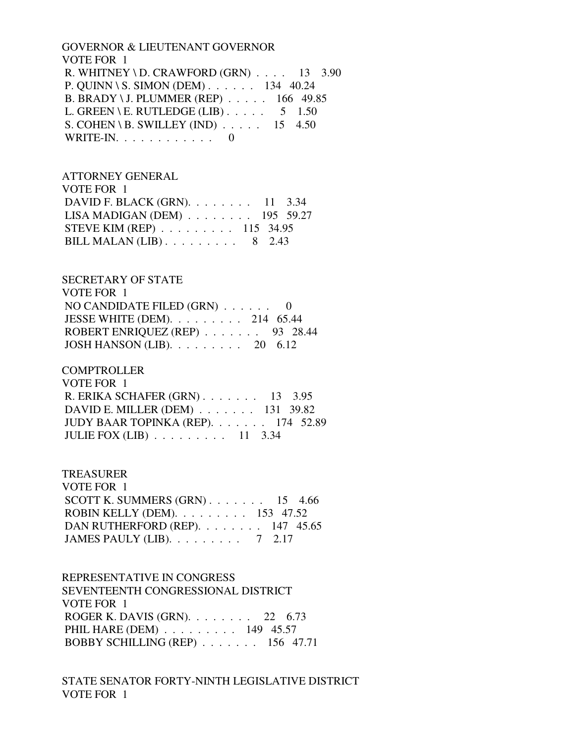GOVERNOR & LIEUTENANT GOVERNOR
VOTE FOR 1

| Candidate | Votes | Percent |
|---|---|---|
| R. WHITNEY \ D. CRAWFORD (GRN) | 13 | 3.90 |
| P. QUINN \ S. SIMON (DEM) | 134 | 40.24 |
| B. BRADY \ J. PLUMMER (REP) | 166 | 49.85 |
| L. GREEN \ E. RUTLEDGE (LIB) | 5 | 1.50 |
| S. COHEN \ B. SWILLEY (IND) | 15 | 4.50 |
| WRITE-IN | 0 | |

ATTORNEY GENERAL
VOTE FOR 1

| Candidate | Votes | Percent |
|---|---|---|
| DAVID F. BLACK (GRN) | 11 | 3.34 |
| LISA MADIGAN (DEM) | 195 | 59.27 |
| STEVE KIM (REP) | 115 | 34.95 |
| BILL MALAN (LIB) | 8 | 2.43 |

SECRETARY OF STATE
VOTE FOR 1

| Candidate | Votes | Percent |
|---|---|---|
| NO CANDIDATE FILED (GRN) | 0 | |
| JESSE WHITE (DEM) | 214 | 65.44 |
| ROBERT ENRIQUEZ (REP) | 93 | 28.44 |
| JOSH HANSON (LIB) | 20 | 6.12 |

COMPTROLLER
VOTE FOR 1

| Candidate | Votes | Percent |
|---|---|---|
| R. ERIKA SCHAFER (GRN) | 13 | 3.95 |
| DAVID E. MILLER (DEM) | 131 | 39.82 |
| JUDY BAAR TOPINKA (REP) | 174 | 52.89 |
| JULIE FOX (LIB) | 11 | 3.34 |

TREASURER
VOTE FOR 1

| Candidate | Votes | Percent |
|---|---|---|
| SCOTT K. SUMMERS (GRN) | 15 | 4.66 |
| ROBIN KELLY (DEM) | 153 | 47.52 |
| DAN RUTHERFORD (REP) | 147 | 45.65 |
| JAMES PAULY (LIB) | 7 | 2.17 |

REPRESENTATIVE IN CONGRESS
SEVENTEENTH CONGRESSIONAL DISTRICT
VOTE FOR 1

| Candidate | Votes | Percent |
|---|---|---|
| ROGER K. DAVIS (GRN) | 22 | 6.73 |
| PHIL HARE (DEM) | 149 | 45.57 |
| BOBBY SCHILLING (REP) | 156 | 47.71 |

STATE SENATOR FORTY-NINTH LEGISLATIVE DISTRICT
VOTE FOR 1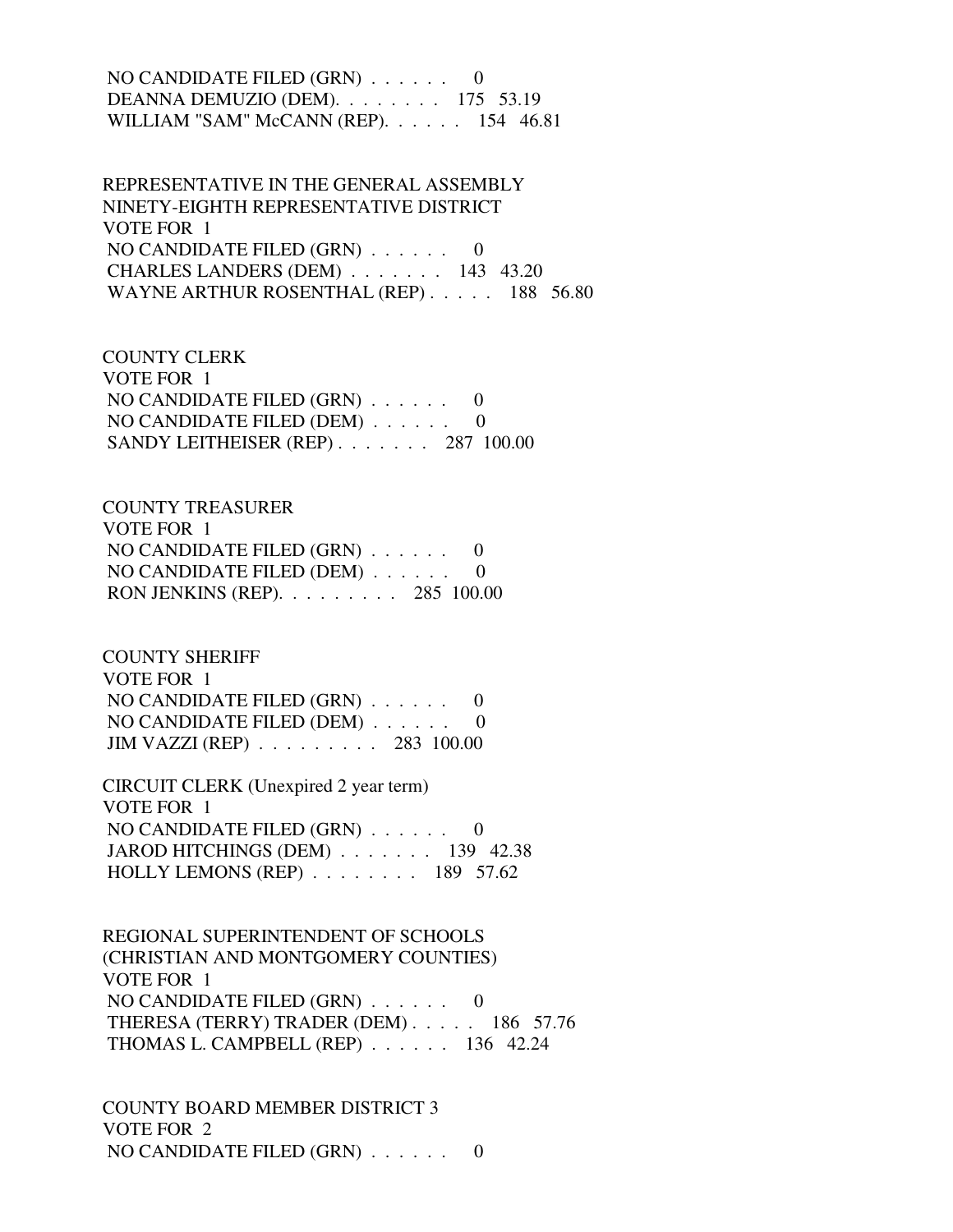NO CANDIDATE FILED (GRN) . . . . . . 0
DEANNA DEMUZIO (DEM). . . . . . . . 175 53.19
WILLIAM "SAM" McCANN (REP). . . . . . 154 46.81

REPRESENTATIVE IN THE GENERAL ASSEMBLY
NINETY-EIGHTH REPRESENTATIVE DISTRICT
VOTE FOR 1
NO CANDIDATE FILED (GRN) . . . . . . 0
CHARLES LANDERS (DEM) . . . . . . . 143 43.20
WAYNE ARTHUR ROSENTHAL (REP) . . . . . 188 56.80

COUNTY CLERK
VOTE FOR 1
NO CANDIDATE FILED (GRN) . . . . . . 0
NO CANDIDATE FILED (DEM) . . . . . . 0
SANDY LEITHEISER (REP) . . . . . . . 287 100.00

COUNTY TREASURER
VOTE FOR 1
NO CANDIDATE FILED (GRN) . . . . . . 0
NO CANDIDATE FILED (DEM) . . . . . . 0
RON JENKINS (REP). . . . . . . . . 285 100.00

COUNTY SHERIFF
VOTE FOR 1
NO CANDIDATE FILED (GRN) . . . . . . 0
NO CANDIDATE FILED (DEM) . . . . . . 0
JIM VAZZI (REP) . . . . . . . . . 283 100.00

CIRCUIT CLERK (Unexpired 2 year term)
VOTE FOR 1
NO CANDIDATE FILED (GRN) . . . . . . 0
JAROD HITCHINGS (DEM) . . . . . . . 139 42.38
HOLLY LEMONS (REP) . . . . . . . . 189 57.62

REGIONAL SUPERINTENDENT OF SCHOOLS
(CHRISTIAN AND MONTGOMERY COUNTIES)
VOTE FOR 1
NO CANDIDATE FILED (GRN) . . . . . . 0
THERESA (TERRY) TRADER (DEM) . . . . . 186 57.76
THOMAS L. CAMPBELL (REP) . . . . . . 136 42.24

COUNTY BOARD MEMBER DISTRICT 3
VOTE FOR 2
NO CANDIDATE FILED (GRN) . . . . . . 0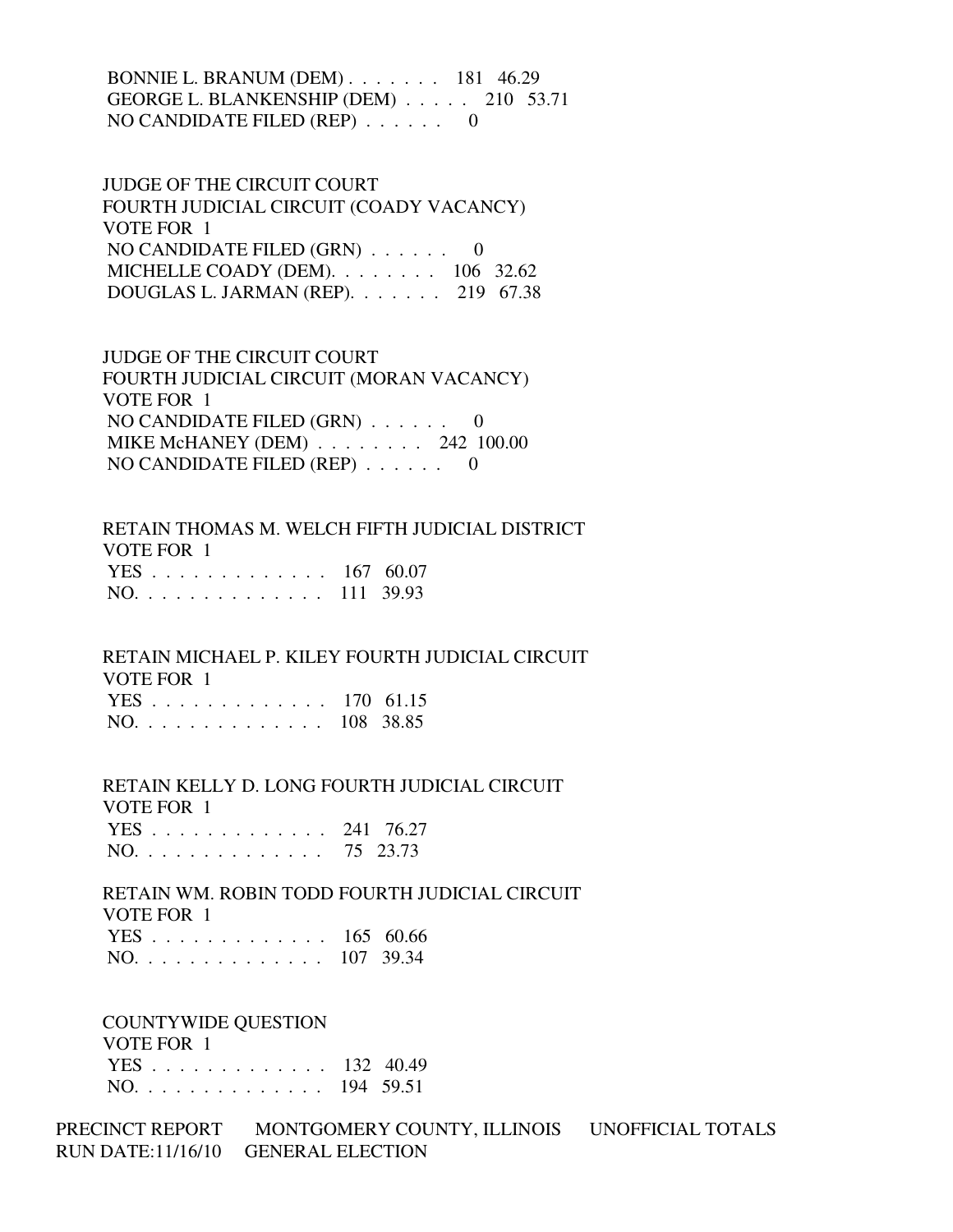BONNIE L. BRANUM (DEM) . . . . . . . 181 46.29
GEORGE L. BLANKENSHIP (DEM) . . . . . 210 53.71
NO CANDIDATE FILED (REP) . . . . . . 0

JUDGE OF THE CIRCUIT COURT
FOURTH JUDICIAL CIRCUIT (COADY VACANCY)
VOTE FOR 1
NO CANDIDATE FILED (GRN) . . . . . . 0
MICHELLE COADY (DEM). . . . . . . . 106 32.62
DOUGLAS L. JARMAN (REP). . . . . . . 219 67.38

JUDGE OF THE CIRCUIT COURT
FOURTH JUDICIAL CIRCUIT (MORAN VACANCY)
VOTE FOR 1
NO CANDIDATE FILED (GRN) . . . . . . 0
MIKE McHANEY (DEM) . . . . . . . . 242 100.00
NO CANDIDATE FILED (REP) . . . . . . 0

RETAIN THOMAS M. WELCH FIFTH JUDICIAL DISTRICT
VOTE FOR 1
YES . . . . . . . . . . . . . 167 60.07
NO. . . . . . . . . . . . . . 111 39.93

RETAIN MICHAEL P. KILEY FOURTH JUDICIAL CIRCUIT
VOTE FOR 1
YES . . . . . . . . . . . . . 170 61.15
NO. . . . . . . . . . . . . . 108 38.85

RETAIN KELLY D. LONG FOURTH JUDICIAL CIRCUIT
VOTE FOR 1
YES . . . . . . . . . . . . . 241 76.27
NO. . . . . . . . . . . . . . 75 23.73

RETAIN WM. ROBIN TODD FOURTH JUDICIAL CIRCUIT
VOTE FOR 1
YES . . . . . . . . . . . . . 165 60.66
NO. . . . . . . . . . . . . . 107 39.34

COUNTYWIDE QUESTION
VOTE FOR 1
YES . . . . . . . . . . . . . 132 40.49
NO. . . . . . . . . . . . . . 194 59.51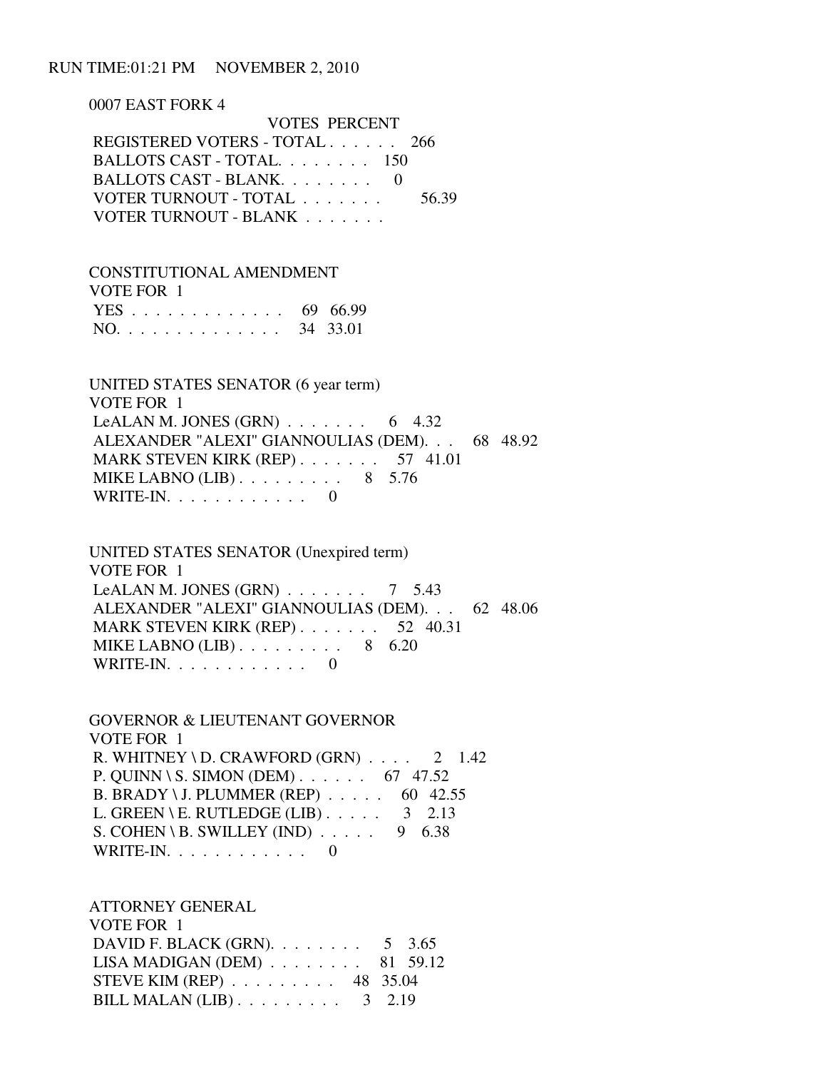RUN TIME:01:21 PM NOVEMBER 2, 2010

0007 EAST FORK 4

| | VOTES | PERCENT |
|---|---|---|
| REGISTERED VOTERS - TOTAL . . . . . . | 266 | |
| BALLOTS CAST - TOTAL. . . . . . . . | 150 | |
| BALLOTS CAST - BLANK. . . . . . . . | 0 | |
| VOTER TURNOUT - TOTAL . . . . . . . | | 56.39 |
| VOTER TURNOUT - BLANK . . . . . . . | | |

CONSTITUTIONAL AMENDMENT
VOTE FOR 1

| | VOTES | PERCENT |
|---|---|---|
| YES . . . . . . . . . . . . . | 69 | 66.99 |
| NO. . . . . . . . . . . . . . | 34 | 33.01 |

UNITED STATES SENATOR (6 year term)
VOTE FOR 1

| | VOTES | PERCENT |
|---|---|---|
| LeALAN M. JONES (GRN) . . . . . . . | 6 | 4.32 |
| ALEXANDER "ALEXI" GIANNOULIAS (DEM). . . | 68 | 48.92 |
| MARK STEVEN KIRK (REP) . . . . . . . | 57 | 41.01 |
| MIKE LABNO (LIB) . . . . . . . . . | 8 | 5.76 |
| WRITE-IN. . . . . . . . . . . . | 0 | |

UNITED STATES SENATOR (Unexpired term)
VOTE FOR 1

| | VOTES | PERCENT |
|---|---|---|
| LeALAN M. JONES (GRN) . . . . . . . | 7 | 5.43 |
| ALEXANDER "ALEXI" GIANNOULIAS (DEM). . . | 62 | 48.06 |
| MARK STEVEN KIRK (REP) . . . . . . . | 52 | 40.31 |
| MIKE LABNO (LIB) . . . . . . . . . | 8 | 6.20 |
| WRITE-IN. . . . . . . . . . . . | 0 | |

GOVERNOR & LIEUTENANT GOVERNOR
VOTE FOR 1

| | VOTES | PERCENT |
|---|---|---|
| R. WHITNEY \ D. CRAWFORD (GRN) . . . . | 2 | 1.42 |
| P. QUINN \ S. SIMON (DEM) . . . . . . | 67 | 47.52 |
| B. BRADY \ J. PLUMMER (REP) . . . . . | 60 | 42.55 |
| L. GREEN \ E. RUTLEDGE (LIB) . . . . . | 3 | 2.13 |
| S. COHEN \ B. SWILLEY (IND) . . . . . | 9 | 6.38 |
| WRITE-IN. . . . . . . . . . . . | 0 | |

ATTORNEY GENERAL
VOTE FOR 1

| | VOTES | PERCENT |
|---|---|---|
| DAVID F. BLACK (GRN). . . . . . . . | 5 | 3.65 |
| LISA MADIGAN (DEM) . . . . . . . . | 81 | 59.12 |
| STEVE KIM (REP) . . . . . . . . . | 48 | 35.04 |
| BILL MALAN (LIB) . . . . . . . . . | 3 | 2.19 |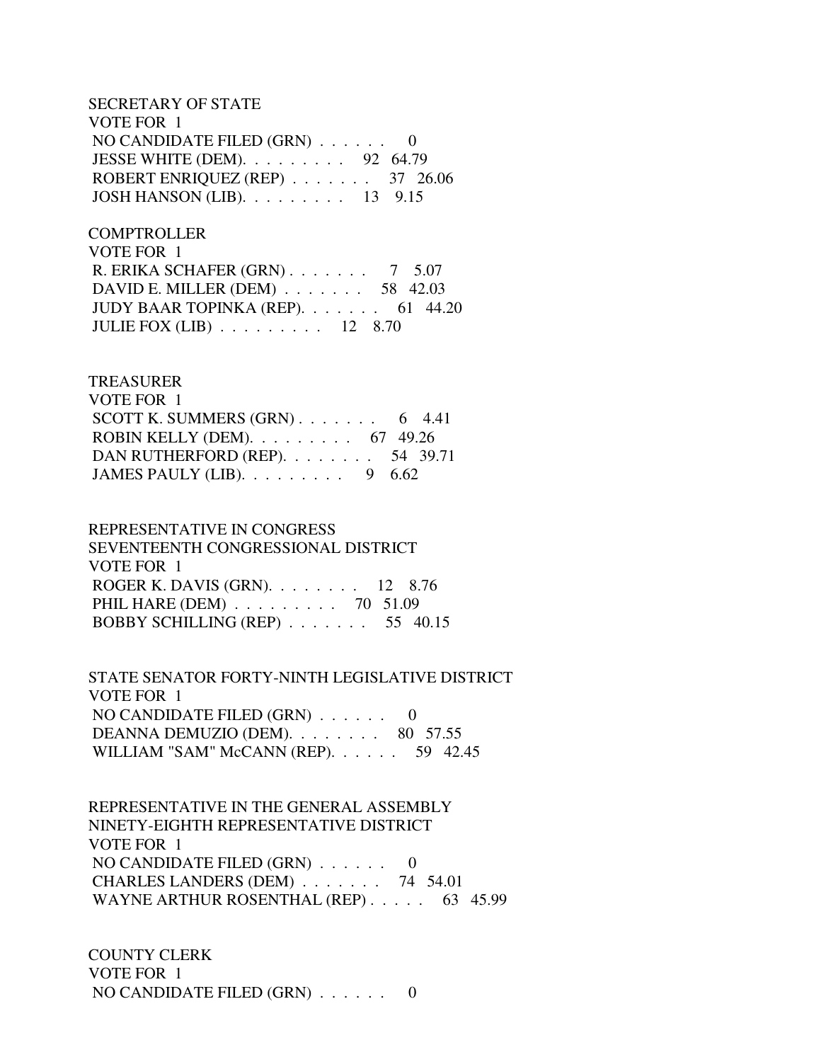SECRETARY OF STATE
VOTE FOR 1

| Candidate | Votes | Percent |
|---|---|---|
| NO CANDIDATE FILED (GRN) . . . . . . | 0 | |
| JESSE WHITE (DEM). . . . . . . . . | 92 | 64.79 |
| ROBERT ENRIQUEZ (REP) . . . . . . . | 37 | 26.06 |
| JOSH HANSON (LIB). . . . . . . . . | 13 | 9.15 |

COMPTROLLER
VOTE FOR 1

| Candidate | Votes | Percent |
|---|---|---|
| R. ERIKA SCHAFER (GRN) . . . . . . . | 7 | 5.07 |
| DAVID E. MILLER (DEM) . . . . . . . | 58 | 42.03 |
| JUDY BAAR TOPINKA (REP). . . . . . . | 61 | 44.20 |
| JULIE FOX (LIB) . . . . . . . . . | 12 | 8.70 |

TREASURER
VOTE FOR 1

| Candidate | Votes | Percent |
|---|---|---|
| SCOTT K. SUMMERS (GRN) . . . . . . . | 6 | 4.41 |
| ROBIN KELLY (DEM). . . . . . . . . | 67 | 49.26 |
| DAN RUTHERFORD (REP). . . . . . . . | 54 | 39.71 |
| JAMES PAULY (LIB). . . . . . . . . | 9 | 6.62 |

REPRESENTATIVE IN CONGRESS
SEVENTEENTH CONGRESSIONAL DISTRICT
VOTE FOR 1

| Candidate | Votes | Percent |
|---|---|---|
| ROGER K. DAVIS (GRN). . . . . . . . | 12 | 8.76 |
| PHIL HARE (DEM) . . . . . . . . . | 70 | 51.09 |
| BOBBY SCHILLING (REP) . . . . . . . | 55 | 40.15 |

STATE SENATOR FORTY-NINTH LEGISLATIVE DISTRICT
VOTE FOR 1

| Candidate | Votes | Percent |
|---|---|---|
| NO CANDIDATE FILED (GRN) . . . . . . | 0 | |
| DEANNA DEMUZIO (DEM). . . . . . . . | 80 | 57.55 |
| WILLIAM "SAM" McCANN (REP). . . . . . | 59 | 42.45 |

REPRESENTATIVE IN THE GENERAL ASSEMBLY
NINETY-EIGHTH REPRESENTATIVE DISTRICT
VOTE FOR 1

| Candidate | Votes | Percent |
|---|---|---|
| NO CANDIDATE FILED (GRN) . . . . . . | 0 | |
| CHARLES LANDERS (DEM) . . . . . . . | 74 | 54.01 |
| WAYNE ARTHUR ROSENTHAL (REP) . . . . . | 63 | 45.99 |

COUNTY CLERK
VOTE FOR 1

| Candidate | Votes | Percent |
|---|---|---|
| NO CANDIDATE FILED (GRN) . . . . . . | 0 | |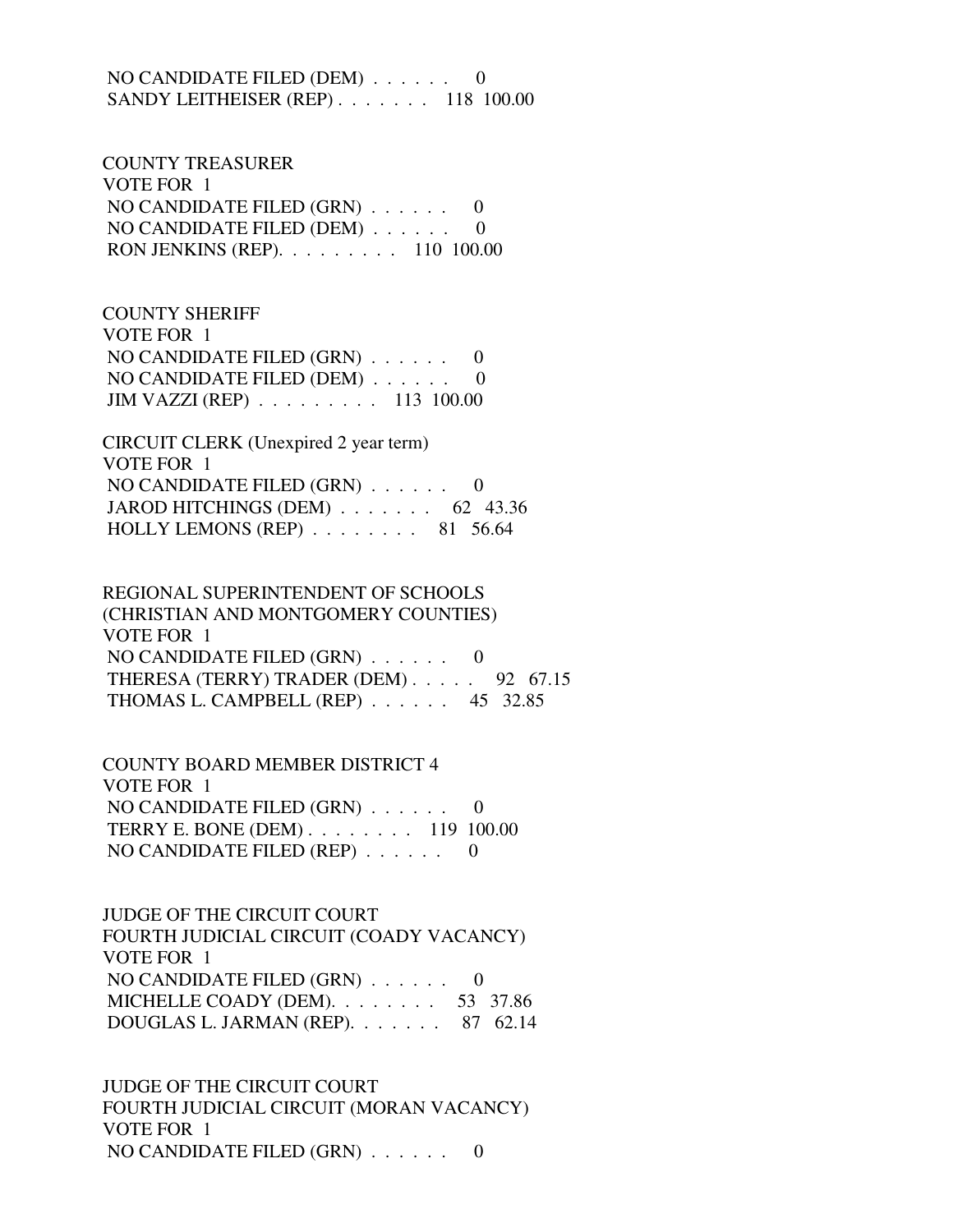NO CANDIDATE FILED (DEM) . . . . . . 0
SANDY LEITHEISER (REP) . . . . . . . 118 100.00

COUNTY TREASURER
VOTE FOR 1
NO CANDIDATE FILED (GRN) . . . . . . 0
NO CANDIDATE FILED (DEM) . . . . . . 0
RON JENKINS (REP). . . . . . . . . 110 100.00

COUNTY SHERIFF
VOTE FOR 1
NO CANDIDATE FILED (GRN) . . . . . . 0
NO CANDIDATE FILED (DEM) . . . . . . 0
JIM VAZZI (REP) . . . . . . . . . 113 100.00

CIRCUIT CLERK (Unexpired 2 year term)
VOTE FOR 1
NO CANDIDATE FILED (GRN) . . . . . . 0
JAROD HITCHINGS (DEM) . . . . . . . 62 43.36
HOLLY LEMONS (REP) . . . . . . . . 81 56.64

REGIONAL SUPERINTENDENT OF SCHOOLS
(CHRISTIAN AND MONTGOMERY COUNTIES)
VOTE FOR 1
NO CANDIDATE FILED (GRN) . . . . . . 0
THERESA (TERRY) TRADER (DEM) . . . . . 92 67.15
THOMAS L. CAMPBELL (REP) . . . . . . 45 32.85

COUNTY BOARD MEMBER DISTRICT 4
VOTE FOR 1
NO CANDIDATE FILED (GRN) . . . . . . 0
TERRY E. BONE (DEM) . . . . . . . . 119 100.00
NO CANDIDATE FILED (REP) . . . . . . 0

JUDGE OF THE CIRCUIT COURT
FOURTH JUDICIAL CIRCUIT (COADY VACANCY)
VOTE FOR 1
NO CANDIDATE FILED (GRN) . . . . . . 0
MICHELLE COADY (DEM). . . . . . . . 53 37.86
DOUGLAS L. JARMAN (REP). . . . . . . 87 62.14

JUDGE OF THE CIRCUIT COURT
FOURTH JUDICIAL CIRCUIT (MORAN VACANCY)
VOTE FOR 1
NO CANDIDATE FILED (GRN) . . . . . . 0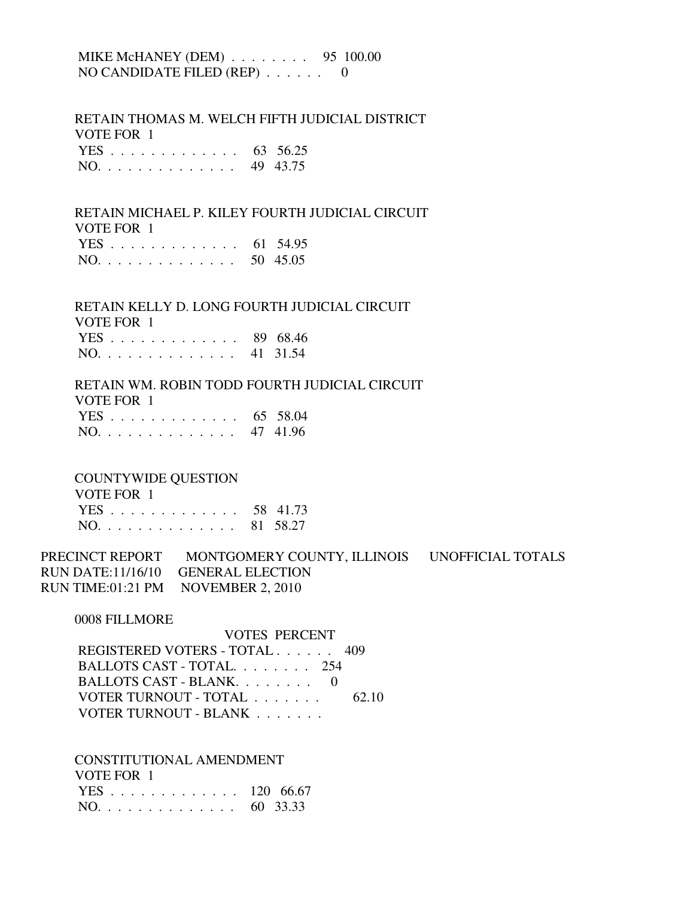MIKE McHANEY (DEM) . . . . . . . . 95 100.00
NO CANDIDATE FILED (REP) . . . . . . 0

RETAIN THOMAS M. WELCH FIFTH JUDICIAL DISTRICT
VOTE FOR 1

| | Votes | Percent |
|---|---|---|
| YES . . . . . . . . . . . . . | 63 | 56.25 |
| NO. . . . . . . . . . . . . . | 49 | 43.75 |

RETAIN MICHAEL P. KILEY FOURTH JUDICIAL CIRCUIT
VOTE FOR 1

| | Votes | Percent |
|---|---|---|
| YES . . . . . . . . . . . . . | 61 | 54.95 |
| NO. . . . . . . . . . . . . . | 50 | 45.05 |

RETAIN KELLY D. LONG FOURTH JUDICIAL CIRCUIT
VOTE FOR 1

| | Votes | Percent |
|---|---|---|
| YES . . . . . . . . . . . . . | 89 | 68.46 |
| NO. . . . . . . . . . . . . . | 41 | 31.54 |

RETAIN WM. ROBIN TODD FOURTH JUDICIAL CIRCUIT
VOTE FOR 1

| | Votes | Percent |
|---|---|---|
| YES . . . . . . . . . . . . . | 65 | 58.04 |
| NO. . . . . . . . . . . . . . | 47 | 41.96 |

COUNTYWIDE QUESTION
VOTE FOR 1

| | Votes | Percent |
|---|---|---|
| YES . . . . . . . . . . . . . | 58 | 41.73 |
| NO. . . . . . . . . . . . . . | 81 | 58.27 |

PRECINCT REPORT MONTGOMERY COUNTY, ILLINOIS UNOFFICIAL TOTALS
RUN DATE:11/16/10 GENERAL ELECTION
RUN TIME:01:21 PM NOVEMBER 2, 2010

## 0008 FILLMORE

| | VOTES | PERCENT |
|---|---|---|
| REGISTERED VOTERS - TOTAL . . . . . . | 409 | |
| BALLOTS CAST - TOTAL. . . . . . . . | 254 | |
| BALLOTS CAST - BLANK. . . . . . . . | 0 | |
| VOTER TURNOUT - TOTAL . . . . . . . | | 62.10 |
| VOTER TURNOUT - BLANK . . . . . . . | | |

CONSTITUTIONAL AMENDMENT
VOTE FOR 1

| | Votes | Percent |
|---|---|---|
| YES . . . . . . . . . . . . . | 120 | 66.67 |
| NO. . . . . . . . . . . . . . | 60 | 33.33 |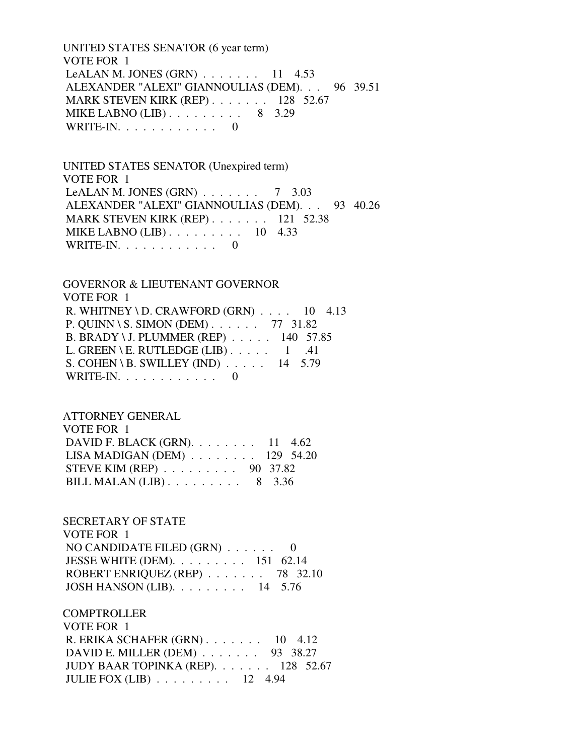UNITED STATES SENATOR (6 year term)
VOTE FOR 1

| Candidate | Votes | Percent |
|---|---|---|
| LeALAN M. JONES (GRN) . . . . . . . | 11 | 4.53 |
| ALEXANDER "ALEXI" GIANNOULIAS (DEM). . . | 96 | 39.51 |
| MARK STEVEN KIRK (REP) . . . . . . . | 128 | 52.67 |
| MIKE LABNO (LIB) . . . . . . . . . | 8 | 3.29 |
| WRITE-IN. . . . . . . . . . . . | 0 | |

UNITED STATES SENATOR (Unexpired term)
VOTE FOR 1

| Candidate | Votes | Percent |
|---|---|---|
| LeALAN M. JONES (GRN) . . . . . . . | 7 | 3.03 |
| ALEXANDER "ALEXI" GIANNOULIAS (DEM). . . | 93 | 40.26 |
| MARK STEVEN KIRK (REP) . . . . . . . | 121 | 52.38 |
| MIKE LABNO (LIB) . . . . . . . . . | 10 | 4.33 |
| WRITE-IN. . . . . . . . . . . . | 0 | |

GOVERNOR & LIEUTENANT GOVERNOR
VOTE FOR 1

| Candidate | Votes | Percent |
|---|---|---|
| R. WHITNEY \ D. CRAWFORD (GRN) . . . . | 10 | 4.13 |
| P. QUINN \ S. SIMON (DEM) . . . . . . | 77 | 31.82 |
| B. BRADY \ J. PLUMMER (REP) . . . . . | 140 | 57.85 |
| L. GREEN \ E. RUTLEDGE (LIB) . . . . . | 1 | .41 |
| S. COHEN \ B. SWILLEY (IND) . . . . . | 14 | 5.79 |
| WRITE-IN. . . . . . . . . . . . | 0 | |

ATTORNEY GENERAL
VOTE FOR 1

| Candidate | Votes | Percent |
|---|---|---|
| DAVID F. BLACK (GRN). . . . . . . . | 11 | 4.62 |
| LISA MADIGAN (DEM) . . . . . . . . | 129 | 54.20 |
| STEVE KIM (REP) . . . . . . . . . | 90 | 37.82 |
| BILL MALAN (LIB) . . . . . . . . . | 8 | 3.36 |

SECRETARY OF STATE
VOTE FOR 1

| Candidate | Votes | Percent |
|---|---|---|
| NO CANDIDATE FILED (GRN) . . . . . . | 0 | |
| JESSE WHITE (DEM). . . . . . . . . | 151 | 62.14 |
| ROBERT ENRIQUEZ (REP) . . . . . . . | 78 | 32.10 |
| JOSH HANSON (LIB). . . . . . . . . | 14 | 5.76 |

COMPTROLLER
VOTE FOR 1

| Candidate | Votes | Percent |
|---|---|---|
| R. ERIKA SCHAFER (GRN) . . . . . . . | 10 | 4.12 |
| DAVID E. MILLER (DEM) . . . . . . . | 93 | 38.27 |
| JUDY BAAR TOPINKA (REP). . . . . . . | 128 | 52.67 |
| JULIE FOX (LIB) . . . . . . . . . | 12 | 4.94 |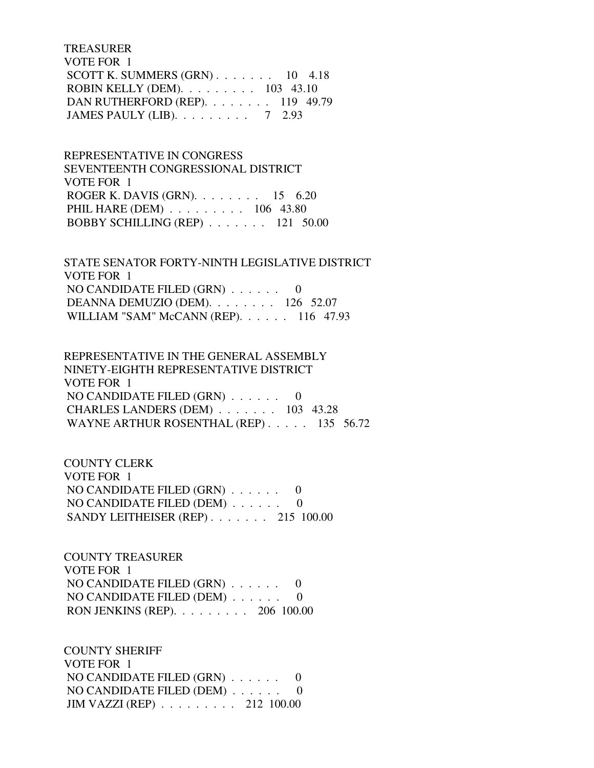TREASURER
VOTE FOR 1
SCOTT K. SUMMERS (GRN) . . . . . . . 10 4.18
ROBIN KELLY (DEM). . . . . . . . . 103 43.10
DAN RUTHERFORD (REP). . . . . . . . 119 49.79
JAMES PAULY (LIB). . . . . . . . . 7 2.93

REPRESENTATIVE IN CONGRESS
SEVENTEENTH CONGRESSIONAL DISTRICT
VOTE FOR 1
ROGER K. DAVIS (GRN). . . . . . . . 15 6.20
PHIL HARE (DEM) . . . . . . . . . 106 43.80
BOBBY SCHILLING (REP) . . . . . . . 121 50.00

STATE SENATOR FORTY-NINTH LEGISLATIVE DISTRICT
VOTE FOR 1
NO CANDIDATE FILED (GRN) . . . . . . 0
DEANNA DEMUZIO (DEM). . . . . . . . 126 52.07
WILLIAM "SAM" McCANN (REP). . . . . . 116 47.93

REPRESENTATIVE IN THE GENERAL ASSEMBLY
NINETY-EIGHTH REPRESENTATIVE DISTRICT
VOTE FOR 1
NO CANDIDATE FILED (GRN) . . . . . . 0
CHARLES LANDERS (DEM) . . . . . . . 103 43.28
WAYNE ARTHUR ROSENTHAL (REP) . . . . . 135 56.72

COUNTY CLERK
VOTE FOR 1
NO CANDIDATE FILED (GRN) . . . . . . 0
NO CANDIDATE FILED (DEM) . . . . . . 0
SANDY LEITHEISER (REP) . . . . . . . 215 100.00

COUNTY TREASURER
VOTE FOR 1
NO CANDIDATE FILED (GRN) . . . . . . 0
NO CANDIDATE FILED (DEM) . . . . . . 0
RON JENKINS (REP). . . . . . . . . 206 100.00

COUNTY SHERIFF
VOTE FOR 1
NO CANDIDATE FILED (GRN) . . . . . . 0
NO CANDIDATE FILED (DEM) . . . . . . 0
JIM VAZZI (REP) . . . . . . . . . 212 100.00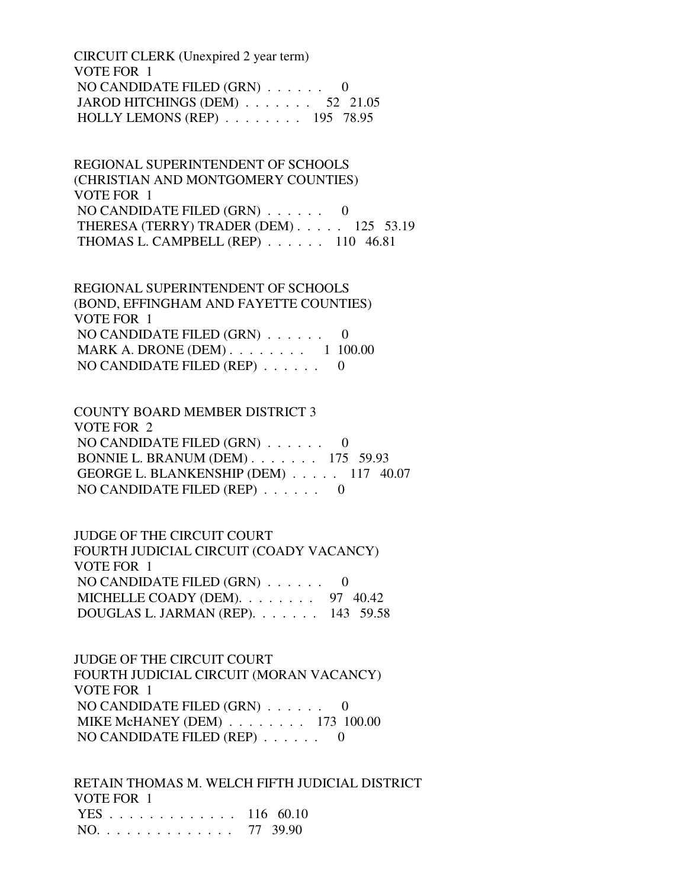CIRCUIT CLERK (Unexpired 2 year term)
VOTE FOR 1
NO CANDIDATE FILED (GRN) . . . . . . 0
JAROD HITCHINGS (DEM) . . . . . . . 52 21.05
HOLLY LEMONS (REP) . . . . . . . . 195 78.95

REGIONAL SUPERINTENDENT OF SCHOOLS
(CHRISTIAN AND MONTGOMERY COUNTIES)
VOTE FOR 1
NO CANDIDATE FILED (GRN) . . . . . . 0
THERESA (TERRY) TRADER (DEM) . . . . . 125 53.19
THOMAS L. CAMPBELL (REP) . . . . . . 110 46.81

REGIONAL SUPERINTENDENT OF SCHOOLS
(BOND, EFFINGHAM AND FAYETTE COUNTIES)
VOTE FOR 1
NO CANDIDATE FILED (GRN) . . . . . . 0
MARK A. DRONE (DEM) . . . . . . . . 1 100.00
NO CANDIDATE FILED (REP) . . . . . . 0

COUNTY BOARD MEMBER DISTRICT 3
VOTE FOR 2
NO CANDIDATE FILED (GRN) . . . . . . 0
BONNIE L. BRANUM (DEM) . . . . . . . 175 59.93
GEORGE L. BLANKENSHIP (DEM) . . . . . 117 40.07
NO CANDIDATE FILED (REP) . . . . . . 0

JUDGE OF THE CIRCUIT COURT
FOURTH JUDICIAL CIRCUIT (COADY VACANCY)
VOTE FOR 1
NO CANDIDATE FILED (GRN) . . . . . . 0
MICHELLE COADY (DEM). . . . . . . . 97 40.42
DOUGLAS L. JARMAN (REP). . . . . . . 143 59.58

JUDGE OF THE CIRCUIT COURT
FOURTH JUDICIAL CIRCUIT (MORAN VACANCY)
VOTE FOR 1
NO CANDIDATE FILED (GRN) . . . . . . 0
MIKE McHANEY (DEM) . . . . . . . . 173 100.00
NO CANDIDATE FILED (REP) . . . . . . 0

RETAIN THOMAS M. WELCH FIFTH JUDICIAL DISTRICT
VOTE FOR 1
YES . . . . . . . . . . . . . 116 60.10
NO. . . . . . . . . . . . . . 77 39.90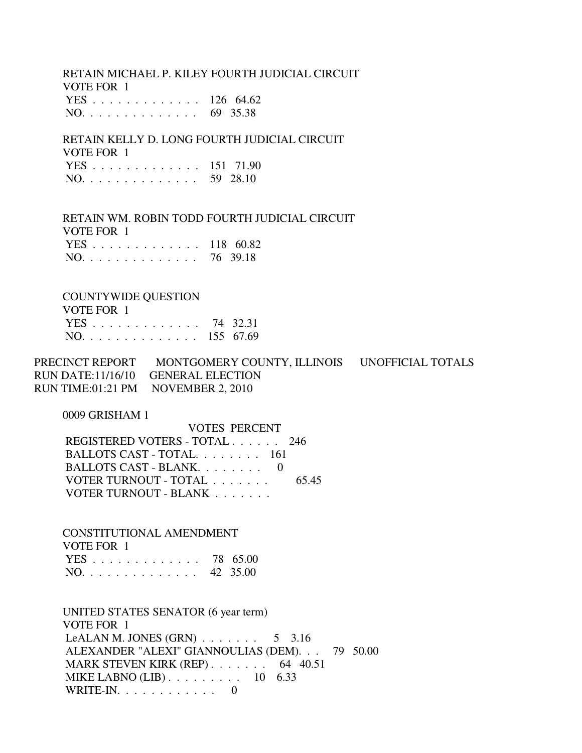RETAIN MICHAEL P. KILEY FOURTH JUDICIAL CIRCUIT
VOTE FOR 1

| | | |
|---|---|---|
| YES . . . . . . . . . . . . . . | 126 | 64.62 |
| NO. . . . . . . . . . . . . . . | 69 | 35.38 |

RETAIN KELLY D. LONG FOURTH JUDICIAL CIRCUIT
VOTE FOR 1

| | | |
|---|---|---|
| YES . . . . . . . . . . . . . . | 151 | 71.90 |
| NO. . . . . . . . . . . . . . . | 59 | 28.10 |

RETAIN WM. ROBIN TODD FOURTH JUDICIAL CIRCUIT
VOTE FOR 1

| | | |
|---|---|---|
| YES . . . . . . . . . . . . . . | 118 | 60.82 |
| NO. . . . . . . . . . . . . . . | 76 | 39.18 |

COUNTYWIDE QUESTION
VOTE FOR 1

| | | |
|---|---|---|
| YES . . . . . . . . . . . . . . | 74 | 32.31 |
| NO. . . . . . . . . . . . . . . | 155 | 67.69 |

PRECINCT REPORT MONTGOMERY COUNTY, ILLINOIS UNOFFICIAL TOTALS
RUN DATE:11/16/10 GENERAL ELECTION
RUN TIME:01:21 PM NOVEMBER 2, 2010

0009 GRISHAM 1

| | VOTES | PERCENT |
|---|---|---|
| REGISTERED VOTERS - TOTAL . . . . . . | 246 | |
| BALLOTS CAST - TOTAL. . . . . . . . | 161 | |
| BALLOTS CAST - BLANK. . . . . . . . | 0 | |
| VOTER TURNOUT - TOTAL . . . . . . . | | 65.45 |
| VOTER TURNOUT - BLANK . . . . . . . | | |

CONSTITUTIONAL AMENDMENT
VOTE FOR 1

| | | |
|---|---|---|
| YES . . . . . . . . . . . . . . | 78 | 65.00 |
| NO. . . . . . . . . . . . . . . | 42 | 35.00 |

UNITED STATES SENATOR (6 year term)
VOTE FOR 1

| | | |
|---|---|---|
| LeALAN M. JONES (GRN) . . . . . . . | 5 | 3.16 |
| ALEXANDER "ALEXI" GIANNOULIAS (DEM). . . | 79 | 50.00 |
| MARK STEVEN KIRK (REP) . . . . . . . | 64 | 40.51 |
| MIKE LABNO (LIB) . . . . . . . . . | 10 | 6.33 |
| WRITE-IN. . . . . . . . . . . . | 0 | |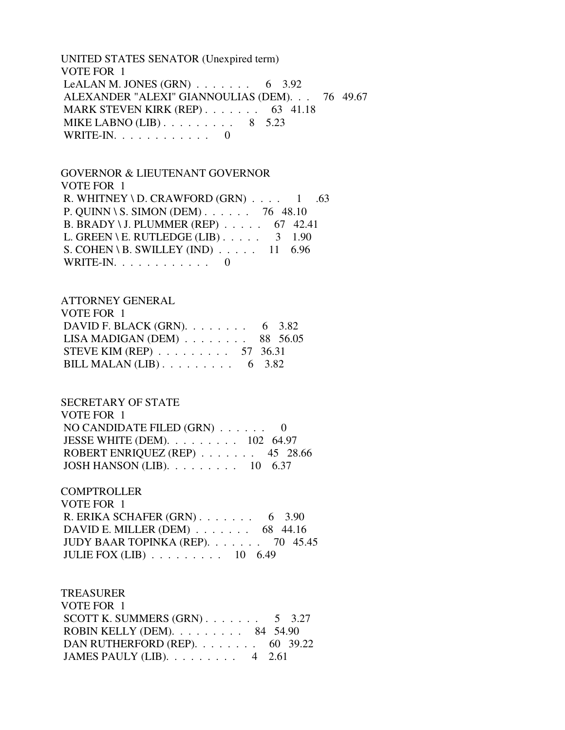UNITED STATES SENATOR (Unexpired term)
VOTE FOR 1

| Candidate | Votes | Percent |
|---|---|---|
| LeALAN M. JONES (GRN) | 6 | 3.92 |
| ALEXANDER "ALEXI" GIANNOULIAS (DEM) | 76 | 49.67 |
| MARK STEVEN KIRK (REP) | 63 | 41.18 |
| MIKE LABNO (LIB) | 8 | 5.23 |
| WRITE-IN | 0 | |

GOVERNOR & LIEUTENANT GOVERNOR
VOTE FOR 1

| Candidate | Votes | Percent |
|---|---|---|
| R. WHITNEY \ D. CRAWFORD (GRN) | 1 | .63 |
| P. QUINN \ S. SIMON (DEM) | 76 | 48.10 |
| B. BRADY \ J. PLUMMER (REP) | 67 | 42.41 |
| L. GREEN \ E. RUTLEDGE (LIB) | 3 | 1.90 |
| S. COHEN \ B. SWILLEY (IND) | 11 | 6.96 |
| WRITE-IN | 0 | |

ATTORNEY GENERAL
VOTE FOR 1

| Candidate | Votes | Percent |
|---|---|---|
| DAVID F. BLACK (GRN) | 6 | 3.82 |
| LISA MADIGAN (DEM) | 88 | 56.05 |
| STEVE KIM (REP) | 57 | 36.31 |
| BILL MALAN (LIB) | 6 | 3.82 |

SECRETARY OF STATE
VOTE FOR 1

| Candidate | Votes | Percent |
|---|---|---|
| NO CANDIDATE FILED (GRN) | 0 | |
| JESSE WHITE (DEM) | 102 | 64.97 |
| ROBERT ENRIQUEZ (REP) | 45 | 28.66 |
| JOSH HANSON (LIB) | 10 | 6.37 |

COMPTROLLER
VOTE FOR 1

| Candidate | Votes | Percent |
|---|---|---|
| R. ERIKA SCHAFER (GRN) | 6 | 3.90 |
| DAVID E. MILLER (DEM) | 68 | 44.16 |
| JUDY BAAR TOPINKA (REP) | 70 | 45.45 |
| JULIE FOX (LIB) | 10 | 6.49 |

TREASURER
VOTE FOR 1

| Candidate | Votes | Percent |
|---|---|---|
| SCOTT K. SUMMERS (GRN) | 5 | 3.27 |
| ROBIN KELLY (DEM) | 84 | 54.90 |
| DAN RUTHERFORD (REP) | 60 | 39.22 |
| JAMES PAULY (LIB) | 4 | 2.61 |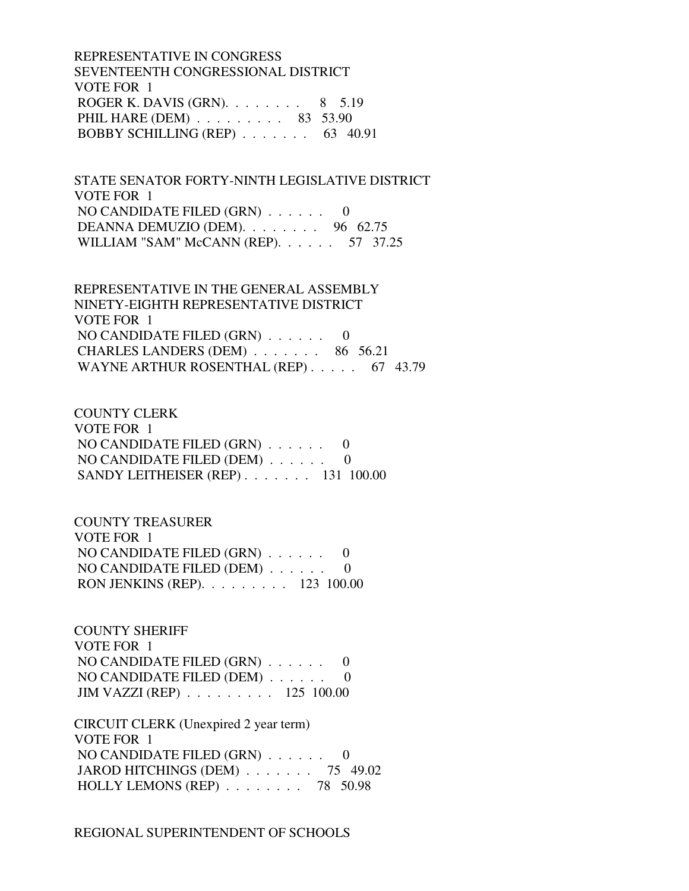REPRESENTATIVE IN CONGRESS
SEVENTEENTH CONGRESSIONAL DISTRICT
VOTE FOR 1
ROGER K. DAVIS (GRN). . . . . . . . 8 5.19
PHIL HARE (DEM) . . . . . . . . . 83 53.90
BOBBY SCHILLING (REP) . . . . . . . 63 40.91

STATE SENATOR FORTY-NINTH LEGISLATIVE DISTRICT
VOTE FOR 1
NO CANDIDATE FILED (GRN) . . . . . . 0
DEANNA DEMUZIO (DEM). . . . . . . . 96 62.75
WILLIAM "SAM" McCANN (REP). . . . . . 57 37.25

REPRESENTATIVE IN THE GENERAL ASSEMBLY
NINETY-EIGHTH REPRESENTATIVE DISTRICT
VOTE FOR 1
NO CANDIDATE FILED (GRN) . . . . . . 0
CHARLES LANDERS (DEM) . . . . . . . 86 56.21
WAYNE ARTHUR ROSENTHAL (REP) . . . . . 67 43.79

COUNTY CLERK
VOTE FOR 1
NO CANDIDATE FILED (GRN) . . . . . . 0
NO CANDIDATE FILED (DEM) . . . . . . 0
SANDY LEITHEISER (REP) . . . . . . . 131 100.00

COUNTY TREASURER
VOTE FOR 1
NO CANDIDATE FILED (GRN) . . . . . . 0
NO CANDIDATE FILED (DEM) . . . . . . 0
RON JENKINS (REP). . . . . . . . . 123 100.00

COUNTY SHERIFF
VOTE FOR 1
NO CANDIDATE FILED (GRN) . . . . . . 0
NO CANDIDATE FILED (DEM) . . . . . . 0
JIM VAZZI (REP) . . . . . . . . . 125 100.00

CIRCUIT CLERK (Unexpired 2 year term)
VOTE FOR 1
NO CANDIDATE FILED (GRN) . . . . . . 0
JAROD HITCHINGS (DEM) . . . . . . . 75 49.02
HOLLY LEMONS (REP) . . . . . . . . 78 50.98

REGIONAL SUPERINTENDENT OF SCHOOLS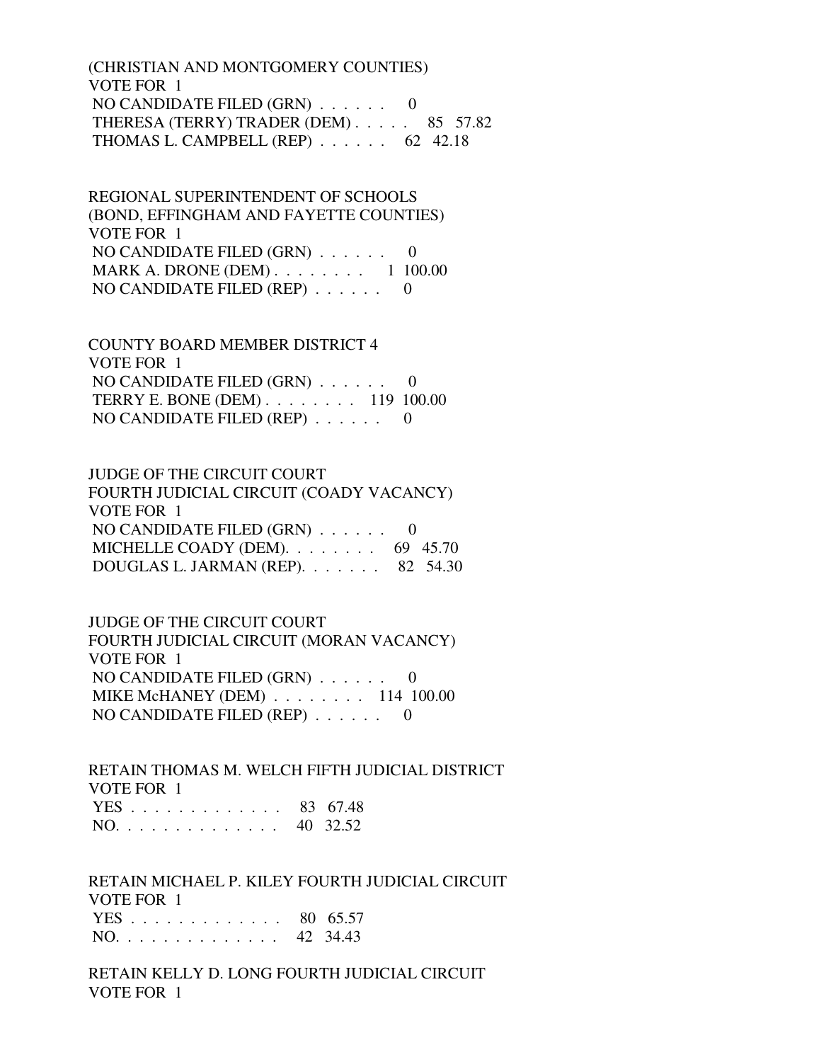(CHRISTIAN AND MONTGOMERY COUNTIES)
VOTE FOR 1
NO CANDIDATE FILED (GRN) . . . . . . 0
THERESA (TERRY) TRADER (DEM) . . . . . 85 57.82
THOMAS L. CAMPBELL (REP) . . . . . . 62 42.18

REGIONAL SUPERINTENDENT OF SCHOOLS
(BOND, EFFINGHAM AND FAYETTE COUNTIES)
VOTE FOR 1
NO CANDIDATE FILED (GRN) . . . . . . 0
MARK A. DRONE (DEM) . . . . . . . . 1 100.00
NO CANDIDATE FILED (REP) . . . . . . 0

COUNTY BOARD MEMBER DISTRICT 4
VOTE FOR 1
NO CANDIDATE FILED (GRN) . . . . . . 0
TERRY E. BONE (DEM) . . . . . . . . 119 100.00
NO CANDIDATE FILED (REP) . . . . . . 0

JUDGE OF THE CIRCUIT COURT
FOURTH JUDICIAL CIRCUIT (COADY VACANCY)
VOTE FOR 1
NO CANDIDATE FILED (GRN) . . . . . . 0
MICHELLE COADY (DEM). . . . . . . . 69 45.70
DOUGLAS L. JARMAN (REP). . . . . . . 82 54.30

JUDGE OF THE CIRCUIT COURT
FOURTH JUDICIAL CIRCUIT (MORAN VACANCY)
VOTE FOR 1
NO CANDIDATE FILED (GRN) . . . . . . 0
MIKE McHANEY (DEM) . . . . . . . . 114 100.00
NO CANDIDATE FILED (REP) . . . . . . 0

RETAIN THOMAS M. WELCH FIFTH JUDICIAL DISTRICT
VOTE FOR 1
YES . . . . . . . . . . . . . . 83 67.48
NO. . . . . . . . . . . . . . . 40 32.52

RETAIN MICHAEL P. KILEY FOURTH JUDICIAL CIRCUIT
VOTE FOR 1
YES . . . . . . . . . . . . . . 80 65.57
NO. . . . . . . . . . . . . . . 42 34.43

RETAIN KELLY D. LONG FOURTH JUDICIAL CIRCUIT
VOTE FOR 1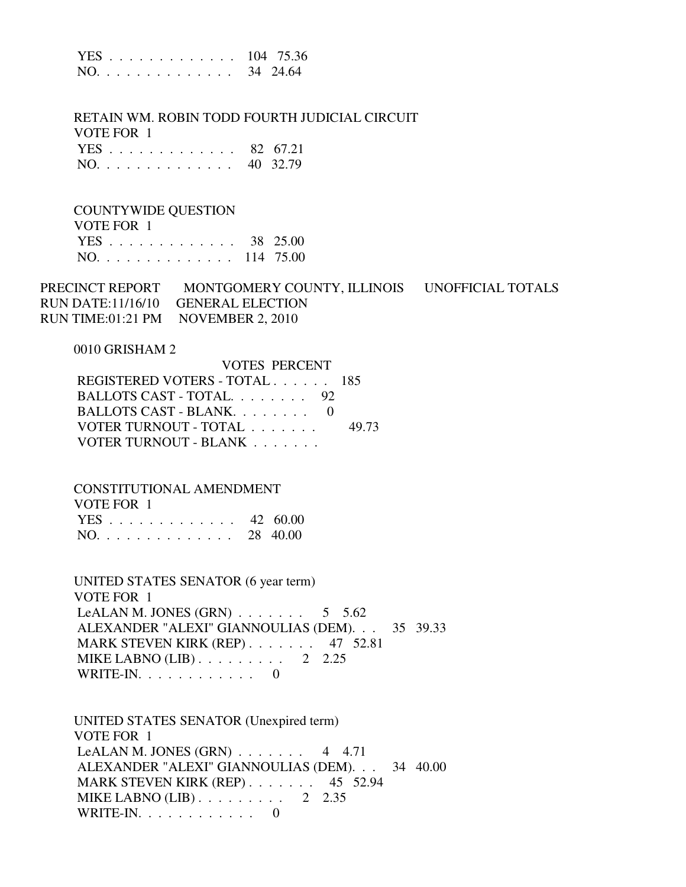| | | |
|---|---|---|
| YES . . . . . . . . . . . . . | 104 | 75.36 |
| NO. . . . . . . . . . . . . . | 34 | 24.64 |

RETAIN WM. ROBIN TODD FOURTH JUDICIAL CIRCUIT
VOTE FOR 1

| | | |
|---|---|---|
| YES . . . . . . . . . . . . . | 82 | 67.21 |
| NO. . . . . . . . . . . . . . | 40 | 32.79 |

COUNTYWIDE QUESTION
VOTE FOR 1

| | | |
|---|---|---|
| YES . . . . . . . . . . . . . | 38 | 25.00 |
| NO. . . . . . . . . . . . . . | 114 | 75.00 |

PRECINCT REPORT MONTGOMERY COUNTY, ILLINOIS UNOFFICIAL TOTALS
RUN DATE:11/16/10 GENERAL ELECTION
RUN TIME:01:21 PM NOVEMBER 2, 2010

0010 GRISHAM 2

| | VOTES | PERCENT |
|---|---|---|
| REGISTERED VOTERS - TOTAL . . . . . . | 185 | |
| BALLOTS CAST - TOTAL. . . . . . . . | 92 | |
| BALLOTS CAST - BLANK. . . . . . . . | 0 | |
| VOTER TURNOUT - TOTAL . . . . . . . | | 49.73 |
| VOTER TURNOUT - BLANK . . . . . . . | | |

CONSTITUTIONAL AMENDMENT
VOTE FOR 1

| | | |
|---|---|---|
| YES . . . . . . . . . . . . . | 42 | 60.00 |
| NO. . . . . . . . . . . . . . | 28 | 40.00 |

UNITED STATES SENATOR (6 year term)
VOTE FOR 1

| | | |
|---|---|---|
| LeALAN M. JONES (GRN) . . . . . . . | 5 | 5.62 |
| ALEXANDER "ALEXI" GIANNOULIAS (DEM). . . | 35 | 39.33 |
| MARK STEVEN KIRK (REP) . . . . . . . | 47 | 52.81 |
| MIKE LABNO (LIB) . . . . . . . . . | 2 | 2.25 |
| WRITE-IN. . . . . . . . . . . . | 0 | |

UNITED STATES SENATOR (Unexpired term)
VOTE FOR 1

| | | |
|---|---|---|
| LeALAN M. JONES (GRN) . . . . . . . | 4 | 4.71 |
| ALEXANDER "ALEXI" GIANNOULIAS (DEM). . . | 34 | 40.00 |
| MARK STEVEN KIRK (REP) . . . . . . . | 45 | 52.94 |
| MIKE LABNO (LIB) . . . . . . . . . | 2 | 2.35 |
| WRITE-IN. . . . . . . . . . . . | 0 | |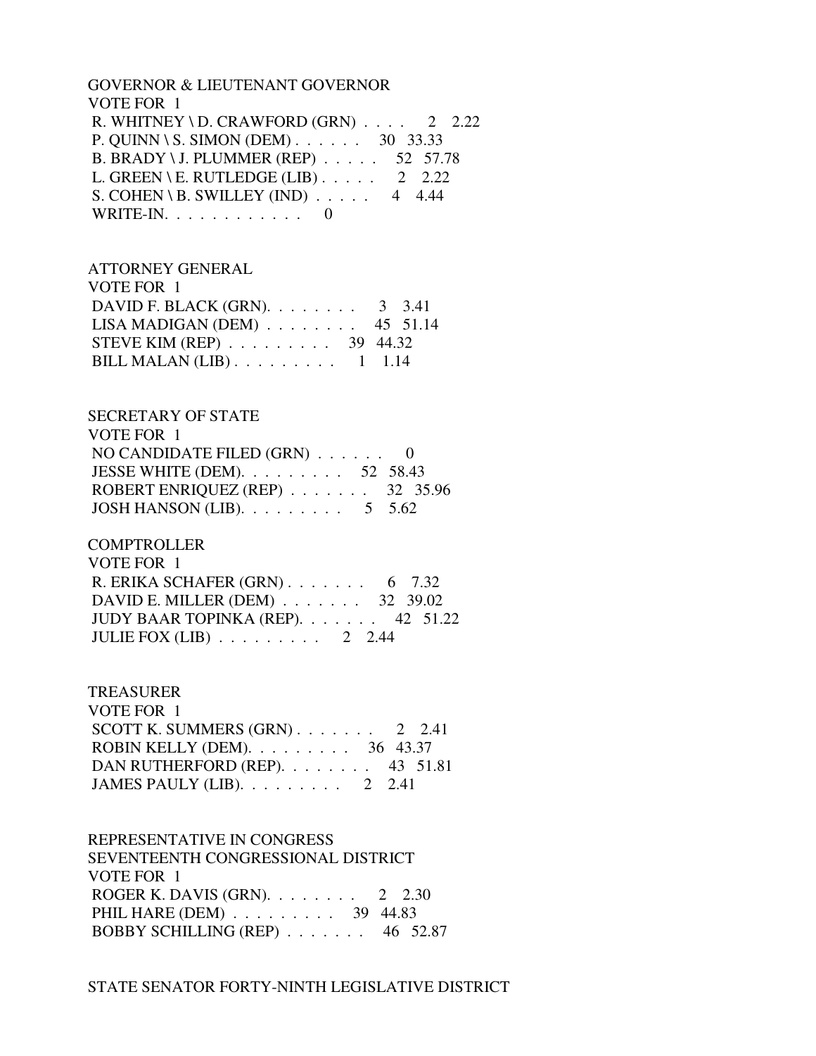GOVERNOR & LIEUTENANT GOVERNOR
VOTE FOR 1

R. WHITNEY \ D. CRAWFORD (GRN) . . . . 2 2.22
P. QUINN \ S. SIMON (DEM) . . . . . . 30 33.33
B. BRADY \ J. PLUMMER (REP) . . . . . 52 57.78
L. GREEN \ E. RUTLEDGE (LIB) . . . . . 2 2.22
S. COHEN \ B. SWILLEY (IND) . . . . . 4 4.44
WRITE-IN. . . . . . . . . . . . 0

ATTORNEY GENERAL
VOTE FOR 1

DAVID F. BLACK (GRN). . . . . . . . 3 3.41
LISA MADIGAN (DEM) . . . . . . . . 45 51.14
STEVE KIM (REP) . . . . . . . . . 39 44.32
BILL MALAN (LIB) . . . . . . . . . 1 1.14

SECRETARY OF STATE
VOTE FOR 1

NO CANDIDATE FILED (GRN) . . . . . . 0
JESSE WHITE (DEM). . . . . . . . . 52 58.43
ROBERT ENRIQUEZ (REP) . . . . . . . 32 35.96
JOSH HANSON (LIB). . . . . . . . . 5 5.62

COMPTROLLER
VOTE FOR 1

R. ERIKA SCHAFER (GRN) . . . . . . . 6 7.32
DAVID E. MILLER (DEM) . . . . . . . 32 39.02
JUDY BAAR TOPINKA (REP). . . . . . . 42 51.22
JULIE FOX (LIB) . . . . . . . . . 2 2.44

TREASURER
VOTE FOR 1

SCOTT K. SUMMERS (GRN) . . . . . . . 2 2.41
ROBIN KELLY (DEM). . . . . . . . . 36 43.37
DAN RUTHERFORD (REP). . . . . . . . 43 51.81
JAMES PAULY (LIB). . . . . . . . . 2 2.41

REPRESENTATIVE IN CONGRESS
SEVENTEENTH CONGRESSIONAL DISTRICT
VOTE FOR 1

ROGER K. DAVIS (GRN). . . . . . . . 2 2.30
PHIL HARE (DEM) . . . . . . . . . 39 44.83
BOBBY SCHILLING (REP) . . . . . . . 46 52.87

STATE SENATOR FORTY-NINTH LEGISLATIVE DISTRICT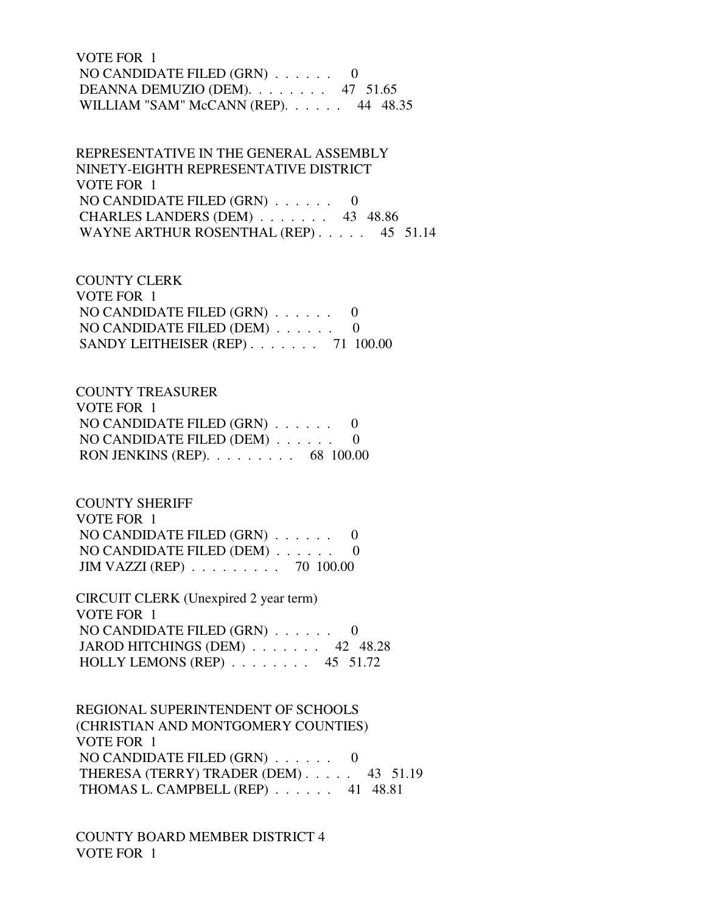VOTE FOR 1
 NO CANDIDATE FILED (GRN) . . . . . .     0
 DEANNA DEMUZIO (DEM). . . . . . . .    47   51.65
 WILLIAM "SAM" McCANN (REP). . . . . .    44   48.35

REPRESENTATIVE IN THE GENERAL ASSEMBLY
NINETY-EIGHTH REPRESENTATIVE DISTRICT
VOTE FOR 1
 NO CANDIDATE FILED (GRN) . . . . . .     0
 CHARLES LANDERS (DEM) . . . . . . .    43   48.86
 WAYNE ARTHUR ROSENTHAL (REP) . . . . .    45   51.14

COUNTY CLERK
VOTE FOR 1
 NO CANDIDATE FILED (GRN) . . . . . .     0
 NO CANDIDATE FILED (DEM) . . . . . .     0
 SANDY LEITHEISER (REP) . . . . . . .    71  100.00

COUNTY TREASURER
VOTE FOR 1
 NO CANDIDATE FILED (GRN) . . . . . .     0
 NO CANDIDATE FILED (DEM) . . . . . .     0
 RON JENKINS (REP). . . . . . . . .    68  100.00

COUNTY SHERIFF
VOTE FOR 1
 NO CANDIDATE FILED (GRN) . . . . . .     0
 NO CANDIDATE FILED (DEM) . . . . . .     0
 JIM VAZZI (REP) . . . . . . . . .    70  100.00

CIRCUIT CLERK (Unexpired 2 year term)
VOTE FOR 1
 NO CANDIDATE FILED (GRN) . . . . . .     0
 JAROD HITCHINGS (DEM) . . . . . . .    42   48.28
 HOLLY LEMONS (REP) . . . . . . . .    45   51.72

REGIONAL SUPERINTENDENT OF SCHOOLS
(CHRISTIAN AND MONTGOMERY COUNTIES)
VOTE FOR 1
 NO CANDIDATE FILED (GRN) . . . . . .     0
 THERESA (TERRY) TRADER (DEM) . . . . .    43   51.19
 THOMAS L. CAMPBELL (REP) . . . . . .    41   48.81

COUNTY BOARD MEMBER DISTRICT 4
VOTE FOR 1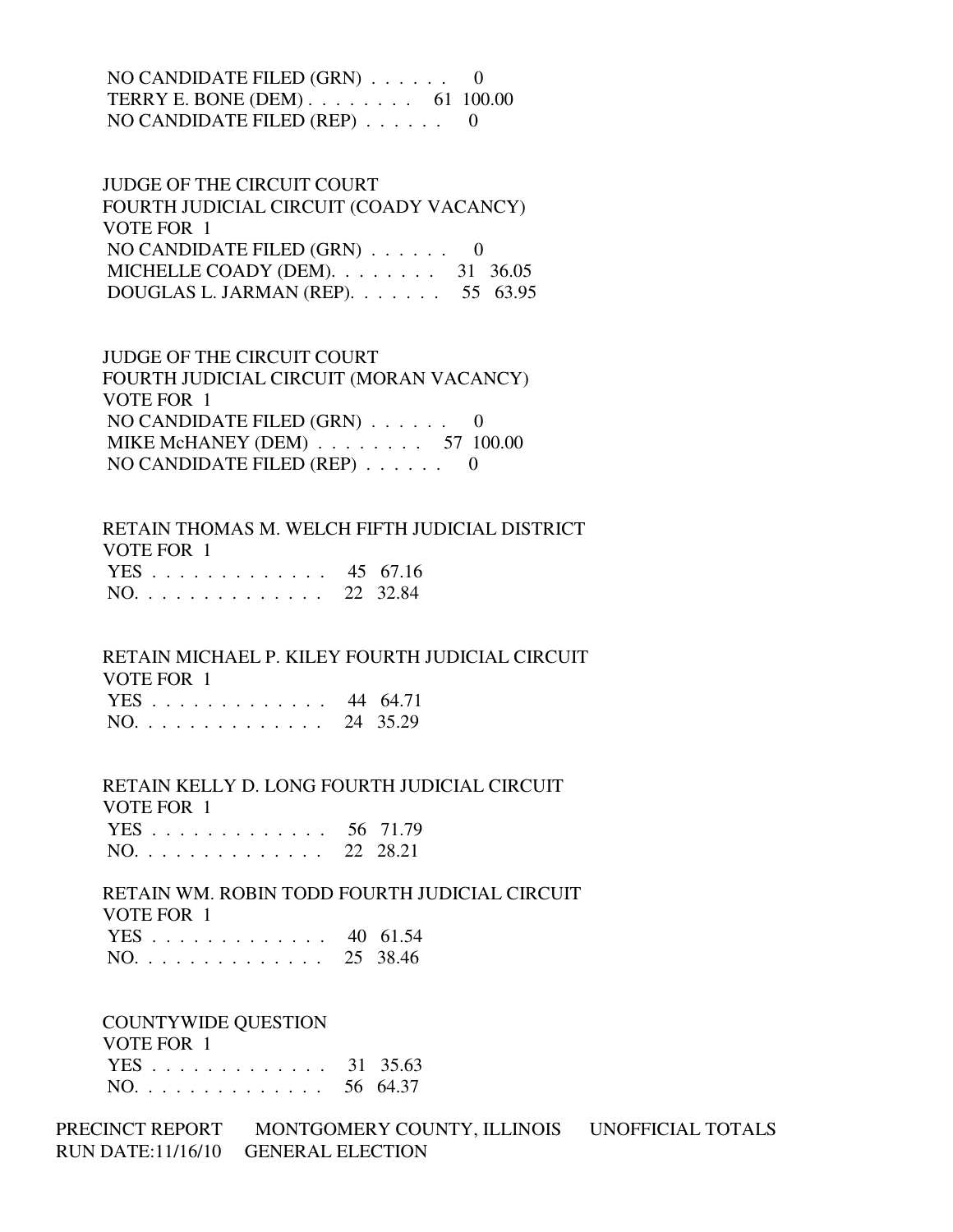NO CANDIDATE FILED (GRN) . . . . . . 0
TERRY E. BONE (DEM) . . . . . . . . 61 100.00
NO CANDIDATE FILED (REP) . . . . . . 0

JUDGE OF THE CIRCUIT COURT
FOURTH JUDICIAL CIRCUIT (COADY VACANCY)
VOTE FOR 1
NO CANDIDATE FILED (GRN) . . . . . . 0
MICHELLE COADY (DEM). . . . . . . . 31 36.05
DOUGLAS L. JARMAN (REP). . . . . . . 55 63.95

JUDGE OF THE CIRCUIT COURT
FOURTH JUDICIAL CIRCUIT (MORAN VACANCY)
VOTE FOR 1
NO CANDIDATE FILED (GRN) . . . . . . 0
MIKE McHANEY (DEM) . . . . . . . . 57 100.00
NO CANDIDATE FILED (REP) . . . . . . 0

RETAIN THOMAS M. WELCH FIFTH JUDICIAL DISTRICT
VOTE FOR 1
YES . . . . . . . . . . . . . . 45 67.16
NO. . . . . . . . . . . . . . . 22 32.84

RETAIN MICHAEL P. KILEY FOURTH JUDICIAL CIRCUIT
VOTE FOR 1
YES . . . . . . . . . . . . . . 44 64.71
NO. . . . . . . . . . . . . . . 24 35.29

RETAIN KELLY D. LONG FOURTH JUDICIAL CIRCUIT
VOTE FOR 1
YES . . . . . . . . . . . . . . 56 71.79
NO. . . . . . . . . . . . . . . 22 28.21

RETAIN WM. ROBIN TODD FOURTH JUDICIAL CIRCUIT
VOTE FOR 1
YES . . . . . . . . . . . . . . 40 61.54
NO. . . . . . . . . . . . . . . 25 38.46

COUNTYWIDE QUESTION
VOTE FOR 1
YES . . . . . . . . . . . . . . 31 35.63
NO. . . . . . . . . . . . . . . 56 64.37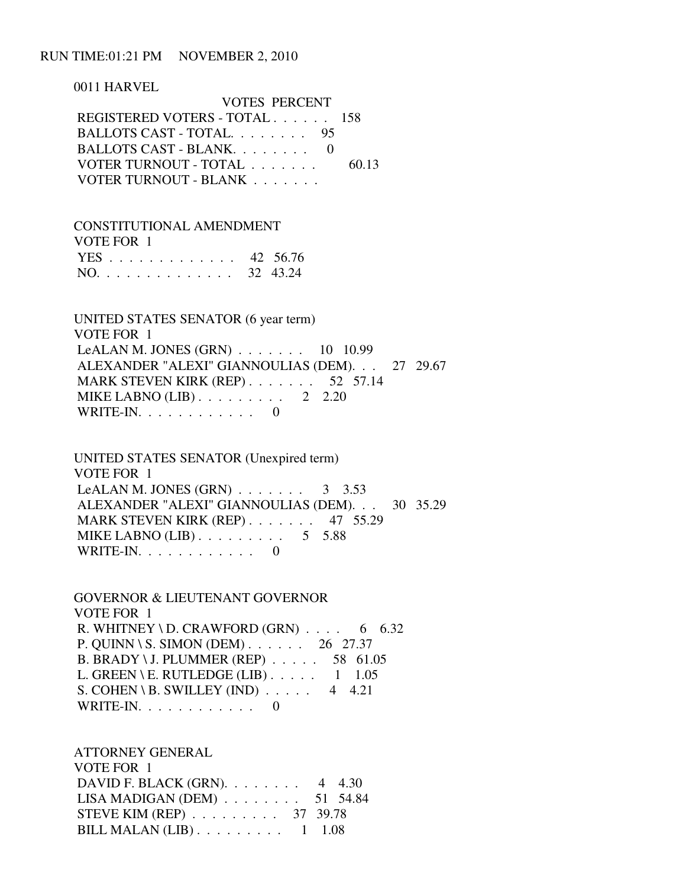RUN TIME:01:21 PM NOVEMBER 2, 2010

0011 HARVEL

| | VOTES | PERCENT |
|---|---|---|
| REGISTERED VOTERS - TOTAL . . . . . . | 158 | |
| BALLOTS CAST - TOTAL. . . . . . . . | 95 | |
| BALLOTS CAST - BLANK. . . . . . . . | 0 | |
| VOTER TURNOUT - TOTAL . . . . . . . | | 60.13 |
| VOTER TURNOUT - BLANK . . . . . . . | | |

CONSTITUTIONAL AMENDMENT
VOTE FOR 1

| | VOTES | PERCENT |
|---|---|---|
| YES . . . . . . . . . . . . . | 42 | 56.76 |
| NO. . . . . . . . . . . . . . | 32 | 43.24 |

UNITED STATES SENATOR (6 year term)
VOTE FOR 1

| | VOTES | PERCENT |
|---|---|---|
| LeALAN M. JONES (GRN) . . . . . . . | 10 | 10.99 |
| ALEXANDER "ALEXI" GIANNOULIAS (DEM). . . | 27 | 29.67 |
| MARK STEVEN KIRK (REP) . . . . . . . | 52 | 57.14 |
| MIKE LABNO (LIB) . . . . . . . . . | 2 | 2.20 |
| WRITE-IN. . . . . . . . . . . . | 0 | |

UNITED STATES SENATOR (Unexpired term)
VOTE FOR 1

| | VOTES | PERCENT |
|---|---|---|
| LeALAN M. JONES (GRN) . . . . . . . | 3 | 3.53 |
| ALEXANDER "ALEXI" GIANNOULIAS (DEM). . . | 30 | 35.29 |
| MARK STEVEN KIRK (REP) . . . . . . . | 47 | 55.29 |
| MIKE LABNO (LIB) . . . . . . . . . | 5 | 5.88 |
| WRITE-IN. . . . . . . . . . . . | 0 | |

GOVERNOR & LIEUTENANT GOVERNOR
VOTE FOR 1

| | VOTES | PERCENT |
|---|---|---|
| R. WHITNEY \ D. CRAWFORD (GRN) . . . . | 6 | 6.32 |
| P. QUINN \ S. SIMON (DEM) . . . . . . | 26 | 27.37 |
| B. BRADY \ J. PLUMMER (REP) . . . . . | 58 | 61.05 |
| L. GREEN \ E. RUTLEDGE (LIB) . . . . . | 1 | 1.05 |
| S. COHEN \ B. SWILLEY (IND) . . . . . | 4 | 4.21 |
| WRITE-IN. . . . . . . . . . . . | 0 | |

ATTORNEY GENERAL
VOTE FOR 1

| | VOTES | PERCENT |
|---|---|---|
| DAVID F. BLACK (GRN). . . . . . . . | 4 | 4.30 |
| LISA MADIGAN (DEM) . . . . . . . . | 51 | 54.84 |
| STEVE KIM (REP) . . . . . . . . . | 37 | 39.78 |
| BILL MALAN (LIB) . . . . . . . . . | 1 | 1.08 |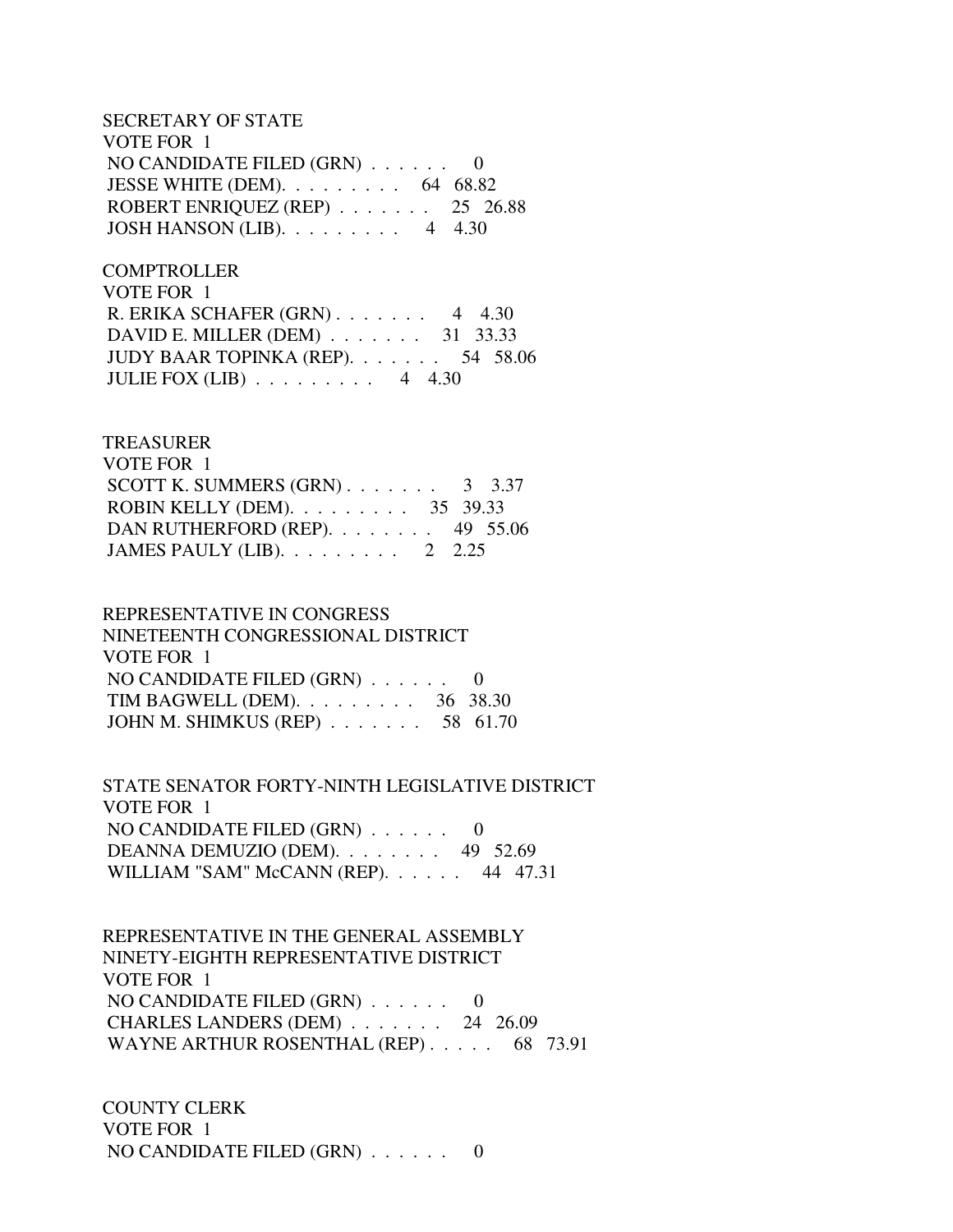SECRETARY OF STATE
VOTE FOR 1
 NO CANDIDATE FILED (GRN) . . . . . . 0
 JESSE WHITE (DEM). . . . . . . . . 64 68.82
 ROBERT ENRIQUEZ (REP) . . . . . . . 25 26.88
 JOSH HANSON (LIB). . . . . . . . . 4 4.30

COMPTROLLER
VOTE FOR 1
 R. ERIKA SCHAFER (GRN) . . . . . . . 4 4.30
 DAVID E. MILLER (DEM) . . . . . . . 31 33.33
 JUDY BAAR TOPINKA (REP). . . . . . . 54 58.06
 JULIE FOX (LIB) . . . . . . . . . 4 4.30

TREASURER
VOTE FOR 1
 SCOTT K. SUMMERS (GRN) . . . . . . . 3 3.37
 ROBIN KELLY (DEM). . . . . . . . . 35 39.33
 DAN RUTHERFORD (REP). . . . . . . . 49 55.06
 JAMES PAULY (LIB). . . . . . . . . 2 2.25

REPRESENTATIVE IN CONGRESS
NINETEENTH CONGRESSIONAL DISTRICT
VOTE FOR 1
 NO CANDIDATE FILED (GRN) . . . . . . 0
 TIM BAGWELL (DEM). . . . . . . . . 36 38.30
 JOHN M. SHIMKUS (REP) . . . . . . . 58 61.70

STATE SENATOR FORTY-NINTH LEGISLATIVE DISTRICT
VOTE FOR 1
 NO CANDIDATE FILED (GRN) . . . . . . 0
 DEANNA DEMUZIO (DEM). . . . . . . . 49 52.69
 WILLIAM "SAM" McCANN (REP). . . . . . 44 47.31

REPRESENTATIVE IN THE GENERAL ASSEMBLY
NINETY-EIGHTH REPRESENTATIVE DISTRICT
VOTE FOR 1
 NO CANDIDATE FILED (GRN) . . . . . . 0
 CHARLES LANDERS (DEM) . . . . . . . 24 26.09
 WAYNE ARTHUR ROSENTHAL (REP) . . . . . 68 73.91

COUNTY CLERK
VOTE FOR 1
 NO CANDIDATE FILED (GRN) . . . . . . 0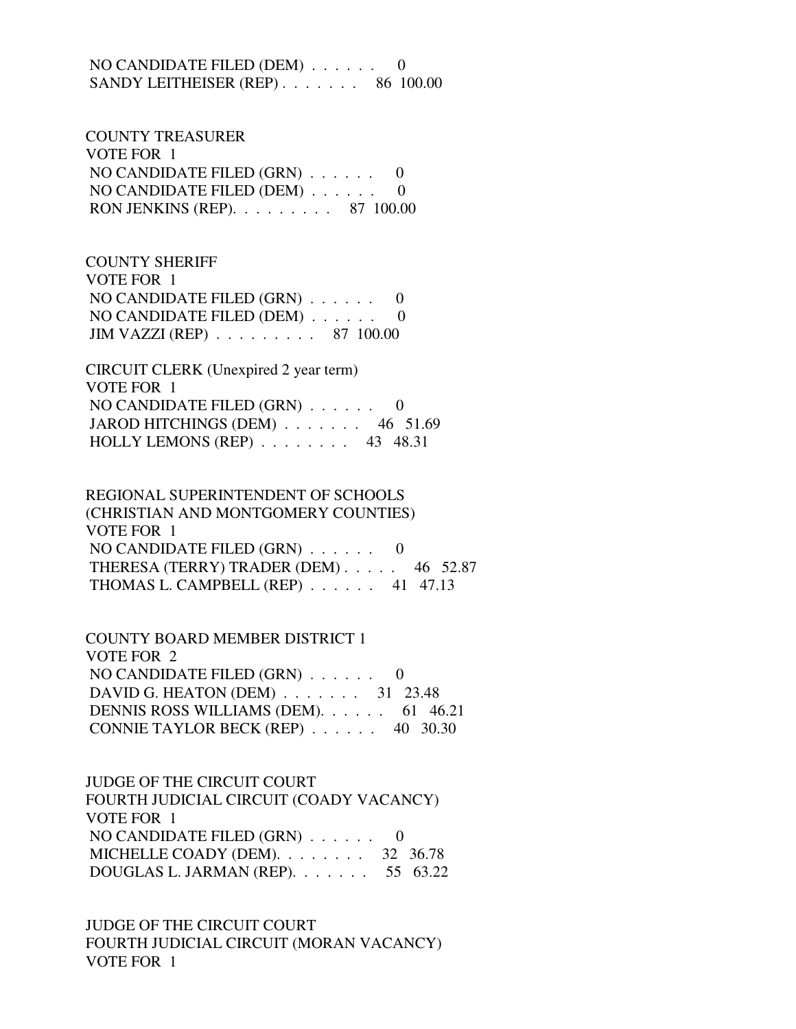NO CANDIDATE FILED (DEM) . . . . . . 0
SANDY LEITHEISER (REP) . . . . . . . 86 100.00

COUNTY TREASURER
VOTE FOR 1
NO CANDIDATE FILED (GRN) . . . . . . 0
NO CANDIDATE FILED (DEM) . . . . . . 0
RON JENKINS (REP). . . . . . . . . 87 100.00

COUNTY SHERIFF
VOTE FOR 1
NO CANDIDATE FILED (GRN) . . . . . . 0
NO CANDIDATE FILED (DEM) . . . . . . 0
JIM VAZZI (REP) . . . . . . . . . 87 100.00

CIRCUIT CLERK (Unexpired 2 year term)
VOTE FOR 1
NO CANDIDATE FILED (GRN) . . . . . . 0
JAROD HITCHINGS (DEM) . . . . . . . 46 51.69
HOLLY LEMONS (REP) . . . . . . . . 43 48.31

REGIONAL SUPERINTENDENT OF SCHOOLS
(CHRISTIAN AND MONTGOMERY COUNTIES)
VOTE FOR 1
NO CANDIDATE FILED (GRN) . . . . . . 0
THERESA (TERRY) TRADER (DEM) . . . . . 46 52.87
THOMAS L. CAMPBELL (REP) . . . . . . 41 47.13

COUNTY BOARD MEMBER DISTRICT 1
VOTE FOR 2
NO CANDIDATE FILED (GRN) . . . . . . 0
DAVID G. HEATON (DEM) . . . . . . . 31 23.48
DENNIS ROSS WILLIAMS (DEM). . . . . . 61 46.21
CONNIE TAYLOR BECK (REP) . . . . . . 40 30.30

JUDGE OF THE CIRCUIT COURT
FOURTH JUDICIAL CIRCUIT (COADY VACANCY)
VOTE FOR 1
NO CANDIDATE FILED (GRN) . . . . . . 0
MICHELLE COADY (DEM). . . . . . . . 32 36.78
DOUGLAS L. JARMAN (REP). . . . . . . 55 63.22

JUDGE OF THE CIRCUIT COURT
FOURTH JUDICIAL CIRCUIT (MORAN VACANCY)
VOTE FOR 1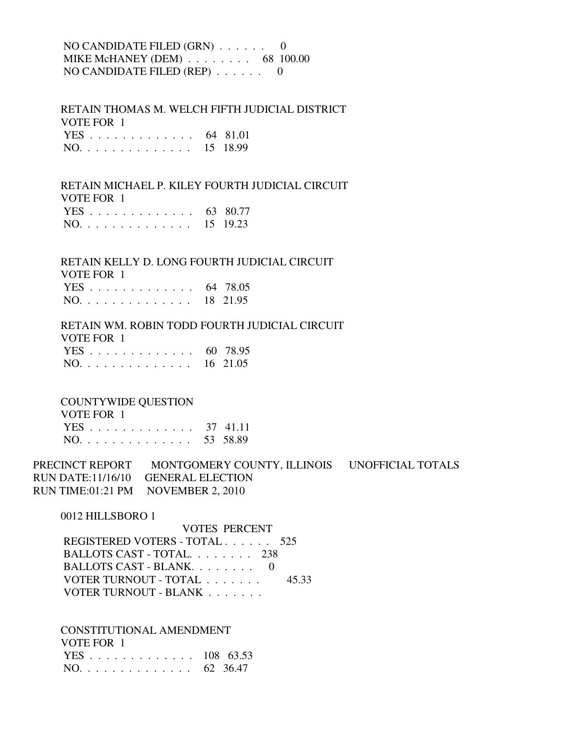NO CANDIDATE FILED (GRN) . . . . . . 0
MIKE McHANEY (DEM) . . . . . . . . 68 100.00
NO CANDIDATE FILED (REP) . . . . . . 0

RETAIN THOMAS M. WELCH FIFTH JUDICIAL DISTRICT
VOTE FOR 1
YES . . . . . . . . . . . . . 64 81.01
NO. . . . . . . . . . . . . . 15 18.99

RETAIN MICHAEL P. KILEY FOURTH JUDICIAL CIRCUIT
VOTE FOR 1
YES . . . . . . . . . . . . . 63 80.77
NO. . . . . . . . . . . . . . 15 19.23

RETAIN KELLY D. LONG FOURTH JUDICIAL CIRCUIT
VOTE FOR 1
YES . . . . . . . . . . . . . 64 78.05
NO. . . . . . . . . . . . . . 18 21.95

RETAIN WM. ROBIN TODD FOURTH JUDICIAL CIRCUIT
VOTE FOR 1
YES . . . . . . . . . . . . . 60 78.95
NO. . . . . . . . . . . . . . 16 21.05

COUNTYWIDE QUESTION
VOTE FOR 1
YES . . . . . . . . . . . . . 37 41.11
NO. . . . . . . . . . . . . . 53 58.89

PRECINCT REPORT MONTGOMERY COUNTY, ILLINOIS UNOFFICIAL TOTALS
RUN DATE:11/16/10 GENERAL ELECTION
RUN TIME:01:21 PM NOVEMBER 2, 2010

0012 HILLSBORO 1

VOTES PERCENT
REGISTERED VOTERS - TOTAL . . . . . . 525
BALLOTS CAST - TOTAL. . . . . . . . 238
BALLOTS CAST - BLANK. . . . . . . . 0
VOTER TURNOUT - TOTAL . . . . . . . 45.33
VOTER TURNOUT - BLANK . . . . . . .

CONSTITUTIONAL AMENDMENT
VOTE FOR 1
YES . . . . . . . . . . . . . 108 63.53
NO. . . . . . . . . . . . . . 62 36.47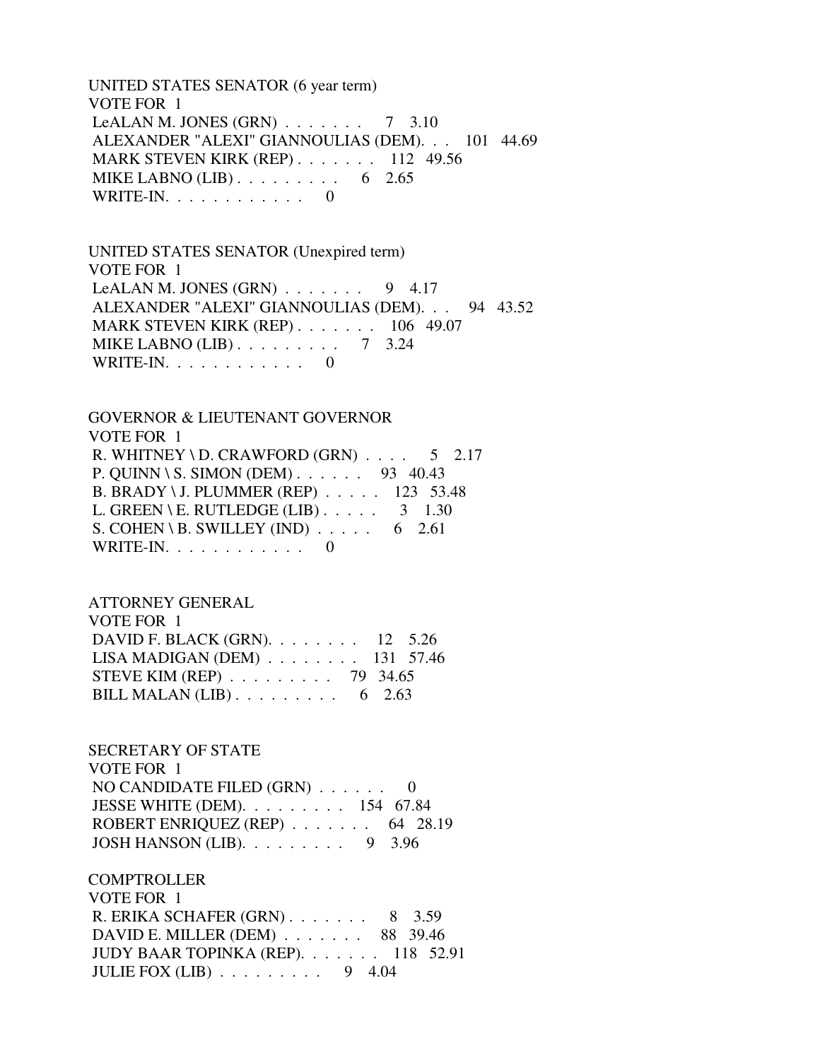UNITED STATES SENATOR (6 year term)
VOTE FOR 1

| Candidate | Votes | Percent |
|---|---|---|
| LeALAN M. JONES (GRN) | 7 | 3.10 |
| ALEXANDER "ALEXI" GIANNOULIAS (DEM) | 101 | 44.69 |
| MARK STEVEN KIRK (REP) | 112 | 49.56 |
| MIKE LABNO (LIB) | 6 | 2.65 |
| WRITE-IN | 0 | |

UNITED STATES SENATOR (Unexpired term)
VOTE FOR 1

| Candidate | Votes | Percent |
|---|---|---|
| LeALAN M. JONES (GRN) | 9 | 4.17 |
| ALEXANDER "ALEXI" GIANNOULIAS (DEM) | 94 | 43.52 |
| MARK STEVEN KIRK (REP) | 106 | 49.07 |
| MIKE LABNO (LIB) | 7 | 3.24 |
| WRITE-IN | 0 | |

GOVERNOR & LIEUTENANT GOVERNOR
VOTE FOR 1

| Candidate | Votes | Percent |
|---|---|---|
| R. WHITNEY \ D. CRAWFORD (GRN) | 5 | 2.17 |
| P. QUINN \ S. SIMON (DEM) | 93 | 40.43 |
| B. BRADY \ J. PLUMMER (REP) | 123 | 53.48 |
| L. GREEN \ E. RUTLEDGE (LIB) | 3 | 1.30 |
| S. COHEN \ B. SWILLEY (IND) | 6 | 2.61 |
| WRITE-IN | 0 | |

ATTORNEY GENERAL
VOTE FOR 1

| Candidate | Votes | Percent |
|---|---|---|
| DAVID F. BLACK (GRN) | 12 | 5.26 |
| LISA MADIGAN (DEM) | 131 | 57.46 |
| STEVE KIM (REP) | 79 | 34.65 |
| BILL MALAN (LIB) | 6 | 2.63 |

SECRETARY OF STATE
VOTE FOR 1

| Candidate | Votes | Percent |
|---|---|---|
| NO CANDIDATE FILED (GRN) | 0 | |
| JESSE WHITE (DEM) | 154 | 67.84 |
| ROBERT ENRIQUEZ (REP) | 64 | 28.19 |
| JOSH HANSON (LIB) | 9 | 3.96 |

COMPTROLLER
VOTE FOR 1

| Candidate | Votes | Percent |
|---|---|---|
| R. ERIKA SCHAFER (GRN) | 8 | 3.59 |
| DAVID E. MILLER (DEM) | 88 | 39.46 |
| JUDY BAAR TOPINKA (REP) | 118 | 52.91 |
| JULIE FOX (LIB) | 9 | 4.04 |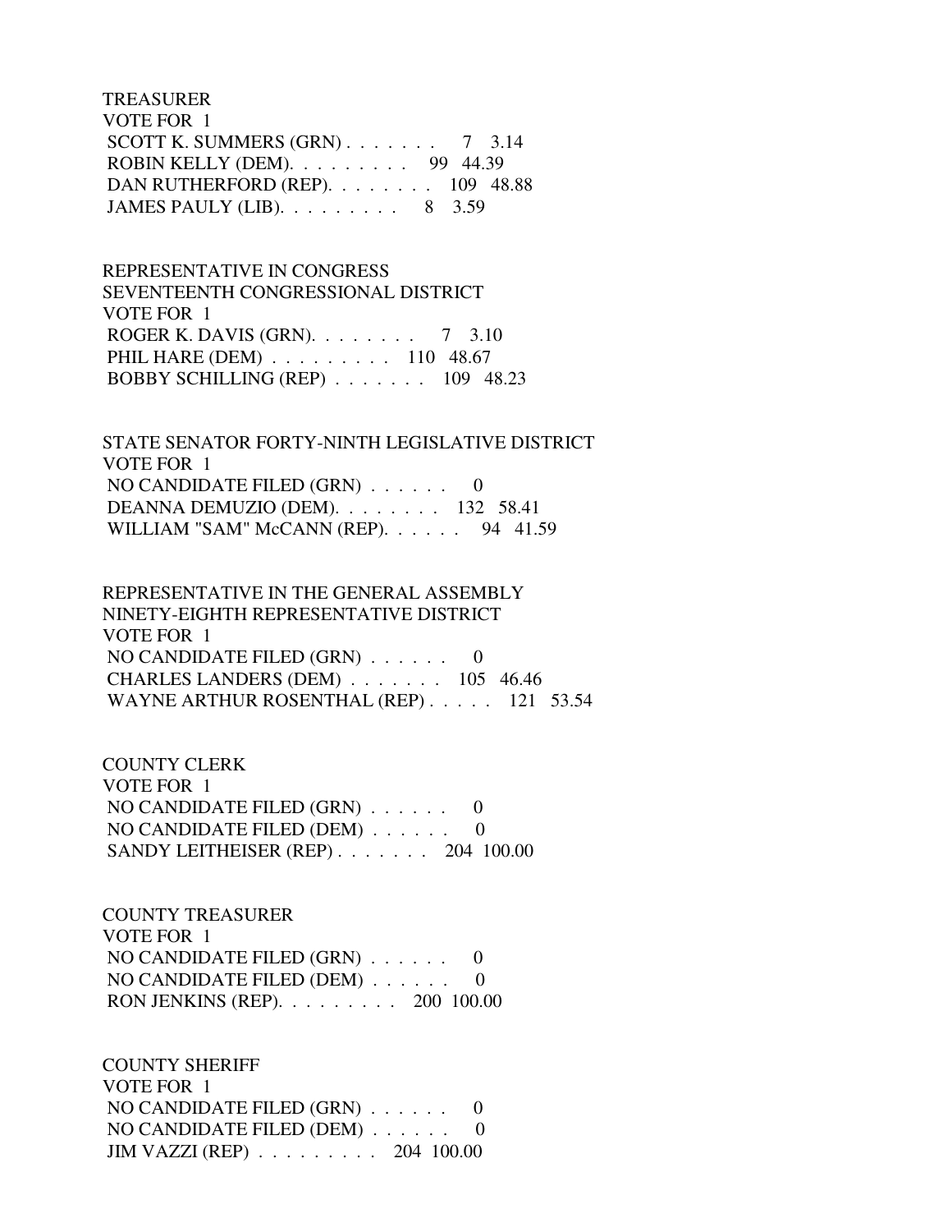TREASURER
VOTE FOR 1
SCOTT K. SUMMERS (GRN) . . . . . . . 7 3.14
ROBIN KELLY (DEM). . . . . . . . . 99 44.39
DAN RUTHERFORD (REP). . . . . . . . 109 48.88
JAMES PAULY (LIB). . . . . . . . . 8 3.59

REPRESENTATIVE IN CONGRESS
SEVENTEENTH CONGRESSIONAL DISTRICT
VOTE FOR 1
ROGER K. DAVIS (GRN). . . . . . . . 7 3.10
PHIL HARE (DEM) . . . . . . . . . 110 48.67
BOBBY SCHILLING (REP) . . . . . . . 109 48.23

STATE SENATOR FORTY-NINTH LEGISLATIVE DISTRICT
VOTE FOR 1
NO CANDIDATE FILED (GRN) . . . . . . 0
DEANNA DEMUZIO (DEM). . . . . . . . 132 58.41
WILLIAM "SAM" McCANN (REP). . . . . . 94 41.59

REPRESENTATIVE IN THE GENERAL ASSEMBLY
NINETY-EIGHTH REPRESENTATIVE DISTRICT
VOTE FOR 1
NO CANDIDATE FILED (GRN) . . . . . . 0
CHARLES LANDERS (DEM) . . . . . . . 105 46.46
WAYNE ARTHUR ROSENTHAL (REP) . . . . . 121 53.54

COUNTY CLERK
VOTE FOR 1
NO CANDIDATE FILED (GRN) . . . . . . 0
NO CANDIDATE FILED (DEM) . . . . . . 0
SANDY LEITHEISER (REP) . . . . . . . 204 100.00

COUNTY TREASURER
VOTE FOR 1
NO CANDIDATE FILED (GRN) . . . . . . 0
NO CANDIDATE FILED (DEM) . . . . . . 0
RON JENKINS (REP). . . . . . . . . 200 100.00

COUNTY SHERIFF
VOTE FOR 1
NO CANDIDATE FILED (GRN) . . . . . . 0
NO CANDIDATE FILED (DEM) . . . . . . 0
JIM VAZZI (REP) . . . . . . . . . 204 100.00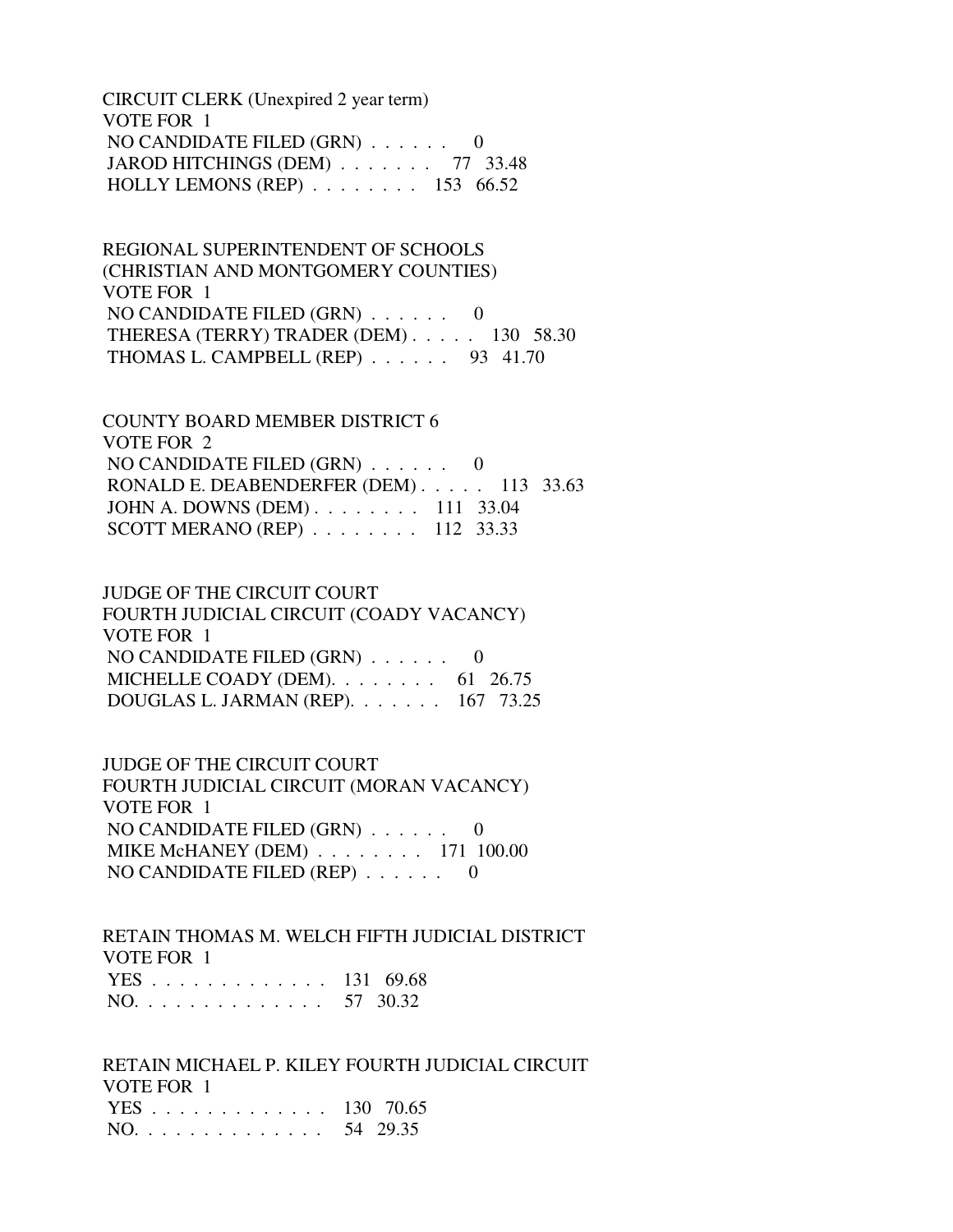CIRCUIT CLERK (Unexpired 2 year term)
VOTE FOR 1
NO CANDIDATE FILED (GRN) . . . . . . 0
JAROD HITCHINGS (DEM) . . . . . . . 77 33.48
HOLLY LEMONS (REP) . . . . . . . . 153 66.52

REGIONAL SUPERINTENDENT OF SCHOOLS
(CHRISTIAN AND MONTGOMERY COUNTIES)
VOTE FOR 1
NO CANDIDATE FILED (GRN) . . . . . . 0
THERESA (TERRY) TRADER (DEM) . . . . . 130 58.30
THOMAS L. CAMPBELL (REP) . . . . . . 93 41.70

COUNTY BOARD MEMBER DISTRICT 6
VOTE FOR 2
NO CANDIDATE FILED (GRN) . . . . . . 0
RONALD E. DEABENDERFER (DEM) . . . . . 113 33.63
JOHN A. DOWNS (DEM) . . . . . . . . 111 33.04
SCOTT MERANO (REP) . . . . . . . . 112 33.33

JUDGE OF THE CIRCUIT COURT
FOURTH JUDICIAL CIRCUIT (COADY VACANCY)
VOTE FOR 1
NO CANDIDATE FILED (GRN) . . . . . . 0
MICHELLE COADY (DEM). . . . . . . . 61 26.75
DOUGLAS L. JARMAN (REP). . . . . . . 167 73.25

JUDGE OF THE CIRCUIT COURT
FOURTH JUDICIAL CIRCUIT (MORAN VACANCY)
VOTE FOR 1
NO CANDIDATE FILED (GRN) . . . . . . 0
MIKE McHANEY (DEM) . . . . . . . . 171 100.00
NO CANDIDATE FILED (REP) . . . . . . 0

RETAIN THOMAS M. WELCH FIFTH JUDICIAL DISTRICT
VOTE FOR 1
YES . . . . . . . . . . . . . 131 69.68
NO. . . . . . . . . . . . . . 57 30.32

RETAIN MICHAEL P. KILEY FOURTH JUDICIAL CIRCUIT
VOTE FOR 1
YES . . . . . . . . . . . . . 130 70.65
NO. . . . . . . . . . . . . . 54 29.35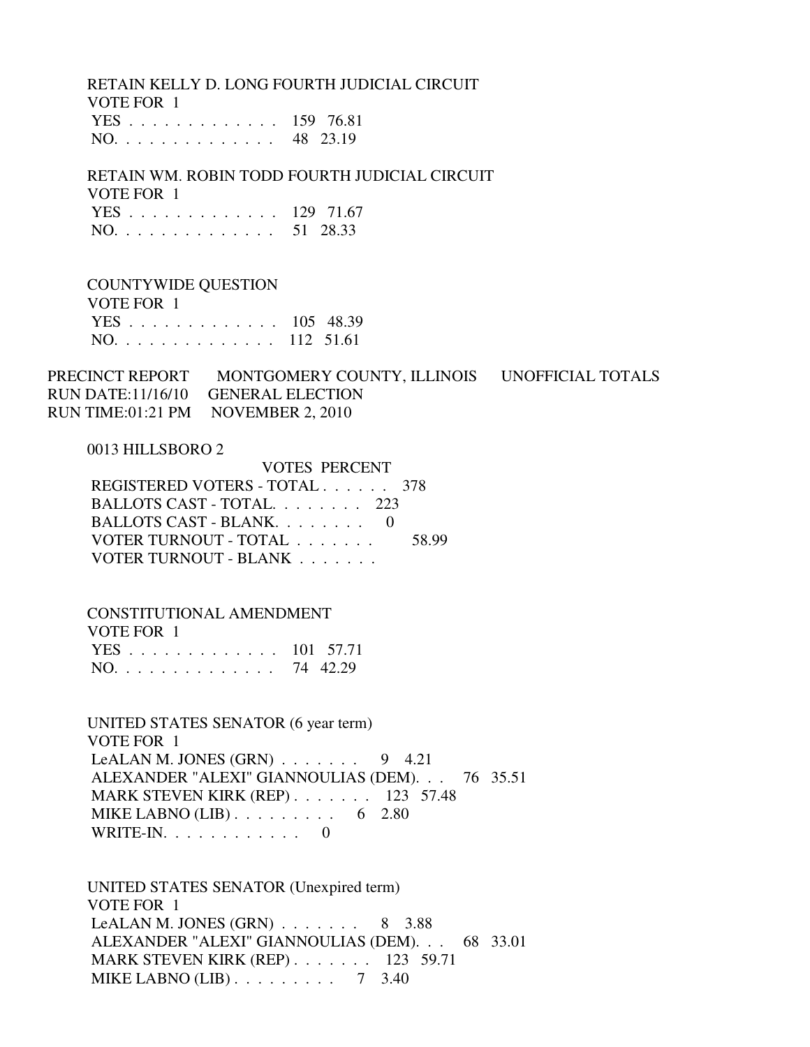RETAIN KELLY D. LONG FOURTH JUDICIAL CIRCUIT
VOTE FOR 1

| | | |
|---|---|---|
| YES . . . . . . . . . . . . . | 159 | 76.81 |
| NO. . . . . . . . . . . . . . | 48 | 23.19 |

RETAIN WM. ROBIN TODD FOURTH JUDICIAL CIRCUIT
VOTE FOR 1

| | | |
|---|---|---|
| YES . . . . . . . . . . . . . | 129 | 71.67 |
| NO. . . . . . . . . . . . . . | 51 | 28.33 |

COUNTYWIDE QUESTION
VOTE FOR 1

| | | |
|---|---|---|
| YES . . . . . . . . . . . . . | 105 | 48.39 |
| NO. . . . . . . . . . . . . . | 112 | 51.61 |

PRECINCT REPORT MONTGOMERY COUNTY, ILLINOIS UNOFFICIAL TOTALS
RUN DATE:11/16/10 GENERAL ELECTION
RUN TIME:01:21 PM NOVEMBER 2, 2010

0013 HILLSBORO 2

| | VOTES | PERCENT |
|---|---|---|
| REGISTERED VOTERS - TOTAL . . . . . . | 378 | |
| BALLOTS CAST - TOTAL. . . . . . . . | 223 | |
| BALLOTS CAST - BLANK. . . . . . . . | 0 | |
| VOTER TURNOUT - TOTAL . . . . . . . | | 58.99 |
| VOTER TURNOUT - BLANK . . . . . . . | | |

CONSTITUTIONAL AMENDMENT
VOTE FOR 1

| | | |
|---|---|---|
| YES . . . . . . . . . . . . . | 101 | 57.71 |
| NO. . . . . . . . . . . . . . | 74 | 42.29 |

UNITED STATES SENATOR (6 year term)
VOTE FOR 1

| | | |
|---|---|---|
| LeALAN M. JONES (GRN) . . . . . . . | 9 | 4.21 |
| ALEXANDER "ALEXI" GIANNOULIAS (DEM). . . | 76 | 35.51 |
| MARK STEVEN KIRK (REP) . . . . . . . | 123 | 57.48 |
| MIKE LABNO (LIB) . . . . . . . . . | 6 | 2.80 |
| WRITE-IN. . . . . . . . . . . . | 0 | |

UNITED STATES SENATOR (Unexpired term)
VOTE FOR 1

| | | |
|---|---|---|
| LeALAN M. JONES (GRN) . . . . . . . | 8 | 3.88 |
| ALEXANDER "ALEXI" GIANNOULIAS (DEM). . . | 68 | 33.01 |
| MARK STEVEN KIRK (REP) . . . . . . . | 123 | 59.71 |
| MIKE LABNO (LIB) . . . . . . . . . | 7 | 3.40 |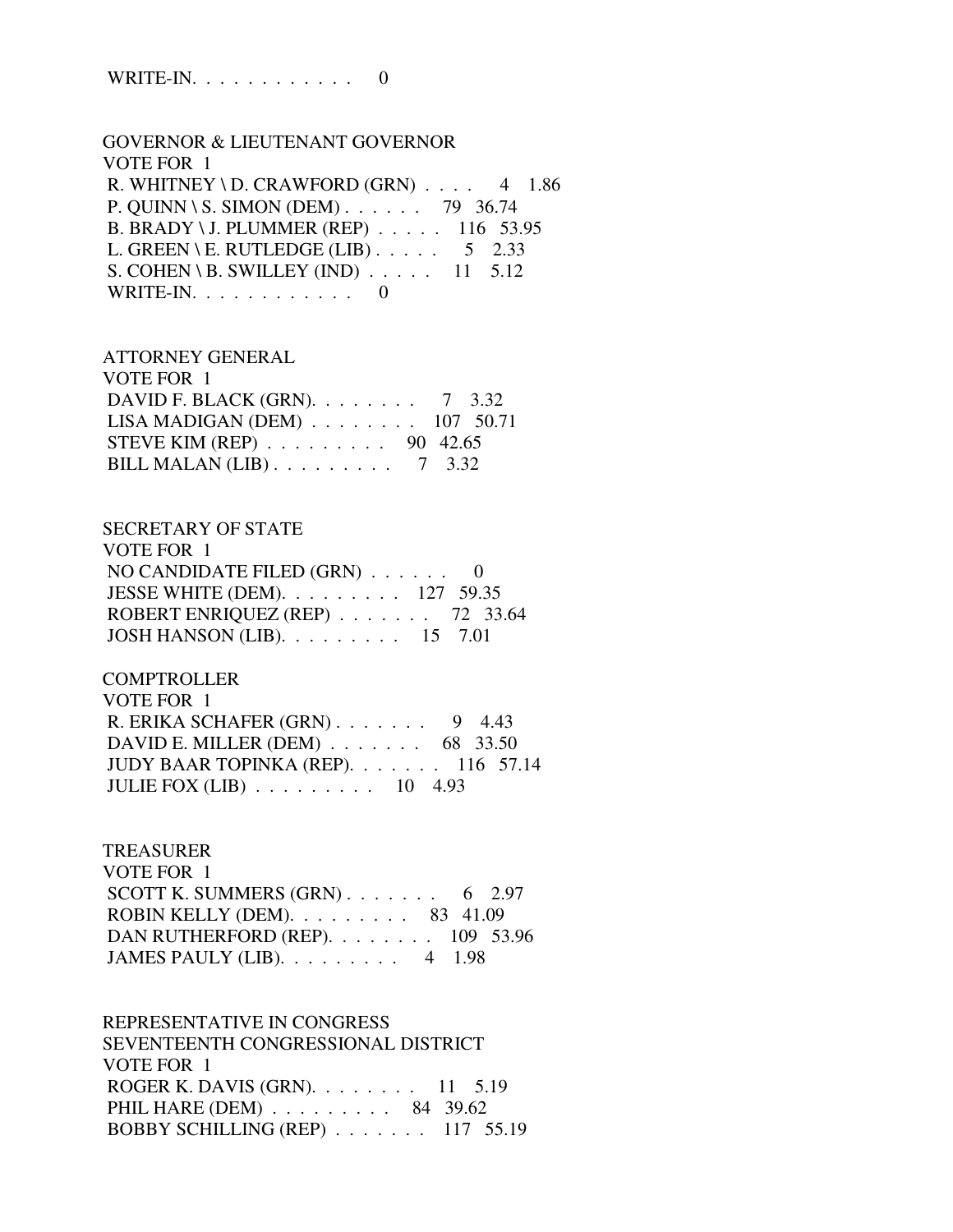WRITE-IN. . . . . . . . . . . . 0

GOVERNOR & LIEUTENANT GOVERNOR
VOTE FOR 1
R. WHITNEY \ D. CRAWFORD (GRN) . . . . 4 1.86
P. QUINN \ S. SIMON (DEM) . . . . . . 79 36.74
B. BRADY \ J. PLUMMER (REP) . . . . . 116 53.95
L. GREEN \ E. RUTLEDGE (LIB) . . . . . 5 2.33
S. COHEN \ B. SWILLEY (IND) . . . . . 11 5.12
WRITE-IN. . . . . . . . . . . . 0

ATTORNEY GENERAL
VOTE FOR 1
DAVID F. BLACK (GRN). . . . . . . . 7 3.32
LISA MADIGAN (DEM) . . . . . . . . 107 50.71
STEVE KIM (REP) . . . . . . . . . 90 42.65
BILL MALAN (LIB) . . . . . . . . . 7 3.32

SECRETARY OF STATE
VOTE FOR 1
NO CANDIDATE FILED (GRN) . . . . . . 0
JESSE WHITE (DEM). . . . . . . . . 127 59.35
ROBERT ENRIQUEZ (REP) . . . . . . . 72 33.64
JOSH HANSON (LIB). . . . . . . . . 15 7.01

COMPTROLLER
VOTE FOR 1
R. ERIKA SCHAFER (GRN) . . . . . . . 9 4.43
DAVID E. MILLER (DEM) . . . . . . . 68 33.50
JUDY BAAR TOPINKA (REP). . . . . . . 116 57.14
JULIE FOX (LIB) . . . . . . . . . 10 4.93

TREASURER
VOTE FOR 1
SCOTT K. SUMMERS (GRN) . . . . . . . 6 2.97
ROBIN KELLY (DEM). . . . . . . . . 83 41.09
DAN RUTHERFORD (REP). . . . . . . . 109 53.96
JAMES PAULY (LIB). . . . . . . . . 4 1.98

REPRESENTATIVE IN CONGRESS
SEVENTEENTH CONGRESSIONAL DISTRICT
VOTE FOR 1
ROGER K. DAVIS (GRN). . . . . . . . 11 5.19
PHIL HARE (DEM) . . . . . . . . . 84 39.62
BOBBY SCHILLING (REP) . . . . . . . 117 55.19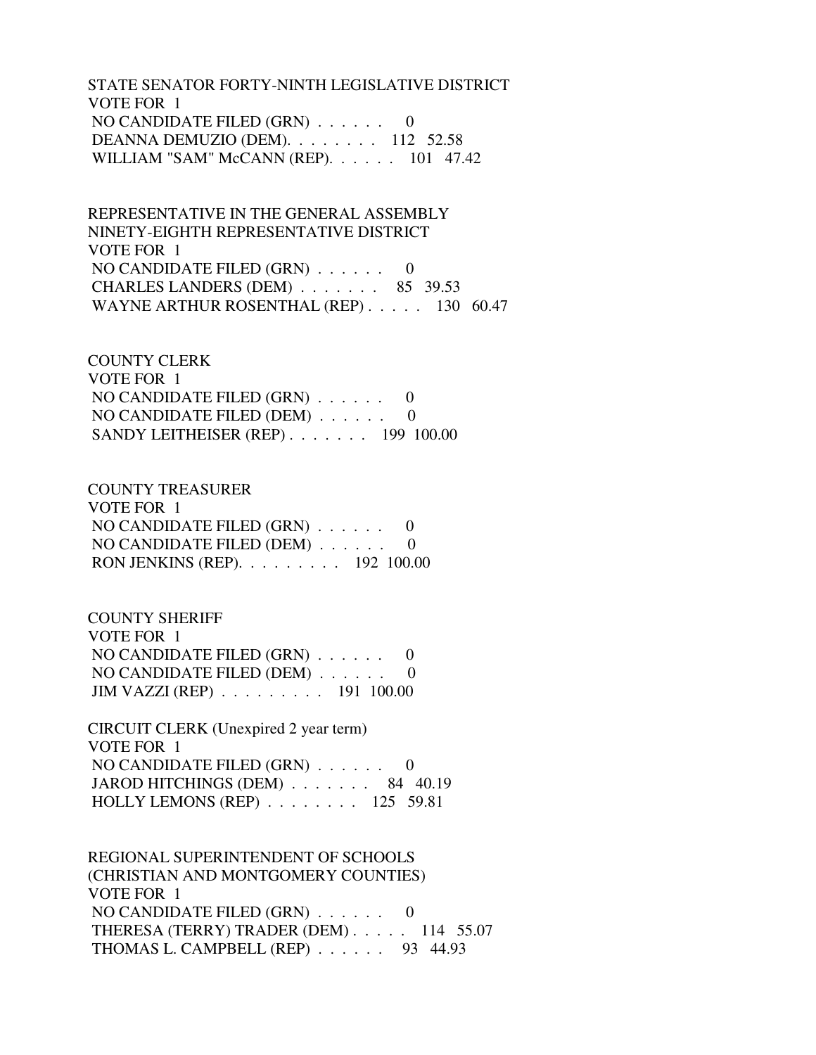STATE SENATOR FORTY-NINTH LEGISLATIVE DISTRICT
VOTE FOR 1

| Candidate | Votes | Percent |
|---|---|---|
| NO CANDIDATE FILED (GRN) | 0 | |
| DEANNA DEMUZIO (DEM) | 112 | 52.58 |
| WILLIAM "SAM" McCANN (REP) | 101 | 47.42 |

REPRESENTATIVE IN THE GENERAL ASSEMBLY
NINETY-EIGHTH REPRESENTATIVE DISTRICT
VOTE FOR 1

| Candidate | Votes | Percent |
|---|---|---|
| NO CANDIDATE FILED (GRN) | 0 | |
| CHARLES LANDERS (DEM) | 85 | 39.53 |
| WAYNE ARTHUR ROSENTHAL (REP) | 130 | 60.47 |

COUNTY CLERK
VOTE FOR 1

| Candidate | Votes | Percent |
|---|---|---|
| NO CANDIDATE FILED (GRN) | 0 | |
| NO CANDIDATE FILED (DEM) | 0 | |
| SANDY LEITHEISER (REP) | 199 | 100.00 |

COUNTY TREASURER
VOTE FOR 1

| Candidate | Votes | Percent |
|---|---|---|
| NO CANDIDATE FILED (GRN) | 0 | |
| NO CANDIDATE FILED (DEM) | 0 | |
| RON JENKINS (REP) | 192 | 100.00 |

COUNTY SHERIFF
VOTE FOR 1

| Candidate | Votes | Percent |
|---|---|---|
| NO CANDIDATE FILED (GRN) | 0 | |
| NO CANDIDATE FILED (DEM) | 0 | |
| JIM VAZZI (REP) | 191 | 100.00 |

CIRCUIT CLERK (Unexpired 2 year term)
VOTE FOR 1

| Candidate | Votes | Percent |
|---|---|---|
| NO CANDIDATE FILED (GRN) | 0 | |
| JAROD HITCHINGS (DEM) | 84 | 40.19 |
| HOLLY LEMONS (REP) | 125 | 59.81 |

REGIONAL SUPERINTENDENT OF SCHOOLS
(CHRISTIAN AND MONTGOMERY COUNTIES)
VOTE FOR 1

| Candidate | Votes | Percent |
|---|---|---|
| NO CANDIDATE FILED (GRN) | 0 | |
| THERESA (TERRY) TRADER (DEM) | 114 | 55.07 |
| THOMAS L. CAMPBELL (REP) | 93 | 44.93 |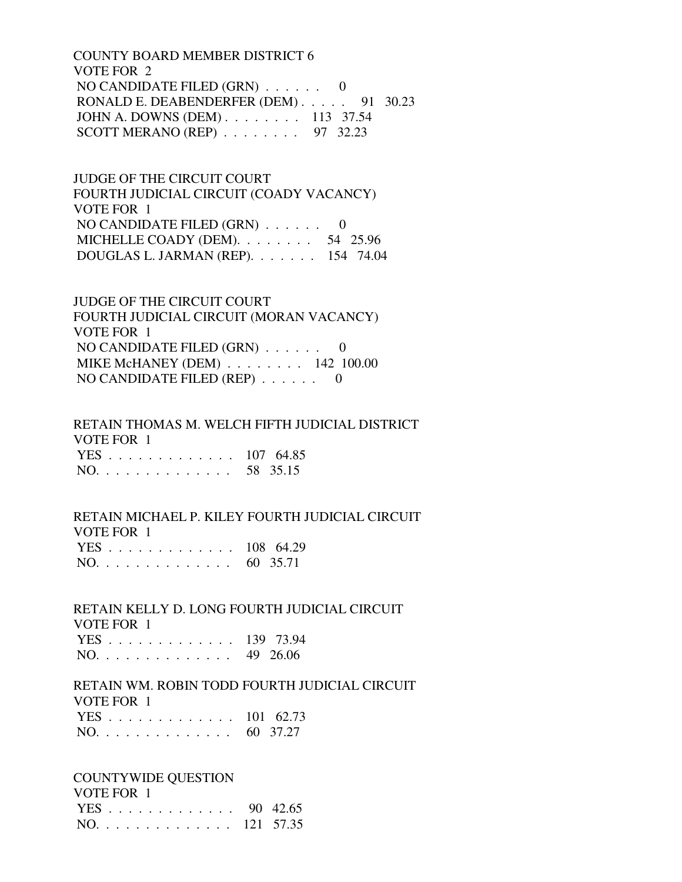COUNTY BOARD MEMBER DISTRICT 6
VOTE FOR 2

| Candidate | Votes | Percent |
|---|---|---|
| NO CANDIDATE FILED (GRN) | 0 | |
| RONALD E. DEABENDERFER (DEM) | 91 | 30.23 |
| JOHN A. DOWNS (DEM) | 113 | 37.54 |
| SCOTT MERANO (REP) | 97 | 32.23 |

JUDGE OF THE CIRCUIT COURT
FOURTH JUDICIAL CIRCUIT (COADY VACANCY)
VOTE FOR 1

| Candidate | Votes | Percent |
|---|---|---|
| NO CANDIDATE FILED (GRN) | 0 | |
| MICHELLE COADY (DEM) | 54 | 25.96 |
| DOUGLAS L. JARMAN (REP) | 154 | 74.04 |

JUDGE OF THE CIRCUIT COURT
FOURTH JUDICIAL CIRCUIT (MORAN VACANCY)
VOTE FOR 1

| Candidate | Votes | Percent |
|---|---|---|
| NO CANDIDATE FILED (GRN) | 0 | |
| MIKE McHANEY (DEM) | 142 | 100.00 |
| NO CANDIDATE FILED (REP) | 0 | |

RETAIN THOMAS M. WELCH FIFTH JUDICIAL DISTRICT
VOTE FOR 1

| Choice | Votes | Percent |
|---|---|---|
| YES | 107 | 64.85 |
| NO | 58 | 35.15 |

RETAIN MICHAEL P. KILEY FOURTH JUDICIAL CIRCUIT
VOTE FOR 1

| Choice | Votes | Percent |
|---|---|---|
| YES | 108 | 64.29 |
| NO | 60 | 35.71 |

RETAIN KELLY D. LONG FOURTH JUDICIAL CIRCUIT
VOTE FOR 1

| Choice | Votes | Percent |
|---|---|---|
| YES | 139 | 73.94 |
| NO | 49 | 26.06 |

RETAIN WM. ROBIN TODD FOURTH JUDICIAL CIRCUIT
VOTE FOR 1

| Choice | Votes | Percent |
|---|---|---|
| YES | 101 | 62.73 |
| NO | 60 | 37.27 |

COUNTYWIDE QUESTION
VOTE FOR 1

| Choice | Votes | Percent |
|---|---|---|
| YES | 90 | 42.65 |
| NO | 121 | 57.35 |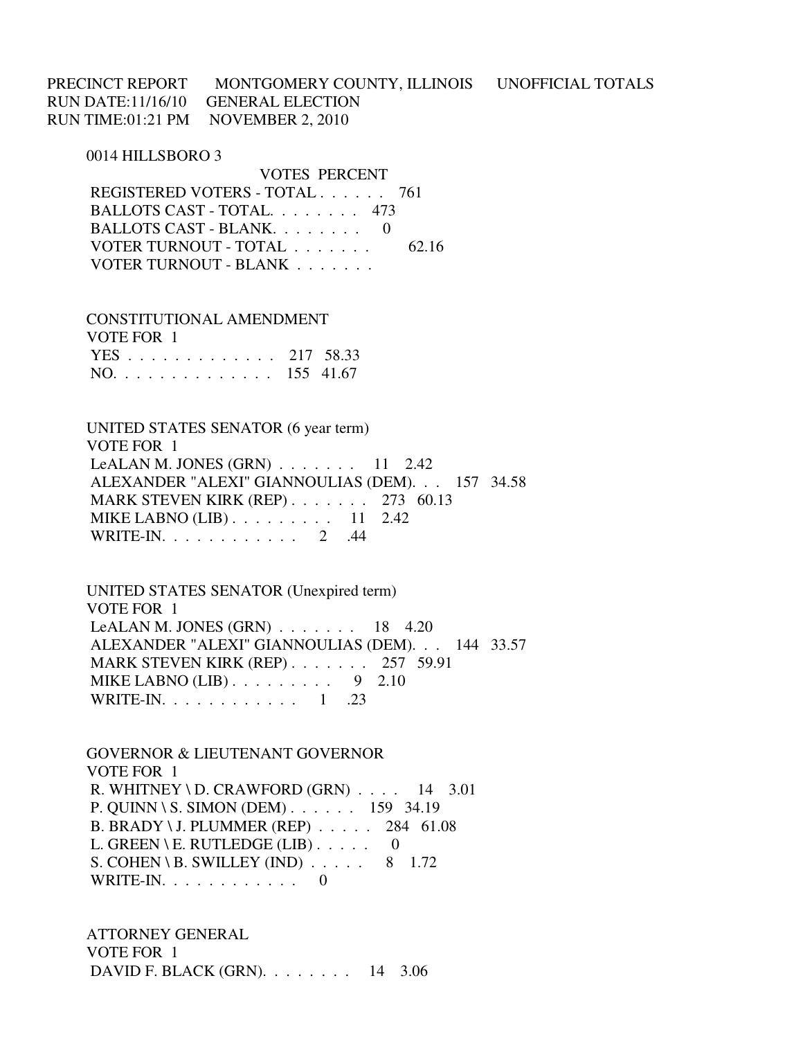PRECINCT REPORT MONTGOMERY COUNTY, ILLINOIS UNOFFICIAL TOTALS
RUN DATE:11/16/10 GENERAL ELECTION
RUN TIME:01:21 PM NOVEMBER 2, 2010

0014 HILLSBORO 3

| | VOTES | PERCENT |
|---|---|---|
| REGISTERED VOTERS - TOTAL . . . . . . | 761 | |
| BALLOTS CAST - TOTAL. . . . . . . . | 473 | |
| BALLOTS CAST - BLANK. . . . . . . . | 0 | |
| VOTER TURNOUT - TOTAL . . . . . . . | | 62.16 |
| VOTER TURNOUT - BLANK . . . . . . . | | |

CONSTITUTIONAL AMENDMENT
VOTE FOR 1

| | VOTES | PERCENT |
|---|---|---|
| YES . . . . . . . . . . . . . | 217 | 58.33 |
| NO. . . . . . . . . . . . . . | 155 | 41.67 |

UNITED STATES SENATOR (6 year term)
VOTE FOR 1

| | VOTES | PERCENT |
|---|---|---|
| LeALAN M. JONES (GRN) . . . . . . . | 11 | 2.42 |
| ALEXANDER "ALEXI" GIANNOULIAS (DEM). . . | 157 | 34.58 |
| MARK STEVEN KIRK (REP) . . . . . . . | 273 | 60.13 |
| MIKE LABNO (LIB) . . . . . . . . . | 11 | 2.42 |
| WRITE-IN. . . . . . . . . . . . | 2 | .44 |

UNITED STATES SENATOR (Unexpired term)
VOTE FOR 1

| | VOTES | PERCENT |
|---|---|---|
| LeALAN M. JONES (GRN) . . . . . . . | 18 | 4.20 |
| ALEXANDER "ALEXI" GIANNOULIAS (DEM). . . | 144 | 33.57 |
| MARK STEVEN KIRK (REP) . . . . . . . | 257 | 59.91 |
| MIKE LABNO (LIB) . . . . . . . . . | 9 | 2.10 |
| WRITE-IN. . . . . . . . . . . . | 1 | .23 |

GOVERNOR & LIEUTENANT GOVERNOR
VOTE FOR 1

| | VOTES | PERCENT |
|---|---|---|
| R. WHITNEY \ D. CRAWFORD (GRN) . . . . | 14 | 3.01 |
| P. QUINN \ S. SIMON (DEM) . . . . . . | 159 | 34.19 |
| B. BRADY \ J. PLUMMER (REP) . . . . . | 284 | 61.08 |
| L. GREEN \ E. RUTLEDGE (LIB) . . . . . | 0 | |
| S. COHEN \ B. SWILLEY (IND) . . . . . | 8 | 1.72 |
| WRITE-IN. . . . . . . . . . . . | 0 | |

ATTORNEY GENERAL
VOTE FOR 1

| | VOTES | PERCENT |
|---|---|---|
| DAVID F. BLACK (GRN). . . . . . . . | 14 | 3.06 |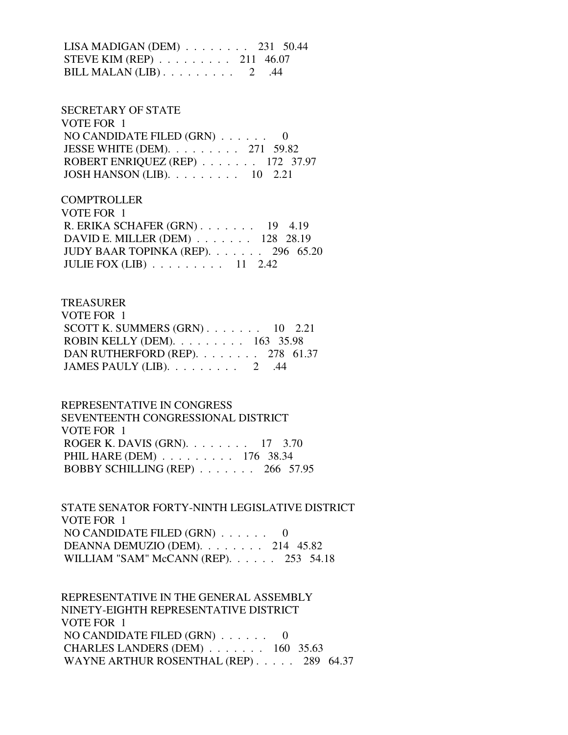LISA MADIGAN (DEM) . . . . . . . . 231 50.44
STEVE KIM (REP) . . . . . . . . . 211 46.07
BILL MALAN (LIB) . . . . . . . . . 2 .44

SECRETARY OF STATE
VOTE FOR 1
NO CANDIDATE FILED (GRN) . . . . . . 0
JESSE WHITE (DEM). . . . . . . . . 271 59.82
ROBERT ENRIQUEZ (REP) . . . . . . . 172 37.97
JOSH HANSON (LIB). . . . . . . . . 10 2.21

COMPTROLLER
VOTE FOR 1
R. ERIKA SCHAFER (GRN) . . . . . . . 19 4.19
DAVID E. MILLER (DEM) . . . . . . . 128 28.19
JUDY BAAR TOPINKA (REP). . . . . . . 296 65.20
JULIE FOX (LIB) . . . . . . . . . 11 2.42

TREASURER
VOTE FOR 1
SCOTT K. SUMMERS (GRN) . . . . . . . 10 2.21
ROBIN KELLY (DEM). . . . . . . . . 163 35.98
DAN RUTHERFORD (REP). . . . . . . . 278 61.37
JAMES PAULY (LIB). . . . . . . . . 2 .44

REPRESENTATIVE IN CONGRESS
SEVENTEENTH CONGRESSIONAL DISTRICT
VOTE FOR 1
ROGER K. DAVIS (GRN). . . . . . . . 17 3.70
PHIL HARE (DEM) . . . . . . . . . 176 38.34
BOBBY SCHILLING (REP) . . . . . . . 266 57.95

STATE SENATOR FORTY-NINTH LEGISLATIVE DISTRICT
VOTE FOR 1
NO CANDIDATE FILED (GRN) . . . . . . 0
DEANNA DEMUZIO (DEM). . . . . . . . 214 45.82
WILLIAM "SAM" McCANN (REP). . . . . . 253 54.18

REPRESENTATIVE IN THE GENERAL ASSEMBLY
NINETY-EIGHTH REPRESENTATIVE DISTRICT
VOTE FOR 1
NO CANDIDATE FILED (GRN) . . . . . . 0
CHARLES LANDERS (DEM) . . . . . . . 160 35.63
WAYNE ARTHUR ROSENTHAL (REP) . . . . . 289 64.37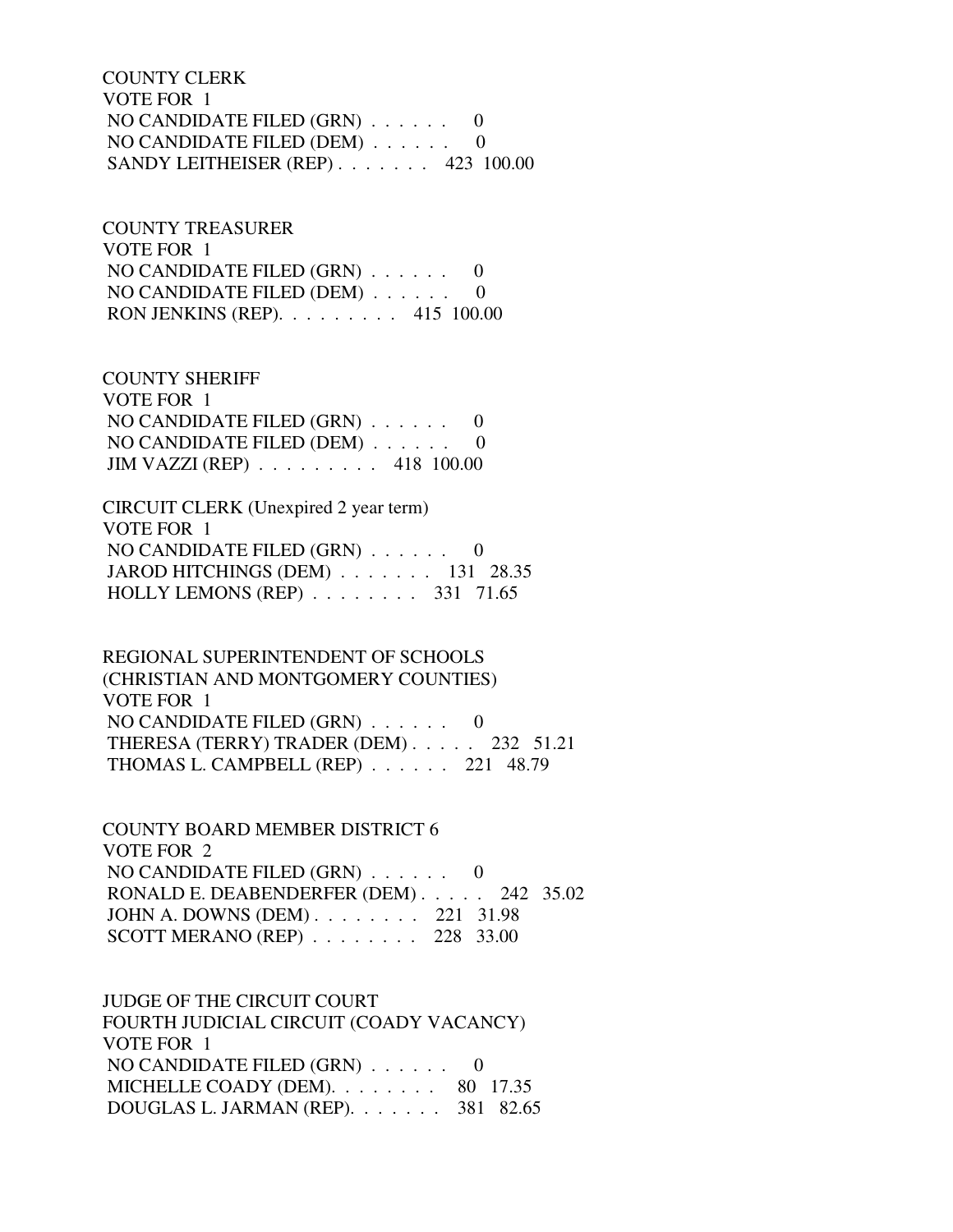COUNTY CLERK
VOTE FOR 1
NO CANDIDATE FILED (GRN) . . . . . . 0
NO CANDIDATE FILED (DEM) . . . . . . 0
SANDY LEITHEISER (REP) . . . . . . . 423 100.00

COUNTY TREASURER
VOTE FOR 1
NO CANDIDATE FILED (GRN) . . . . . . 0
NO CANDIDATE FILED (DEM) . . . . . . 0
RON JENKINS (REP). . . . . . . . . 415 100.00

COUNTY SHERIFF
VOTE FOR 1
NO CANDIDATE FILED (GRN) . . . . . . 0
NO CANDIDATE FILED (DEM) . . . . . . 0
JIM VAZZI (REP) . . . . . . . . . 418 100.00

CIRCUIT CLERK (Unexpired 2 year term)
VOTE FOR 1
NO CANDIDATE FILED (GRN) . . . . . . 0
JAROD HITCHINGS (DEM) . . . . . . . 131 28.35
HOLLY LEMONS (REP) . . . . . . . . 331 71.65

REGIONAL SUPERINTENDENT OF SCHOOLS
(CHRISTIAN AND MONTGOMERY COUNTIES)
VOTE FOR 1
NO CANDIDATE FILED (GRN) . . . . . . 0
THERESA (TERRY) TRADER (DEM) . . . . . 232 51.21
THOMAS L. CAMPBELL (REP) . . . . . . 221 48.79

COUNTY BOARD MEMBER DISTRICT 6
VOTE FOR 2
NO CANDIDATE FILED (GRN) . . . . . . 0
RONALD E. DEABENDERFER (DEM) . . . . . 242 35.02
JOHN A. DOWNS (DEM) . . . . . . . . 221 31.98
SCOTT MERANO (REP) . . . . . . . . 228 33.00

JUDGE OF THE CIRCUIT COURT
FOURTH JUDICIAL CIRCUIT (COADY VACANCY)
VOTE FOR 1
NO CANDIDATE FILED (GRN) . . . . . . 0
MICHELLE COADY (DEM). . . . . . . . 80 17.35
DOUGLAS L. JARMAN (REP). . . . . . . 381 82.65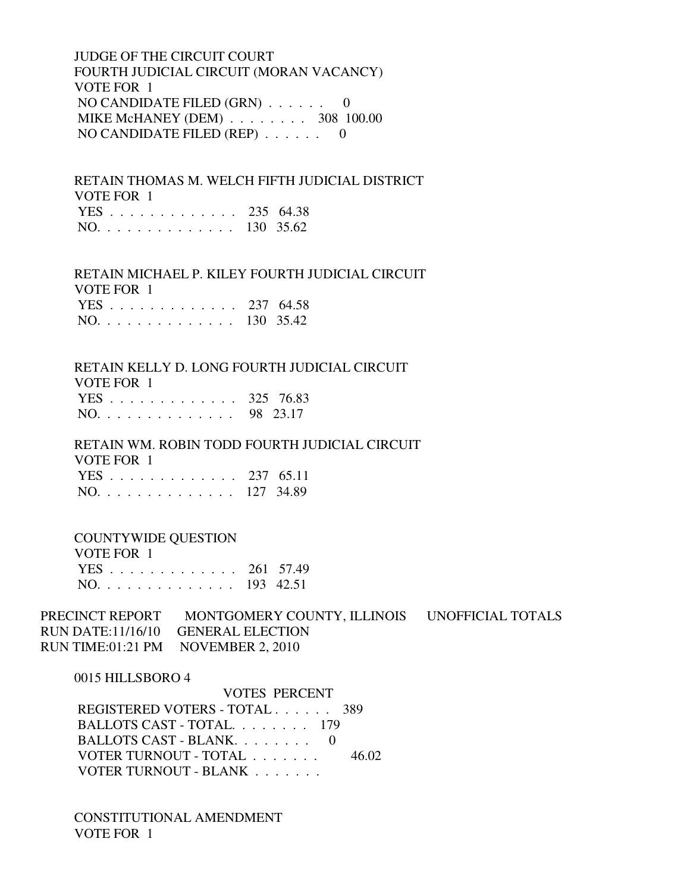JUDGE OF THE CIRCUIT COURT
FOURTH JUDICIAL CIRCUIT (MORAN VACANCY)
VOTE FOR 1

| | VOTES | PERCENT |
|---|---|---|
| NO CANDIDATE FILED (GRN) . . . . . . | 0 | |
| MIKE McHANEY (DEM) . . . . . . . . | 308 | 100.00 |
| NO CANDIDATE FILED (REP) . . . . . . | 0 | |

RETAIN THOMAS M. WELCH FIFTH JUDICIAL DISTRICT
VOTE FOR 1

| | VOTES | PERCENT |
|---|---|---|
| YES . . . . . . . . . . . . . . | 235 | 64.38 |
| NO. . . . . . . . . . . . . . . | 130 | 35.62 |

RETAIN MICHAEL P. KILEY FOURTH JUDICIAL CIRCUIT
VOTE FOR 1

| | VOTES | PERCENT |
|---|---|---|
| YES . . . . . . . . . . . . . . | 237 | 64.58 |
| NO. . . . . . . . . . . . . . . | 130 | 35.42 |

RETAIN KELLY D. LONG FOURTH JUDICIAL CIRCUIT
VOTE FOR 1

| | VOTES | PERCENT |
|---|---|---|
| YES . . . . . . . . . . . . . . | 325 | 76.83 |
| NO. . . . . . . . . . . . . . . | 98 | 23.17 |

RETAIN WM. ROBIN TODD FOURTH JUDICIAL CIRCUIT
VOTE FOR 1

| | VOTES | PERCENT |
|---|---|---|
| YES . . . . . . . . . . . . . . | 237 | 65.11 |
| NO. . . . . . . . . . . . . . . | 127 | 34.89 |

COUNTYWIDE QUESTION
VOTE FOR 1

| | VOTES | PERCENT |
|---|---|---|
| YES . . . . . . . . . . . . . . | 261 | 57.49 |
| NO. . . . . . . . . . . . . . . | 193 | 42.51 |

PRECINCT REPORT MONTGOMERY COUNTY, ILLINOIS UNOFFICIAL TOTALS
RUN DATE:11/16/10 GENERAL ELECTION
RUN TIME:01:21 PM NOVEMBER 2, 2010

0015 HILLSBORO 4

| | VOTES | PERCENT |
|---|---|---|
| REGISTERED VOTERS - TOTAL . . . . . . | 389 | |
| BALLOTS CAST - TOTAL. . . . . . . . | 179 | |
| BALLOTS CAST - BLANK. . . . . . . . | 0 | |
| VOTER TURNOUT - TOTAL . . . . . . . | | 46.02 |
| VOTER TURNOUT - BLANK . . . . . . . | | |

CONSTITUTIONAL AMENDMENT
VOTE FOR 1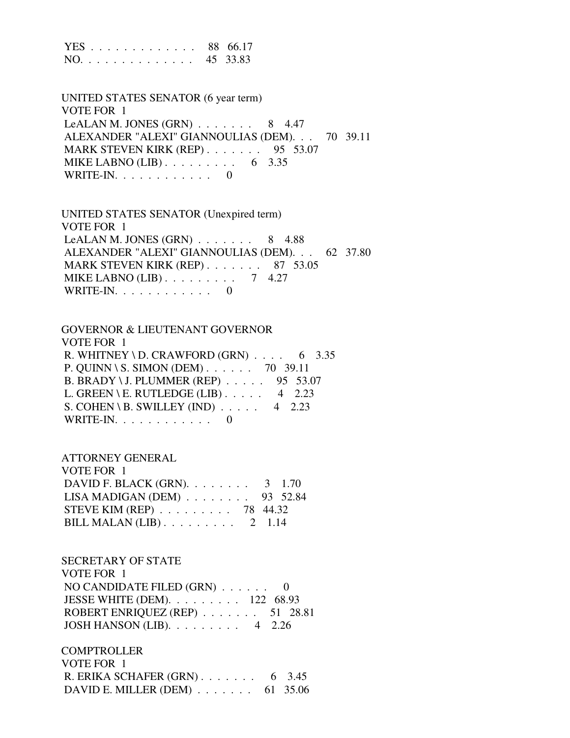YES . . . . . . . . . . . . . 88 66.17
NO. . . . . . . . . . . . . . 45 33.83

UNITED STATES SENATOR (6 year term)
VOTE FOR 1
LeALAN M. JONES (GRN) . . . . . . . 8 4.47
ALEXANDER "ALEXI" GIANNOULIAS (DEM). . . 70 39.11
MARK STEVEN KIRK (REP) . . . . . . . 95 53.07
MIKE LABNO (LIB) . . . . . . . . . 6 3.35
WRITE-IN. . . . . . . . . . . . 0

UNITED STATES SENATOR (Unexpired term)
VOTE FOR 1
LeALAN M. JONES (GRN) . . . . . . . 8 4.88
ALEXANDER "ALEXI" GIANNOULIAS (DEM). . . 62 37.80
MARK STEVEN KIRK (REP) . . . . . . . 87 53.05
MIKE LABNO (LIB) . . . . . . . . . 7 4.27
WRITE-IN. . . . . . . . . . . . 0

GOVERNOR & LIEUTENANT GOVERNOR
VOTE FOR 1
R. WHITNEY \ D. CRAWFORD (GRN) . . . . 6 3.35
P. QUINN \ S. SIMON (DEM) . . . . . . 70 39.11
B. BRADY \ J. PLUMMER (REP) . . . . . 95 53.07
L. GREEN \ E. RUTLEDGE (LIB) . . . . . 4 2.23
S. COHEN \ B. SWILLEY (IND) . . . . . 4 2.23
WRITE-IN. . . . . . . . . . . . 0

ATTORNEY GENERAL
VOTE FOR 1
DAVID F. BLACK (GRN). . . . . . . . 3 1.70
LISA MADIGAN (DEM) . . . . . . . . 93 52.84
STEVE KIM (REP) . . . . . . . . . 78 44.32
BILL MALAN (LIB) . . . . . . . . . 2 1.14

SECRETARY OF STATE
VOTE FOR 1
NO CANDIDATE FILED (GRN) . . . . . . 0
JESSE WHITE (DEM). . . . . . . . . 122 68.93
ROBERT ENRIQUEZ (REP) . . . . . . . 51 28.81
JOSH HANSON (LIB). . . . . . . . . 4 2.26

COMPTROLLER
VOTE FOR 1
R. ERIKA SCHAFER (GRN) . . . . . . . 6 3.45
DAVID E. MILLER (DEM) . . . . . . . 61 35.06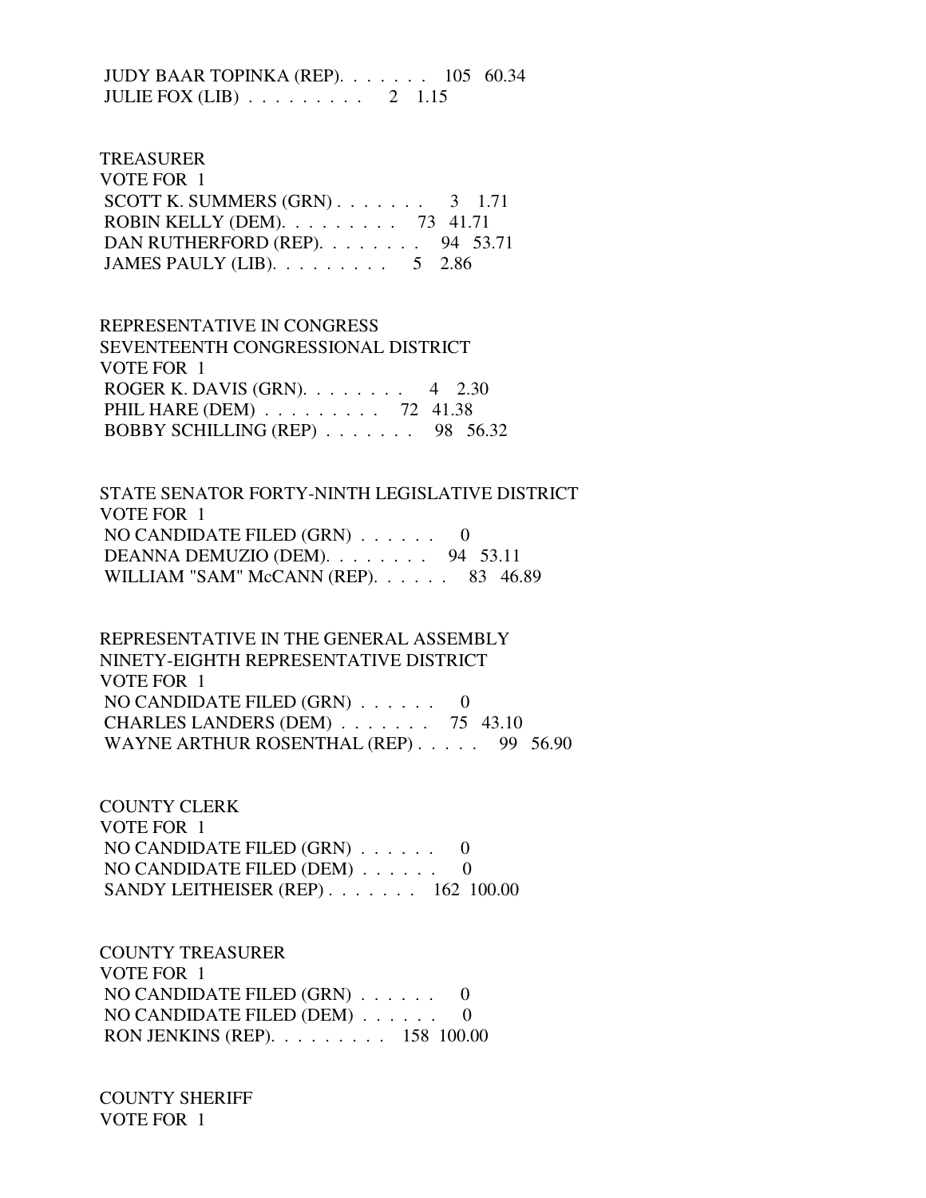JUDY BAAR TOPINKA (REP). . . . . . . 105 60.34
JULIE FOX (LIB) . . . . . . . . . 2 1.15

TREASURER
VOTE FOR 1
SCOTT K. SUMMERS (GRN) . . . . . . . 3 1.71
ROBIN KELLY (DEM). . . . . . . . . 73 41.71
DAN RUTHERFORD (REP). . . . . . . . 94 53.71
JAMES PAULY (LIB). . . . . . . . . 5 2.86

REPRESENTATIVE IN CONGRESS
SEVENTEENTH CONGRESSIONAL DISTRICT
VOTE FOR 1
ROGER K. DAVIS (GRN). . . . . . . . 4 2.30
PHIL HARE (DEM) . . . . . . . . . 72 41.38
BOBBY SCHILLING (REP) . . . . . . . 98 56.32

STATE SENATOR FORTY-NINTH LEGISLATIVE DISTRICT
VOTE FOR 1
NO CANDIDATE FILED (GRN) . . . . . . 0
DEANNA DEMUZIO (DEM). . . . . . . . 94 53.11
WILLIAM "SAM" McCANN (REP). . . . . . 83 46.89

REPRESENTATIVE IN THE GENERAL ASSEMBLY
NINETY-EIGHTH REPRESENTATIVE DISTRICT
VOTE FOR 1
NO CANDIDATE FILED (GRN) . . . . . . 0
CHARLES LANDERS (DEM) . . . . . . . 75 43.10
WAYNE ARTHUR ROSENTHAL (REP) . . . . . 99 56.90

COUNTY CLERK
VOTE FOR 1
NO CANDIDATE FILED (GRN) . . . . . . 0
NO CANDIDATE FILED (DEM) . . . . . . 0
SANDY LEITHEISER (REP) . . . . . . . 162 100.00

COUNTY TREASURER
VOTE FOR 1
NO CANDIDATE FILED (GRN) . . . . . . 0
NO CANDIDATE FILED (DEM) . . . . . . 0
RON JENKINS (REP). . . . . . . . . 158 100.00

COUNTY SHERIFF
VOTE FOR 1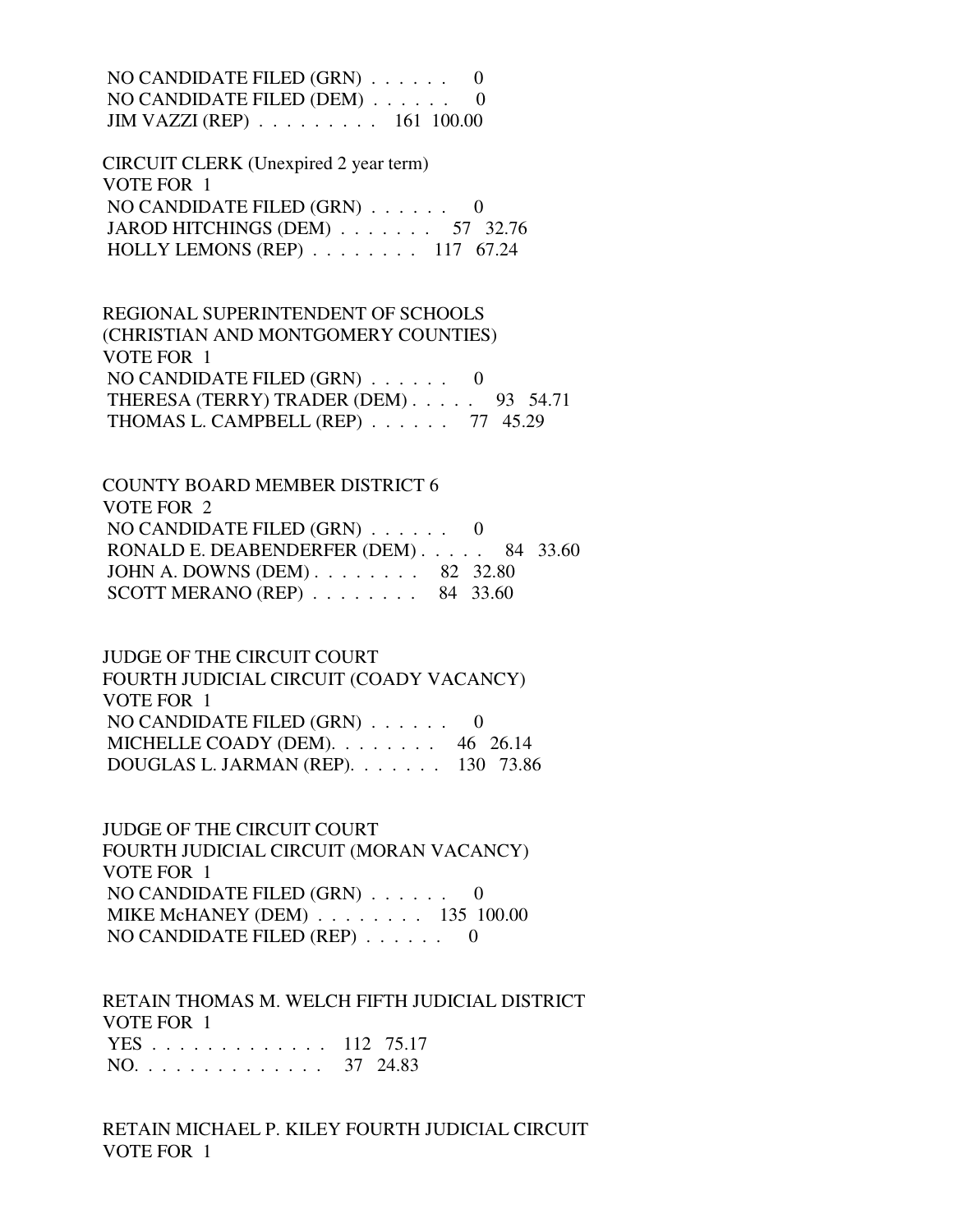NO CANDIDATE FILED (GRN) . . . . . . 0
NO CANDIDATE FILED (DEM) . . . . . . 0
JIM VAZZI (REP) . . . . . . . . . 161 100.00

CIRCUIT CLERK (Unexpired 2 year term)
VOTE FOR 1
NO CANDIDATE FILED (GRN) . . . . . . 0
JAROD HITCHINGS (DEM) . . . . . . . 57 32.76
HOLLY LEMONS (REP) . . . . . . . . 117 67.24

REGIONAL SUPERINTENDENT OF SCHOOLS
(CHRISTIAN AND MONTGOMERY COUNTIES)
VOTE FOR 1
NO CANDIDATE FILED (GRN) . . . . . . 0
THERESA (TERRY) TRADER (DEM) . . . . . 93 54.71
THOMAS L. CAMPBELL (REP) . . . . . . 77 45.29

COUNTY BOARD MEMBER DISTRICT 6
VOTE FOR 2
NO CANDIDATE FILED (GRN) . . . . . . 0
RONALD E. DEABENDERFER (DEM) . . . . . 84 33.60
JOHN A. DOWNS (DEM) . . . . . . . . 82 32.80
SCOTT MERANO (REP) . . . . . . . . 84 33.60

JUDGE OF THE CIRCUIT COURT
FOURTH JUDICIAL CIRCUIT (COADY VACANCY)
VOTE FOR 1
NO CANDIDATE FILED (GRN) . . . . . . 0
MICHELLE COADY (DEM). . . . . . . . 46 26.14
DOUGLAS L. JARMAN (REP). . . . . . . 130 73.86

JUDGE OF THE CIRCUIT COURT
FOURTH JUDICIAL CIRCUIT (MORAN VACANCY)
VOTE FOR 1
NO CANDIDATE FILED (GRN) . . . . . . 0
MIKE McHANEY (DEM) . . . . . . . . 135 100.00
NO CANDIDATE FILED (REP) . . . . . . 0

RETAIN THOMAS M. WELCH FIFTH JUDICIAL DISTRICT
VOTE FOR 1
YES . . . . . . . . . . . . . 112 75.17
NO. . . . . . . . . . . . . . 37 24.83

RETAIN MICHAEL P. KILEY FOURTH JUDICIAL CIRCUIT
VOTE FOR 1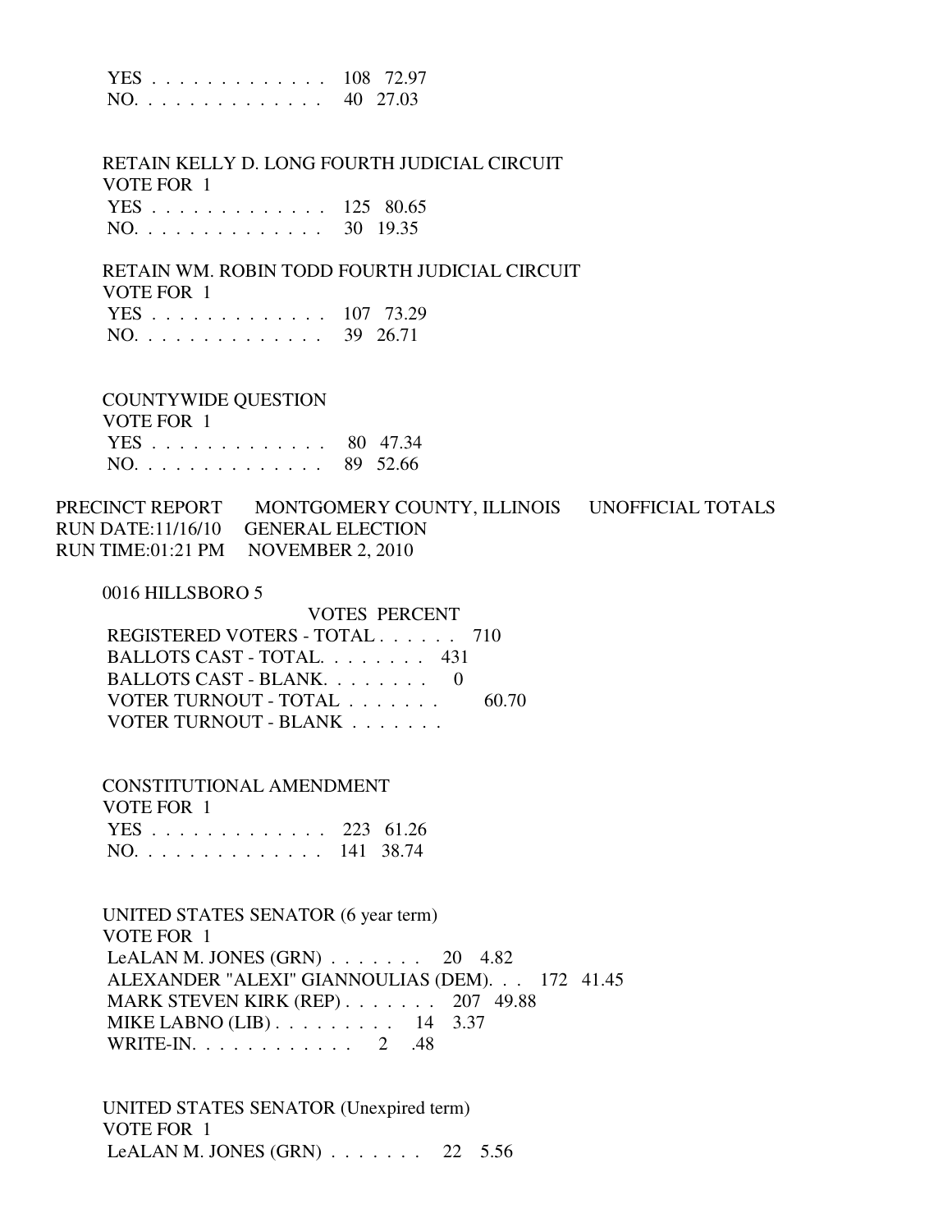| | | |
|---|---|---|
| YES . . . . . . . . . . . . . . | 108 | 72.97 |
| NO. . . . . . . . . . . . . . . | 40 | 27.03 |

RETAIN KELLY D. LONG FOURTH JUDICIAL CIRCUIT
VOTE FOR 1

| | | |
|---|---|---|
| YES . . . . . . . . . . . . . . | 125 | 80.65 |
| NO. . . . . . . . . . . . . . . | 30 | 19.35 |

RETAIN WM. ROBIN TODD FOURTH JUDICIAL CIRCUIT
VOTE FOR 1

| | | |
|---|---|---|
| YES . . . . . . . . . . . . . . | 107 | 73.29 |
| NO. . . . . . . . . . . . . . . | 39 | 26.71 |

COUNTYWIDE QUESTION
VOTE FOR 1

| | | |
|---|---|---|
| YES . . . . . . . . . . . . . . | 80 | 47.34 |
| NO. . . . . . . . . . . . . . . | 89 | 52.66 |

PRECINCT REPORT MONTGOMERY COUNTY, ILLINOIS UNOFFICIAL TOTALS
RUN DATE:11/16/10 GENERAL ELECTION
RUN TIME:01:21 PM NOVEMBER 2, 2010

0016 HILLSBORO 5

| | VOTES | PERCENT |
|---|---|---|
| REGISTERED VOTERS - TOTAL . . . . . . | 710 | |
| BALLOTS CAST - TOTAL. . . . . . . . | 431 | |
| BALLOTS CAST - BLANK. . . . . . . . | 0 | |
| VOTER TURNOUT - TOTAL . . . . . . . | | 60.70 |
| VOTER TURNOUT - BLANK . . . . . . . | | |

CONSTITUTIONAL AMENDMENT
VOTE FOR 1

| | | |
|---|---|---|
| YES . . . . . . . . . . . . . . | 223 | 61.26 |
| NO. . . . . . . . . . . . . . . | 141 | 38.74 |

UNITED STATES SENATOR (6 year term)
VOTE FOR 1

| | | |
|---|---|---|
| LeALAN M. JONES (GRN) . . . . . . . | 20 | 4.82 |
| ALEXANDER "ALEXI" GIANNOULIAS (DEM). . . | 172 | 41.45 |
| MARK STEVEN KIRK (REP) . . . . . . . | 207 | 49.88 |
| MIKE LABNO (LIB) . . . . . . . . . | 14 | 3.37 |
| WRITE-IN. . . . . . . . . . . . | 2 | .48 |

UNITED STATES SENATOR (Unexpired term)
VOTE FOR 1

| | | |
|---|---|---|
| LeALAN M. JONES (GRN) . . . . . . . | 22 | 5.56 |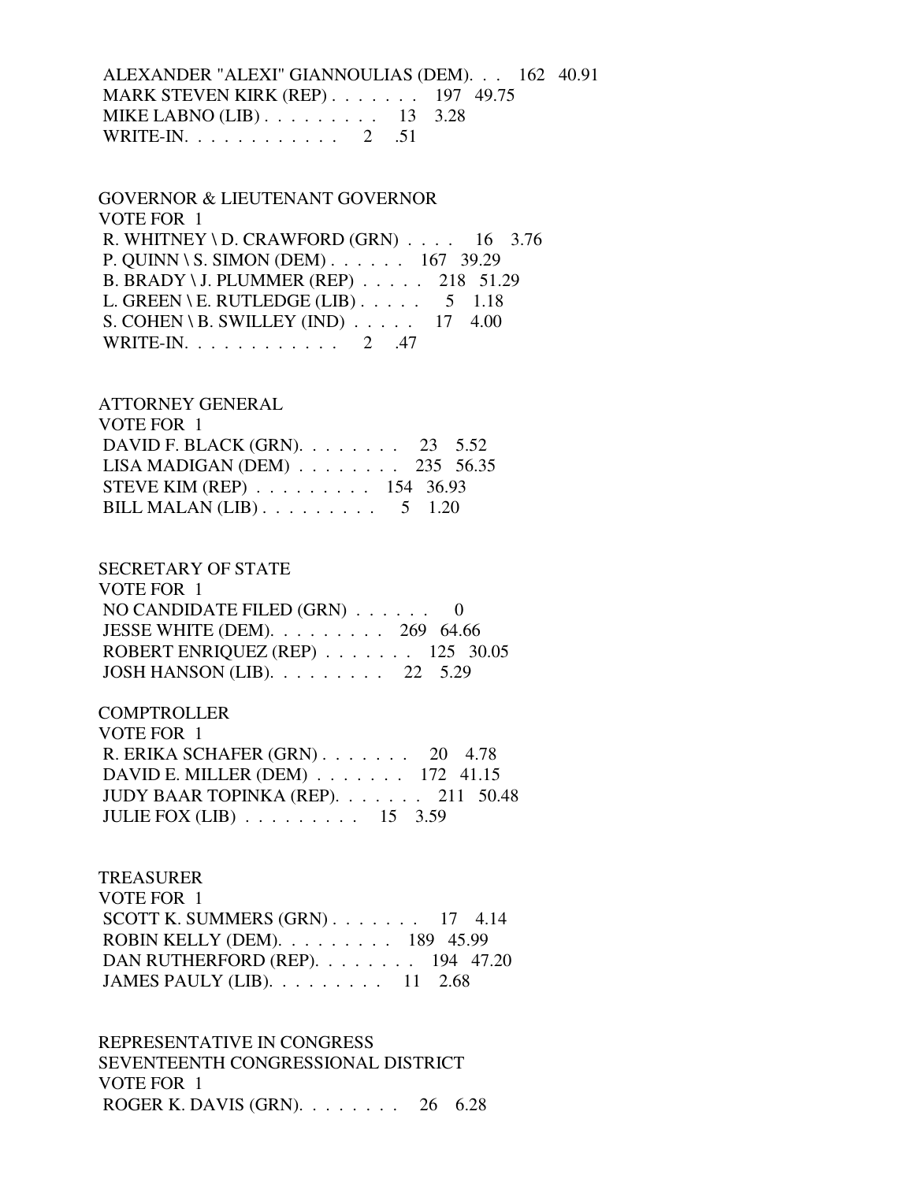ALEXANDER "ALEXI" GIANNOULIAS (DEM). . . 162 40.91
MARK STEVEN KIRK (REP) . . . . . . . 197 49.75
MIKE LABNO (LIB) . . . . . . . . . 13 3.28
WRITE-IN. . . . . . . . . . . . 2 .51

GOVERNOR & LIEUTENANT GOVERNOR
VOTE FOR 1
R. WHITNEY \ D. CRAWFORD (GRN) . . . . 16 3.76
P. QUINN \ S. SIMON (DEM) . . . . . . 167 39.29
B. BRADY \ J. PLUMMER (REP) . . . . . 218 51.29
L. GREEN \ E. RUTLEDGE (LIB) . . . . . 5 1.18
S. COHEN \ B. SWILLEY (IND) . . . . . 17 4.00
WRITE-IN. . . . . . . . . . . . 2 .47

ATTORNEY GENERAL
VOTE FOR 1
DAVID F. BLACK (GRN). . . . . . . . 23 5.52
LISA MADIGAN (DEM) . . . . . . . . 235 56.35
STEVE KIM (REP) . . . . . . . . . 154 36.93
BILL MALAN (LIB) . . . . . . . . . 5 1.20

SECRETARY OF STATE
VOTE FOR 1
NO CANDIDATE FILED (GRN) . . . . . . 0
JESSE WHITE (DEM). . . . . . . . . 269 64.66
ROBERT ENRIQUEZ (REP) . . . . . . . 125 30.05
JOSH HANSON (LIB). . . . . . . . . 22 5.29

COMPTROLLER
VOTE FOR 1
R. ERIKA SCHAFER (GRN) . . . . . . . 20 4.78
DAVID E. MILLER (DEM) . . . . . . . 172 41.15
JUDY BAAR TOPINKA (REP). . . . . . . 211 50.48
JULIE FOX (LIB) . . . . . . . . . 15 3.59

TREASURER
VOTE FOR 1
SCOTT K. SUMMERS (GRN) . . . . . . . 17 4.14
ROBIN KELLY (DEM). . . . . . . . . 189 45.99
DAN RUTHERFORD (REP). . . . . . . . 194 47.20
JAMES PAULY (LIB). . . . . . . . . 11 2.68

REPRESENTATIVE IN CONGRESS
SEVENTEENTH CONGRESSIONAL DISTRICT
VOTE FOR 1
ROGER K. DAVIS (GRN). . . . . . . . 26 6.28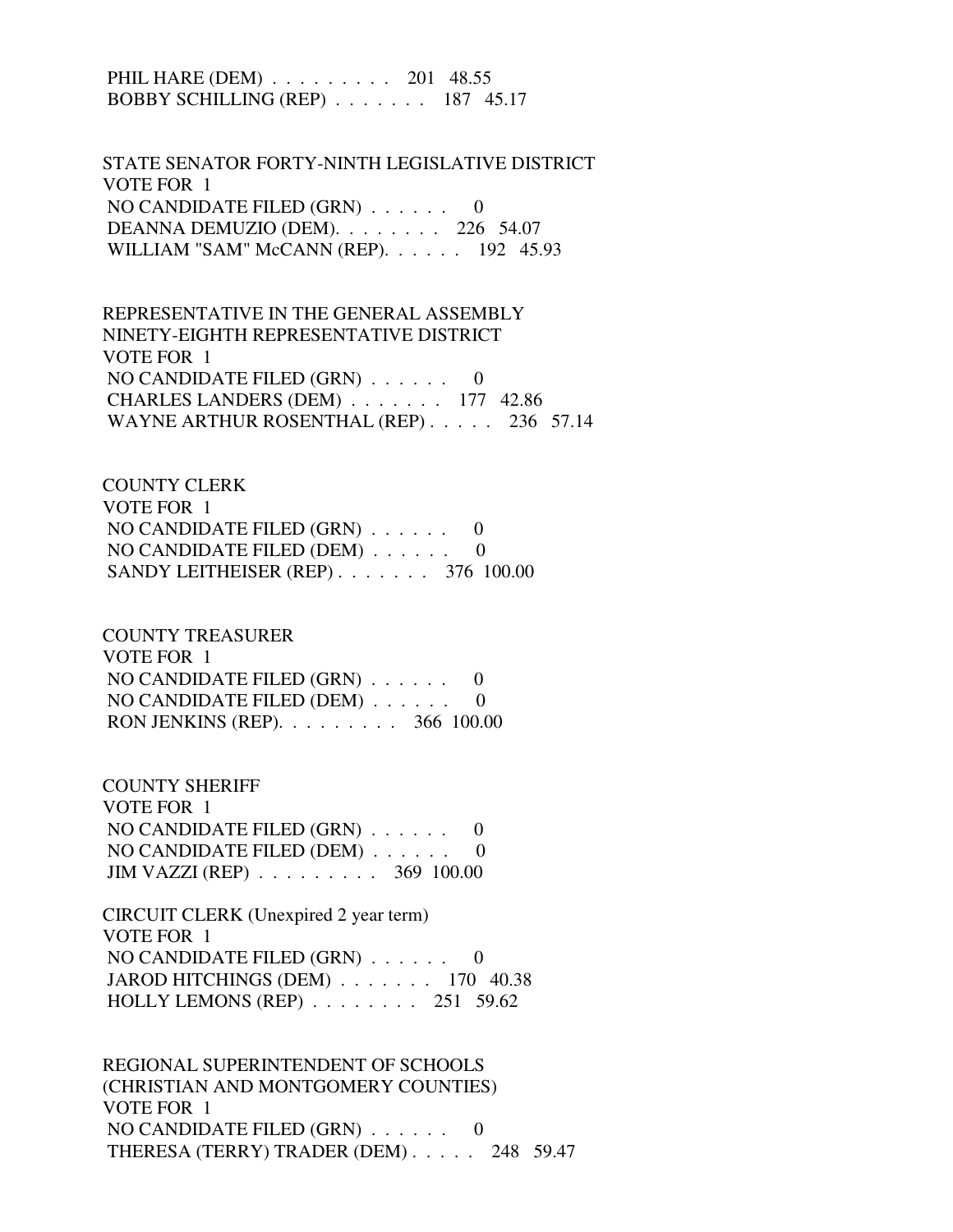PHIL HARE (DEM) . . . . . . . . . 201 48.55
BOBBY SCHILLING (REP) . . . . . . . 187 45.17

STATE SENATOR FORTY-NINTH LEGISLATIVE DISTRICT
VOTE FOR 1
NO CANDIDATE FILED (GRN) . . . . . . 0
DEANNA DEMUZIO (DEM). . . . . . . . 226 54.07
WILLIAM "SAM" McCANN (REP). . . . . . 192 45.93

REPRESENTATIVE IN THE GENERAL ASSEMBLY
NINETY-EIGHTH REPRESENTATIVE DISTRICT
VOTE FOR 1
NO CANDIDATE FILED (GRN) . . . . . . 0
CHARLES LANDERS (DEM) . . . . . . . 177 42.86
WAYNE ARTHUR ROSENTHAL (REP) . . . . . 236 57.14

COUNTY CLERK
VOTE FOR 1
NO CANDIDATE FILED (GRN) . . . . . . 0
NO CANDIDATE FILED (DEM) . . . . . . 0
SANDY LEITHEISER (REP) . . . . . . . 376 100.00

COUNTY TREASURER
VOTE FOR 1
NO CANDIDATE FILED (GRN) . . . . . . 0
NO CANDIDATE FILED (DEM) . . . . . . 0
RON JENKINS (REP). . . . . . . . . 366 100.00

COUNTY SHERIFF
VOTE FOR 1
NO CANDIDATE FILED (GRN) . . . . . . 0
NO CANDIDATE FILED (DEM) . . . . . . 0
JIM VAZZI (REP) . . . . . . . . . 369 100.00

CIRCUIT CLERK (Unexpired 2 year term)
VOTE FOR 1
NO CANDIDATE FILED (GRN) . . . . . . 0
JAROD HITCHINGS (DEM) . . . . . . . 170 40.38
HOLLY LEMONS (REP) . . . . . . . . 251 59.62

REGIONAL SUPERINTENDENT OF SCHOOLS
(CHRISTIAN AND MONTGOMERY COUNTIES)
VOTE FOR 1
NO CANDIDATE FILED (GRN) . . . . . . 0
THERESA (TERRY) TRADER (DEM) . . . . . 248 59.47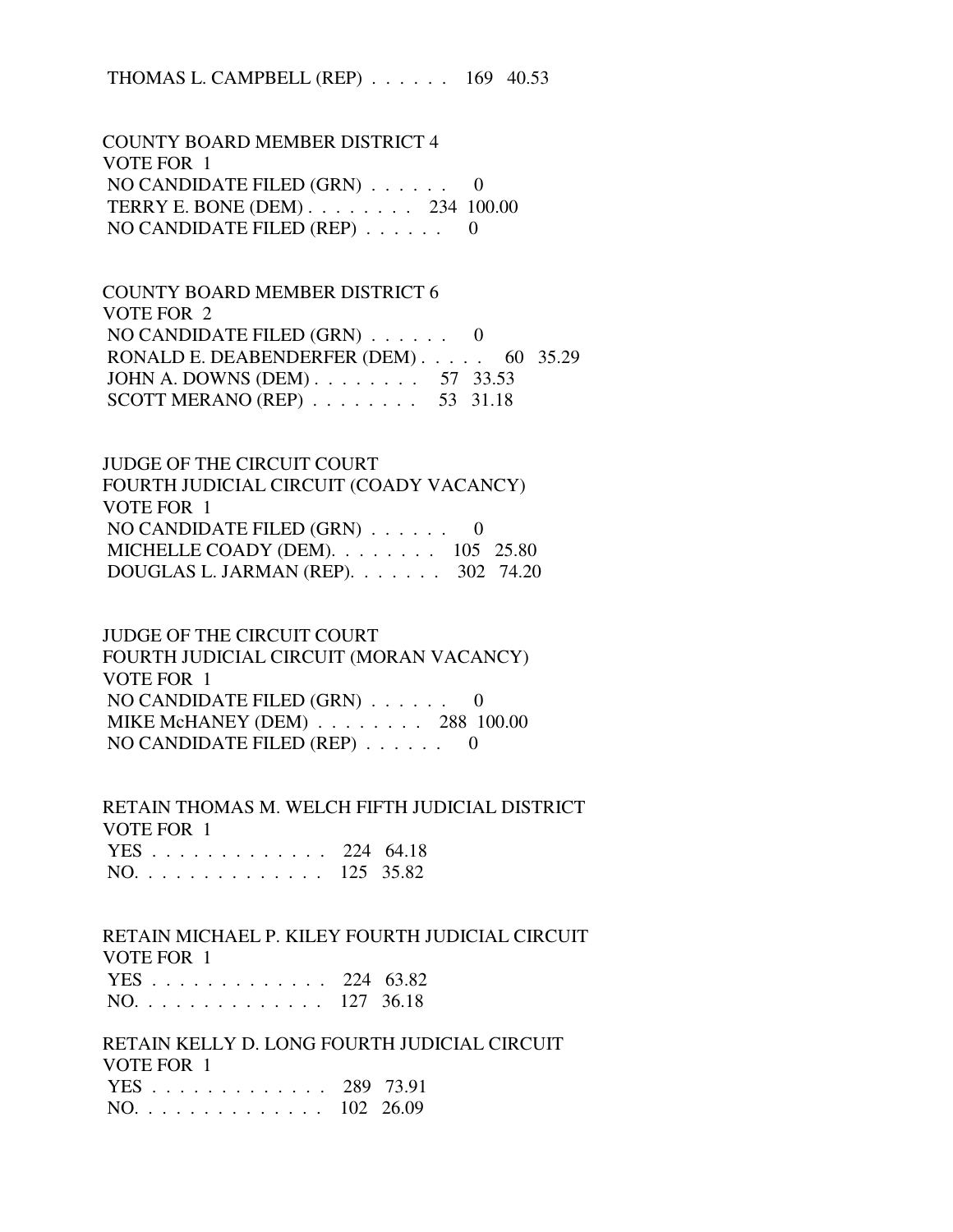THOMAS L. CAMPBELL (REP) . . . . . . 169 40.53

COUNTY BOARD MEMBER DISTRICT 4
VOTE FOR 1
NO CANDIDATE FILED (GRN) . . . . . . 0
TERRY E. BONE (DEM) . . . . . . . . 234 100.00
NO CANDIDATE FILED (REP) . . . . . . 0

COUNTY BOARD MEMBER DISTRICT 6
VOTE FOR 2
NO CANDIDATE FILED (GRN) . . . . . . 0
RONALD E. DEABENDERFER (DEM) . . . . . 60 35.29
JOHN A. DOWNS (DEM) . . . . . . . . 57 33.53
SCOTT MERANO (REP) . . . . . . . . 53 31.18

JUDGE OF THE CIRCUIT COURT
FOURTH JUDICIAL CIRCUIT (COADY VACANCY)
VOTE FOR 1
NO CANDIDATE FILED (GRN) . . . . . . 0
MICHELLE COADY (DEM). . . . . . . . 105 25.80
DOUGLAS L. JARMAN (REP). . . . . . . 302 74.20

JUDGE OF THE CIRCUIT COURT
FOURTH JUDICIAL CIRCUIT (MORAN VACANCY)
VOTE FOR 1
NO CANDIDATE FILED (GRN) . . . . . . 0
MIKE McHANEY (DEM) . . . . . . . . 288 100.00
NO CANDIDATE FILED (REP) . . . . . . 0

RETAIN THOMAS M. WELCH FIFTH JUDICIAL DISTRICT
VOTE FOR 1
YES . . . . . . . . . . . . . 224 64.18
NO. . . . . . . . . . . . . . 125 35.82

RETAIN MICHAEL P. KILEY FOURTH JUDICIAL CIRCUIT
VOTE FOR 1
YES . . . . . . . . . . . . . 224 63.82
NO. . . . . . . . . . . . . . 127 36.18

RETAIN KELLY D. LONG FOURTH JUDICIAL CIRCUIT
VOTE FOR 1
YES . . . . . . . . . . . . . 289 73.91
NO. . . . . . . . . . . . . . 102 26.09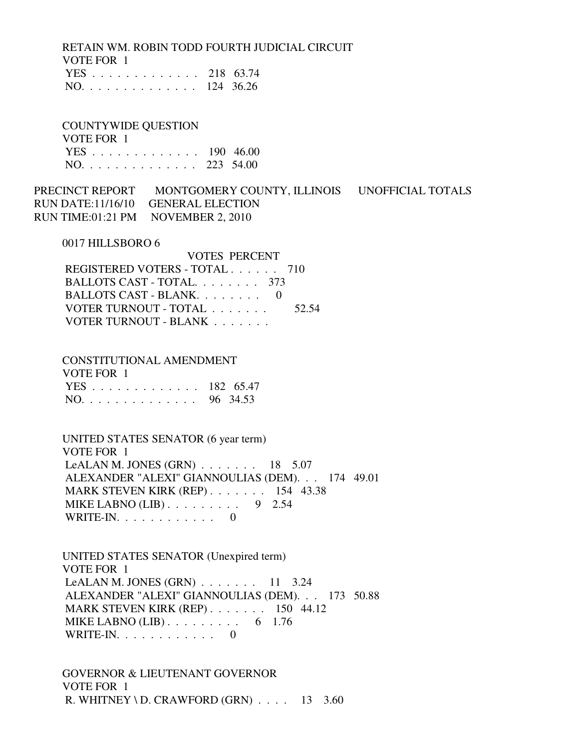RETAIN WM. ROBIN TODD FOURTH JUDICIAL CIRCUIT
VOTE FOR 1

| | Votes | Percent |
|---|---|---|
| YES | 218 | 63.74 |
| NO | 124 | 36.26 |

COUNTYWIDE QUESTION
VOTE FOR 1

| | Votes | Percent |
|---|---|---|
| YES | 190 | 46.00 |
| NO | 223 | 54.00 |

PRECINCT REPORT MONTGOMERY COUNTY, ILLINOIS UNOFFICIAL TOTALS
RUN DATE:11/16/10 GENERAL ELECTION
RUN TIME:01:21 PM NOVEMBER 2, 2010

## 0017 HILLSBORO 6

| | VOTES | PERCENT |
|---|---|---|
| REGISTERED VOTERS - TOTAL | 710 | |
| BALLOTS CAST - TOTAL | 373 | |
| BALLOTS CAST - BLANK | 0 | |
| VOTER TURNOUT - TOTAL | | 52.54 |
| VOTER TURNOUT - BLANK | | |

CONSTITUTIONAL AMENDMENT
VOTE FOR 1

| | Votes | Percent |
|---|---|---|
| YES | 182 | 65.47 |
| NO | 96 | 34.53 |

UNITED STATES SENATOR (6 year term)
VOTE FOR 1

| | Votes | Percent |
|---|---|---|
| LeALAN M. JONES (GRN) | 18 | 5.07 |
| ALEXANDER "ALEXI" GIANNOULIAS (DEM) | 174 | 49.01 |
| MARK STEVEN KIRK (REP) | 154 | 43.38 |
| MIKE LABNO (LIB) | 9 | 2.54 |
| WRITE-IN | 0 | |

UNITED STATES SENATOR (Unexpired term)
VOTE FOR 1

| | Votes | Percent |
|---|---|---|
| LeALAN M. JONES (GRN) | 11 | 3.24 |
| ALEXANDER "ALEXI" GIANNOULIAS (DEM) | 173 | 50.88 |
| MARK STEVEN KIRK (REP) | 150 | 44.12 |
| MIKE LABNO (LIB) | 6 | 1.76 |
| WRITE-IN | 0 | |

GOVERNOR & LIEUTENANT GOVERNOR
VOTE FOR 1

| | Votes | Percent |
|---|---|---|
| R. WHITNEY \ D. CRAWFORD (GRN) | 13 | 3.60 |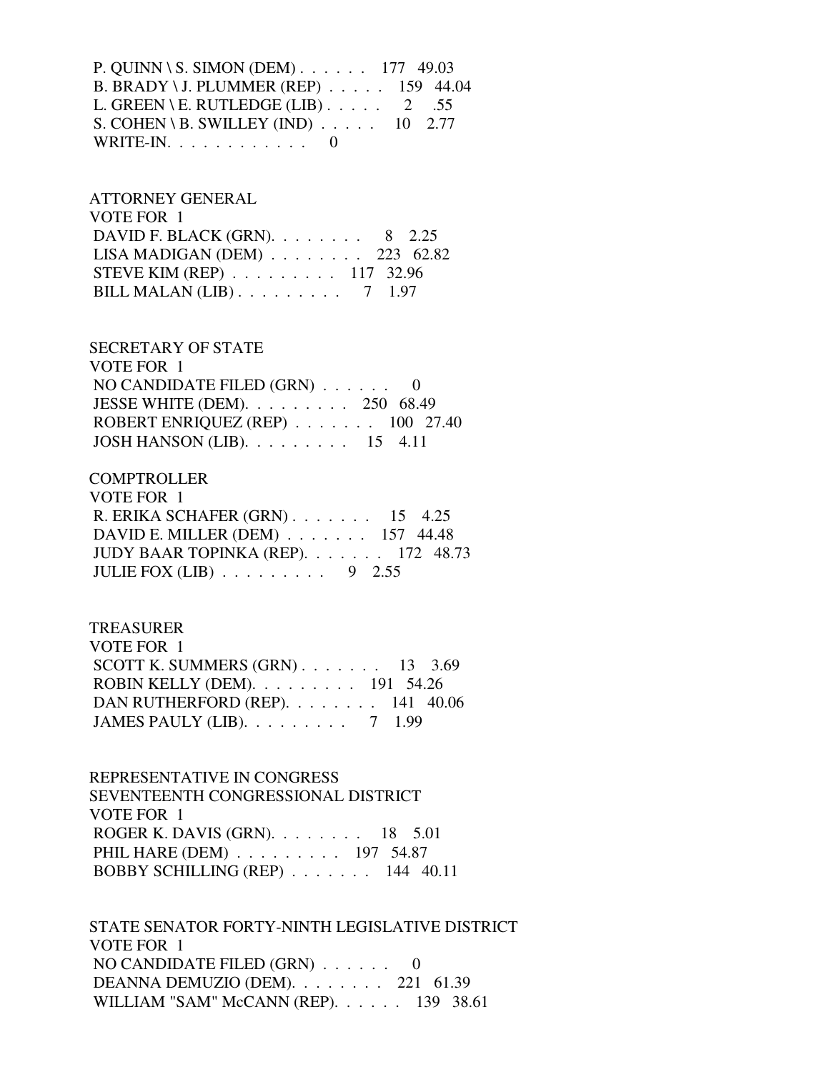P. QUINN \ S. SIMON (DEM) . . . . . . 177 49.03
B. BRADY \ J. PLUMMER (REP) . . . . . 159 44.04
L. GREEN \ E. RUTLEDGE (LIB) . . . . . 2 .55
S. COHEN \ B. SWILLEY (IND) . . . . . 10 2.77
WRITE-IN. . . . . . . . . . . . 0

ATTORNEY GENERAL
VOTE FOR 1
DAVID F. BLACK (GRN). . . . . . . . 8 2.25
LISA MADIGAN (DEM) . . . . . . . . 223 62.82
STEVE KIM (REP) . . . . . . . . . 117 32.96
BILL MALAN (LIB) . . . . . . . . . 7 1.97

SECRETARY OF STATE
VOTE FOR 1
NO CANDIDATE FILED (GRN) . . . . . . 0
JESSE WHITE (DEM). . . . . . . . . 250 68.49
ROBERT ENRIQUEZ (REP) . . . . . . . 100 27.40
JOSH HANSON (LIB). . . . . . . . . 15 4.11

COMPTROLLER
VOTE FOR 1
R. ERIKA SCHAFER (GRN) . . . . . . . 15 4.25
DAVID E. MILLER (DEM) . . . . . . . 157 44.48
JUDY BAAR TOPINKA (REP). . . . . . . 172 48.73
JULIE FOX (LIB) . . . . . . . . . 9 2.55

TREASURER
VOTE FOR 1
SCOTT K. SUMMERS (GRN) . . . . . . . 13 3.69
ROBIN KELLY (DEM). . . . . . . . . 191 54.26
DAN RUTHERFORD (REP). . . . . . . . 141 40.06
JAMES PAULY (LIB). . . . . . . . . 7 1.99

REPRESENTATIVE IN CONGRESS
SEVENTEENTH CONGRESSIONAL DISTRICT
VOTE FOR 1
ROGER K. DAVIS (GRN). . . . . . . . 18 5.01
PHIL HARE (DEM) . . . . . . . . . 197 54.87
BOBBY SCHILLING (REP) . . . . . . . 144 40.11

STATE SENATOR FORTY-NINTH LEGISLATIVE DISTRICT
VOTE FOR 1
NO CANDIDATE FILED (GRN) . . . . . . 0
DEANNA DEMUZIO (DEM). . . . . . . . 221 61.39
WILLIAM "SAM" McCANN (REP). . . . . . 139 38.61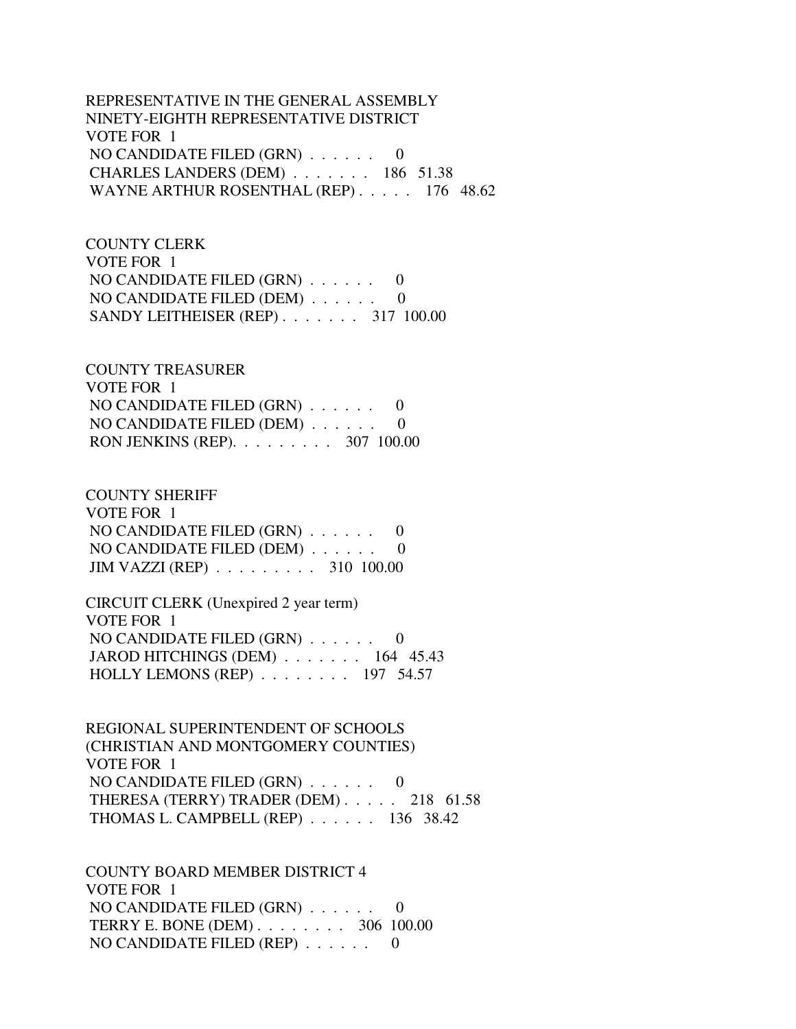REPRESENTATIVE IN THE GENERAL ASSEMBLY
NINETY-EIGHTH REPRESENTATIVE DISTRICT
VOTE FOR 1
NO CANDIDATE FILED (GRN) . . . . . . 0
CHARLES LANDERS (DEM) . . . . . . . 186 51.38
WAYNE ARTHUR ROSENTHAL (REP) . . . . . 176 48.62

COUNTY CLERK
VOTE FOR 1
NO CANDIDATE FILED (GRN) . . . . . . 0
NO CANDIDATE FILED (DEM) . . . . . . 0
SANDY LEITHEISER (REP) . . . . . . . 317 100.00

COUNTY TREASURER
VOTE FOR 1
NO CANDIDATE FILED (GRN) . . . . . . 0
NO CANDIDATE FILED (DEM) . . . . . . 0
RON JENKINS (REP). . . . . . . . . 307 100.00

COUNTY SHERIFF
VOTE FOR 1
NO CANDIDATE FILED (GRN) . . . . . . 0
NO CANDIDATE FILED (DEM) . . . . . . 0
JIM VAZZI (REP) . . . . . . . . . 310 100.00

CIRCUIT CLERK (Unexpired 2 year term)
VOTE FOR 1
NO CANDIDATE FILED (GRN) . . . . . . 0
JAROD HITCHINGS (DEM) . . . . . . . 164 45.43
HOLLY LEMONS (REP) . . . . . . . . 197 54.57

REGIONAL SUPERINTENDENT OF SCHOOLS
(CHRISTIAN AND MONTGOMERY COUNTIES)
VOTE FOR 1
NO CANDIDATE FILED (GRN) . . . . . . 0
THERESA (TERRY) TRADER (DEM) . . . . . 218 61.58
THOMAS L. CAMPBELL (REP) . . . . . . 136 38.42

COUNTY BOARD MEMBER DISTRICT 4
VOTE FOR 1
NO CANDIDATE FILED (GRN) . . . . . . 0
TERRY E. BONE (DEM) . . . . . . . . 306 100.00
NO CANDIDATE FILED (REP) . . . . . . 0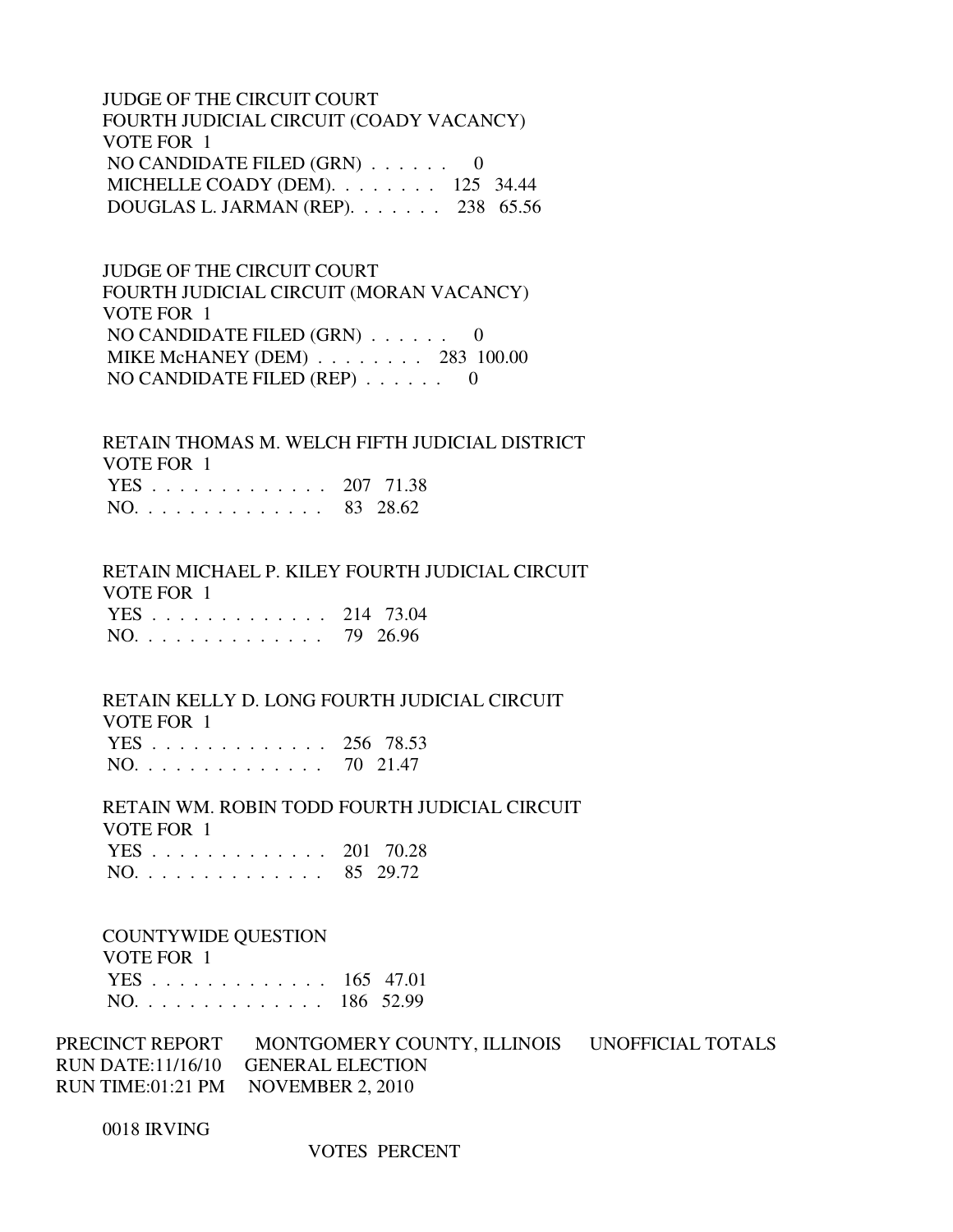JUDGE OF THE CIRCUIT COURT
FOURTH JUDICIAL CIRCUIT (COADY VACANCY)
VOTE FOR 1

| | VOTES | PERCENT |
|---|---|---|
| NO CANDIDATE FILED (GRN) | 0 | |
| MICHELLE COADY (DEM) | 125 | 34.44 |
| DOUGLAS L. JARMAN (REP) | 238 | 65.56 |

JUDGE OF THE CIRCUIT COURT
FOURTH JUDICIAL CIRCUIT (MORAN VACANCY)
VOTE FOR 1

| | VOTES | PERCENT |
|---|---|---|
| NO CANDIDATE FILED (GRN) | 0 | |
| MIKE McHANEY (DEM) | 283 | 100.00 |
| NO CANDIDATE FILED (REP) | 0 | |

RETAIN THOMAS M. WELCH FIFTH JUDICIAL DISTRICT
VOTE FOR 1

| | VOTES | PERCENT |
|---|---|---|
| YES | 207 | 71.38 |
| NO | 83 | 28.62 |

RETAIN MICHAEL P. KILEY FOURTH JUDICIAL CIRCUIT
VOTE FOR 1

| | VOTES | PERCENT |
|---|---|---|
| YES | 214 | 73.04 |
| NO | 79 | 26.96 |

RETAIN KELLY D. LONG FOURTH JUDICIAL CIRCUIT
VOTE FOR 1

| | VOTES | PERCENT |
|---|---|---|
| YES | 256 | 78.53 |
| NO | 70 | 21.47 |

RETAIN WM. ROBIN TODD FOURTH JUDICIAL CIRCUIT
VOTE FOR 1

| | VOTES | PERCENT |
|---|---|---|
| YES | 201 | 70.28 |
| NO | 85 | 29.72 |

COUNTYWIDE QUESTION
VOTE FOR 1

| | VOTES | PERCENT |
|---|---|---|
| YES | 165 | 47.01 |
| NO | 186 | 52.99 |

PRECINCT REPORT MONTGOMERY COUNTY, ILLINOIS UNOFFICIAL TOTALS
RUN DATE:11/16/10 GENERAL ELECTION
RUN TIME:01:21 PM NOVEMBER 2, 2010

0018 IRVING

VOTES PERCENT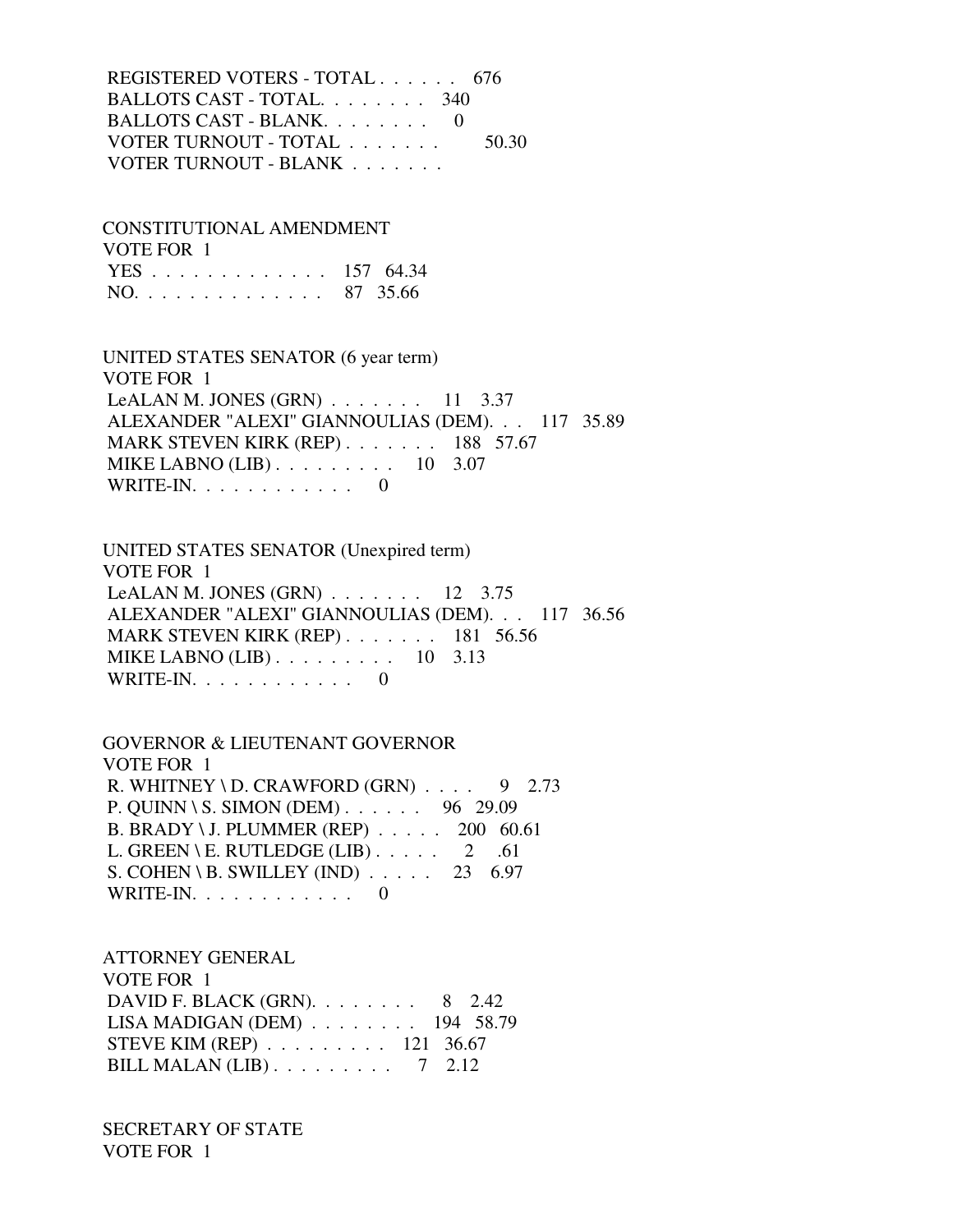REGISTERED VOTERS - TOTAL . . . . . . 676
BALLOTS CAST - TOTAL. . . . . . . . 340
BALLOTS CAST - BLANK. . . . . . . . 0
VOTER TURNOUT - TOTAL . . . . . . . 50.30
VOTER TURNOUT - BLANK . . . . . . .

CONSTITUTIONAL AMENDMENT
VOTE FOR 1

| | | |
|---|---|---|
| YES . . . . . . . . . . . . . . | 157 | 64.34 |
| NO. . . . . . . . . . . . . . | 87 | 35.66 |

UNITED STATES SENATOR (6 year term)
VOTE FOR 1

| | | |
|---|---|---|
| LeALAN M. JONES (GRN) . . . . . . . | 11 | 3.37 |
| ALEXANDER "ALEXI" GIANNOULIAS (DEM). . . | 117 | 35.89 |
| MARK STEVEN KIRK (REP) . . . . . . . | 188 | 57.67 |
| MIKE LABNO (LIB) . . . . . . . . . | 10 | 3.07 |
| WRITE-IN. . . . . . . . . . . . | 0 | |

UNITED STATES SENATOR (Unexpired term)
VOTE FOR 1

| | | |
|---|---|---|
| LeALAN M. JONES (GRN) . . . . . . . | 12 | 3.75 |
| ALEXANDER "ALEXI" GIANNOULIAS (DEM). . . | 117 | 36.56 |
| MARK STEVEN KIRK (REP) . . . . . . . | 181 | 56.56 |
| MIKE LABNO (LIB) . . . . . . . . . | 10 | 3.13 |
| WRITE-IN. . . . . . . . . . . . | 0 | |

GOVERNOR & LIEUTENANT GOVERNOR
VOTE FOR 1

| | | |
|---|---|---|
| R. WHITNEY \ D. CRAWFORD (GRN) . . . . | 9 | 2.73 |
| P. QUINN \ S. SIMON (DEM) . . . . . . | 96 | 29.09 |
| B. BRADY \ J. PLUMMER (REP) . . . . . | 200 | 60.61 |
| L. GREEN \ E. RUTLEDGE (LIB) . . . . . | 2 | .61 |
| S. COHEN \ B. SWILLEY (IND) . . . . . | 23 | 6.97 |
| WRITE-IN. . . . . . . . . . . . | 0 | |

ATTORNEY GENERAL
VOTE FOR 1

| | | |
|---|---|---|
| DAVID F. BLACK (GRN). . . . . . . . | 8 | 2.42 |
| LISA MADIGAN (DEM) . . . . . . . . | 194 | 58.79 |
| STEVE KIM (REP) . . . . . . . . . | 121 | 36.67 |
| BILL MALAN (LIB) . . . . . . . . . | 7 | 2.12 |

SECRETARY OF STATE
VOTE FOR 1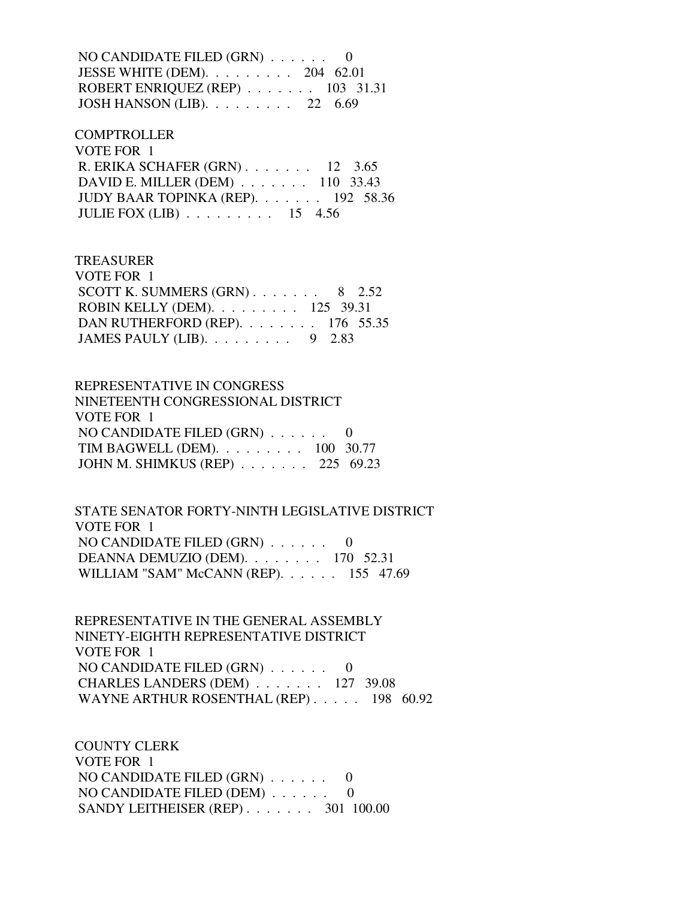NO CANDIDATE FILED (GRN) . . . . . . 0
JESSE WHITE (DEM). . . . . . . . . 204 62.01
ROBERT ENRIQUEZ (REP) . . . . . . . 103 31.31
JOSH HANSON (LIB). . . . . . . . . 22 6.69

COMPTROLLER
VOTE FOR 1
R. ERIKA SCHAFER (GRN) . . . . . . . 12 3.65
DAVID E. MILLER (DEM) . . . . . . . 110 33.43
JUDY BAAR TOPINKA (REP). . . . . . . 192 58.36
JULIE FOX (LIB) . . . . . . . . . 15 4.56

TREASURER
VOTE FOR 1
SCOTT K. SUMMERS (GRN) . . . . . . . 8 2.52
ROBIN KELLY (DEM). . . . . . . . . 125 39.31
DAN RUTHERFORD (REP). . . . . . . . 176 55.35
JAMES PAULY (LIB). . . . . . . . . 9 2.83

REPRESENTATIVE IN CONGRESS
NINETEENTH CONGRESSIONAL DISTRICT
VOTE FOR 1
NO CANDIDATE FILED (GRN) . . . . . . 0
TIM BAGWELL (DEM). . . . . . . . . 100 30.77
JOHN M. SHIMKUS (REP) . . . . . . . 225 69.23

STATE SENATOR FORTY-NINTH LEGISLATIVE DISTRICT
VOTE FOR 1
NO CANDIDATE FILED (GRN) . . . . . . 0
DEANNA DEMUZIO (DEM). . . . . . . . 170 52.31
WILLIAM "SAM" McCANN (REP). . . . . . 155 47.69

REPRESENTATIVE IN THE GENERAL ASSEMBLY
NINETY-EIGHTH REPRESENTATIVE DISTRICT
VOTE FOR 1
NO CANDIDATE FILED (GRN) . . . . . . 0
CHARLES LANDERS (DEM) . . . . . . . 127 39.08
WAYNE ARTHUR ROSENTHAL (REP) . . . . . 198 60.92

COUNTY CLERK
VOTE FOR 1
NO CANDIDATE FILED (GRN) . . . . . . 0
NO CANDIDATE FILED (DEM) . . . . . . 0
SANDY LEITHEISER (REP) . . . . . . . 301 100.00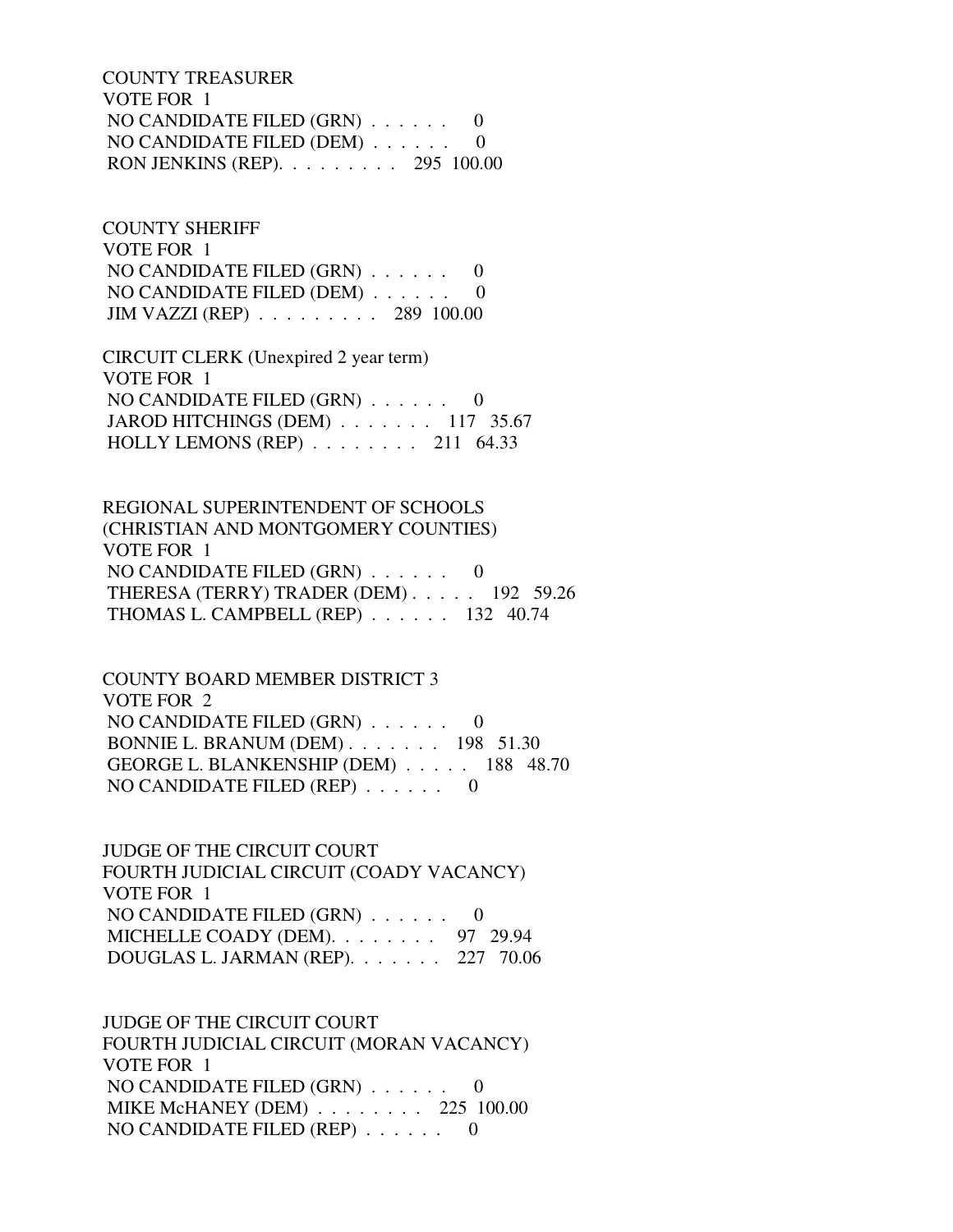COUNTY TREASURER
VOTE FOR 1
NO CANDIDATE FILED (GRN) . . . . . . 0
NO CANDIDATE FILED (DEM) . . . . . . 0
RON JENKINS (REP). . . . . . . . . 295 100.00

COUNTY SHERIFF
VOTE FOR 1
NO CANDIDATE FILED (GRN) . . . . . . 0
NO CANDIDATE FILED (DEM) . . . . . . 0
JIM VAZZI (REP) . . . . . . . . . 289 100.00

CIRCUIT CLERK (Unexpired 2 year term)
VOTE FOR 1
NO CANDIDATE FILED (GRN) . . . . . . 0
JAROD HITCHINGS (DEM) . . . . . . . 117 35.67
HOLLY LEMONS (REP) . . . . . . . . 211 64.33

REGIONAL SUPERINTENDENT OF SCHOOLS
(CHRISTIAN AND MONTGOMERY COUNTIES)
VOTE FOR 1
NO CANDIDATE FILED (GRN) . . . . . . 0
THERESA (TERRY) TRADER (DEM) . . . . . 192 59.26
THOMAS L. CAMPBELL (REP) . . . . . . 132 40.74

COUNTY BOARD MEMBER DISTRICT 3
VOTE FOR 2
NO CANDIDATE FILED (GRN) . . . . . . 0
BONNIE L. BRANUM (DEM) . . . . . . . 198 51.30
GEORGE L. BLANKENSHIP (DEM) . . . . . 188 48.70
NO CANDIDATE FILED (REP) . . . . . . 0

JUDGE OF THE CIRCUIT COURT
FOURTH JUDICIAL CIRCUIT (COADY VACANCY)
VOTE FOR 1
NO CANDIDATE FILED (GRN) . . . . . . 0
MICHELLE COADY (DEM). . . . . . . . 97 29.94
DOUGLAS L. JARMAN (REP). . . . . . . 227 70.06

JUDGE OF THE CIRCUIT COURT
FOURTH JUDICIAL CIRCUIT (MORAN VACANCY)
VOTE FOR 1
NO CANDIDATE FILED (GRN) . . . . . . 0
MIKE McHANEY (DEM) . . . . . . . . 225 100.00
NO CANDIDATE FILED (REP) . . . . . . 0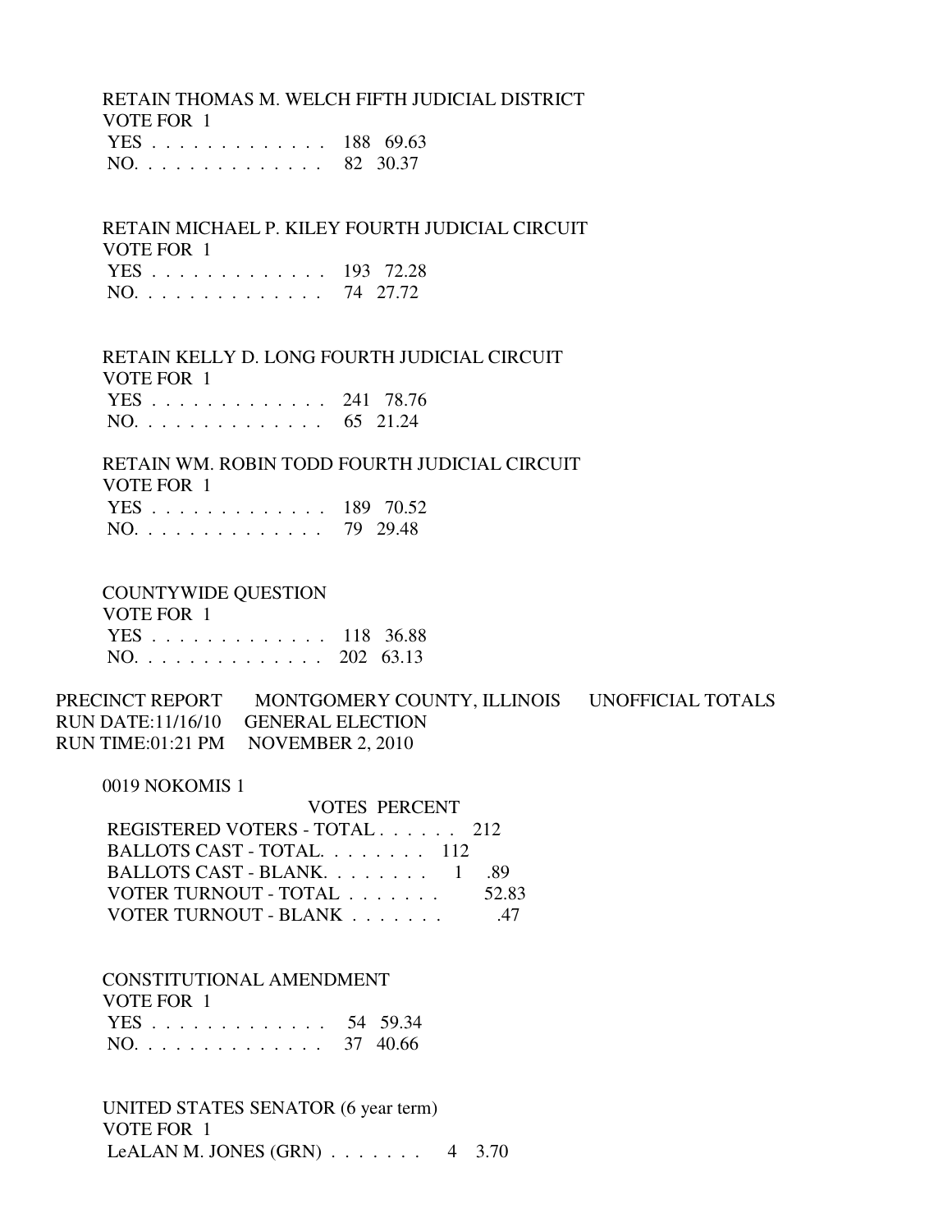RETAIN THOMAS M. WELCH FIFTH JUDICIAL DISTRICT
VOTE FOR 1
YES . . . . . . . . . . . . . 188 69.63
NO. . . . . . . . . . . . . . 82 30.37

RETAIN MICHAEL P. KILEY FOURTH JUDICIAL CIRCUIT
VOTE FOR 1
YES . . . . . . . . . . . . . 193 72.28
NO. . . . . . . . . . . . . . 74 27.72

RETAIN KELLY D. LONG FOURTH JUDICIAL CIRCUIT
VOTE FOR 1
YES . . . . . . . . . . . . . 241 78.76
NO. . . . . . . . . . . . . . 65 21.24

RETAIN WM. ROBIN TODD FOURTH JUDICIAL CIRCUIT
VOTE FOR 1
YES . . . . . . . . . . . . . 189 70.52
NO. . . . . . . . . . . . . . 79 29.48

COUNTYWIDE QUESTION
VOTE FOR 1
YES . . . . . . . . . . . . . 118 36.88
NO. . . . . . . . . . . . . . 202 63.13

PRECINCT REPORT MONTGOMERY COUNTY, ILLINOIS UNOFFICIAL TOTALS
RUN DATE:11/16/10 GENERAL ELECTION
RUN TIME:01:21 PM NOVEMBER 2, 2010

0019 NOKOMIS 1

| | VOTES | PERCENT |
|---|---|---|
| REGISTERED VOTERS - TOTAL . . . . . . | 212 | |
| BALLOTS CAST - TOTAL. . . . . . . . | 112 | |
| BALLOTS CAST - BLANK. . . . . . . . | 1 | .89 |
| VOTER TURNOUT - TOTAL . . . . . . . | | 52.83 |
| VOTER TURNOUT - BLANK . . . . . . . | | .47 |

CONSTITUTIONAL AMENDMENT
VOTE FOR 1
YES . . . . . . . . . . . . . 54 59.34
NO. . . . . . . . . . . . . . 37 40.66

UNITED STATES SENATOR (6 year term)
VOTE FOR 1
LeALAN M. JONES (GRN) . . . . . . . 4 3.70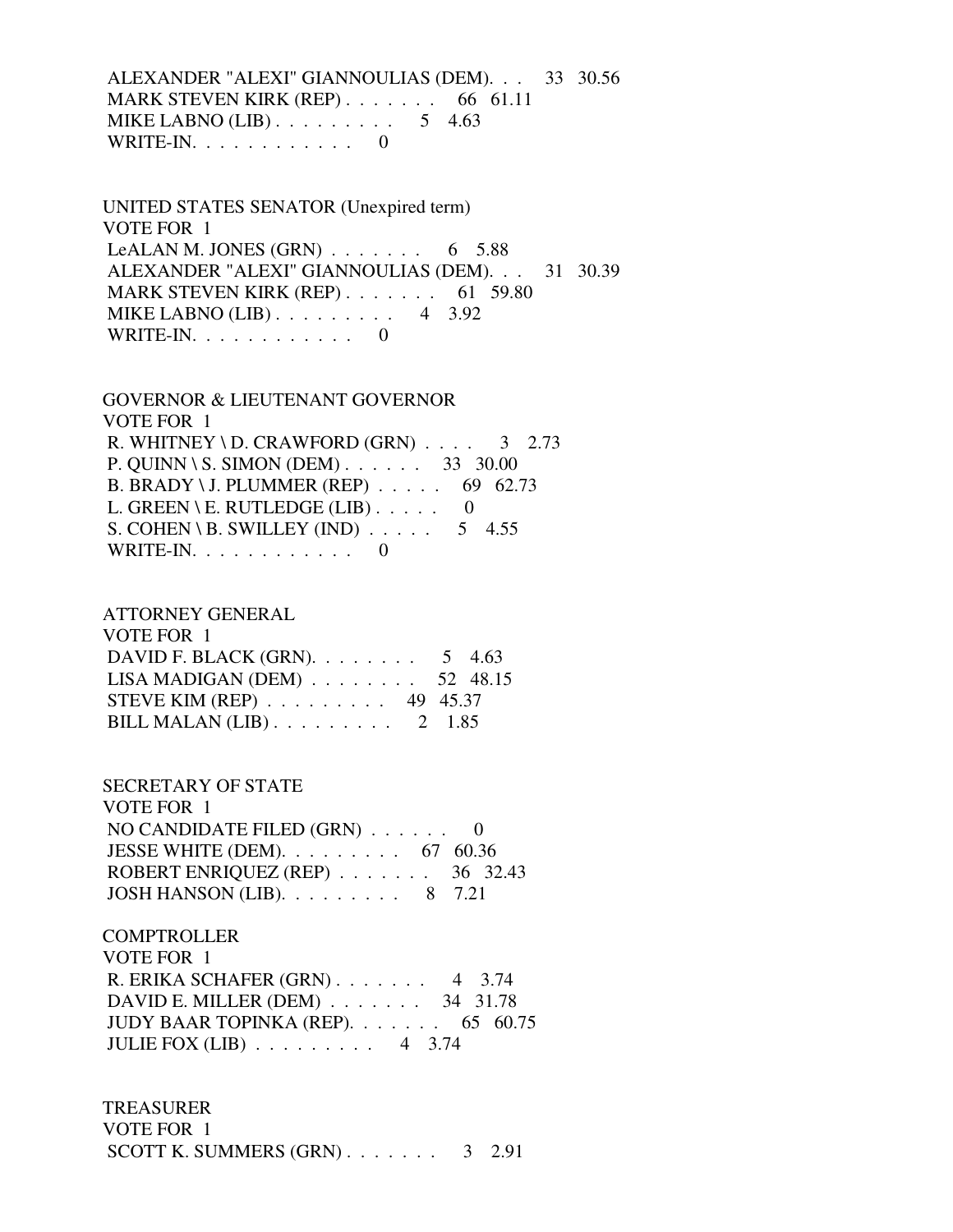ALEXANDER "ALEXI" GIANNOULIAS (DEM). . . 33 30.56
MARK STEVEN KIRK (REP) . . . . . . . 66 61.11
MIKE LABNO (LIB) . . . . . . . . . 5 4.63
WRITE-IN. . . . . . . . . . . . 0

UNITED STATES SENATOR (Unexpired term)
VOTE FOR 1

| Candidate | Votes | Percent |
|---|---|---|
| LeALAN M. JONES (GRN) | 6 | 5.88 |
| ALEXANDER "ALEXI" GIANNOULIAS (DEM) | 31 | 30.39 |
| MARK STEVEN KIRK (REP) | 61 | 59.80 |
| MIKE LABNO (LIB) | 4 | 3.92 |
| WRITE-IN | 0 | |

GOVERNOR & LIEUTENANT GOVERNOR
VOTE FOR 1

| Candidate | Votes | Percent |
|---|---|---|
| R. WHITNEY \ D. CRAWFORD (GRN) | 3 | 2.73 |
| P. QUINN \ S. SIMON (DEM) | 33 | 30.00 |
| B. BRADY \ J. PLUMMER (REP) | 69 | 62.73 |
| L. GREEN \ E. RUTLEDGE (LIB) | 0 | |
| S. COHEN \ B. SWILLEY (IND) | 5 | 4.55 |
| WRITE-IN | 0 | |

ATTORNEY GENERAL
VOTE FOR 1

| Candidate | Votes | Percent |
|---|---|---|
| DAVID F. BLACK (GRN) | 5 | 4.63 |
| LISA MADIGAN (DEM) | 52 | 48.15 |
| STEVE KIM (REP) | 49 | 45.37 |
| BILL MALAN (LIB) | 2 | 1.85 |

SECRETARY OF STATE
VOTE FOR 1

| Candidate | Votes | Percent |
|---|---|---|
| NO CANDIDATE FILED (GRN) | 0 | |
| JESSE WHITE (DEM) | 67 | 60.36 |
| ROBERT ENRIQUEZ (REP) | 36 | 32.43 |
| JOSH HANSON (LIB) | 8 | 7.21 |

COMPTROLLER
VOTE FOR 1

| Candidate | Votes | Percent |
|---|---|---|
| R. ERIKA SCHAFER (GRN) | 4 | 3.74 |
| DAVID E. MILLER (DEM) | 34 | 31.78 |
| JUDY BAAR TOPINKA (REP) | 65 | 60.75 |
| JULIE FOX (LIB) | 4 | 3.74 |

TREASURER
VOTE FOR 1

| Candidate | Votes | Percent |
|---|---|---|
| SCOTT K. SUMMERS (GRN) | 3 | 2.91 |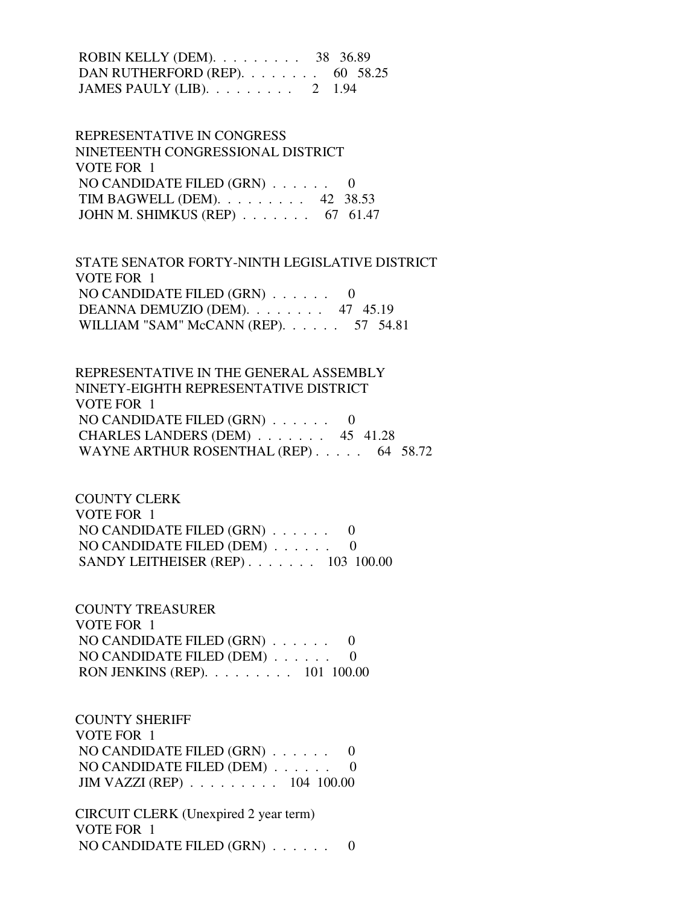ROBIN KELLY (DEM). . . . . . . . . 38 36.89
DAN RUTHERFORD (REP). . . . . . . . 60 58.25
JAMES PAULY (LIB). . . . . . . . . 2 1.94

REPRESENTATIVE IN CONGRESS
NINETEENTH CONGRESSIONAL DISTRICT
VOTE FOR 1
NO CANDIDATE FILED (GRN) . . . . . . 0
TIM BAGWELL (DEM). . . . . . . . . 42 38.53
JOHN M. SHIMKUS (REP) . . . . . . . 67 61.47

STATE SENATOR FORTY-NINTH LEGISLATIVE DISTRICT
VOTE FOR 1
NO CANDIDATE FILED (GRN) . . . . . . 0
DEANNA DEMUZIO (DEM). . . . . . . . 47 45.19
WILLIAM "SAM" McCANN (REP). . . . . . 57 54.81

REPRESENTATIVE IN THE GENERAL ASSEMBLY
NINETY-EIGHTH REPRESENTATIVE DISTRICT
VOTE FOR 1
NO CANDIDATE FILED (GRN) . . . . . . 0
CHARLES LANDERS (DEM) . . . . . . . 45 41.28
WAYNE ARTHUR ROSENTHAL (REP) . . . . . 64 58.72

COUNTY CLERK
VOTE FOR 1
NO CANDIDATE FILED (GRN) . . . . . . 0
NO CANDIDATE FILED (DEM) . . . . . . 0
SANDY LEITHEISER (REP) . . . . . . . 103 100.00

COUNTY TREASURER
VOTE FOR 1
NO CANDIDATE FILED (GRN) . . . . . . 0
NO CANDIDATE FILED (DEM) . . . . . . 0
RON JENKINS (REP). . . . . . . . . 101 100.00

COUNTY SHERIFF
VOTE FOR 1
NO CANDIDATE FILED (GRN) . . . . . . 0
NO CANDIDATE FILED (DEM) . . . . . . 0
JIM VAZZI (REP) . . . . . . . . . 104 100.00

CIRCUIT CLERK (Unexpired 2 year term)
VOTE FOR 1
NO CANDIDATE FILED (GRN) . . . . . . 0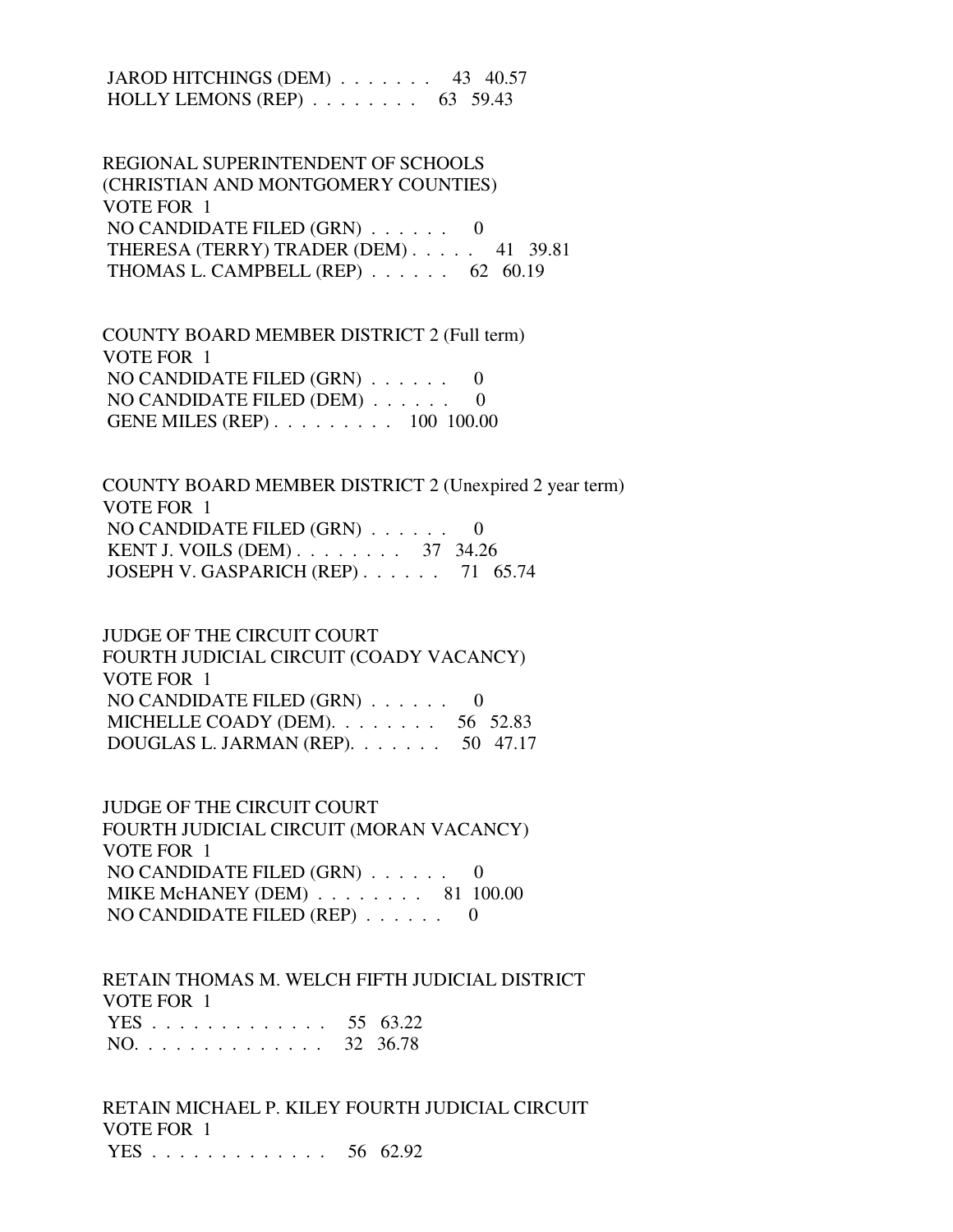JAROD HITCHINGS (DEM) . . . . . . . 43 40.57
HOLLY LEMONS (REP) . . . . . . . . 63 59.43

REGIONAL SUPERINTENDENT OF SCHOOLS
(CHRISTIAN AND MONTGOMERY COUNTIES)
VOTE FOR 1
NO CANDIDATE FILED (GRN) . . . . . . 0
THERESA (TERRY) TRADER (DEM) . . . . . 41 39.81
THOMAS L. CAMPBELL (REP) . . . . . . 62 60.19

COUNTY BOARD MEMBER DISTRICT 2 (Full term)
VOTE FOR 1
NO CANDIDATE FILED (GRN) . . . . . . 0
NO CANDIDATE FILED (DEM) . . . . . . 0
GENE MILES (REP) . . . . . . . . . 100 100.00

COUNTY BOARD MEMBER DISTRICT 2 (Unexpired 2 year term)
VOTE FOR 1
NO CANDIDATE FILED (GRN) . . . . . . 0
KENT J. VOILS (DEM) . . . . . . . . 37 34.26
JOSEPH V. GASPARICH (REP) . . . . . . 71 65.74

JUDGE OF THE CIRCUIT COURT
FOURTH JUDICIAL CIRCUIT (COADY VACANCY)
VOTE FOR 1
NO CANDIDATE FILED (GRN) . . . . . . 0
MICHELLE COADY (DEM). . . . . . . . 56 52.83
DOUGLAS L. JARMAN (REP). . . . . . . 50 47.17

JUDGE OF THE CIRCUIT COURT
FOURTH JUDICIAL CIRCUIT (MORAN VACANCY)
VOTE FOR 1
NO CANDIDATE FILED (GRN) . . . . . . 0
MIKE McHANEY (DEM) . . . . . . . . 81 100.00
NO CANDIDATE FILED (REP) . . . . . . 0

RETAIN THOMAS M. WELCH FIFTH JUDICIAL DISTRICT
VOTE FOR 1
YES . . . . . . . . . . . . . 55 63.22
NO. . . . . . . . . . . . . . 32 36.78

RETAIN MICHAEL P. KILEY FOURTH JUDICIAL CIRCUIT
VOTE FOR 1
YES . . . . . . . . . . . . . 56 62.92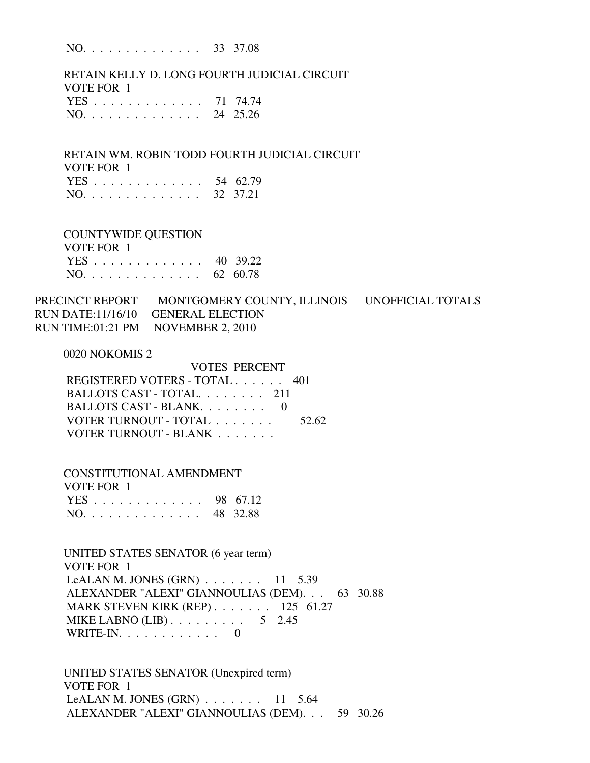NO. . . . . . . . . . . . . . 33 37.08

RETAIN KELLY D. LONG FOURTH JUDICIAL CIRCUIT
VOTE FOR 1

| | | |
|---|---|---|
| YES . . . . . . . . . . . . . . | 71 | 74.74 |
| NO. . . . . . . . . . . . . . | 24 | 25.26 |

RETAIN WM. ROBIN TODD FOURTH JUDICIAL CIRCUIT
VOTE FOR 1

| | | |
|---|---|---|
| YES . . . . . . . . . . . . . . | 54 | 62.79 |
| NO. . . . . . . . . . . . . . | 32 | 37.21 |

COUNTYWIDE QUESTION
VOTE FOR 1

| | | |
|---|---|---|
| YES . . . . . . . . . . . . . . | 40 | 39.22 |
| NO. . . . . . . . . . . . . . | 62 | 60.78 |

PRECINCT REPORT MONTGOMERY COUNTY, ILLINOIS UNOFFICIAL TOTALS
RUN DATE:11/16/10 GENERAL ELECTION
RUN TIME:01:21 PM NOVEMBER 2, 2010

0020 NOKOMIS 2

| | VOTES | PERCENT |
|---|---|---|
| REGISTERED VOTERS - TOTAL . . . . . . | 401 | |
| BALLOTS CAST - TOTAL. . . . . . . . | 211 | |
| BALLOTS CAST - BLANK. . . . . . . . | 0 | |
| VOTER TURNOUT - TOTAL . . . . . . . | | 52.62 |
| VOTER TURNOUT - BLANK . . . . . . . | | |

CONSTITUTIONAL AMENDMENT
VOTE FOR 1

| | | |
|---|---|---|
| YES . . . . . . . . . . . . . . | 98 | 67.12 |
| NO. . . . . . . . . . . . . . | 48 | 32.88 |

UNITED STATES SENATOR (6 year term)
VOTE FOR 1

| | | |
|---|---|---|
| LeALAN M. JONES (GRN) . . . . . . . | 11 | 5.39 |
| ALEXANDER "ALEXI" GIANNOULIAS (DEM). . . | 63 | 30.88 |
| MARK STEVEN KIRK (REP) . . . . . . . | 125 | 61.27 |
| MIKE LABNO (LIB) . . . . . . . . . | 5 | 2.45 |
| WRITE-IN. . . . . . . . . . . . | 0 | |

UNITED STATES SENATOR (Unexpired term)
VOTE FOR 1

| | | |
|---|---|---|
| LeALAN M. JONES (GRN) . . . . . . . | 11 | 5.64 |
| ALEXANDER "ALEXI" GIANNOULIAS (DEM). . . | 59 | 30.26 |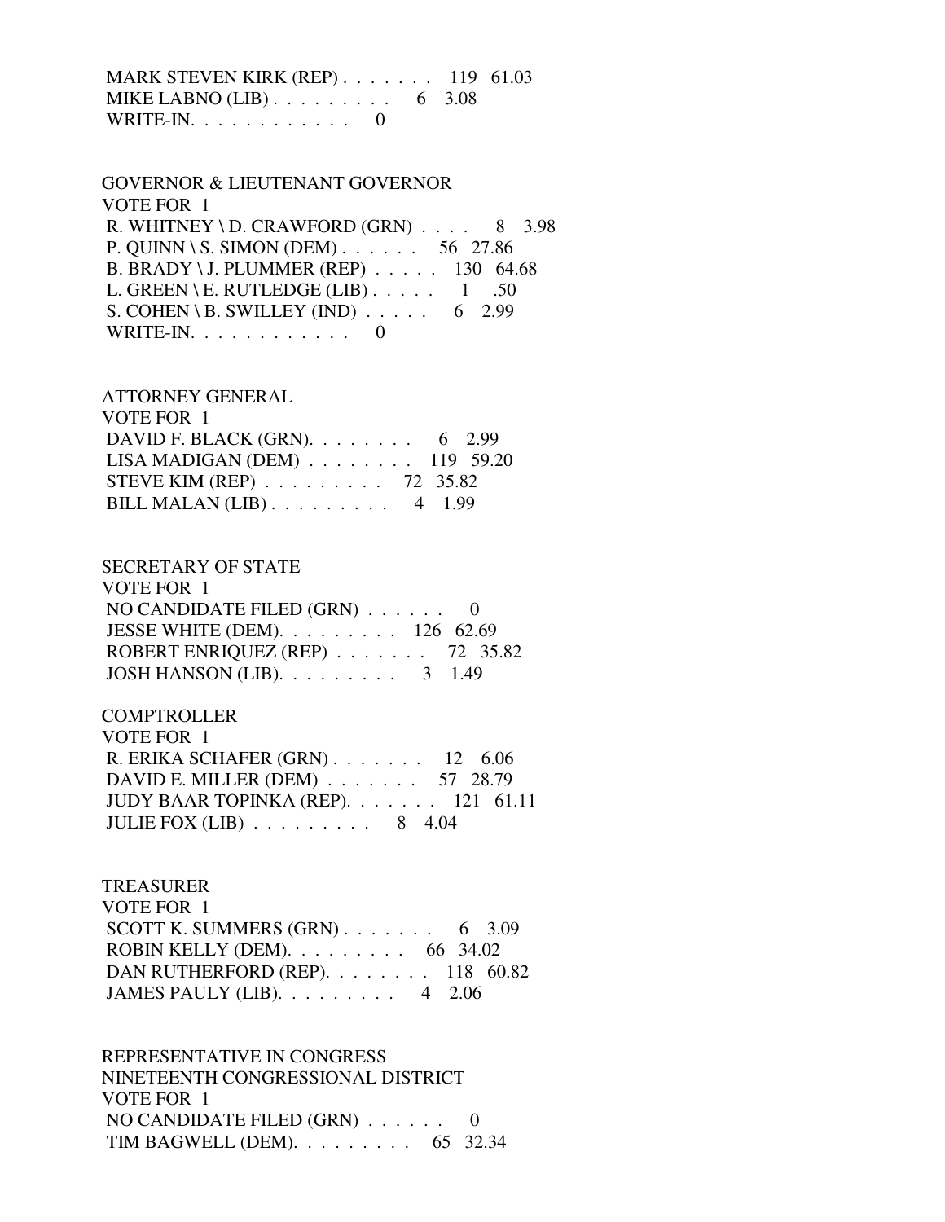MARK STEVEN KIRK (REP) . . . . . . . 119 61.03
MIKE LABNO (LIB) . . . . . . . . . 6 3.08
WRITE-IN. . . . . . . . . . . . 0

GOVERNOR & LIEUTENANT GOVERNOR
VOTE FOR 1
R. WHITNEY \ D. CRAWFORD (GRN) . . . . 8 3.98
P. QUINN \ S. SIMON (DEM) . . . . . . 56 27.86
B. BRADY \ J. PLUMMER (REP) . . . . . 130 64.68
L. GREEN \ E. RUTLEDGE (LIB) . . . . . 1 .50
S. COHEN \ B. SWILLEY (IND) . . . . . 6 2.99
WRITE-IN. . . . . . . . . . . . 0

ATTORNEY GENERAL
VOTE FOR 1
DAVID F. BLACK (GRN). . . . . . . . 6 2.99
LISA MADIGAN (DEM) . . . . . . . . 119 59.20
STEVE KIM (REP) . . . . . . . . . 72 35.82
BILL MALAN (LIB) . . . . . . . . . 4 1.99

SECRETARY OF STATE
VOTE FOR 1
NO CANDIDATE FILED (GRN) . . . . . . 0
JESSE WHITE (DEM). . . . . . . . . 126 62.69
ROBERT ENRIQUEZ (REP) . . . . . . . 72 35.82
JOSH HANSON (LIB). . . . . . . . . 3 1.49

COMPTROLLER
VOTE FOR 1
R. ERIKA SCHAFER (GRN) . . . . . . . 12 6.06
DAVID E. MILLER (DEM) . . . . . . . 57 28.79
JUDY BAAR TOPINKA (REP). . . . . . . 121 61.11
JULIE FOX (LIB) . . . . . . . . . 8 4.04

TREASURER
VOTE FOR 1
SCOTT K. SUMMERS (GRN) . . . . . . . 6 3.09
ROBIN KELLY (DEM). . . . . . . . . 66 34.02
DAN RUTHERFORD (REP). . . . . . . . 118 60.82
JAMES PAULY (LIB). . . . . . . . . 4 2.06

REPRESENTATIVE IN CONGRESS
NINETEENTH CONGRESSIONAL DISTRICT
VOTE FOR 1
NO CANDIDATE FILED (GRN) . . . . . . 0
TIM BAGWELL (DEM). . . . . . . . . 65 32.34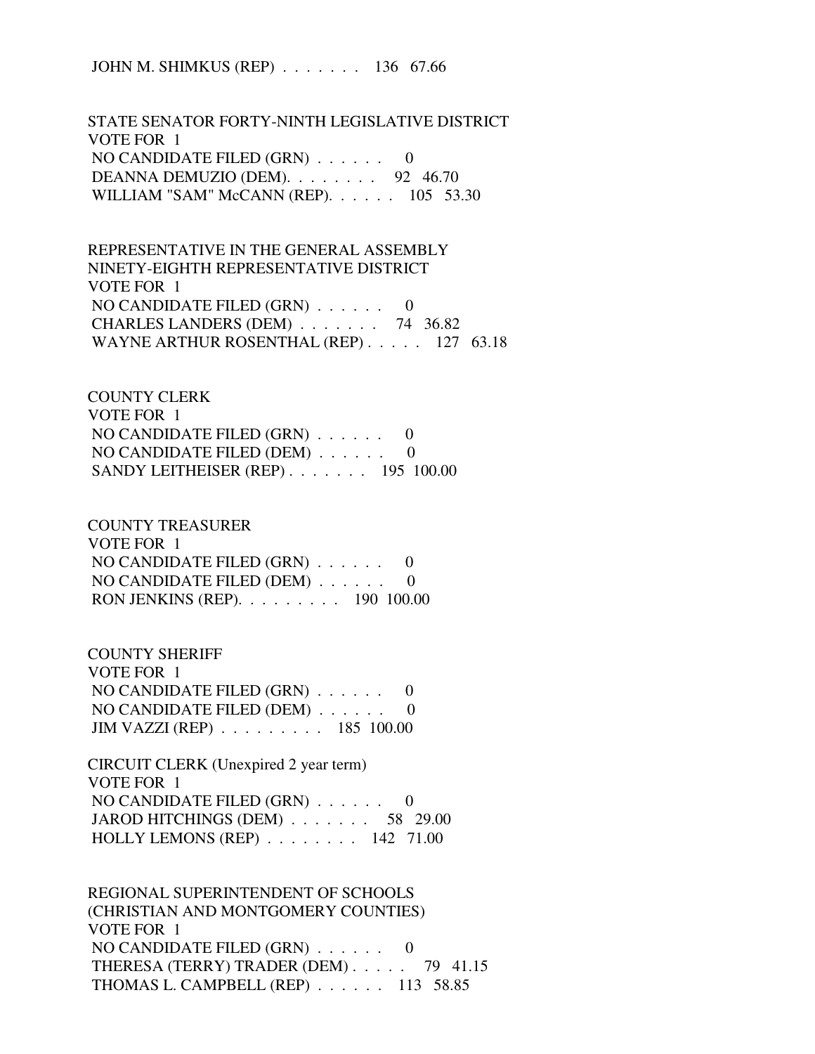JOHN M. SHIMKUS (REP) . . . . . . . 136 67.66

STATE SENATOR FORTY-NINTH LEGISLATIVE DISTRICT
VOTE FOR 1
NO CANDIDATE FILED (GRN) . . . . . . 0
DEANNA DEMUZIO (DEM). . . . . . . . 92 46.70
WILLIAM "SAM" McCANN (REP). . . . . . 105 53.30

REPRESENTATIVE IN THE GENERAL ASSEMBLY
NINETY-EIGHTH REPRESENTATIVE DISTRICT
VOTE FOR 1
NO CANDIDATE FILED (GRN) . . . . . . 0
CHARLES LANDERS (DEM) . . . . . . . 74 36.82
WAYNE ARTHUR ROSENTHAL (REP) . . . . . 127 63.18

COUNTY CLERK
VOTE FOR 1
NO CANDIDATE FILED (GRN) . . . . . . 0
NO CANDIDATE FILED (DEM) . . . . . . 0
SANDY LEITHEISER (REP) . . . . . . . 195 100.00

COUNTY TREASURER
VOTE FOR 1
NO CANDIDATE FILED (GRN) . . . . . . 0
NO CANDIDATE FILED (DEM) . . . . . . 0
RON JENKINS (REP). . . . . . . . . 190 100.00

COUNTY SHERIFF
VOTE FOR 1
NO CANDIDATE FILED (GRN) . . . . . . 0
NO CANDIDATE FILED (DEM) . . . . . . 0
JIM VAZZI (REP) . . . . . . . . . 185 100.00

CIRCUIT CLERK (Unexpired 2 year term)
VOTE FOR 1
NO CANDIDATE FILED (GRN) . . . . . . 0
JAROD HITCHINGS (DEM) . . . . . . . 58 29.00
HOLLY LEMONS (REP) . . . . . . . . 142 71.00

REGIONAL SUPERINTENDENT OF SCHOOLS
(CHRISTIAN AND MONTGOMERY COUNTIES)
VOTE FOR 1
NO CANDIDATE FILED (GRN) . . . . . . 0
THERESA (TERRY) TRADER (DEM) . . . . . 79 41.15
THOMAS L. CAMPBELL (REP) . . . . . . 113 58.85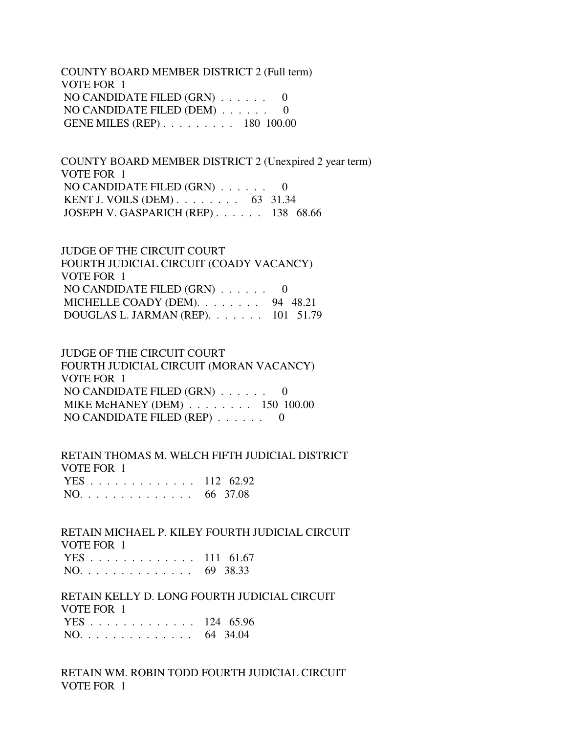COUNTY BOARD MEMBER DISTRICT 2 (Full term)
VOTE FOR 1
NO CANDIDATE FILED (GRN) . . . . . . 0
NO CANDIDATE FILED (DEM) . . . . . . 0
GENE MILES (REP) . . . . . . . . . 180 100.00

COUNTY BOARD MEMBER DISTRICT 2 (Unexpired 2 year term)
VOTE FOR 1
NO CANDIDATE FILED (GRN) . . . . . . 0
KENT J. VOILS (DEM) . . . . . . . . 63 31.34
JOSEPH V. GASPARICH (REP) . . . . . . 138 68.66

JUDGE OF THE CIRCUIT COURT
FOURTH JUDICIAL CIRCUIT (COADY VACANCY)
VOTE FOR 1
NO CANDIDATE FILED (GRN) . . . . . . 0
MICHELLE COADY (DEM). . . . . . . . 94 48.21
DOUGLAS L. JARMAN (REP). . . . . . . 101 51.79

JUDGE OF THE CIRCUIT COURT
FOURTH JUDICIAL CIRCUIT (MORAN VACANCY)
VOTE FOR 1
NO CANDIDATE FILED (GRN) . . . . . . 0
MIKE McHANEY (DEM) . . . . . . . . 150 100.00
NO CANDIDATE FILED (REP) . . . . . . 0

RETAIN THOMAS M. WELCH FIFTH JUDICIAL DISTRICT
VOTE FOR 1
YES . . . . . . . . . . . . . 112 62.92
NO. . . . . . . . . . . . . . 66 37.08

RETAIN MICHAEL P. KILEY FOURTH JUDICIAL CIRCUIT
VOTE FOR 1
YES . . . . . . . . . . . . . 111 61.67
NO. . . . . . . . . . . . . . 69 38.33

RETAIN KELLY D. LONG FOURTH JUDICIAL CIRCUIT
VOTE FOR 1
YES . . . . . . . . . . . . . 124 65.96
NO. . . . . . . . . . . . . . 64 34.04

RETAIN WM. ROBIN TODD FOURTH JUDICIAL CIRCUIT
VOTE FOR 1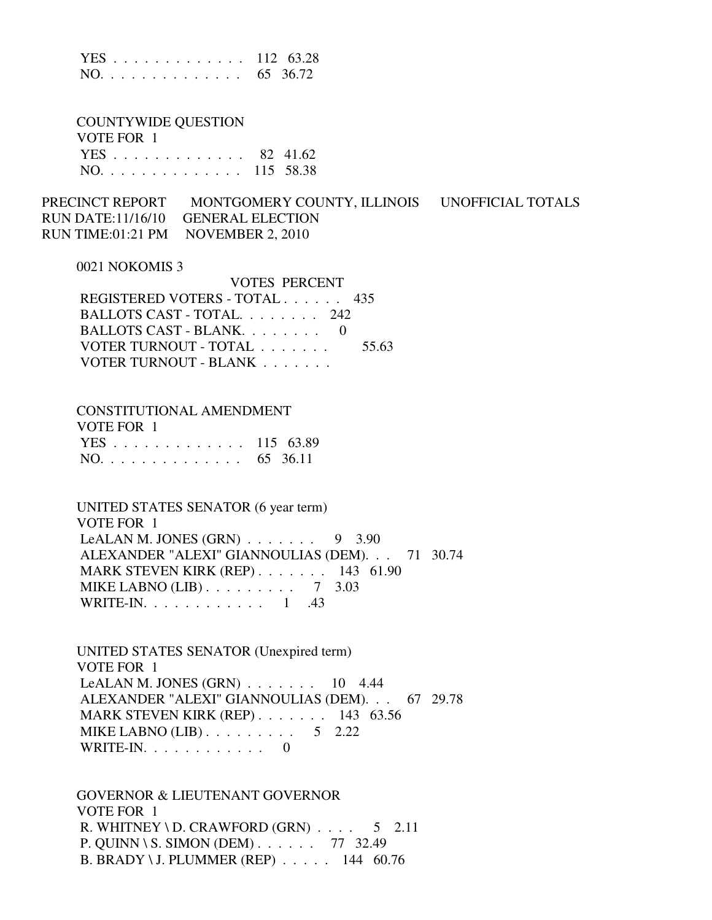YES . . . . . . . . . . . . . . 112 63.28
NO. . . . . . . . . . . . . . . 65 36.72

COUNTYWIDE QUESTION
VOTE FOR 1
YES . . . . . . . . . . . . . . 82 41.62
NO. . . . . . . . . . . . . . . 115 58.38

PRECINCT REPORT MONTGOMERY COUNTY, ILLINOIS UNOFFICIAL TOTALS
RUN DATE:11/16/10 GENERAL ELECTION
RUN TIME:01:21 PM NOVEMBER 2, 2010

0021 NOKOMIS 3

| | VOTES | PERCENT |
|---|---|---|
| REGISTERED VOTERS - TOTAL . . . . . . | 435 | |
| BALLOTS CAST - TOTAL. . . . . . . . | 242 | |
| BALLOTS CAST - BLANK. . . . . . . . | 0 | |
| VOTER TURNOUT - TOTAL . . . . . . . | | 55.63 |
| VOTER TURNOUT - BLANK . . . . . . . | | |

CONSTITUTIONAL AMENDMENT
VOTE FOR 1
YES . . . . . . . . . . . . . . 115 63.89
NO. . . . . . . . . . . . . . . 65 36.11

UNITED STATES SENATOR (6 year term)
VOTE FOR 1
LeALAN M. JONES (GRN) . . . . . . . 9 3.90
ALEXANDER "ALEXI" GIANNOULIAS (DEM). . . 71 30.74
MARK STEVEN KIRK (REP) . . . . . . . 143 61.90
MIKE LABNO (LIB) . . . . . . . . . 7 3.03
WRITE-IN. . . . . . . . . . . . 1 .43

UNITED STATES SENATOR (Unexpired term)
VOTE FOR 1
LeALAN M. JONES (GRN) . . . . . . . 10 4.44
ALEXANDER "ALEXI" GIANNOULIAS (DEM). . . 67 29.78
MARK STEVEN KIRK (REP) . . . . . . . 143 63.56
MIKE LABNO (LIB) . . . . . . . . . 5 2.22
WRITE-IN. . . . . . . . . . . . 0

GOVERNOR & LIEUTENANT GOVERNOR
VOTE FOR 1
R. WHITNEY \ D. CRAWFORD (GRN) . . . . 5 2.11
P. QUINN \ S. SIMON (DEM) . . . . . . 77 32.49
B. BRADY \ J. PLUMMER (REP) . . . . . 144 60.76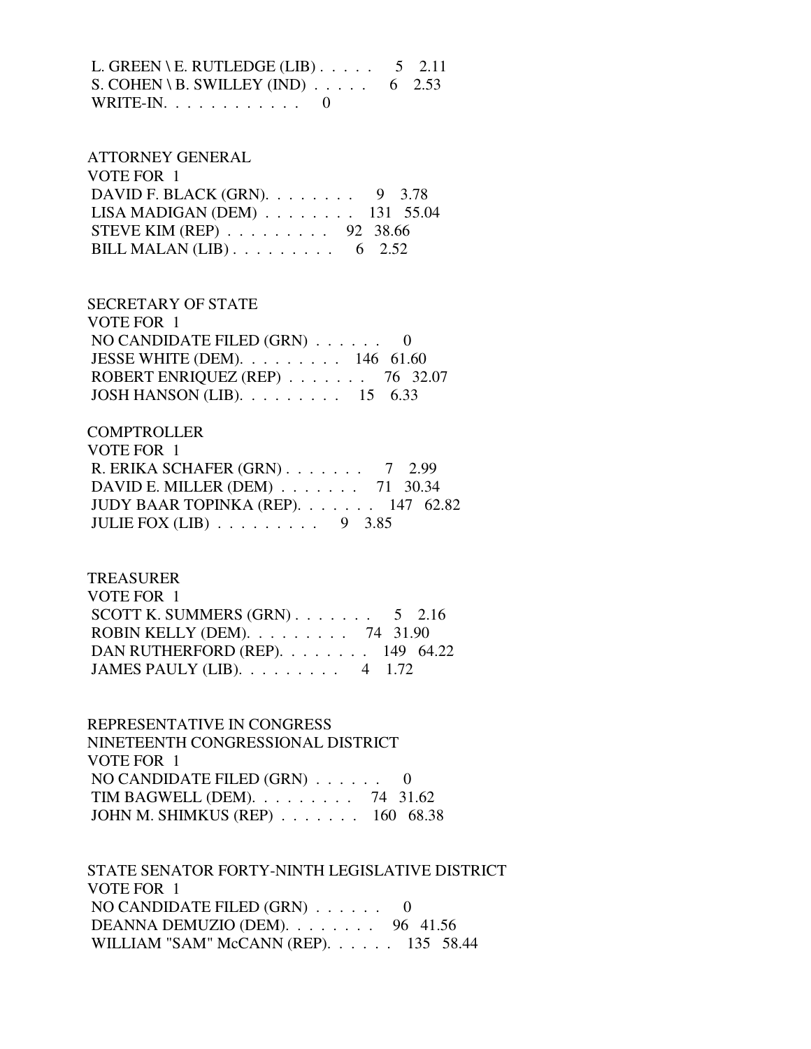L. GREEN \ E. RUTLEDGE (LIB) . . . . . 5 2.11
S. COHEN \ B. SWILLEY (IND) . . . . . 6 2.53
WRITE-IN. . . . . . . . . . . . 0

ATTORNEY GENERAL
VOTE FOR 1
DAVID F. BLACK (GRN). . . . . . . . 9 3.78
LISA MADIGAN (DEM) . . . . . . . . 131 55.04
STEVE KIM (REP) . . . . . . . . . 92 38.66
BILL MALAN (LIB) . . . . . . . . . 6 2.52

SECRETARY OF STATE
VOTE FOR 1
NO CANDIDATE FILED (GRN) . . . . . . 0
JESSE WHITE (DEM). . . . . . . . . 146 61.60
ROBERT ENRIQUEZ (REP) . . . . . . . 76 32.07
JOSH HANSON (LIB). . . . . . . . . 15 6.33

COMPTROLLER
VOTE FOR 1
R. ERIKA SCHAFER (GRN) . . . . . . . 7 2.99
DAVID E. MILLER (DEM) . . . . . . . 71 30.34
JUDY BAAR TOPINKA (REP). . . . . . . 147 62.82
JULIE FOX (LIB) . . . . . . . . . 9 3.85

TREASURER
VOTE FOR 1
SCOTT K. SUMMERS (GRN) . . . . . . . 5 2.16
ROBIN KELLY (DEM). . . . . . . . . 74 31.90
DAN RUTHERFORD (REP). . . . . . . . 149 64.22
JAMES PAULY (LIB). . . . . . . . . 4 1.72

REPRESENTATIVE IN CONGRESS
NINETEENTH CONGRESSIONAL DISTRICT
VOTE FOR 1
NO CANDIDATE FILED (GRN) . . . . . . 0
TIM BAGWELL (DEM). . . . . . . . . 74 31.62
JOHN M. SHIMKUS (REP) . . . . . . . 160 68.38

STATE SENATOR FORTY-NINTH LEGISLATIVE DISTRICT
VOTE FOR 1
NO CANDIDATE FILED (GRN) . . . . . . 0
DEANNA DEMUZIO (DEM). . . . . . . . 96 41.56
WILLIAM "SAM" McCANN (REP). . . . . . 135 58.44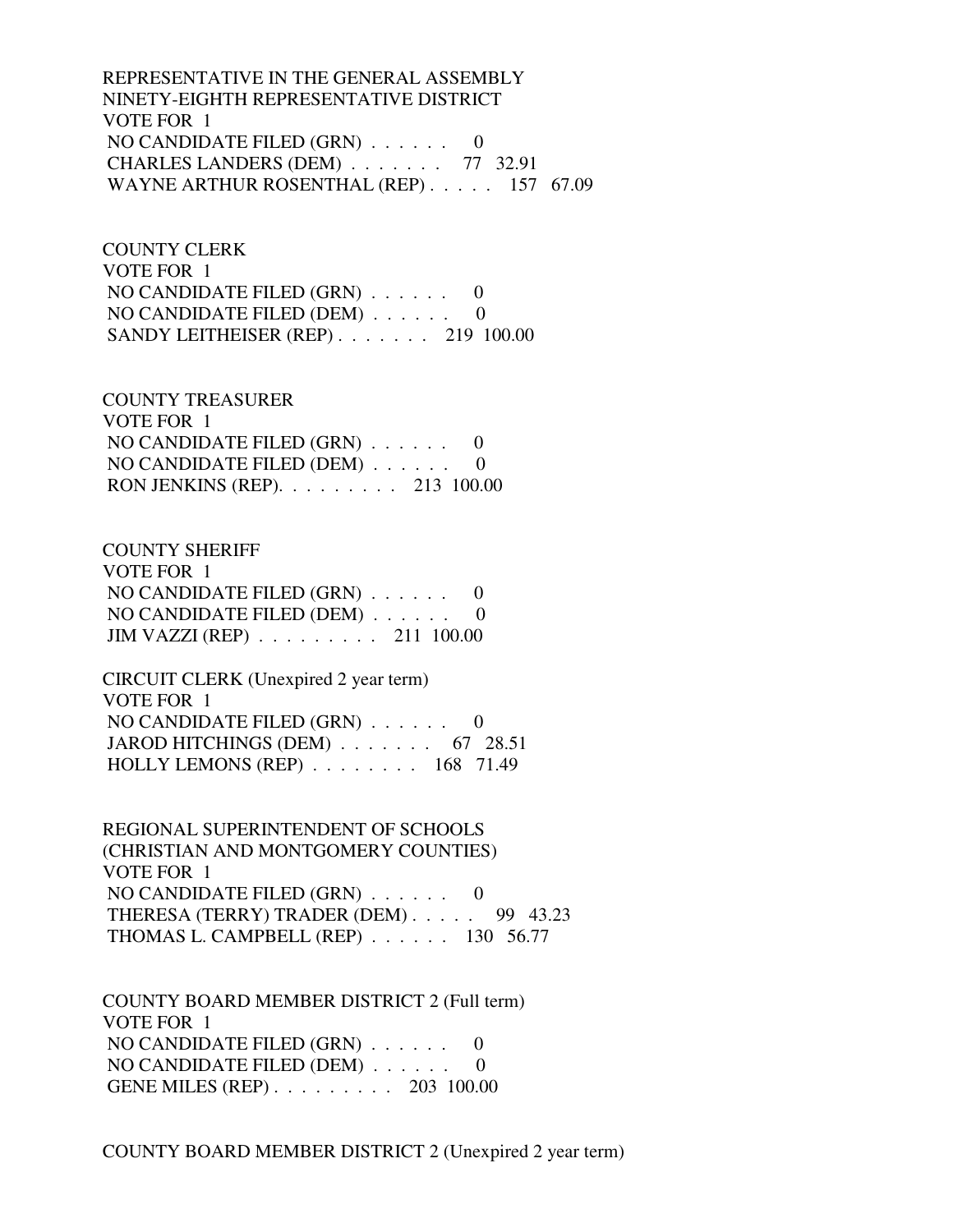REPRESENTATIVE IN THE GENERAL ASSEMBLY
NINETY-EIGHTH REPRESENTATIVE DISTRICT
VOTE FOR 1
NO CANDIDATE FILED (GRN) . . . . . . 0
CHARLES LANDERS (DEM) . . . . . . . 77 32.91
WAYNE ARTHUR ROSENTHAL (REP) . . . . . 157 67.09

COUNTY CLERK
VOTE FOR 1
NO CANDIDATE FILED (GRN) . . . . . . 0
NO CANDIDATE FILED (DEM) . . . . . . 0
SANDY LEITHEISER (REP) . . . . . . . 219 100.00

COUNTY TREASURER
VOTE FOR 1
NO CANDIDATE FILED (GRN) . . . . . . 0
NO CANDIDATE FILED (DEM) . . . . . . 0
RON JENKINS (REP). . . . . . . . . 213 100.00

COUNTY SHERIFF
VOTE FOR 1
NO CANDIDATE FILED (GRN) . . . . . . 0
NO CANDIDATE FILED (DEM) . . . . . . 0
JIM VAZZI (REP) . . . . . . . . . 211 100.00

CIRCUIT CLERK (Unexpired 2 year term)
VOTE FOR 1
NO CANDIDATE FILED (GRN) . . . . . . 0
JAROD HITCHINGS (DEM) . . . . . . . 67 28.51
HOLLY LEMONS (REP) . . . . . . . . 168 71.49

REGIONAL SUPERINTENDENT OF SCHOOLS
(CHRISTIAN AND MONTGOMERY COUNTIES)
VOTE FOR 1
NO CANDIDATE FILED (GRN) . . . . . . 0
THERESA (TERRY) TRADER (DEM) . . . . . 99 43.23
THOMAS L. CAMPBELL (REP) . . . . . . 130 56.77

COUNTY BOARD MEMBER DISTRICT 2 (Full term)
VOTE FOR 1
NO CANDIDATE FILED (GRN) . . . . . . 0
NO CANDIDATE FILED (DEM) . . . . . . 0
GENE MILES (REP) . . . . . . . . . 203 100.00

COUNTY BOARD MEMBER DISTRICT 2 (Unexpired 2 year term)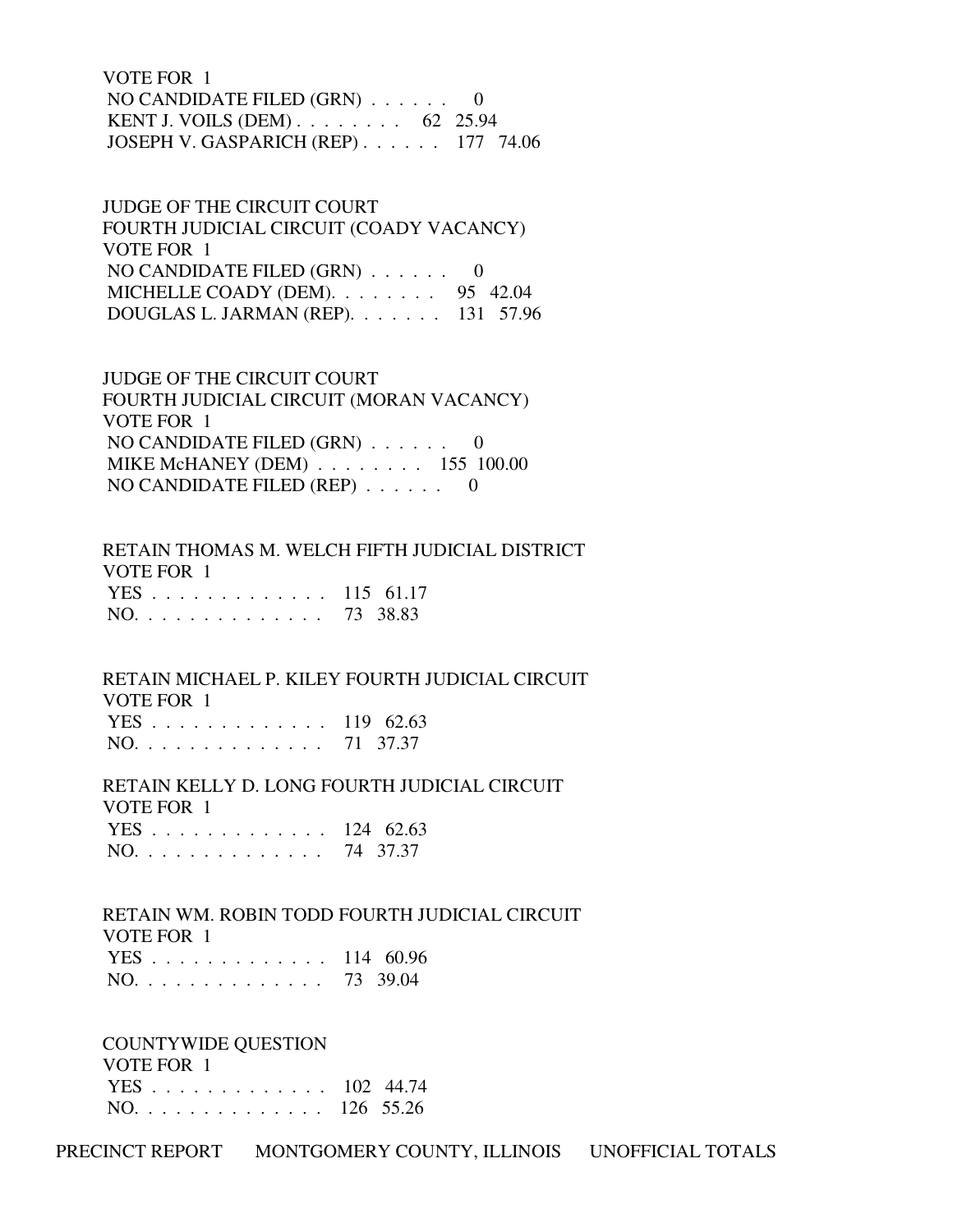VOTE FOR 1

| | | |
|---|---|---|
| NO CANDIDATE FILED (GRN) . . . . . . | 0 | |
| KENT J. VOILS (DEM) . . . . . . . . | 62 | 25.94 |
| JOSEPH V. GASPARICH (REP) . . . . . . | 177 | 74.06 |

JUDGE OF THE CIRCUIT COURT
FOURTH JUDICIAL CIRCUIT (COADY VACANCY)
VOTE FOR 1

| | | |
|---|---|---|
| NO CANDIDATE FILED (GRN) . . . . . . | 0 | |
| MICHELLE COADY (DEM). . . . . . . . | 95 | 42.04 |
| DOUGLAS L. JARMAN (REP). . . . . . . | 131 | 57.96 |

JUDGE OF THE CIRCUIT COURT
FOURTH JUDICIAL CIRCUIT (MORAN VACANCY)
VOTE FOR 1

| | | |
|---|---|---|
| NO CANDIDATE FILED (GRN) . . . . . . | 0 | |
| MIKE McHANEY (DEM) . . . . . . . . | 155 | 100.00 |
| NO CANDIDATE FILED (REP) . . . . . . | 0 | |

RETAIN THOMAS M. WELCH FIFTH JUDICIAL DISTRICT
VOTE FOR 1

| | | |
|---|---|---|
| YES . . . . . . . . . . . . . . | 115 | 61.17 |
| NO. . . . . . . . . . . . . . . | 73 | 38.83 |

RETAIN MICHAEL P. KILEY FOURTH JUDICIAL CIRCUIT
VOTE FOR 1

| | | |
|---|---|---|
| YES . . . . . . . . . . . . . . | 119 | 62.63 |
| NO. . . . . . . . . . . . . . . | 71 | 37.37 |

RETAIN KELLY D. LONG FOURTH JUDICIAL CIRCUIT
VOTE FOR 1

| | | |
|---|---|---|
| YES . . . . . . . . . . . . . . | 124 | 62.63 |
| NO. . . . . . . . . . . . . . . | 74 | 37.37 |

RETAIN WM. ROBIN TODD FOURTH JUDICIAL CIRCUIT
VOTE FOR 1

| | | |
|---|---|---|
| YES . . . . . . . . . . . . . . | 114 | 60.96 |
| NO. . . . . . . . . . . . . . . | 73 | 39.04 |

COUNTYWIDE QUESTION
VOTE FOR 1

| | | |
|---|---|---|
| YES . . . . . . . . . . . . . . | 102 | 44.74 |
| NO. . . . . . . . . . . . . . . | 126 | 55.26 |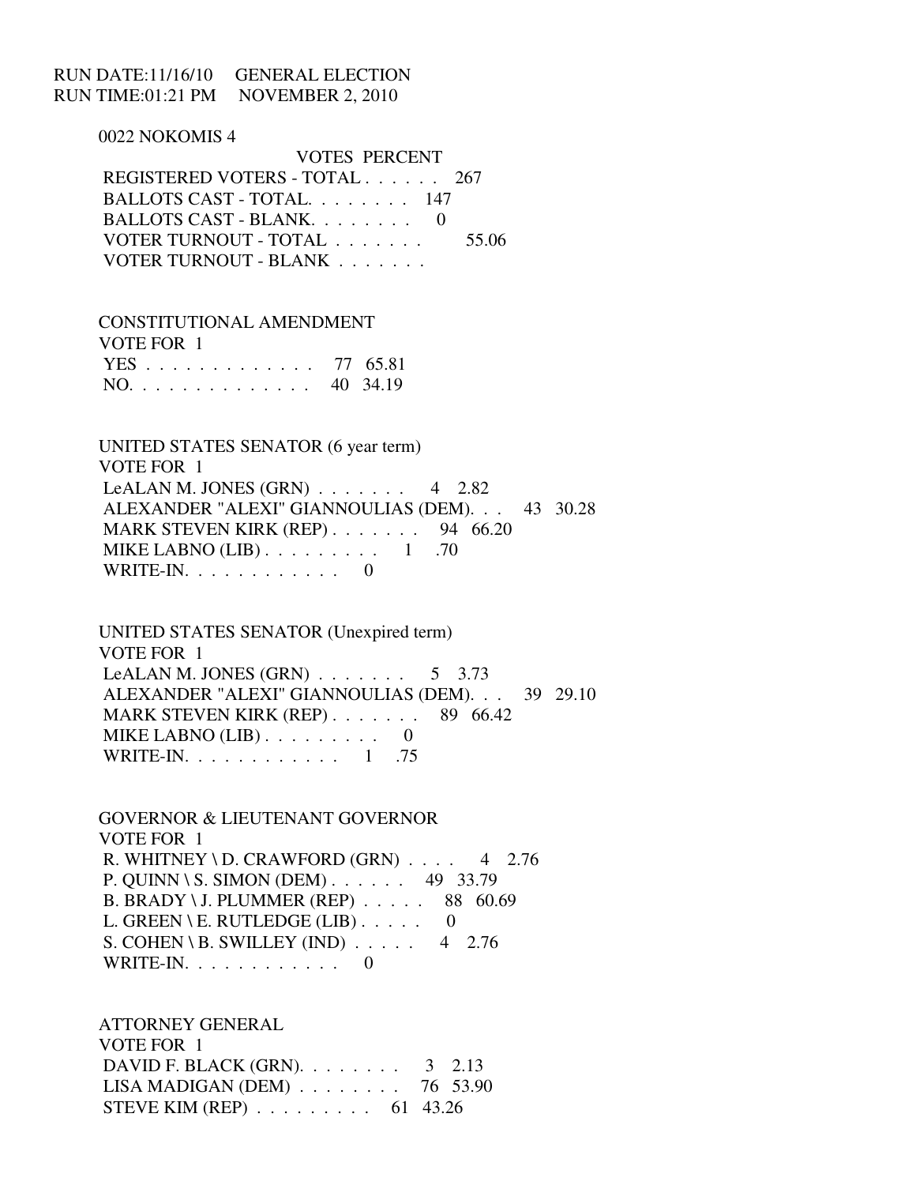RUN DATE:11/16/10 GENERAL ELECTION
RUN TIME:01:21 PM NOVEMBER 2, 2010

0022 NOKOMIS 4

| | VOTES | PERCENT |
|---|---|---|
| REGISTERED VOTERS - TOTAL . . . . . . | 267 | |
| BALLOTS CAST - TOTAL. . . . . . . . | 147 | |
| BALLOTS CAST - BLANK. . . . . . . . | 0 | |
| VOTER TURNOUT - TOTAL . . . . . . . | | 55.06 |
| VOTER TURNOUT - BLANK . . . . . . . | | |

CONSTITUTIONAL AMENDMENT
VOTE FOR 1

| | | |
|---|---|---|
| YES . . . . . . . . . . . . . | 77 | 65.81 |
| NO. . . . . . . . . . . . . . | 40 | 34.19 |

UNITED STATES SENATOR (6 year term)
VOTE FOR 1

| | | |
|---|---|---|
| LeALAN M. JONES (GRN) . . . . . . . | 4 | 2.82 |
| ALEXANDER "ALEXI" GIANNOULIAS (DEM). . . | 43 | 30.28 |
| MARK STEVEN KIRK (REP) . . . . . . . | 94 | 66.20 |
| MIKE LABNO (LIB) . . . . . . . . . | 1 | .70 |
| WRITE-IN. . . . . . . . . . . . | 0 | |

UNITED STATES SENATOR (Unexpired term)
VOTE FOR 1

| | | |
|---|---|---|
| LeALAN M. JONES (GRN) . . . . . . . | 5 | 3.73 |
| ALEXANDER "ALEXI" GIANNOULIAS (DEM). . . | 39 | 29.10 |
| MARK STEVEN KIRK (REP) . . . . . . . | 89 | 66.42 |
| MIKE LABNO (LIB) . . . . . . . . . | 0 | |
| WRITE-IN. . . . . . . . . . . . | 1 | .75 |

GOVERNOR & LIEUTENANT GOVERNOR
VOTE FOR 1

| | | |
|---|---|---|
| R. WHITNEY \ D. CRAWFORD (GRN) . . . . | 4 | 2.76 |
| P. QUINN \ S. SIMON (DEM) . . . . . . | 49 | 33.79 |
| B. BRADY \ J. PLUMMER (REP) . . . . . | 88 | 60.69 |
| L. GREEN \ E. RUTLEDGE (LIB) . . . . . | 0 | |
| S. COHEN \ B. SWILLEY (IND) . . . . . | 4 | 2.76 |
| WRITE-IN. . . . . . . . . . . . | 0 | |

ATTORNEY GENERAL
VOTE FOR 1

| | | |
|---|---|---|
| DAVID F. BLACK (GRN). . . . . . . . | 3 | 2.13 |
| LISA MADIGAN (DEM) . . . . . . . . | 76 | 53.90 |
| STEVE KIM (REP) . . . . . . . . . | 61 | 43.26 |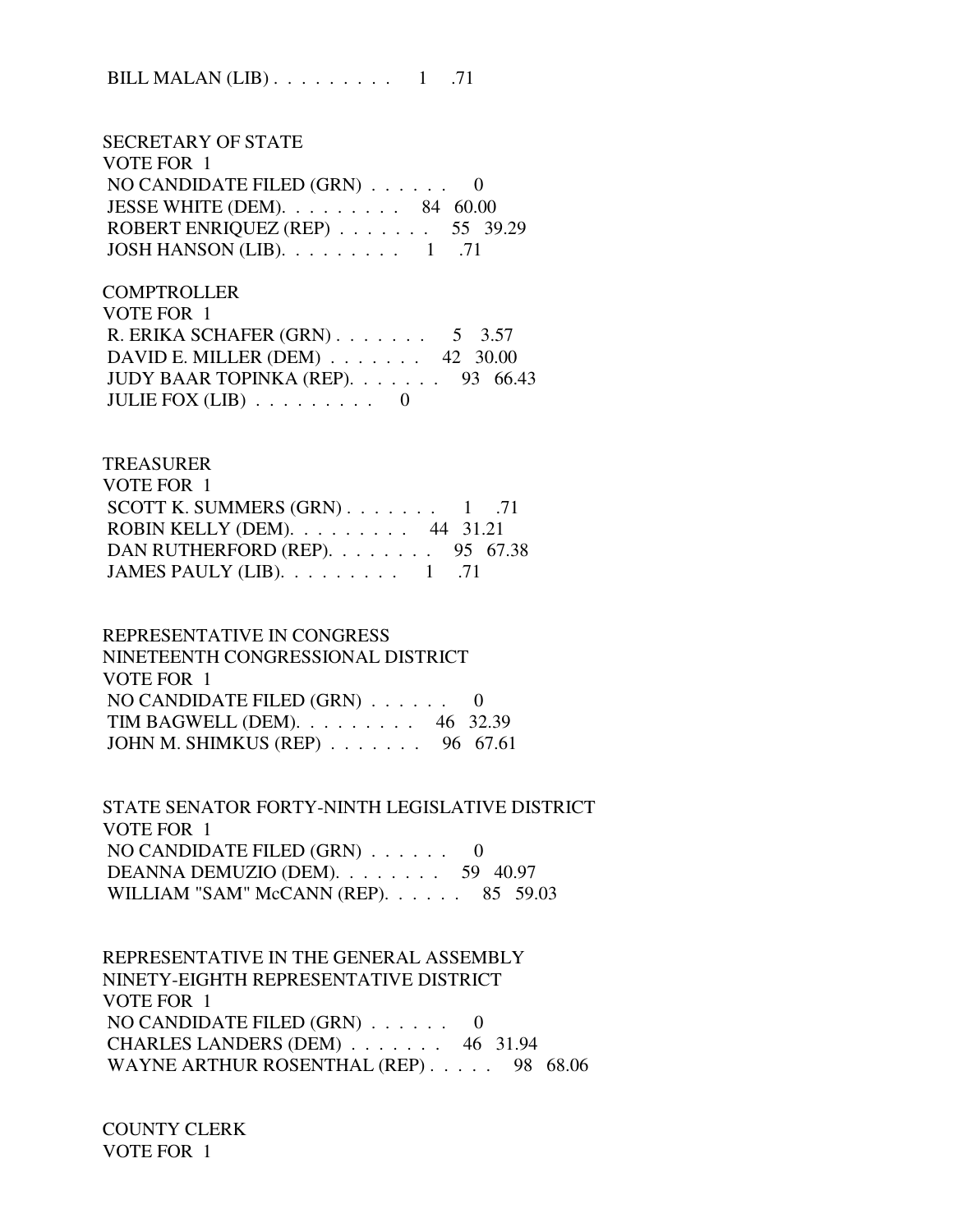BILL MALAN (LIB) . . . . . . . . . 1 .71

SECRETARY OF STATE
VOTE FOR 1
NO CANDIDATE FILED (GRN) . . . . . . 0
JESSE WHITE (DEM). . . . . . . . . 84 60.00
ROBERT ENRIQUEZ (REP) . . . . . . . 55 39.29
JOSH HANSON (LIB). . . . . . . . . 1 .71

COMPTROLLER
VOTE FOR 1
R. ERIKA SCHAFER (GRN) . . . . . . . 5 3.57
DAVID E. MILLER (DEM) . . . . . . . 42 30.00
JUDY BAAR TOPINKA (REP). . . . . . . 93 66.43
JULIE FOX (LIB) . . . . . . . . . 0

TREASURER
VOTE FOR 1
SCOTT K. SUMMERS (GRN) . . . . . . . 1 .71
ROBIN KELLY (DEM). . . . . . . . . 44 31.21
DAN RUTHERFORD (REP). . . . . . . . 95 67.38
JAMES PAULY (LIB). . . . . . . . . 1 .71

REPRESENTATIVE IN CONGRESS
NINETEENTH CONGRESSIONAL DISTRICT
VOTE FOR 1
NO CANDIDATE FILED (GRN) . . . . . . 0
TIM BAGWELL (DEM). . . . . . . . . 46 32.39
JOHN M. SHIMKUS (REP) . . . . . . . 96 67.61

STATE SENATOR FORTY-NINTH LEGISLATIVE DISTRICT
VOTE FOR 1
NO CANDIDATE FILED (GRN) . . . . . . 0
DEANNA DEMUZIO (DEM). . . . . . . . 59 40.97
WILLIAM "SAM" McCANN (REP). . . . . . 85 59.03

REPRESENTATIVE IN THE GENERAL ASSEMBLY
NINETY-EIGHTH REPRESENTATIVE DISTRICT
VOTE FOR 1
NO CANDIDATE FILED (GRN) . . . . . . 0
CHARLES LANDERS (DEM) . . . . . . . 46 31.94
WAYNE ARTHUR ROSENTHAL (REP) . . . . . 98 68.06

COUNTY CLERK
VOTE FOR 1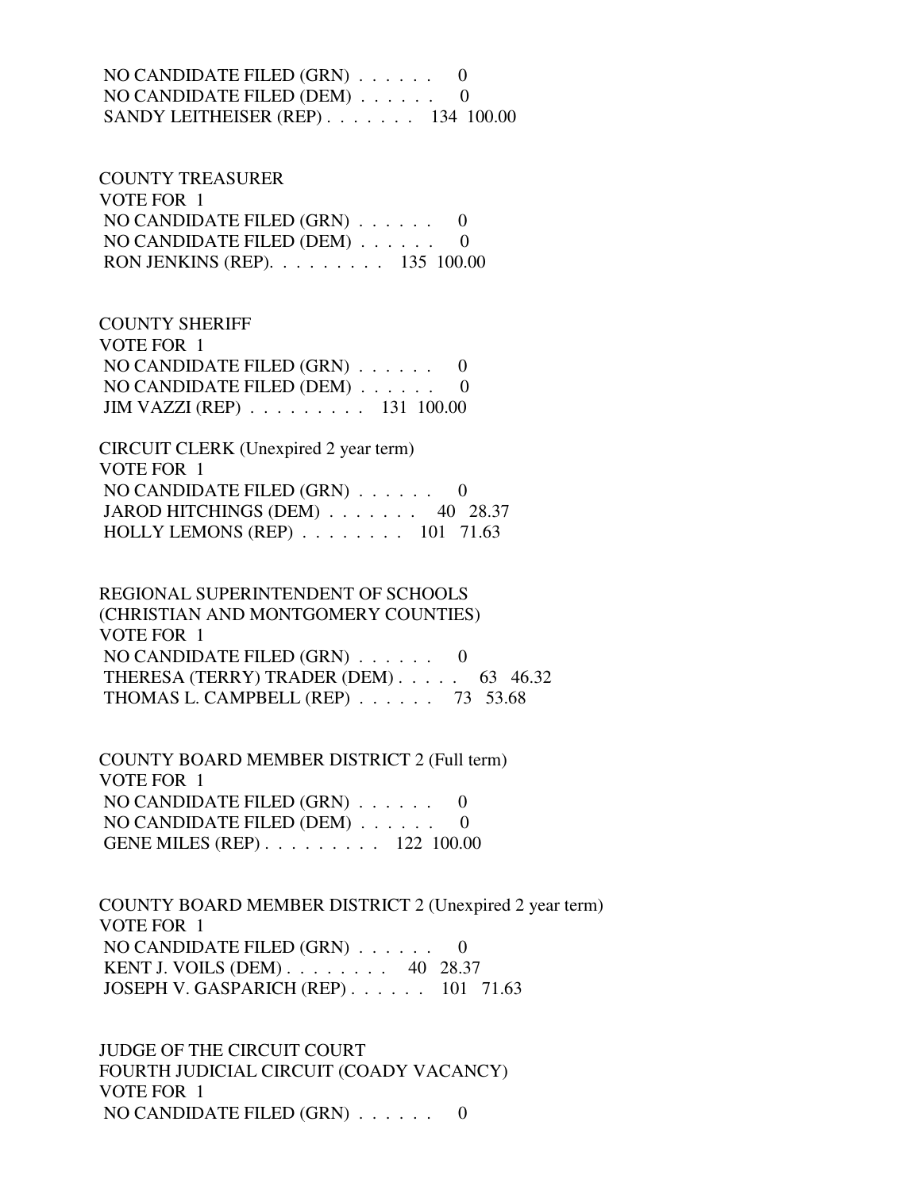NO CANDIDATE FILED (GRN) . . . . . . 0
NO CANDIDATE FILED (DEM) . . . . . . 0
SANDY LEITHEISER (REP) . . . . . . . 134 100.00

COUNTY TREASURER
VOTE FOR 1
NO CANDIDATE FILED (GRN) . . . . . . 0
NO CANDIDATE FILED (DEM) . . . . . . 0
RON JENKINS (REP). . . . . . . . . 135 100.00

COUNTY SHERIFF
VOTE FOR 1
NO CANDIDATE FILED (GRN) . . . . . . 0
NO CANDIDATE FILED (DEM) . . . . . . 0
JIM VAZZI (REP) . . . . . . . . . 131 100.00

CIRCUIT CLERK (Unexpired 2 year term)
VOTE FOR 1
NO CANDIDATE FILED (GRN) . . . . . . 0
JAROD HITCHINGS (DEM) . . . . . . . 40 28.37
HOLLY LEMONS (REP) . . . . . . . . 101 71.63

REGIONAL SUPERINTENDENT OF SCHOOLS
(CHRISTIAN AND MONTGOMERY COUNTIES)
VOTE FOR 1
NO CANDIDATE FILED (GRN) . . . . . . 0
THERESA (TERRY) TRADER (DEM) . . . . . 63 46.32
THOMAS L. CAMPBELL (REP) . . . . . . 73 53.68

COUNTY BOARD MEMBER DISTRICT 2 (Full term)
VOTE FOR 1
NO CANDIDATE FILED (GRN) . . . . . . 0
NO CANDIDATE FILED (DEM) . . . . . . 0
GENE MILES (REP) . . . . . . . . . 122 100.00

COUNTY BOARD MEMBER DISTRICT 2 (Unexpired 2 year term)
VOTE FOR 1
NO CANDIDATE FILED (GRN) . . . . . . 0
KENT J. VOILS (DEM) . . . . . . . . 40 28.37
JOSEPH V. GASPARICH (REP) . . . . . . 101 71.63

JUDGE OF THE CIRCUIT COURT
FOURTH JUDICIAL CIRCUIT (COADY VACANCY)
VOTE FOR 1
NO CANDIDATE FILED (GRN) . . . . . . 0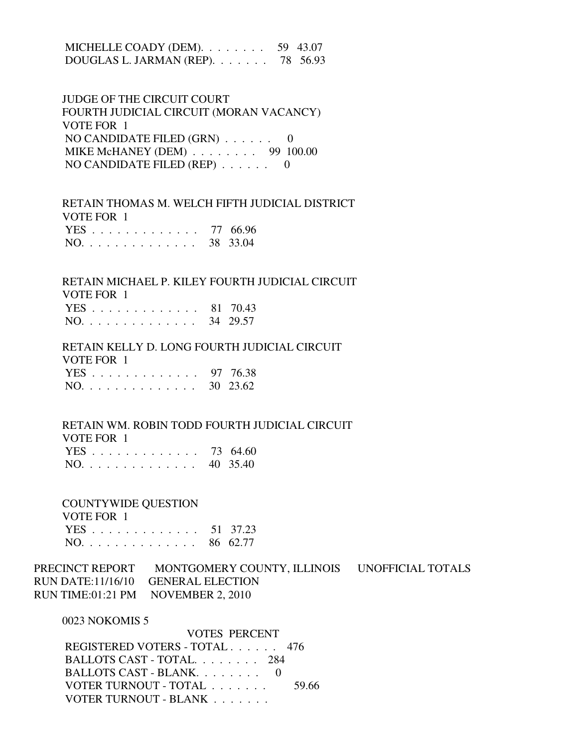MICHELLE COADY (DEM). . . . . . . . 59 43.07
DOUGLAS L. JARMAN (REP). . . . . . . 78 56.93

JUDGE OF THE CIRCUIT COURT
FOURTH JUDICIAL CIRCUIT (MORAN VACANCY)
VOTE FOR 1
NO CANDIDATE FILED (GRN) . . . . . . 0
MIKE McHANEY (DEM) . . . . . . . . 99 100.00
NO CANDIDATE FILED (REP) . . . . . . 0

RETAIN THOMAS M. WELCH FIFTH JUDICIAL DISTRICT
VOTE FOR 1
YES . . . . . . . . . . . . . 77 66.96
NO. . . . . . . . . . . . . . 38 33.04

RETAIN MICHAEL P. KILEY FOURTH JUDICIAL CIRCUIT
VOTE FOR 1
YES . . . . . . . . . . . . . 81 70.43
NO. . . . . . . . . . . . . . 34 29.57

RETAIN KELLY D. LONG FOURTH JUDICIAL CIRCUIT
VOTE FOR 1
YES . . . . . . . . . . . . . 97 76.38
NO. . . . . . . . . . . . . . 30 23.62

RETAIN WM. ROBIN TODD FOURTH JUDICIAL CIRCUIT
VOTE FOR 1
YES . . . . . . . . . . . . . 73 64.60
NO. . . . . . . . . . . . . . 40 35.40

COUNTYWIDE QUESTION
VOTE FOR 1
YES . . . . . . . . . . . . . 51 37.23
NO. . . . . . . . . . . . . . 86 62.77

PRECINCT REPORT MONTGOMERY COUNTY, ILLINOIS UNOFFICIAL TOTALS
RUN DATE:11/16/10 GENERAL ELECTION
RUN TIME:01:21 PM NOVEMBER 2, 2010

0023 NOKOMIS 5

| | VOTES | PERCENT |
|---|---|---|
| REGISTERED VOTERS - TOTAL . . . . . . | 476 | |
| BALLOTS CAST - TOTAL. . . . . . . . | 284 | |
| BALLOTS CAST - BLANK. . . . . . . . | 0 | |
| VOTER TURNOUT - TOTAL . . . . . . . | | 59.66 |
| VOTER TURNOUT - BLANK . . . . . . . | | |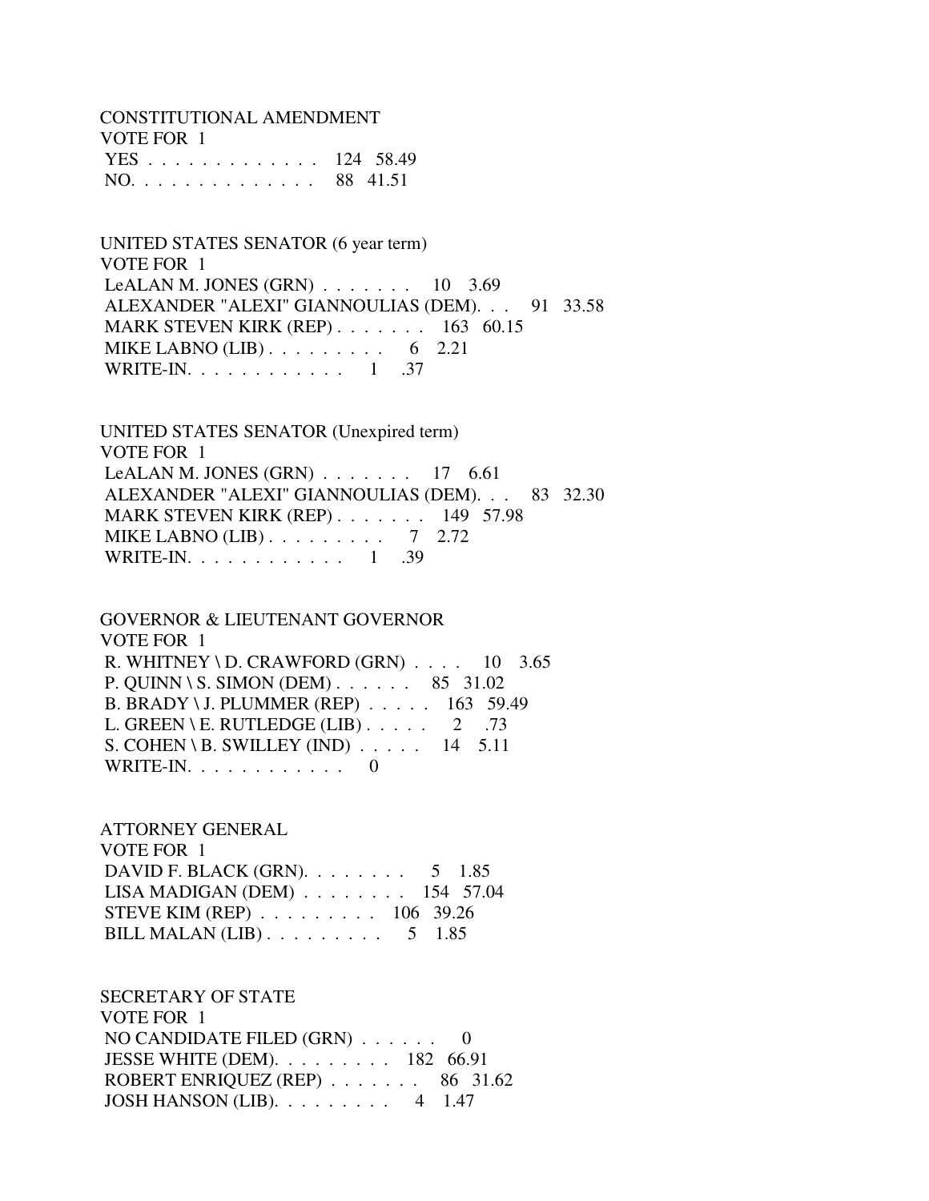CONSTITUTIONAL AMENDMENT
VOTE FOR 1

| | | |
|---|---|---|
| YES . . . . . . . . . . . . . | 124 | 58.49 |
| NO. . . . . . . . . . . . . . | 88 | 41.51 |

UNITED STATES SENATOR (6 year term)
VOTE FOR 1

| | | |
|---|---|---|
| LeALAN M. JONES (GRN) . . . . . . . | 10 | 3.69 |
| ALEXANDER "ALEXI" GIANNOULIAS (DEM). . . | 91 | 33.58 |
| MARK STEVEN KIRK (REP) . . . . . . . | 163 | 60.15 |
| MIKE LABNO (LIB) . . . . . . . . . | 6 | 2.21 |
| WRITE-IN. . . . . . . . . . . . | 1 | .37 |

UNITED STATES SENATOR (Unexpired term)
VOTE FOR 1

| | | |
|---|---|---|
| LeALAN M. JONES (GRN) . . . . . . . | 17 | 6.61 |
| ALEXANDER "ALEXI" GIANNOULIAS (DEM). . . | 83 | 32.30 |
| MARK STEVEN KIRK (REP) . . . . . . . | 149 | 57.98 |
| MIKE LABNO (LIB) . . . . . . . . . | 7 | 2.72 |
| WRITE-IN. . . . . . . . . . . . | 1 | .39 |

GOVERNOR & LIEUTENANT GOVERNOR
VOTE FOR 1

| | | |
|---|---|---|
| R. WHITNEY \ D. CRAWFORD (GRN) . . . . | 10 | 3.65 |
| P. QUINN \ S. SIMON (DEM) . . . . . . | 85 | 31.02 |
| B. BRADY \ J. PLUMMER (REP) . . . . . | 163 | 59.49 |
| L. GREEN \ E. RUTLEDGE (LIB) . . . . . | 2 | .73 |
| S. COHEN \ B. SWILLEY (IND) . . . . . | 14 | 5.11 |
| WRITE-IN. . . . . . . . . . . . | 0 | |

ATTORNEY GENERAL
VOTE FOR 1

| | | |
|---|---|---|
| DAVID F. BLACK (GRN). . . . . . . . | 5 | 1.85 |
| LISA MADIGAN (DEM) . . . . . . . . | 154 | 57.04 |
| STEVE KIM (REP) . . . . . . . . . | 106 | 39.26 |
| BILL MALAN (LIB) . . . . . . . . . | 5 | 1.85 |

SECRETARY OF STATE
VOTE FOR 1

| | | |
|---|---|---|
| NO CANDIDATE FILED (GRN) . . . . . . | 0 | |
| JESSE WHITE (DEM). . . . . . . . . | 182 | 66.91 |
| ROBERT ENRIQUEZ (REP) . . . . . . . | 86 | 31.62 |
| JOSH HANSON (LIB). . . . . . . . . | 4 | 1.47 |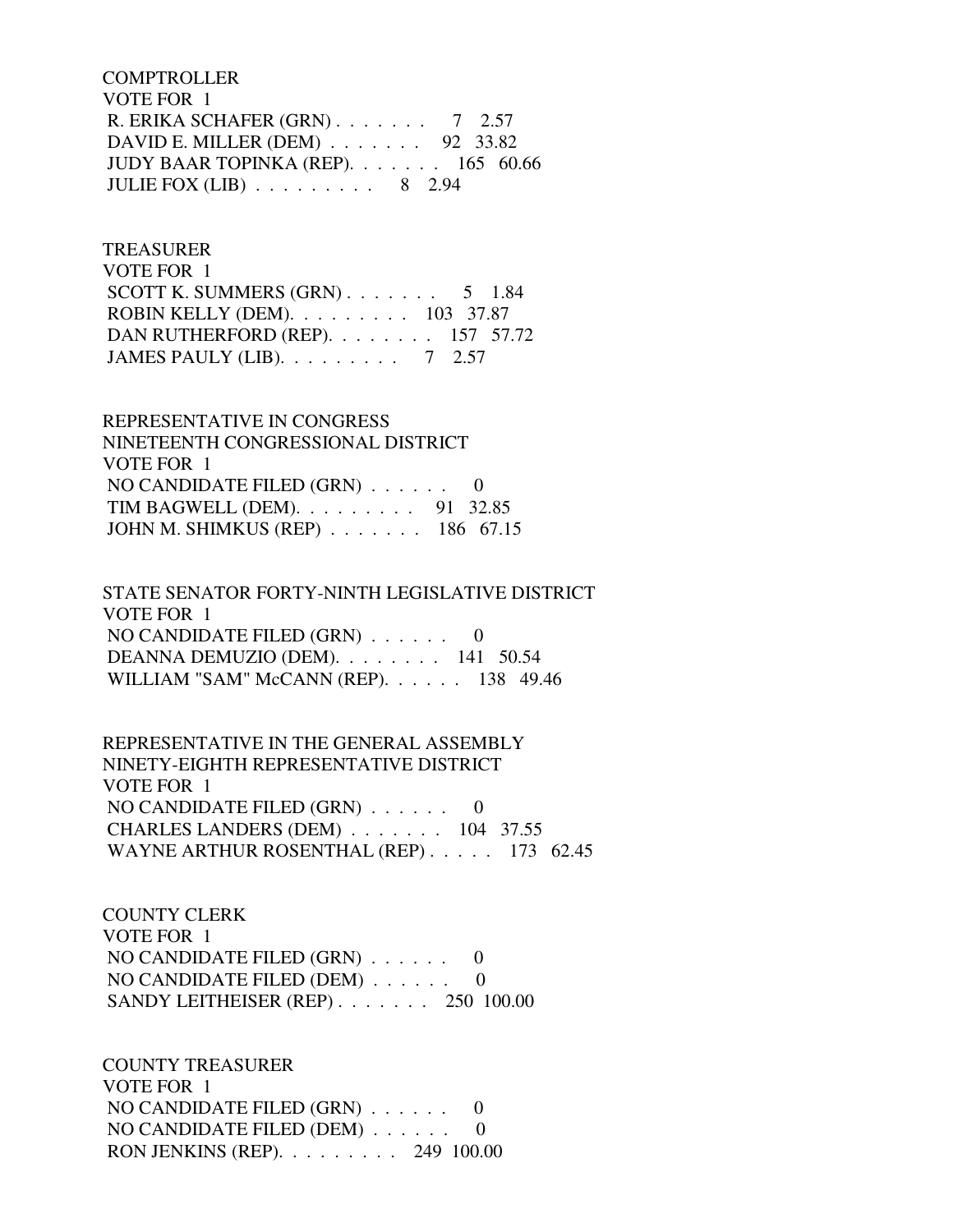COMPTROLLER
VOTE FOR 1
R. ERIKA SCHAFER (GRN) . . . . . . . 7 2.57
DAVID E. MILLER (DEM) . . . . . . . 92 33.82
JUDY BAAR TOPINKA (REP). . . . . . . 165 60.66
JULIE FOX (LIB) . . . . . . . . . 8 2.94

TREASURER
VOTE FOR 1
SCOTT K. SUMMERS (GRN) . . . . . . . 5 1.84
ROBIN KELLY (DEM). . . . . . . . . 103 37.87
DAN RUTHERFORD (REP). . . . . . . . 157 57.72
JAMES PAULY (LIB). . . . . . . . . 7 2.57

REPRESENTATIVE IN CONGRESS
NINETEENTH CONGRESSIONAL DISTRICT
VOTE FOR 1
NO CANDIDATE FILED (GRN) . . . . . . 0
TIM BAGWELL (DEM). . . . . . . . . 91 32.85
JOHN M. SHIMKUS (REP) . . . . . . . 186 67.15

STATE SENATOR FORTY-NINTH LEGISLATIVE DISTRICT
VOTE FOR 1
NO CANDIDATE FILED (GRN) . . . . . . 0
DEANNA DEMUZIO (DEM). . . . . . . . 141 50.54
WILLIAM "SAM" McCANN (REP). . . . . . 138 49.46

REPRESENTATIVE IN THE GENERAL ASSEMBLY
NINETY-EIGHTH REPRESENTATIVE DISTRICT
VOTE FOR 1
NO CANDIDATE FILED (GRN) . . . . . . 0
CHARLES LANDERS (DEM) . . . . . . . 104 37.55
WAYNE ARTHUR ROSENTHAL (REP) . . . . . 173 62.45

COUNTY CLERK
VOTE FOR 1
NO CANDIDATE FILED (GRN) . . . . . . 0
NO CANDIDATE FILED (DEM) . . . . . . 0
SANDY LEITHEISER (REP) . . . . . . . 250 100.00

COUNTY TREASURER
VOTE FOR 1
NO CANDIDATE FILED (GRN) . . . . . . 0
NO CANDIDATE FILED (DEM) . . . . . . 0
RON JENKINS (REP). . . . . . . . . 249 100.00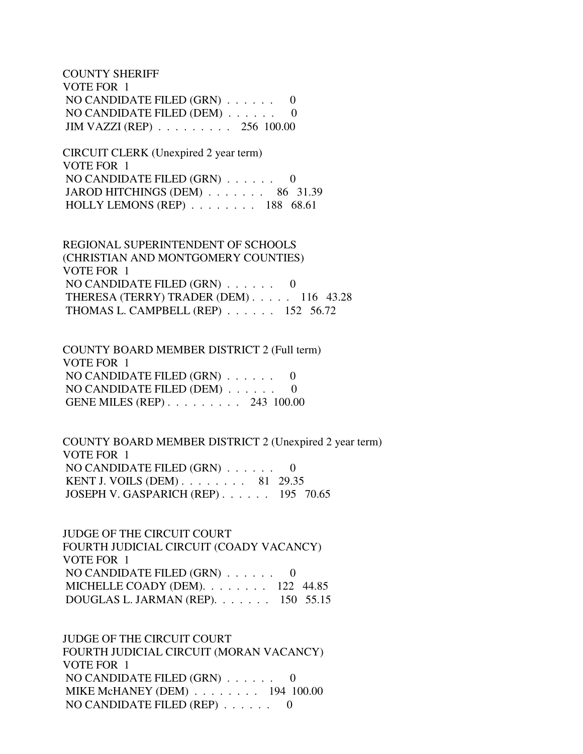COUNTY SHERIFF
VOTE FOR 1
NO CANDIDATE FILED (GRN) . . . . . . 0
NO CANDIDATE FILED (DEM) . . . . . . 0
JIM VAZZI (REP) . . . . . . . . . 256 100.00

CIRCUIT CLERK (Unexpired 2 year term)
VOTE FOR 1
NO CANDIDATE FILED (GRN) . . . . . . 0
JAROD HITCHINGS (DEM) . . . . . . . 86 31.39
HOLLY LEMONS (REP) . . . . . . . . 188 68.61

REGIONAL SUPERINTENDENT OF SCHOOLS
(CHRISTIAN AND MONTGOMERY COUNTIES)
VOTE FOR 1
NO CANDIDATE FILED (GRN) . . . . . . 0
THERESA (TERRY) TRADER (DEM) . . . . . 116 43.28
THOMAS L. CAMPBELL (REP) . . . . . . 152 56.72

COUNTY BOARD MEMBER DISTRICT 2 (Full term)
VOTE FOR 1
NO CANDIDATE FILED (GRN) . . . . . . 0
NO CANDIDATE FILED (DEM) . . . . . . 0
GENE MILES (REP) . . . . . . . . . 243 100.00

COUNTY BOARD MEMBER DISTRICT 2 (Unexpired 2 year term)
VOTE FOR 1
NO CANDIDATE FILED (GRN) . . . . . . 0
KENT J. VOILS (DEM) . . . . . . . . 81 29.35
JOSEPH V. GASPARICH (REP) . . . . . . 195 70.65

JUDGE OF THE CIRCUIT COURT
FOURTH JUDICIAL CIRCUIT (COADY VACANCY)
VOTE FOR 1
NO CANDIDATE FILED (GRN) . . . . . . 0
MICHELLE COADY (DEM). . . . . . . . 122 44.85
DOUGLAS L. JARMAN (REP). . . . . . . 150 55.15

JUDGE OF THE CIRCUIT COURT
FOURTH JUDICIAL CIRCUIT (MORAN VACANCY)
VOTE FOR 1
NO CANDIDATE FILED (GRN) . . . . . . 0
MIKE McHANEY (DEM) . . . . . . . . 194 100.00
NO CANDIDATE FILED (REP) . . . . . . 0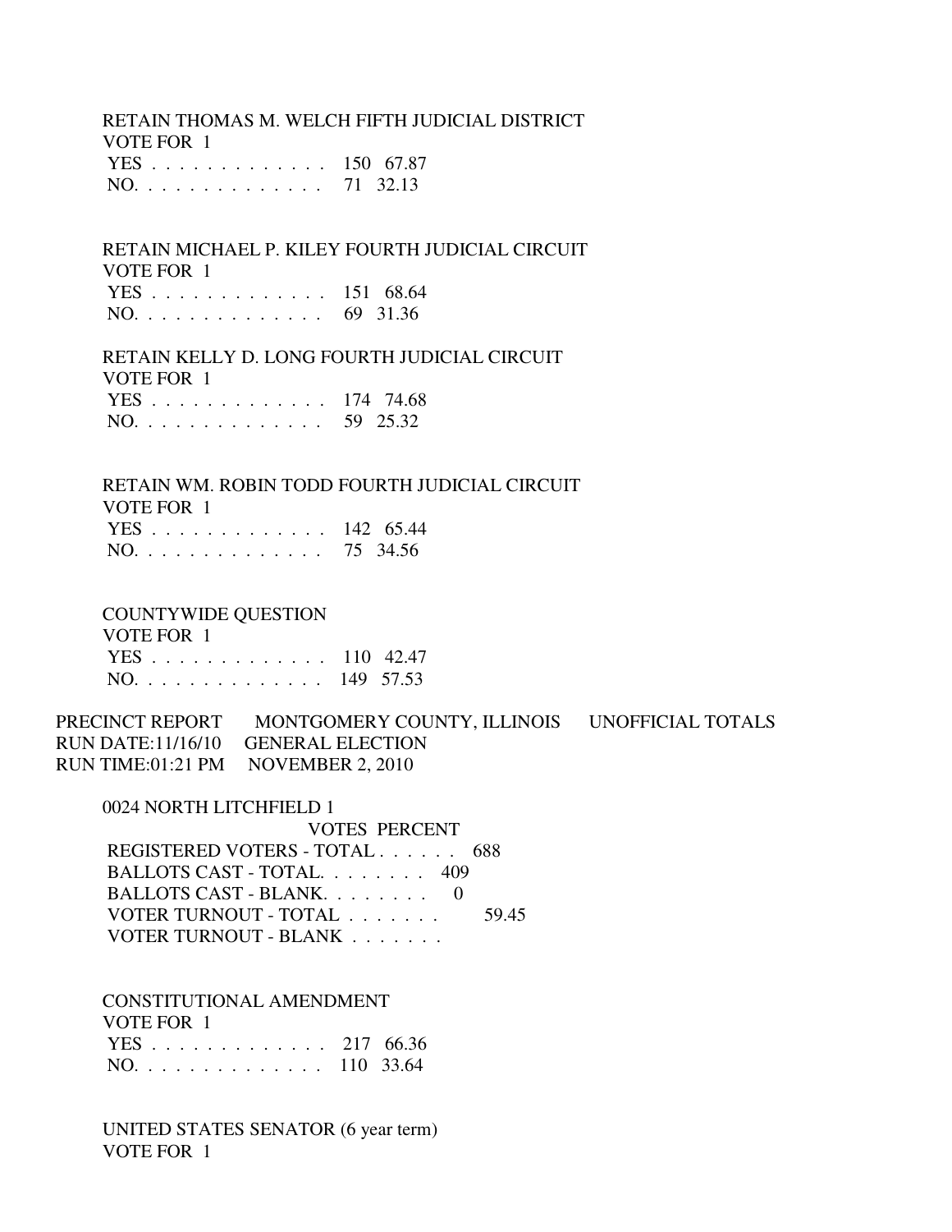RETAIN THOMAS M. WELCH FIFTH JUDICIAL DISTRICT
VOTE FOR 1

| | | |
|---|---|---|
| YES . . . . . . . . . . . . . | 150 | 67.87 |
| NO. . . . . . . . . . . . . . | 71 | 32.13 |

RETAIN MICHAEL P. KILEY FOURTH JUDICIAL CIRCUIT
VOTE FOR 1

| | | |
|---|---|---|
| YES . . . . . . . . . . . . . | 151 | 68.64 |
| NO. . . . . . . . . . . . . . | 69 | 31.36 |

RETAIN KELLY D. LONG FOURTH JUDICIAL CIRCUIT
VOTE FOR 1

| | | |
|---|---|---|
| YES . . . . . . . . . . . . . | 174 | 74.68 |
| NO. . . . . . . . . . . . . . | 59 | 25.32 |

RETAIN WM. ROBIN TODD FOURTH JUDICIAL CIRCUIT
VOTE FOR 1

| | | |
|---|---|---|
| YES . . . . . . . . . . . . . | 142 | 65.44 |
| NO. . . . . . . . . . . . . . | 75 | 34.56 |

COUNTYWIDE QUESTION
VOTE FOR 1

| | | |
|---|---|---|
| YES . . . . . . . . . . . . . | 110 | 42.47 |
| NO. . . . . . . . . . . . . . | 149 | 57.53 |

PRECINCT REPORT MONTGOMERY COUNTY, ILLINOIS UNOFFICIAL TOTALS
RUN DATE:11/16/10 GENERAL ELECTION
RUN TIME:01:21 PM NOVEMBER 2, 2010

0024 NORTH LITCHFIELD 1

| | VOTES | PERCENT |
|---|---|---|
| REGISTERED VOTERS - TOTAL . . . . . . | 688 | |
| BALLOTS CAST - TOTAL. . . . . . . . | 409 | |
| BALLOTS CAST - BLANK. . . . . . . . | 0 | |
| VOTER TURNOUT - TOTAL . . . . . . . | | 59.45 |
| VOTER TURNOUT - BLANK . . . . . . . | | |

CONSTITUTIONAL AMENDMENT
VOTE FOR 1

| | | |
|---|---|---|
| YES . . . . . . . . . . . . . | 217 | 66.36 |
| NO. . . . . . . . . . . . . . | 110 | 33.64 |

UNITED STATES SENATOR (6 year term)
VOTE FOR 1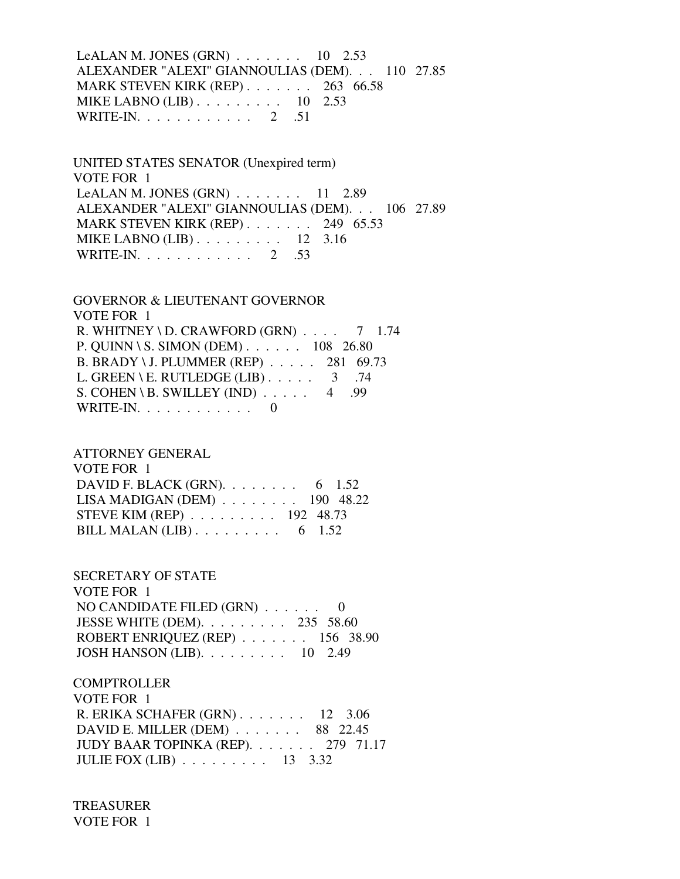LeALAN M. JONES (GRN) . . . . . . . 10 2.53
ALEXANDER "ALEXI" GIANNOULIAS (DEM). . . 110 27.85
MARK STEVEN KIRK (REP) . . . . . . . 263 66.58
MIKE LABNO (LIB) . . . . . . . . . 10 2.53
WRITE-IN. . . . . . . . . . . . 2 .51

UNITED STATES SENATOR (Unexpired term)
VOTE FOR 1
LeALAN M. JONES (GRN) . . . . . . . 11 2.89
ALEXANDER "ALEXI" GIANNOULIAS (DEM). . . 106 27.89
MARK STEVEN KIRK (REP) . . . . . . . 249 65.53
MIKE LABNO (LIB) . . . . . . . . . 12 3.16
WRITE-IN. . . . . . . . . . . . 2 .53

GOVERNOR & LIEUTENANT GOVERNOR
VOTE FOR 1
R. WHITNEY \ D. CRAWFORD (GRN) . . . . 7 1.74
P. QUINN \ S. SIMON (DEM) . . . . . . 108 26.80
B. BRADY \ J. PLUMMER (REP) . . . . . 281 69.73
L. GREEN \ E. RUTLEDGE (LIB) . . . . . 3 .74
S. COHEN \ B. SWILLEY (IND) . . . . . 4 .99
WRITE-IN. . . . . . . . . . . . 0

ATTORNEY GENERAL
VOTE FOR 1
DAVID F. BLACK (GRN). . . . . . . . 6 1.52
LISA MADIGAN (DEM) . . . . . . . . 190 48.22
STEVE KIM (REP) . . . . . . . . . 192 48.73
BILL MALAN (LIB) . . . . . . . . . 6 1.52

SECRETARY OF STATE
VOTE FOR 1
NO CANDIDATE FILED (GRN) . . . . . . 0
JESSE WHITE (DEM). . . . . . . . . 235 58.60
ROBERT ENRIQUEZ (REP) . . . . . . . 156 38.90
JOSH HANSON (LIB). . . . . . . . . 10 2.49

COMPTROLLER
VOTE FOR 1
R. ERIKA SCHAFER (GRN) . . . . . . . 12 3.06
DAVID E. MILLER (DEM) . . . . . . . 88 22.45
JUDY BAAR TOPINKA (REP). . . . . . . 279 71.17
JULIE FOX (LIB) . . . . . . . . . 13 3.32

TREASURER
VOTE FOR 1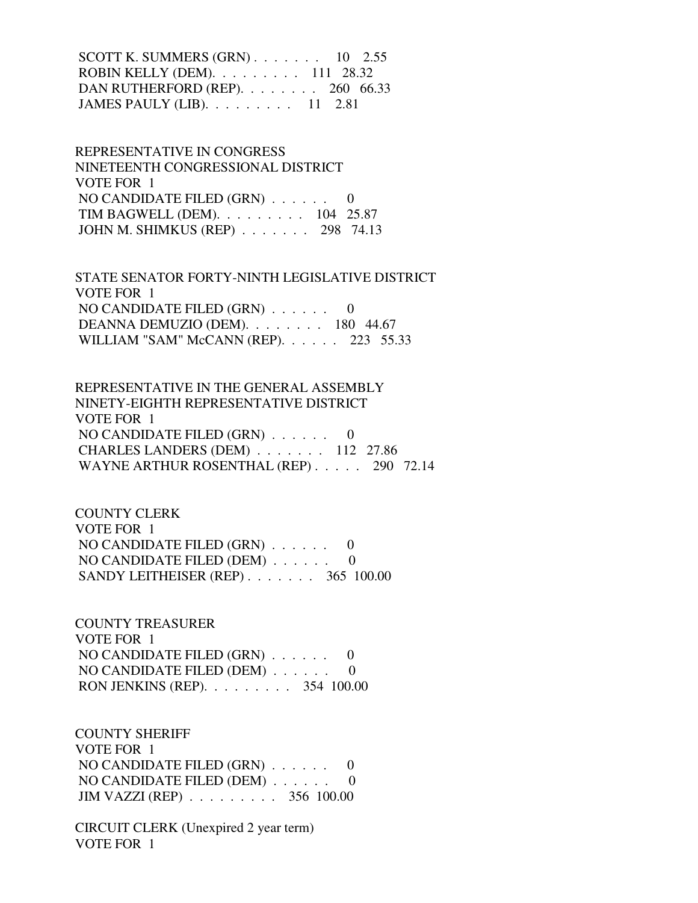SCOTT K. SUMMERS (GRN) . . . . . . . 10 2.55
ROBIN KELLY (DEM). . . . . . . . . 111 28.32
DAN RUTHERFORD (REP). . . . . . . . 260 66.33
JAMES PAULY (LIB). . . . . . . . . 11 2.81

REPRESENTATIVE IN CONGRESS
NINETEENTH CONGRESSIONAL DISTRICT
VOTE FOR 1
NO CANDIDATE FILED (GRN) . . . . . . 0
TIM BAGWELL (DEM). . . . . . . . . 104 25.87
JOHN M. SHIMKUS (REP) . . . . . . . 298 74.13

STATE SENATOR FORTY-NINTH LEGISLATIVE DISTRICT
VOTE FOR 1
NO CANDIDATE FILED (GRN) . . . . . . 0
DEANNA DEMUZIO (DEM). . . . . . . . 180 44.67
WILLIAM "SAM" McCANN (REP). . . . . . 223 55.33

REPRESENTATIVE IN THE GENERAL ASSEMBLY
NINETY-EIGHTH REPRESENTATIVE DISTRICT
VOTE FOR 1
NO CANDIDATE FILED (GRN) . . . . . . 0
CHARLES LANDERS (DEM) . . . . . . . 112 27.86
WAYNE ARTHUR ROSENTHAL (REP) . . . . . 290 72.14

COUNTY CLERK
VOTE FOR 1
NO CANDIDATE FILED (GRN) . . . . . . 0
NO CANDIDATE FILED (DEM) . . . . . . 0
SANDY LEITHEISER (REP) . . . . . . . 365 100.00

COUNTY TREASURER
VOTE FOR 1
NO CANDIDATE FILED (GRN) . . . . . . 0
NO CANDIDATE FILED (DEM) . . . . . . 0
RON JENKINS (REP). . . . . . . . . 354 100.00

COUNTY SHERIFF
VOTE FOR 1
NO CANDIDATE FILED (GRN) . . . . . . 0
NO CANDIDATE FILED (DEM) . . . . . . 0
JIM VAZZI (REP) . . . . . . . . . 356 100.00

CIRCUIT CLERK (Unexpired 2 year term)
VOTE FOR 1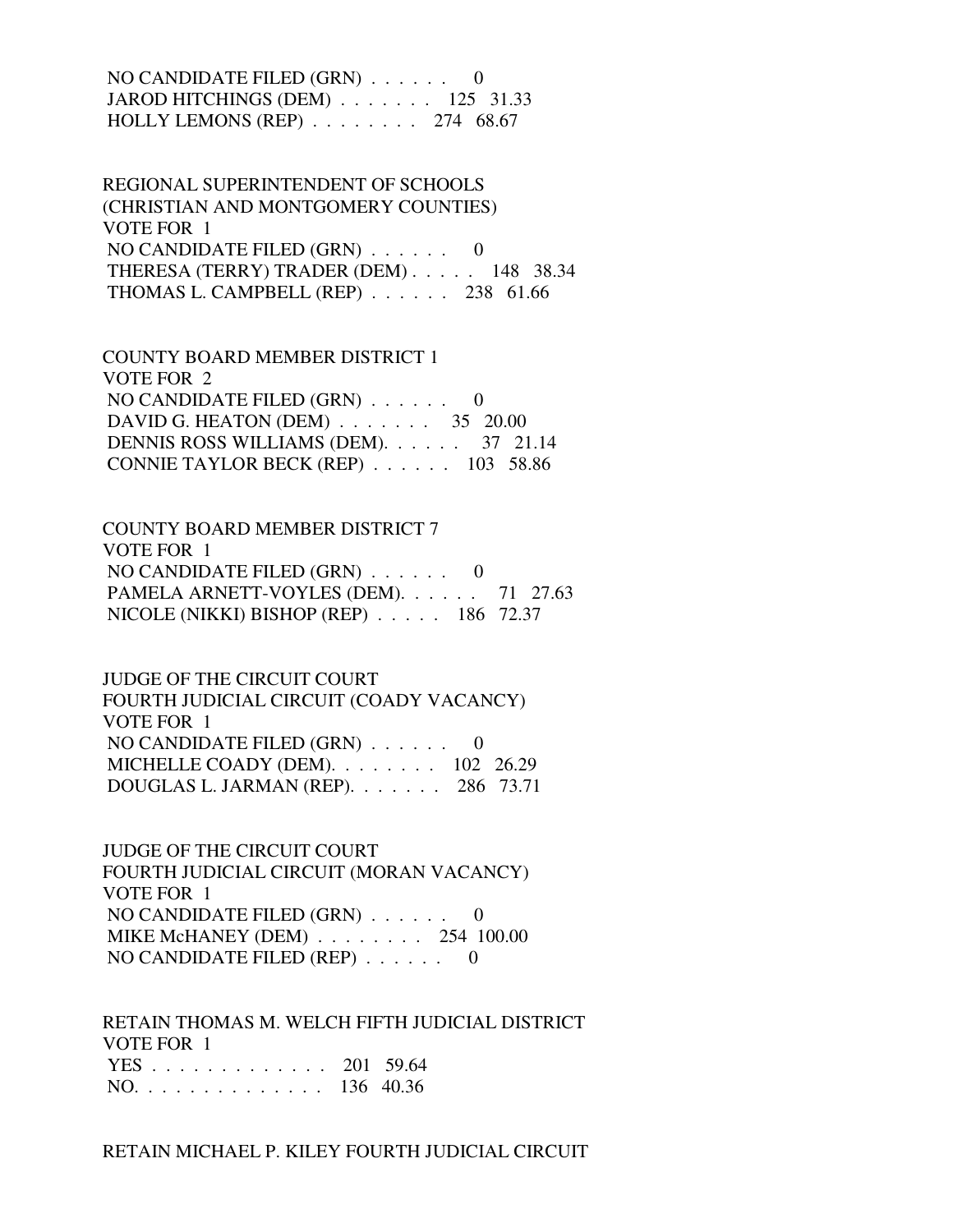NO CANDIDATE FILED (GRN) . . . . . .  0
JAROD HITCHINGS (DEM) . . . . . . .  125  31.33
HOLLY LEMONS (REP) . . . . . . . .  274  68.67

REGIONAL SUPERINTENDENT OF SCHOOLS
(CHRISTIAN AND MONTGOMERY COUNTIES)
VOTE FOR 1
NO CANDIDATE FILED (GRN) . . . . . .  0
THERESA (TERRY) TRADER (DEM) . . . . .  148  38.34
THOMAS L. CAMPBELL (REP) . . . . . .  238  61.66

COUNTY BOARD MEMBER DISTRICT 1
VOTE FOR 2
NO CANDIDATE FILED (GRN) . . . . . .  0
DAVID G. HEATON (DEM) . . . . . . .  35  20.00
DENNIS ROSS WILLIAMS (DEM). . . . . .  37  21.14
CONNIE TAYLOR BECK (REP) . . . . . .  103  58.86

COUNTY BOARD MEMBER DISTRICT 7
VOTE FOR 1
NO CANDIDATE FILED (GRN) . . . . . .  0
PAMELA ARNETT-VOYLES (DEM). . . . . .  71  27.63
NICOLE (NIKKI) BISHOP (REP) . . . . .  186  72.37

JUDGE OF THE CIRCUIT COURT
FOURTH JUDICIAL CIRCUIT (COADY VACANCY)
VOTE FOR 1
NO CANDIDATE FILED (GRN) . . . . . .  0
MICHELLE COADY (DEM). . . . . . . .  102  26.29
DOUGLAS L. JARMAN (REP). . . . . . .  286  73.71

JUDGE OF THE CIRCUIT COURT
FOURTH JUDICIAL CIRCUIT (MORAN VACANCY)
VOTE FOR 1
NO CANDIDATE FILED (GRN) . . . . . .  0
MIKE McHANEY (DEM) . . . . . . . .  254  100.00
NO CANDIDATE FILED (REP) . . . . . .  0

RETAIN THOMAS M. WELCH FIFTH JUDICIAL DISTRICT
VOTE FOR 1
YES . . . . . . . . . . . . .  201  59.64
NO. . . . . . . . . . . . . .  136  40.36

RETAIN MICHAEL P. KILEY FOURTH JUDICIAL CIRCUIT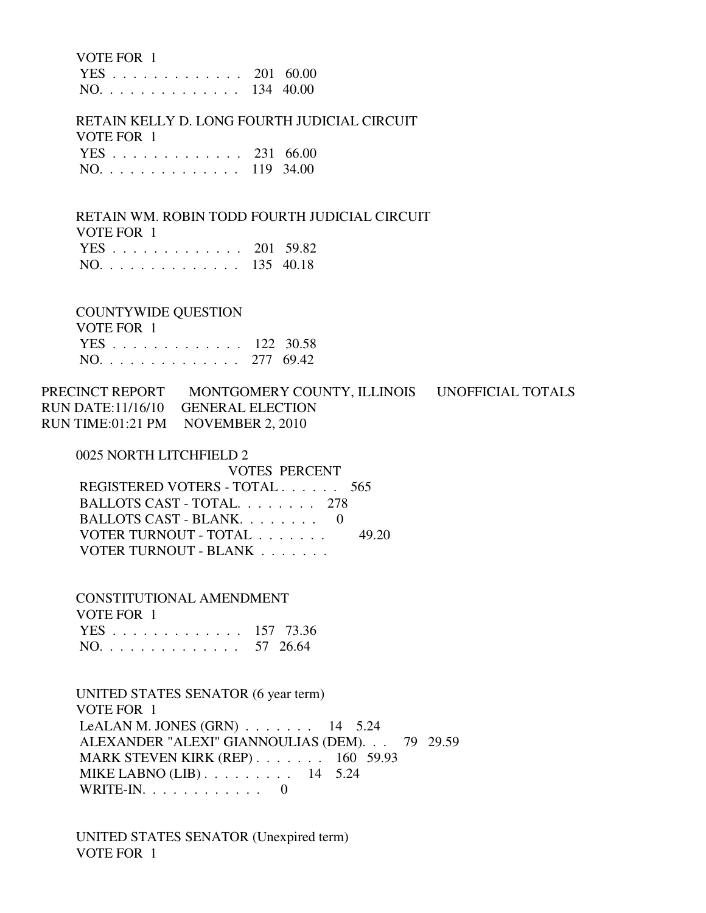VOTE FOR 1

| | | |
|---|---|---|
| YES . . . . . . . . . . . . . | 201 | 60.00 |
| NO. . . . . . . . . . . . . . | 134 | 40.00 |

RETAIN KELLY D. LONG FOURTH JUDICIAL CIRCUIT

VOTE FOR 1

| | | |
|---|---|---|
| YES . . . . . . . . . . . . . | 231 | 66.00 |
| NO. . . . . . . . . . . . . . | 119 | 34.00 |

RETAIN WM. ROBIN TODD FOURTH JUDICIAL CIRCUIT

VOTE FOR 1

| | | |
|---|---|---|
| YES . . . . . . . . . . . . . | 201 | 59.82 |
| NO. . . . . . . . . . . . . . | 135 | 40.18 |

COUNTYWIDE QUESTION

VOTE FOR 1

| | | |
|---|---|---|
| YES . . . . . . . . . . . . . | 122 | 30.58 |
| NO. . . . . . . . . . . . . . | 277 | 69.42 |

PRECINCT REPORT MONTGOMERY COUNTY, ILLINOIS UNOFFICIAL TOTALS
RUN DATE:11/16/10 GENERAL ELECTION
RUN TIME:01:21 PM NOVEMBER 2, 2010

## 0025 NORTH LITCHFIELD 2

| | VOTES | PERCENT |
|---|---|---|
| REGISTERED VOTERS - TOTAL . . . . . . | 565 | |
| BALLOTS CAST - TOTAL. . . . . . . . | 278 | |
| BALLOTS CAST - BLANK. . . . . . . . | 0 | |
| VOTER TURNOUT - TOTAL . . . . . . . | | 49.20 |
| VOTER TURNOUT - BLANK . . . . . . . | | |

CONSTITUTIONAL AMENDMENT

VOTE FOR 1

| | | |
|---|---|---|
| YES . . . . . . . . . . . . . | 157 | 73.36 |
| NO. . . . . . . . . . . . . . | 57 | 26.64 |

UNITED STATES SENATOR (6 year term)

VOTE FOR 1

| | | |
|---|---|---|
| LeALAN M. JONES (GRN) . . . . . . . | 14 | 5.24 |
| ALEXANDER "ALEXI" GIANNOULIAS (DEM). . . | 79 | 29.59 |
| MARK STEVEN KIRK (REP) . . . . . . . | 160 | 59.93 |
| MIKE LABNO (LIB) . . . . . . . . . | 14 | 5.24 |
| WRITE-IN. . . . . . . . . . . . | 0 | |

UNITED STATES SENATOR (Unexpired term)

VOTE FOR 1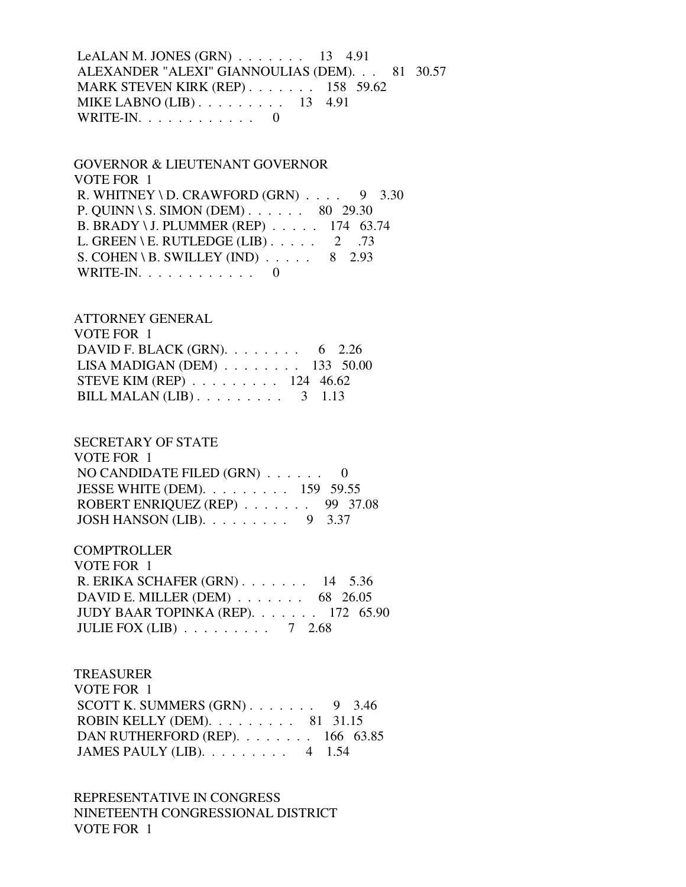LeALAN M. JONES (GRN) . . . . . . . 13 4.91
ALEXANDER "ALEXI" GIANNOULIAS (DEM). . . 81 30.57
MARK STEVEN KIRK (REP) . . . . . . . 158 59.62
MIKE LABNO (LIB) . . . . . . . . . 13 4.91
WRITE-IN. . . . . . . . . . . . 0

GOVERNOR & LIEUTENANT GOVERNOR
VOTE FOR 1
R. WHITNEY \ D. CRAWFORD (GRN) . . . . 9 3.30
P. QUINN \ S. SIMON (DEM) . . . . . . 80 29.30
B. BRADY \ J. PLUMMER (REP) . . . . . 174 63.74
L. GREEN \ E. RUTLEDGE (LIB) . . . . . 2 .73
S. COHEN \ B. SWILLEY (IND) . . . . . 8 2.93
WRITE-IN. . . . . . . . . . . . 0

ATTORNEY GENERAL
VOTE FOR 1
DAVID F. BLACK (GRN). . . . . . . . 6 2.26
LISA MADIGAN (DEM) . . . . . . . . 133 50.00
STEVE KIM (REP) . . . . . . . . . 124 46.62
BILL MALAN (LIB) . . . . . . . . . 3 1.13

SECRETARY OF STATE
VOTE FOR 1
NO CANDIDATE FILED (GRN) . . . . . . 0
JESSE WHITE (DEM). . . . . . . . . 159 59.55
ROBERT ENRIQUEZ (REP) . . . . . . . 99 37.08
JOSH HANSON (LIB). . . . . . . . . 9 3.37

COMPTROLLER
VOTE FOR 1
R. ERIKA SCHAFER (GRN) . . . . . . . 14 5.36
DAVID E. MILLER (DEM) . . . . . . . 68 26.05
JUDY BAAR TOPINKA (REP). . . . . . . 172 65.90
JULIE FOX (LIB) . . . . . . . . . 7 2.68

TREASURER
VOTE FOR 1
SCOTT K. SUMMERS (GRN) . . . . . . . 9 3.46
ROBIN KELLY (DEM). . . . . . . . . 81 31.15
DAN RUTHERFORD (REP). . . . . . . . 166 63.85
JAMES PAULY (LIB). . . . . . . . . 4 1.54

REPRESENTATIVE IN CONGRESS
NINETEENTH CONGRESSIONAL DISTRICT
VOTE FOR 1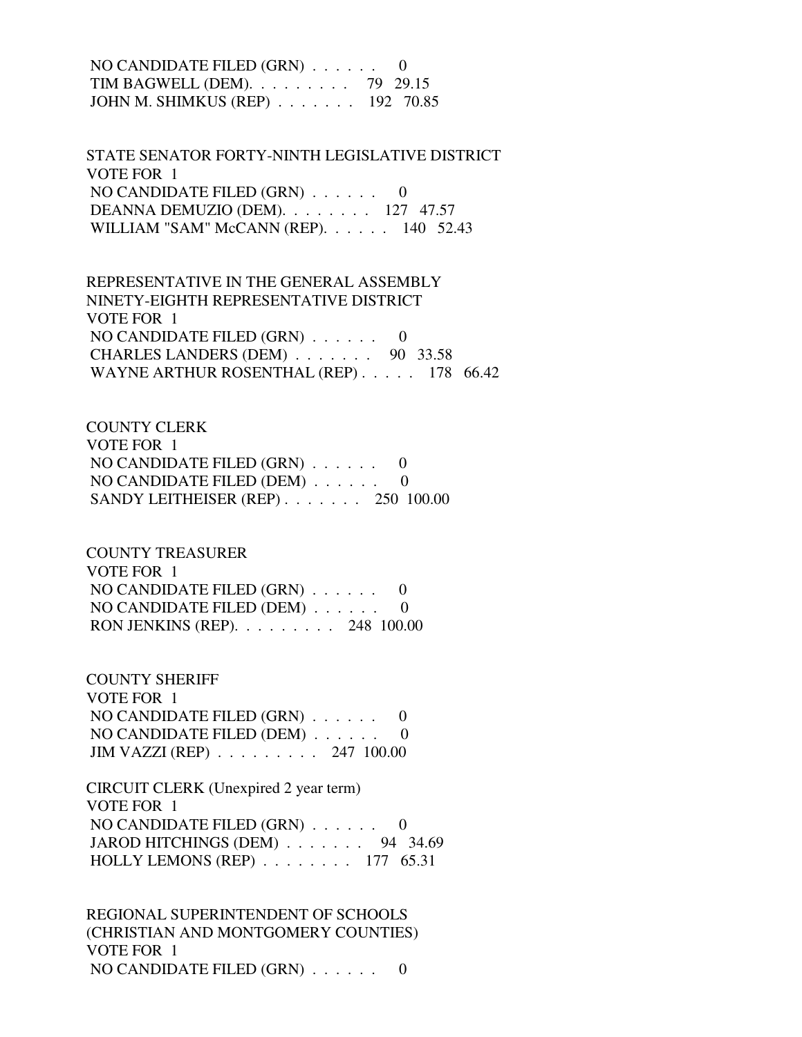NO CANDIDATE FILED (GRN) . . . . . . 0
TIM BAGWELL (DEM). . . . . . . . . 79 29.15
JOHN M. SHIMKUS (REP) . . . . . . . 192 70.85

STATE SENATOR FORTY-NINTH LEGISLATIVE DISTRICT
VOTE FOR 1
NO CANDIDATE FILED (GRN) . . . . . . 0
DEANNA DEMUZIO (DEM). . . . . . . . 127 47.57
WILLIAM "SAM" McCANN (REP). . . . . . 140 52.43

REPRESENTATIVE IN THE GENERAL ASSEMBLY
NINETY-EIGHTH REPRESENTATIVE DISTRICT
VOTE FOR 1
NO CANDIDATE FILED (GRN) . . . . . . 0
CHARLES LANDERS (DEM) . . . . . . . 90 33.58
WAYNE ARTHUR ROSENTHAL (REP) . . . . . 178 66.42

COUNTY CLERK
VOTE FOR 1
NO CANDIDATE FILED (GRN) . . . . . . 0
NO CANDIDATE FILED (DEM) . . . . . . 0
SANDY LEITHEISER (REP) . . . . . . . 250 100.00

COUNTY TREASURER
VOTE FOR 1
NO CANDIDATE FILED (GRN) . . . . . . 0
NO CANDIDATE FILED (DEM) . . . . . . 0
RON JENKINS (REP). . . . . . . . . 248 100.00

COUNTY SHERIFF
VOTE FOR 1
NO CANDIDATE FILED (GRN) . . . . . . 0
NO CANDIDATE FILED (DEM) . . . . . . 0
JIM VAZZI (REP) . . . . . . . . . 247 100.00

CIRCUIT CLERK (Unexpired 2 year term)
VOTE FOR 1
NO CANDIDATE FILED (GRN) . . . . . . 0
JAROD HITCHINGS (DEM) . . . . . . . 94 34.69
HOLLY LEMONS (REP) . . . . . . . . 177 65.31

REGIONAL SUPERINTENDENT OF SCHOOLS
(CHRISTIAN AND MONTGOMERY COUNTIES)
VOTE FOR 1
NO CANDIDATE FILED (GRN) . . . . . . 0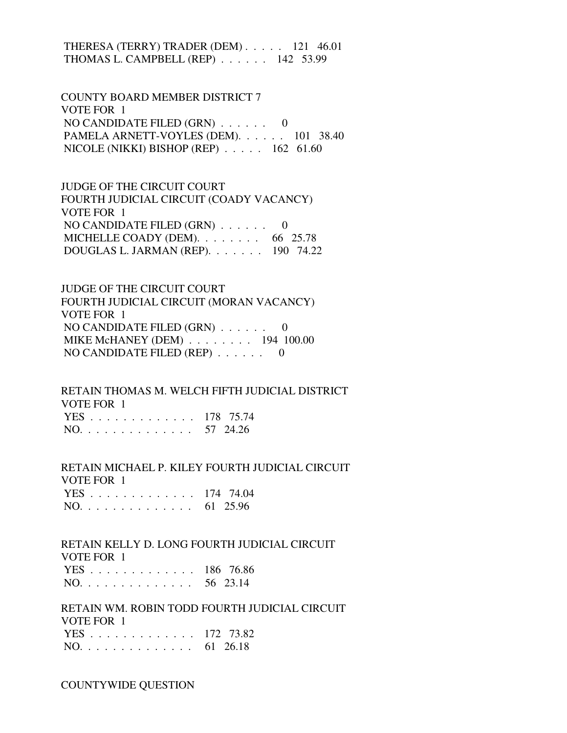THERESA (TERRY) TRADER (DEM) . . . . . 121 46.01
THOMAS L. CAMPBELL (REP) . . . . . . 142 53.99

COUNTY BOARD MEMBER DISTRICT 7
VOTE FOR 1
NO CANDIDATE FILED (GRN) . . . . . . 0
PAMELA ARNETT-VOYLES (DEM). . . . . . 101 38.40
NICOLE (NIKKI) BISHOP (REP) . . . . . 162 61.60

JUDGE OF THE CIRCUIT COURT
FOURTH JUDICIAL CIRCUIT (COADY VACANCY)
VOTE FOR 1
NO CANDIDATE FILED (GRN) . . . . . . 0
MICHELLE COADY (DEM). . . . . . . . 66 25.78
DOUGLAS L. JARMAN (REP). . . . . . . 190 74.22

JUDGE OF THE CIRCUIT COURT
FOURTH JUDICIAL CIRCUIT (MORAN VACANCY)
VOTE FOR 1
NO CANDIDATE FILED (GRN) . . . . . . 0
MIKE McHANEY (DEM) . . . . . . . . 194 100.00
NO CANDIDATE FILED (REP) . . . . . . 0

RETAIN THOMAS M. WELCH FIFTH JUDICIAL DISTRICT
VOTE FOR 1
YES . . . . . . . . . . . . . 178 75.74
NO. . . . . . . . . . . . . . 57 24.26

RETAIN MICHAEL P. KILEY FOURTH JUDICIAL CIRCUIT
VOTE FOR 1
YES . . . . . . . . . . . . . 174 74.04
NO. . . . . . . . . . . . . . 61 25.96

RETAIN KELLY D. LONG FOURTH JUDICIAL CIRCUIT
VOTE FOR 1
YES . . . . . . . . . . . . . 186 76.86
NO. . . . . . . . . . . . . . 56 23.14

RETAIN WM. ROBIN TODD FOURTH JUDICIAL CIRCUIT
VOTE FOR 1
YES . . . . . . . . . . . . . 172 73.82
NO. . . . . . . . . . . . . . 61 26.18

COUNTYWIDE QUESTION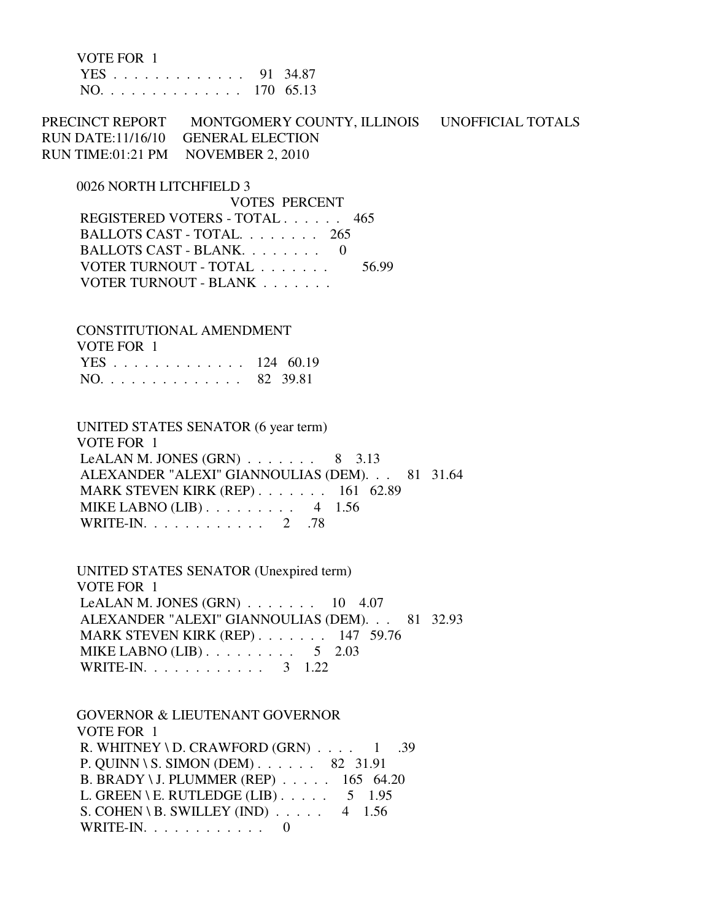VOTE FOR 1

| | | |
|---|---|---|
| YES . . . . . . . . . . . . . . | 91 | 34.87 |
| NO. . . . . . . . . . . . . . . | 170 | 65.13 |

PRECINCT REPORT MONTGOMERY COUNTY, ILLINOIS UNOFFICIAL TOTALS
RUN DATE:11/16/10 GENERAL ELECTION
RUN TIME:01:21 PM NOVEMBER 2, 2010

0026 NORTH LITCHFIELD 3

| | VOTES | PERCENT |
|---|---|---|
| REGISTERED VOTERS - TOTAL . . . . . . | 465 | |
| BALLOTS CAST - TOTAL. . . . . . . . | 265 | |
| BALLOTS CAST - BLANK. . . . . . . . | 0 | |
| VOTER TURNOUT - TOTAL . . . . . . . | | 56.99 |
| VOTER TURNOUT - BLANK . . . . . . . | | |

CONSTITUTIONAL AMENDMENT
VOTE FOR 1

| | | |
|---|---|---|
| YES . . . . . . . . . . . . . . | 124 | 60.19 |
| NO. . . . . . . . . . . . . . . | 82 | 39.81 |

UNITED STATES SENATOR (6 year term)
VOTE FOR 1

| | | |
|---|---|---|
| LeALAN M. JONES (GRN) . . . . . . . | 8 | 3.13 |
| ALEXANDER "ALEXI" GIANNOULIAS (DEM). . . | 81 | 31.64 |
| MARK STEVEN KIRK (REP) . . . . . . . | 161 | 62.89 |
| MIKE LABNO (LIB) . . . . . . . . . | 4 | 1.56 |
| WRITE-IN. . . . . . . . . . . . | 2 | .78 |

UNITED STATES SENATOR (Unexpired term)
VOTE FOR 1

| | | |
|---|---|---|
| LeALAN M. JONES (GRN) . . . . . . . | 10 | 4.07 |
| ALEXANDER "ALEXI" GIANNOULIAS (DEM). . . | 81 | 32.93 |
| MARK STEVEN KIRK (REP) . . . . . . . | 147 | 59.76 |
| MIKE LABNO (LIB) . . . . . . . . . | 5 | 2.03 |
| WRITE-IN. . . . . . . . . . . . | 3 | 1.22 |

GOVERNOR & LIEUTENANT GOVERNOR
VOTE FOR 1

| | | |
|---|---|---|
| R. WHITNEY \ D. CRAWFORD (GRN) . . . . | 1 | .39 |
| P. QUINN \ S. SIMON (DEM) . . . . . . | 82 | 31.91 |
| B. BRADY \ J. PLUMMER (REP) . . . . . | 165 | 64.20 |
| L. GREEN \ E. RUTLEDGE (LIB) . . . . . | 5 | 1.95 |
| S. COHEN \ B. SWILLEY (IND) . . . . . | 4 | 1.56 |
| WRITE-IN. . . . . . . . . . . . | 0 | |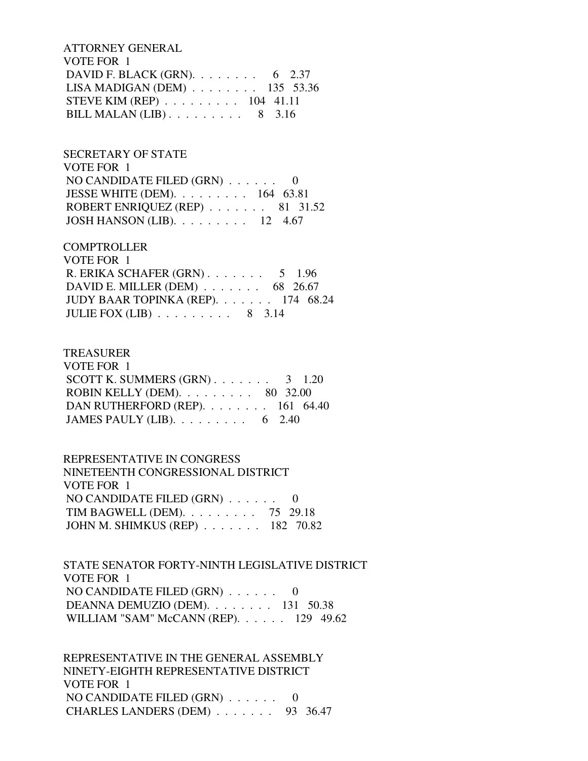ATTORNEY GENERAL
VOTE FOR 1
DAVID F. BLACK (GRN). . . . . . . . 6 2.37
LISA MADIGAN (DEM) . . . . . . . . 135 53.36
STEVE KIM (REP) . . . . . . . . . 104 41.11
BILL MALAN (LIB) . . . . . . . . . 8 3.16

SECRETARY OF STATE
VOTE FOR 1
NO CANDIDATE FILED (GRN) . . . . . . 0
JESSE WHITE (DEM). . . . . . . . . 164 63.81
ROBERT ENRIQUEZ (REP) . . . . . . . 81 31.52
JOSH HANSON (LIB). . . . . . . . . 12 4.67

COMPTROLLER
VOTE FOR 1
R. ERIKA SCHAFER (GRN) . . . . . . . 5 1.96
DAVID E. MILLER (DEM) . . . . . . . 68 26.67
JUDY BAAR TOPINKA (REP). . . . . . . 174 68.24
JULIE FOX (LIB) . . . . . . . . . 8 3.14

TREASURER
VOTE FOR 1
SCOTT K. SUMMERS (GRN) . . . . . . . 3 1.20
ROBIN KELLY (DEM). . . . . . . . . 80 32.00
DAN RUTHERFORD (REP). . . . . . . . 161 64.40
JAMES PAULY (LIB). . . . . . . . . 6 2.40

REPRESENTATIVE IN CONGRESS
NINETEENTH CONGRESSIONAL DISTRICT
VOTE FOR 1
NO CANDIDATE FILED (GRN) . . . . . . 0
TIM BAGWELL (DEM). . . . . . . . . 75 29.18
JOHN M. SHIMKUS (REP) . . . . . . . 182 70.82

STATE SENATOR FORTY-NINTH LEGISLATIVE DISTRICT
VOTE FOR 1
NO CANDIDATE FILED (GRN) . . . . . . 0
DEANNA DEMUZIO (DEM). . . . . . . . 131 50.38
WILLIAM "SAM" McCANN (REP). . . . . . 129 49.62

REPRESENTATIVE IN THE GENERAL ASSEMBLY
NINETY-EIGHTH REPRESENTATIVE DISTRICT
VOTE FOR 1
NO CANDIDATE FILED (GRN) . . . . . . 0
CHARLES LANDERS (DEM) . . . . . . . 93 36.47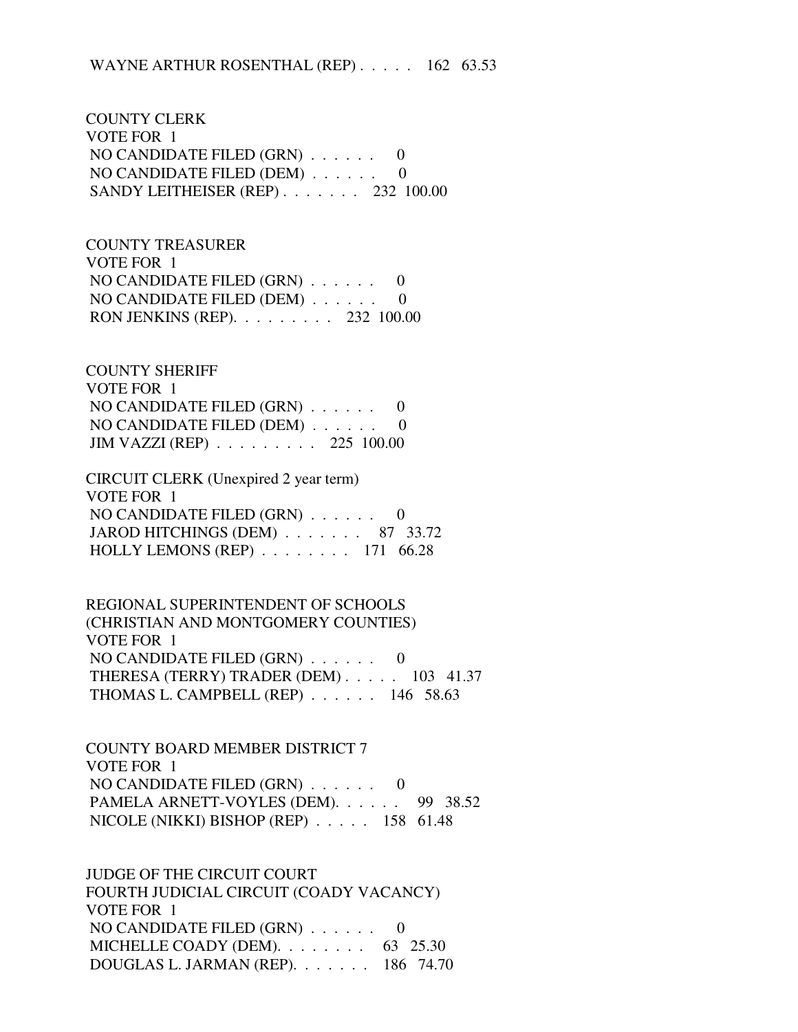WAYNE ARTHUR ROSENTHAL (REP) . . . . . 162 63.53

COUNTY CLERK
VOTE FOR 1
NO CANDIDATE FILED (GRN) . . . . . . 0
NO CANDIDATE FILED (DEM) . . . . . . 0
SANDY LEITHEISER (REP) . . . . . . . 232 100.00

COUNTY TREASURER
VOTE FOR 1
NO CANDIDATE FILED (GRN) . . . . . . 0
NO CANDIDATE FILED (DEM) . . . . . . 0
RON JENKINS (REP). . . . . . . . . 232 100.00

COUNTY SHERIFF
VOTE FOR 1
NO CANDIDATE FILED (GRN) . . . . . . 0
NO CANDIDATE FILED (DEM) . . . . . . 0
JIM VAZZI (REP) . . . . . . . . . 225 100.00

CIRCUIT CLERK (Unexpired 2 year term)
VOTE FOR 1
NO CANDIDATE FILED (GRN) . . . . . . 0
JAROD HITCHINGS (DEM) . . . . . . . 87 33.72
HOLLY LEMONS (REP) . . . . . . . . 171 66.28

REGIONAL SUPERINTENDENT OF SCHOOLS
(CHRISTIAN AND MONTGOMERY COUNTIES)
VOTE FOR 1
NO CANDIDATE FILED (GRN) . . . . . . 0
THERESA (TERRY) TRADER (DEM) . . . . . 103 41.37
THOMAS L. CAMPBELL (REP) . . . . . . 146 58.63

COUNTY BOARD MEMBER DISTRICT 7
VOTE FOR 1
NO CANDIDATE FILED (GRN) . . . . . . 0
PAMELA ARNETT-VOYLES (DEM). . . . . . 99 38.52
NICOLE (NIKKI) BISHOP (REP) . . . . . 158 61.48

JUDGE OF THE CIRCUIT COURT
FOURTH JUDICIAL CIRCUIT (COADY VACANCY)
VOTE FOR 1
NO CANDIDATE FILED (GRN) . . . . . . 0
MICHELLE COADY (DEM). . . . . . . . 63 25.30
DOUGLAS L. JARMAN (REP). . . . . . . 186 74.70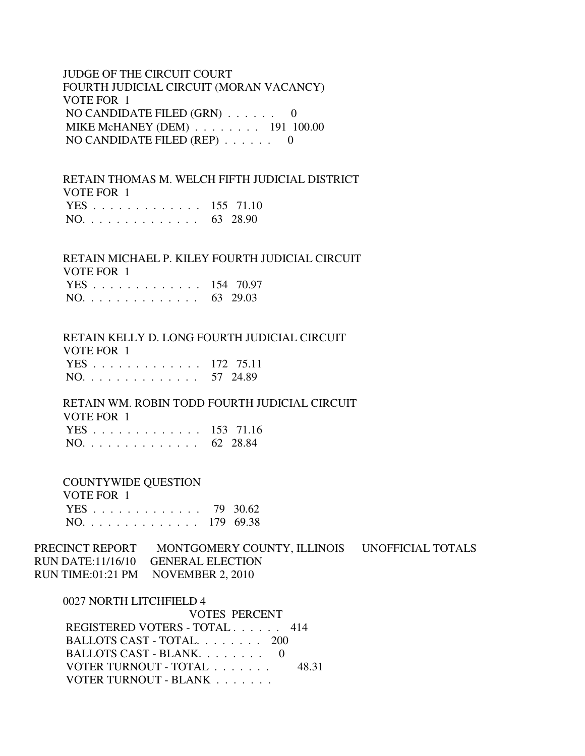JUDGE OF THE CIRCUIT COURT
FOURTH JUDICIAL CIRCUIT (MORAN VACANCY)
VOTE FOR 1

| | | |
|---|---|---|
| NO CANDIDATE FILED (GRN) | 0 | |
| MIKE McHANEY (DEM) | 191 | 100.00 |
| NO CANDIDATE FILED (REP) | 0 | |

RETAIN THOMAS M. WELCH FIFTH JUDICIAL DISTRICT
VOTE FOR 1

| | | |
|---|---|---|
| YES | 155 | 71.10 |
| NO. | 63 | 28.90 |

RETAIN MICHAEL P. KILEY FOURTH JUDICIAL CIRCUIT
VOTE FOR 1

| | | |
|---|---|---|
| YES | 154 | 70.97 |
| NO. | 63 | 29.03 |

RETAIN KELLY D. LONG FOURTH JUDICIAL CIRCUIT
VOTE FOR 1

| | | |
|---|---|---|
| YES | 172 | 75.11 |
| NO. | 57 | 24.89 |

RETAIN WM. ROBIN TODD FOURTH JUDICIAL CIRCUIT
VOTE FOR 1

| | | |
|---|---|---|
| YES | 153 | 71.16 |
| NO. | 62 | 28.84 |

COUNTYWIDE QUESTION
VOTE FOR 1

| | | |
|---|---|---|
| YES | 79 | 30.62 |
| NO. | 179 | 69.38 |

PRECINCT REPORT MONTGOMERY COUNTY, ILLINOIS UNOFFICIAL TOTALS
RUN DATE:11/16/10 GENERAL ELECTION
RUN TIME:01:21 PM NOVEMBER 2, 2010

0027 NORTH LITCHFIELD 4

| | VOTES | PERCENT |
|---|---|---|
| REGISTERED VOTERS - TOTAL | 414 | |
| BALLOTS CAST - TOTAL. | 200 | |
| BALLOTS CAST - BLANK. | 0 | |
| VOTER TURNOUT - TOTAL | | 48.31 |
| VOTER TURNOUT - BLANK | | |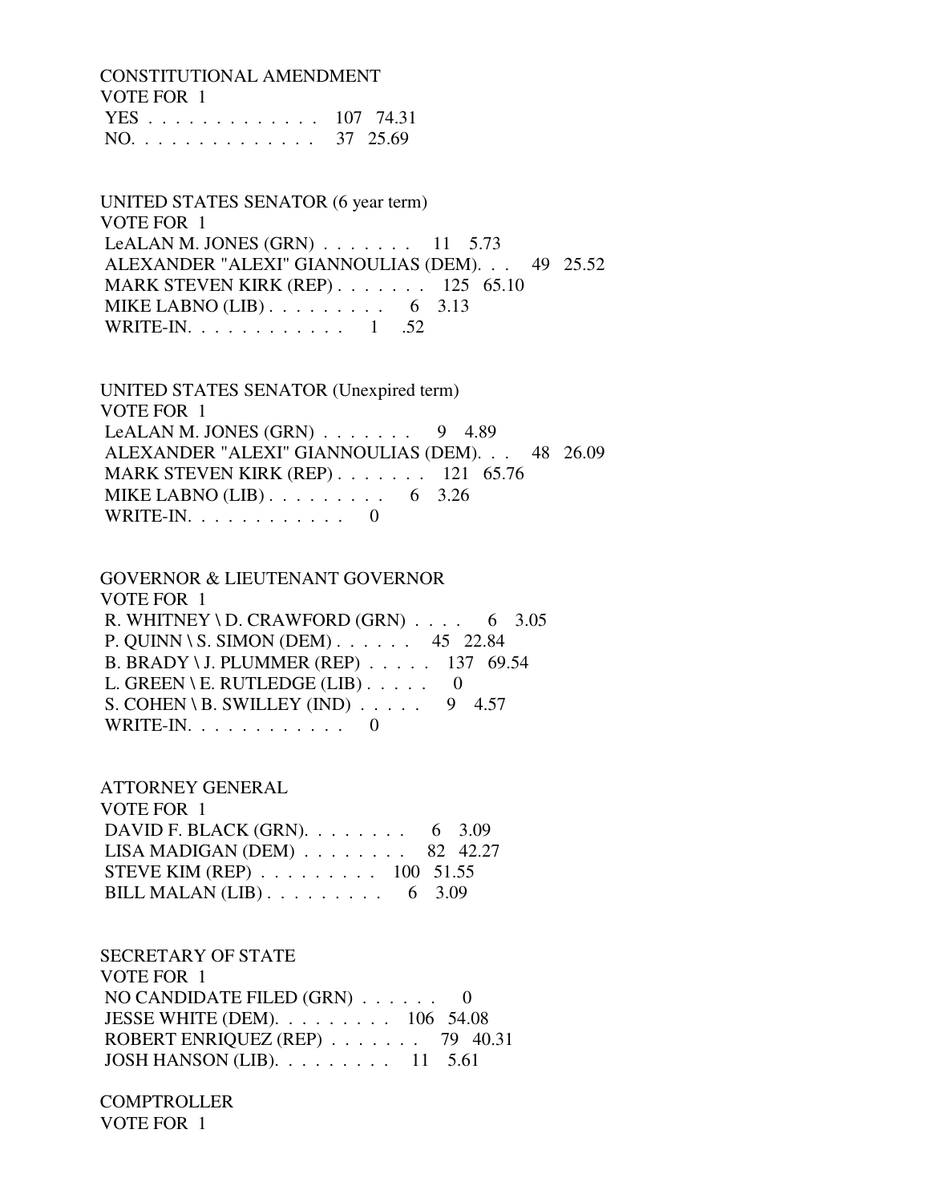CONSTITUTIONAL AMENDMENT
VOTE FOR 1

| | | |
|---|---|---|
| YES | 107 | 74.31 |
| NO | 37 | 25.69 |

UNITED STATES SENATOR (6 year term)
VOTE FOR 1

| | | |
|---|---|---|
| LeALAN M. JONES (GRN) | 11 | 5.73 |
| ALEXANDER "ALEXI" GIANNOULIAS (DEM) | 49 | 25.52 |
| MARK STEVEN KIRK (REP) | 125 | 65.10 |
| MIKE LABNO (LIB) | 6 | 3.13 |
| WRITE-IN | 1 | .52 |

UNITED STATES SENATOR (Unexpired term)
VOTE FOR 1

| | | |
|---|---|---|
| LeALAN M. JONES (GRN) | 9 | 4.89 |
| ALEXANDER "ALEXI" GIANNOULIAS (DEM) | 48 | 26.09 |
| MARK STEVEN KIRK (REP) | 121 | 65.76 |
| MIKE LABNO (LIB) | 6 | 3.26 |
| WRITE-IN | 0 | |

GOVERNOR & LIEUTENANT GOVERNOR
VOTE FOR 1

| | | |
|---|---|---|
| R. WHITNEY \ D. CRAWFORD (GRN) | 6 | 3.05 |
| P. QUINN \ S. SIMON (DEM) | 45 | 22.84 |
| B. BRADY \ J. PLUMMER (REP) | 137 | 69.54 |
| L. GREEN \ E. RUTLEDGE (LIB) | 0 | |
| S. COHEN \ B. SWILLEY (IND) | 9 | 4.57 |
| WRITE-IN | 0 | |

ATTORNEY GENERAL
VOTE FOR 1

| | | |
|---|---|---|
| DAVID F. BLACK (GRN) | 6 | 3.09 |
| LISA MADIGAN (DEM) | 82 | 42.27 |
| STEVE KIM (REP) | 100 | 51.55 |
| BILL MALAN (LIB) | 6 | 3.09 |

SECRETARY OF STATE
VOTE FOR 1

| | | |
|---|---|---|
| NO CANDIDATE FILED (GRN) | 0 | |
| JESSE WHITE (DEM) | 106 | 54.08 |
| ROBERT ENRIQUEZ (REP) | 79 | 40.31 |
| JOSH HANSON (LIB) | 11 | 5.61 |

COMPTROLLER
VOTE FOR 1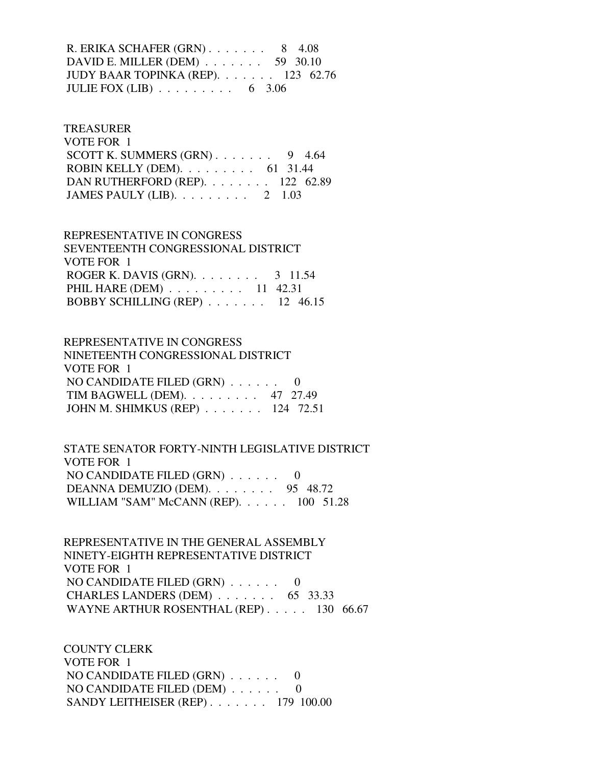R. ERIKA SCHAFER (GRN) . . . . . . . 8 4.08
DAVID E. MILLER (DEM) . . . . . . . 59 30.10
JUDY BAAR TOPINKA (REP). . . . . . . 123 62.76
JULIE FOX (LIB) . . . . . . . . . 6 3.06

TREASURER
VOTE FOR 1
SCOTT K. SUMMERS (GRN) . . . . . . . 9 4.64
ROBIN KELLY (DEM). . . . . . . . . 61 31.44
DAN RUTHERFORD (REP). . . . . . . . 122 62.89
JAMES PAULY (LIB). . . . . . . . . 2 1.03

REPRESENTATIVE IN CONGRESS
SEVENTEENTH CONGRESSIONAL DISTRICT
VOTE FOR 1
ROGER K. DAVIS (GRN). . . . . . . . 3 11.54
PHIL HARE (DEM) . . . . . . . . . 11 42.31
BOBBY SCHILLING (REP) . . . . . . . 12 46.15

REPRESENTATIVE IN CONGRESS
NINETEENTH CONGRESSIONAL DISTRICT
VOTE FOR 1
NO CANDIDATE FILED (GRN) . . . . . . 0
TIM BAGWELL (DEM). . . . . . . . . 47 27.49
JOHN M. SHIMKUS (REP) . . . . . . . 124 72.51

STATE SENATOR FORTY-NINTH LEGISLATIVE DISTRICT
VOTE FOR 1
NO CANDIDATE FILED (GRN) . . . . . . 0
DEANNA DEMUZIO (DEM). . . . . . . . 95 48.72
WILLIAM "SAM" McCANN (REP). . . . . . 100 51.28

REPRESENTATIVE IN THE GENERAL ASSEMBLY
NINETY-EIGHTH REPRESENTATIVE DISTRICT
VOTE FOR 1
NO CANDIDATE FILED (GRN) . . . . . . 0
CHARLES LANDERS (DEM) . . . . . . . 65 33.33
WAYNE ARTHUR ROSENTHAL (REP) . . . . . 130 66.67

COUNTY CLERK
VOTE FOR 1
NO CANDIDATE FILED (GRN) . . . . . . 0
NO CANDIDATE FILED (DEM) . . . . . . 0
SANDY LEITHEISER (REP) . . . . . . . 179 100.00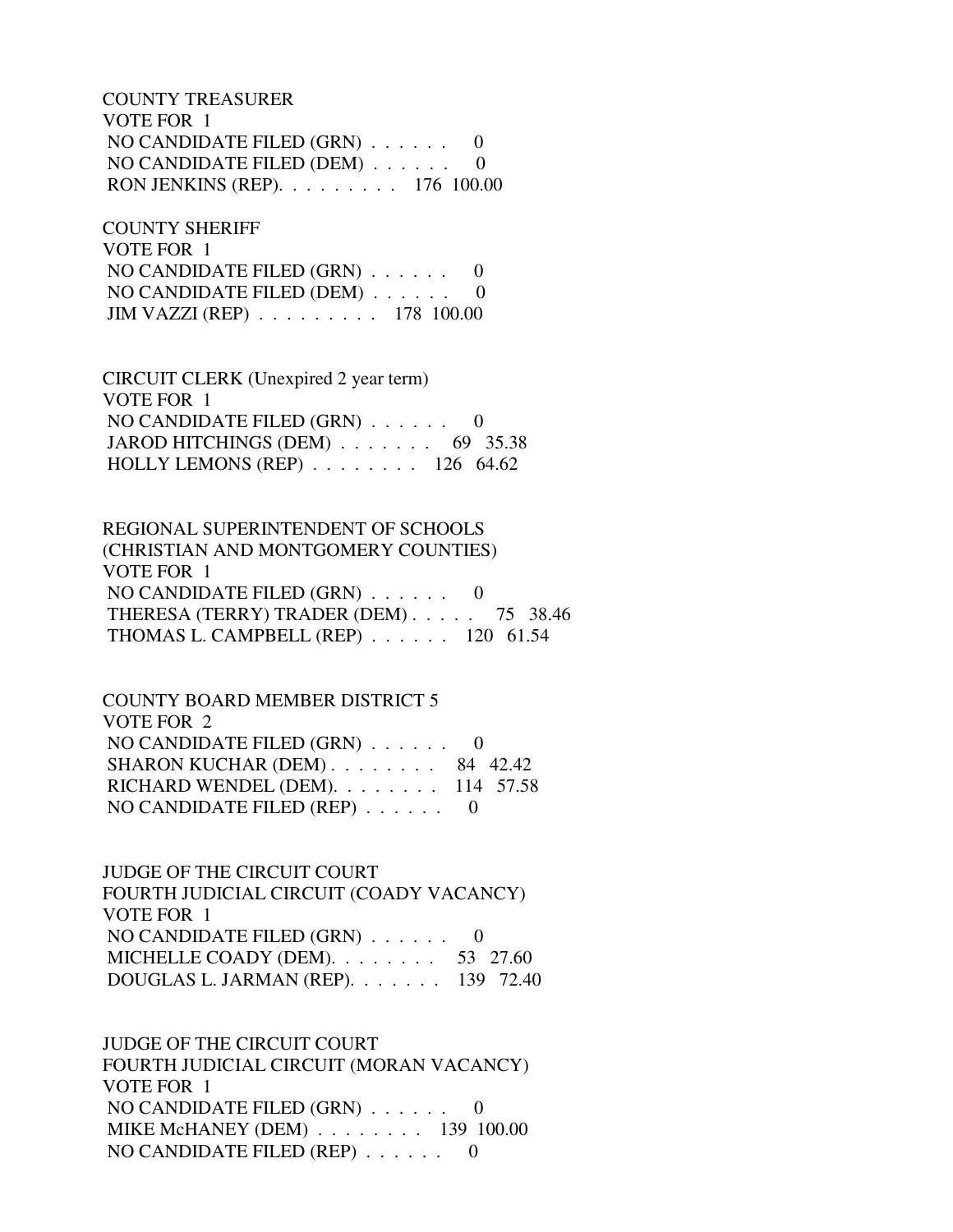COUNTY TREASURER
VOTE FOR 1
NO CANDIDATE FILED (GRN) . . . . . . 0
NO CANDIDATE FILED (DEM) . . . . . . 0
RON JENKINS (REP). . . . . . . . . 176 100.00

COUNTY SHERIFF
VOTE FOR 1
NO CANDIDATE FILED (GRN) . . . . . . 0
NO CANDIDATE FILED (DEM) . . . . . . 0
JIM VAZZI (REP) . . . . . . . . . 178 100.00

CIRCUIT CLERK (Unexpired 2 year term)
VOTE FOR 1
NO CANDIDATE FILED (GRN) . . . . . . 0
JAROD HITCHINGS (DEM) . . . . . . . 69 35.38
HOLLY LEMONS (REP) . . . . . . . . 126 64.62

REGIONAL SUPERINTENDENT OF SCHOOLS
(CHRISTIAN AND MONTGOMERY COUNTIES)
VOTE FOR 1
NO CANDIDATE FILED (GRN) . . . . . . 0
THERESA (TERRY) TRADER (DEM) . . . . . 75 38.46
THOMAS L. CAMPBELL (REP) . . . . . . 120 61.54

COUNTY BOARD MEMBER DISTRICT 5
VOTE FOR 2
NO CANDIDATE FILED (GRN) . . . . . . 0
SHARON KUCHAR (DEM) . . . . . . . . 84 42.42
RICHARD WENDEL (DEM). . . . . . . . 114 57.58
NO CANDIDATE FILED (REP) . . . . . . 0

JUDGE OF THE CIRCUIT COURT
FOURTH JUDICIAL CIRCUIT (COADY VACANCY)
VOTE FOR 1
NO CANDIDATE FILED (GRN) . . . . . . 0
MICHELLE COADY (DEM). . . . . . . . 53 27.60
DOUGLAS L. JARMAN (REP). . . . . . . 139 72.40

JUDGE OF THE CIRCUIT COURT
FOURTH JUDICIAL CIRCUIT (MORAN VACANCY)
VOTE FOR 1
NO CANDIDATE FILED (GRN) . . . . . . 0
MIKE McHANEY (DEM) . . . . . . . . 139 100.00
NO CANDIDATE FILED (REP) . . . . . . 0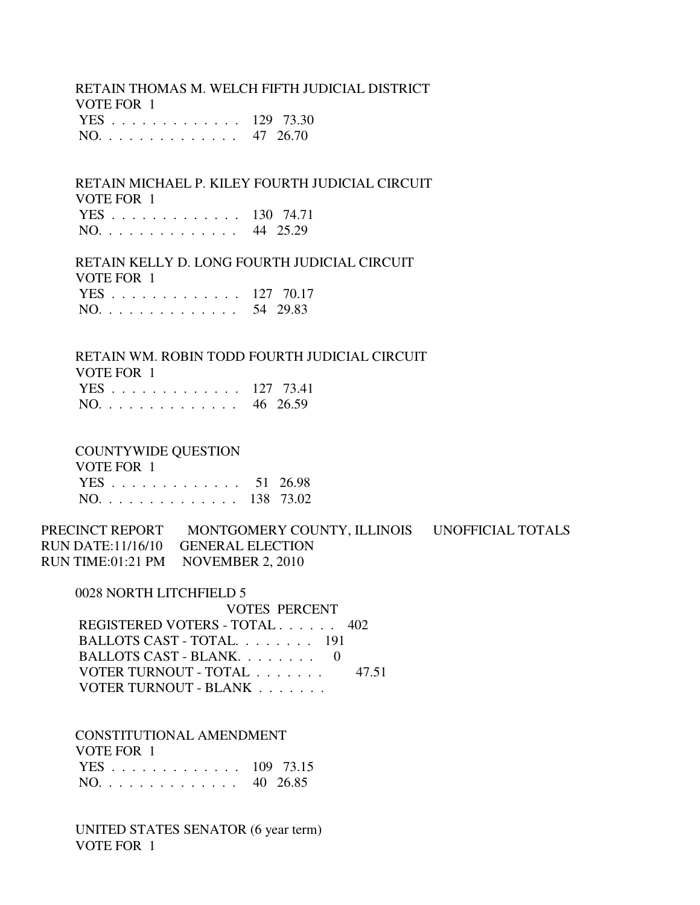RETAIN THOMAS M. WELCH FIFTH JUDICIAL DISTRICT
VOTE FOR 1

| | | |
|---|---|---|
| YES . . . . . . . . . . . . . . | 129 | 73.30 |
| NO. . . . . . . . . . . . . . . | 47 | 26.70 |

RETAIN MICHAEL P. KILEY FOURTH JUDICIAL CIRCUIT
VOTE FOR 1

| | | |
|---|---|---|
| YES . . . . . . . . . . . . . . | 130 | 74.71 |
| NO. . . . . . . . . . . . . . . | 44 | 25.29 |

RETAIN KELLY D. LONG FOURTH JUDICIAL CIRCUIT
VOTE FOR 1

| | | |
|---|---|---|
| YES . . . . . . . . . . . . . . | 127 | 70.17 |
| NO. . . . . . . . . . . . . . . | 54 | 29.83 |

RETAIN WM. ROBIN TODD FOURTH JUDICIAL CIRCUIT
VOTE FOR 1

| | | |
|---|---|---|
| YES . . . . . . . . . . . . . . | 127 | 73.41 |
| NO. . . . . . . . . . . . . . . | 46 | 26.59 |

COUNTYWIDE QUESTION
VOTE FOR 1

| | | |
|---|---|---|
| YES . . . . . . . . . . . . . . | 51 | 26.98 |
| NO. . . . . . . . . . . . . . . | 138 | 73.02 |

PRECINCT REPORT MONTGOMERY COUNTY, ILLINOIS UNOFFICIAL TOTALS
RUN DATE:11/16/10 GENERAL ELECTION
RUN TIME:01:21 PM NOVEMBER 2, 2010

0028 NORTH LITCHFIELD 5

| | VOTES | PERCENT |
|---|---|---|
| REGISTERED VOTERS - TOTAL . . . . . . | 402 | |
| BALLOTS CAST - TOTAL. . . . . . . . | 191 | |
| BALLOTS CAST - BLANK. . . . . . . . | 0 | |
| VOTER TURNOUT - TOTAL . . . . . . . | | 47.51 |
| VOTER TURNOUT - BLANK . . . . . . . | | |

CONSTITUTIONAL AMENDMENT
VOTE FOR 1

| | | |
|---|---|---|
| YES . . . . . . . . . . . . . . | 109 | 73.15 |
| NO. . . . . . . . . . . . . . . | 40 | 26.85 |

UNITED STATES SENATOR (6 year term)
VOTE FOR 1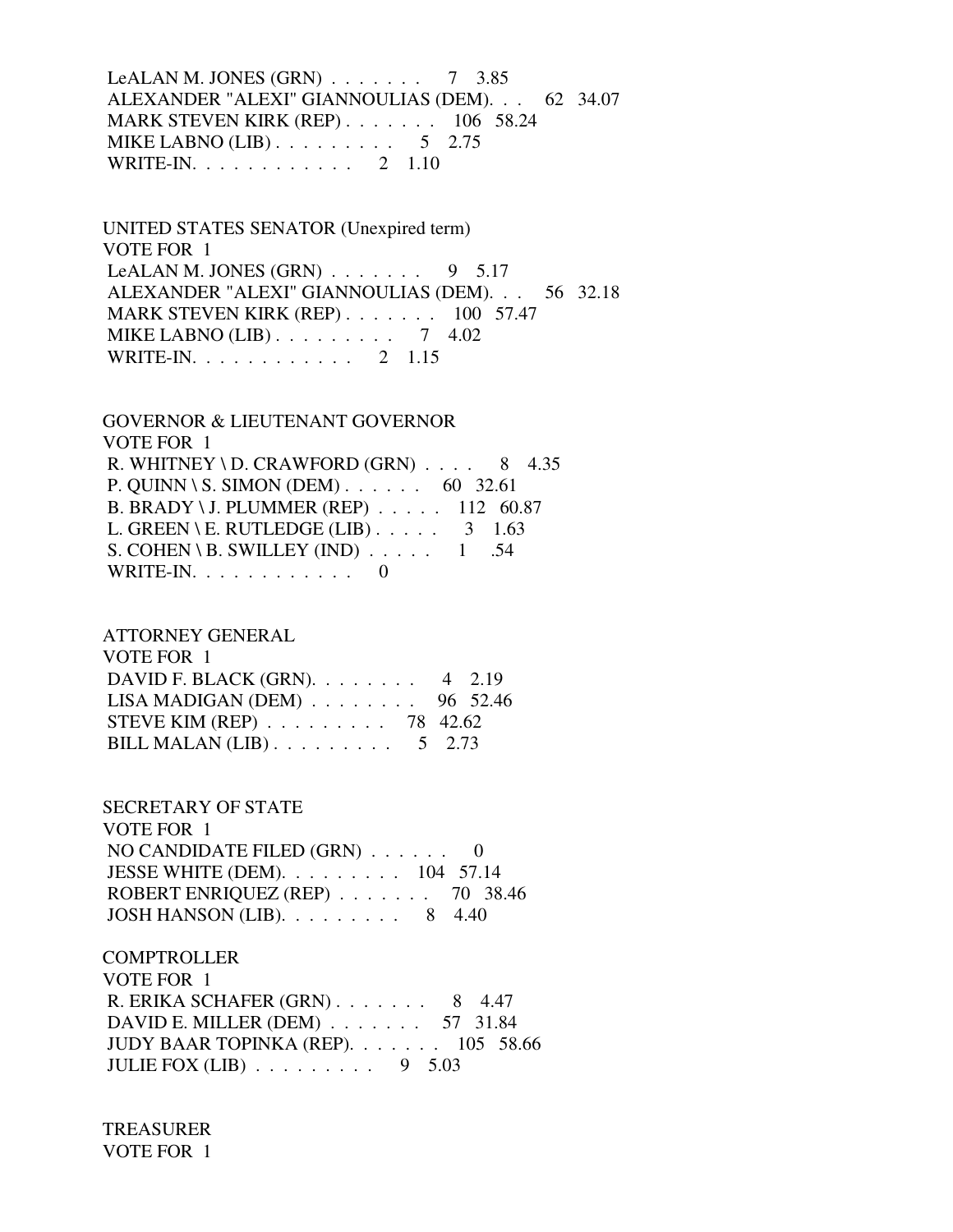LeALAN M. JONES (GRN) . . . . . . . 7 3.85
ALEXANDER "ALEXI" GIANNOULIAS (DEM). . . 62 34.07
MARK STEVEN KIRK (REP) . . . . . . . 106 58.24
MIKE LABNO (LIB) . . . . . . . . . 5 2.75
WRITE-IN. . . . . . . . . . . . 2 1.10

UNITED STATES SENATOR (Unexpired term)
VOTE FOR 1
LeALAN M. JONES (GRN) . . . . . . . 9 5.17
ALEXANDER "ALEXI" GIANNOULIAS (DEM). . . 56 32.18
MARK STEVEN KIRK (REP) . . . . . . . 100 57.47
MIKE LABNO (LIB) . . . . . . . . . 7 4.02
WRITE-IN. . . . . . . . . . . . 2 1.15

GOVERNOR & LIEUTENANT GOVERNOR
VOTE FOR 1
R. WHITNEY \ D. CRAWFORD (GRN) . . . . 8 4.35
P. QUINN \ S. SIMON (DEM) . . . . . . 60 32.61
B. BRADY \ J. PLUMMER (REP) . . . . . 112 60.87
L. GREEN \ E. RUTLEDGE (LIB) . . . . . 3 1.63
S. COHEN \ B. SWILLEY (IND) . . . . . 1 .54
WRITE-IN. . . . . . . . . . . . 0

ATTORNEY GENERAL
VOTE FOR 1
DAVID F. BLACK (GRN). . . . . . . . 4 2.19
LISA MADIGAN (DEM) . . . . . . . . 96 52.46
STEVE KIM (REP) . . . . . . . . . 78 42.62
BILL MALAN (LIB) . . . . . . . . . 5 2.73

SECRETARY OF STATE
VOTE FOR 1
NO CANDIDATE FILED (GRN) . . . . . . 0
JESSE WHITE (DEM). . . . . . . . . 104 57.14
ROBERT ENRIQUEZ (REP) . . . . . . . 70 38.46
JOSH HANSON (LIB). . . . . . . . . 8 4.40

COMPTROLLER
VOTE FOR 1
R. ERIKA SCHAFER (GRN) . . . . . . . 8 4.47
DAVID E. MILLER (DEM) . . . . . . . 57 31.84
JUDY BAAR TOPINKA (REP). . . . . . . 105 58.66
JULIE FOX (LIB) . . . . . . . . . 9 5.03

TREASURER
VOTE FOR 1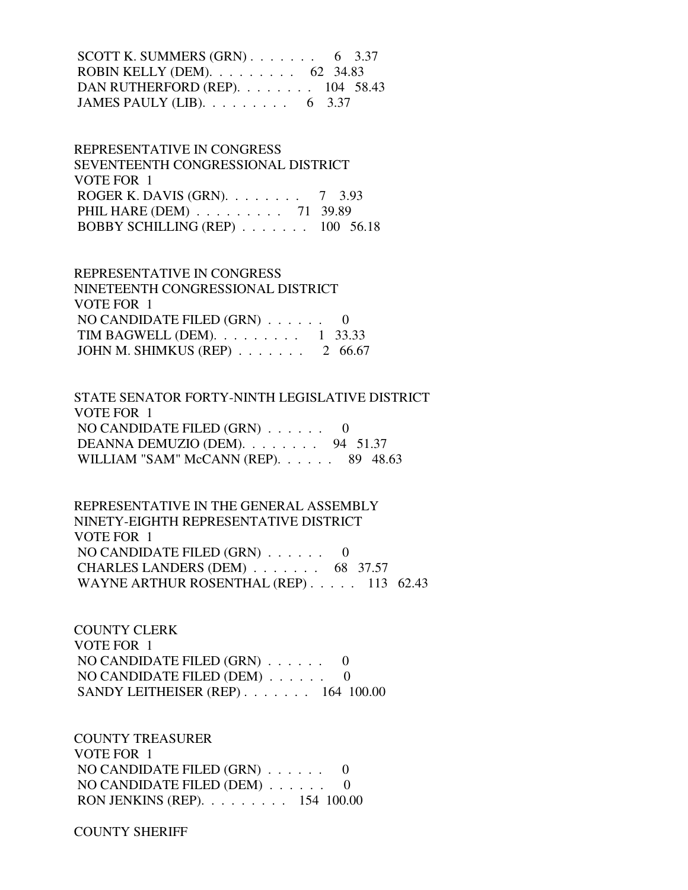SCOTT K. SUMMERS (GRN) . . . . . . . 6 3.37
ROBIN KELLY (DEM). . . . . . . . . 62 34.83
DAN RUTHERFORD (REP). . . . . . . . 104 58.43
JAMES PAULY (LIB). . . . . . . . . 6 3.37

REPRESENTATIVE IN CONGRESS
SEVENTEENTH CONGRESSIONAL DISTRICT
VOTE FOR 1
ROGER K. DAVIS (GRN). . . . . . . . 7 3.93
PHIL HARE (DEM) . . . . . . . . . 71 39.89
BOBBY SCHILLING (REP) . . . . . . . 100 56.18

REPRESENTATIVE IN CONGRESS
NINETEENTH CONGRESSIONAL DISTRICT
VOTE FOR 1
NO CANDIDATE FILED (GRN) . . . . . . 0
TIM BAGWELL (DEM). . . . . . . . . 1 33.33
JOHN M. SHIMKUS (REP) . . . . . . . 2 66.67

STATE SENATOR FORTY-NINTH LEGISLATIVE DISTRICT
VOTE FOR 1
NO CANDIDATE FILED (GRN) . . . . . . 0
DEANNA DEMUZIO (DEM). . . . . . . . 94 51.37
WILLIAM "SAM" McCANN (REP). . . . . . 89 48.63

REPRESENTATIVE IN THE GENERAL ASSEMBLY
NINETY-EIGHTH REPRESENTATIVE DISTRICT
VOTE FOR 1
NO CANDIDATE FILED (GRN) . . . . . . 0
CHARLES LANDERS (DEM) . . . . . . . 68 37.57
WAYNE ARTHUR ROSENTHAL (REP) . . . . . 113 62.43

COUNTY CLERK
VOTE FOR 1
NO CANDIDATE FILED (GRN) . . . . . . 0
NO CANDIDATE FILED (DEM) . . . . . . 0
SANDY LEITHEISER (REP) . . . . . . . 164 100.00

COUNTY TREASURER
VOTE FOR 1
NO CANDIDATE FILED (GRN) . . . . . . 0
NO CANDIDATE FILED (DEM) . . . . . . 0
RON JENKINS (REP). . . . . . . . . 154 100.00

COUNTY SHERIFF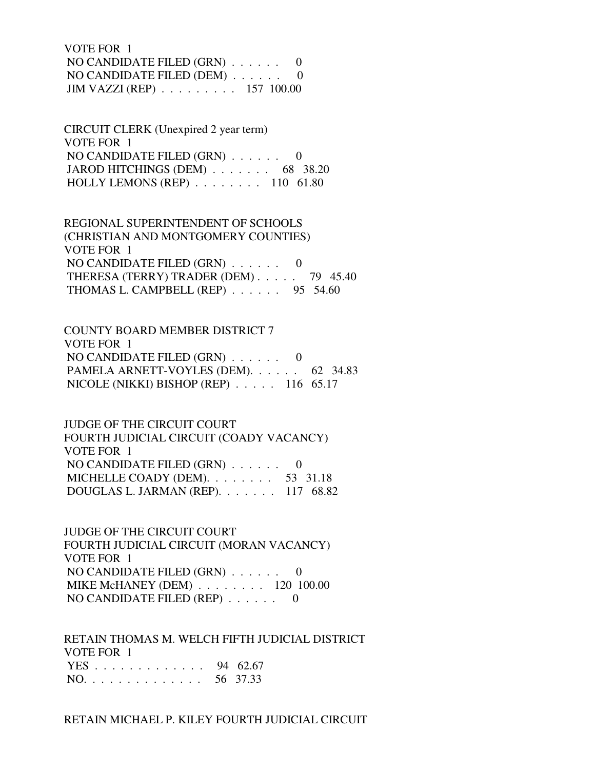VOTE FOR 1
NO CANDIDATE FILED (GRN) . . . . . . 0
NO CANDIDATE FILED (DEM) . . . . . . 0
JIM VAZZI (REP) . . . . . . . . . 157 100.00

CIRCUIT CLERK (Unexpired 2 year term)
VOTE FOR 1
NO CANDIDATE FILED (GRN) . . . . . . 0
JAROD HITCHINGS (DEM) . . . . . . . 68 38.20
HOLLY LEMONS (REP) . . . . . . . . 110 61.80

REGIONAL SUPERINTENDENT OF SCHOOLS
(CHRISTIAN AND MONTGOMERY COUNTIES)
VOTE FOR 1
NO CANDIDATE FILED (GRN) . . . . . . 0
THERESA (TERRY) TRADER (DEM) . . . . . 79 45.40
THOMAS L. CAMPBELL (REP) . . . . . . 95 54.60

COUNTY BOARD MEMBER DISTRICT 7
VOTE FOR 1
NO CANDIDATE FILED (GRN) . . . . . . 0
PAMELA ARNETT-VOYLES (DEM). . . . . . 62 34.83
NICOLE (NIKKI) BISHOP (REP) . . . . . 116 65.17

JUDGE OF THE CIRCUIT COURT
FOURTH JUDICIAL CIRCUIT (COADY VACANCY)
VOTE FOR 1
NO CANDIDATE FILED (GRN) . . . . . . 0
MICHELLE COADY (DEM). . . . . . . . 53 31.18
DOUGLAS L. JARMAN (REP). . . . . . . 117 68.82

JUDGE OF THE CIRCUIT COURT
FOURTH JUDICIAL CIRCUIT (MORAN VACANCY)
VOTE FOR 1
NO CANDIDATE FILED (GRN) . . . . . . 0
MIKE McHANEY (DEM) . . . . . . . . 120 100.00
NO CANDIDATE FILED (REP) . . . . . . 0

RETAIN THOMAS M. WELCH FIFTH JUDICIAL DISTRICT
VOTE FOR 1
YES . . . . . . . . . . . . . 94 62.67
NO. . . . . . . . . . . . . . 56 37.33

RETAIN MICHAEL P. KILEY FOURTH JUDICIAL CIRCUIT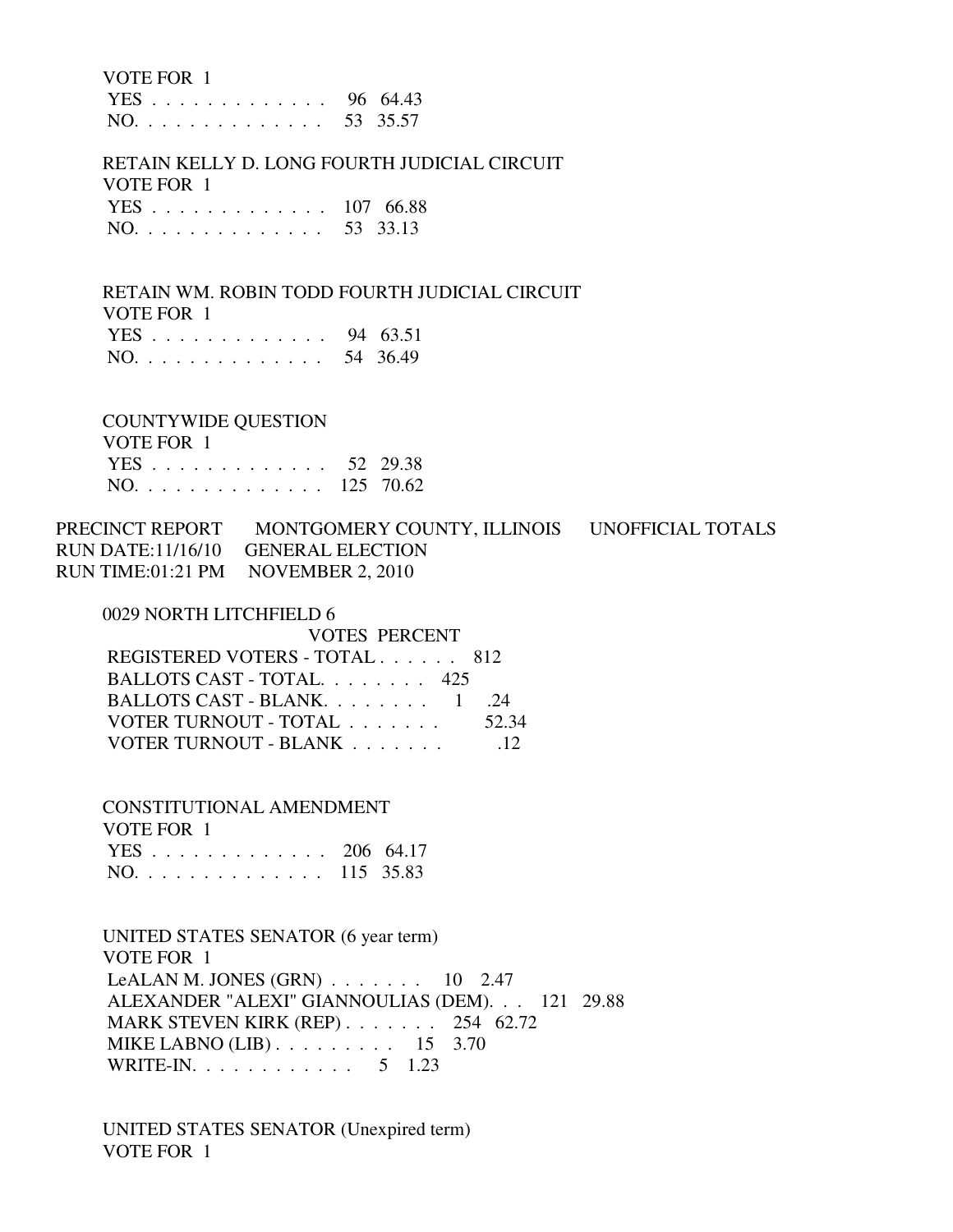VOTE FOR 1

| | Votes | Percent |
|---|---|---|
| YES | 96 | 64.43 |
| NO. | 53 | 35.57 |

RETAIN KELLY D. LONG FOURTH JUDICIAL CIRCUIT
VOTE FOR 1

| | Votes | Percent |
|---|---|---|
| YES | 107 | 66.88 |
| NO. | 53 | 33.13 |

RETAIN WM. ROBIN TODD FOURTH JUDICIAL CIRCUIT
VOTE FOR 1

| | Votes | Percent |
|---|---|---|
| YES | 94 | 63.51 |
| NO. | 54 | 36.49 |

COUNTYWIDE QUESTION
VOTE FOR 1

| | Votes | Percent |
|---|---|---|
| YES | 52 | 29.38 |
| NO. | 125 | 70.62 |

PRECINCT REPORT MONTGOMERY COUNTY, ILLINOIS UNOFFICIAL TOTALS
RUN DATE:11/16/10 GENERAL ELECTION
RUN TIME:01:21 PM NOVEMBER 2, 2010

## 0029 NORTH LITCHFIELD 6

| | VOTES | PERCENT |
|---|---|---|
| REGISTERED VOTERS - TOTAL | 812 | |
| BALLOTS CAST - TOTAL. | 425 | |
| BALLOTS CAST - BLANK. | 1 | .24 |
| VOTER TURNOUT - TOTAL | | 52.34 |
| VOTER TURNOUT - BLANK | | .12 |

CONSTITUTIONAL AMENDMENT
VOTE FOR 1

| | Votes | Percent |
|---|---|---|
| YES | 206 | 64.17 |
| NO. | 115 | 35.83 |

UNITED STATES SENATOR (6 year term)
VOTE FOR 1

| | Votes | Percent |
|---|---|---|
| LeALAN M. JONES (GRN) | 10 | 2.47 |
| ALEXANDER "ALEXI" GIANNOULIAS (DEM). | 121 | 29.88 |
| MARK STEVEN KIRK (REP) | 254 | 62.72 |
| MIKE LABNO (LIB) | 15 | 3.70 |
| WRITE-IN. | 5 | 1.23 |

UNITED STATES SENATOR (Unexpired term)
VOTE FOR 1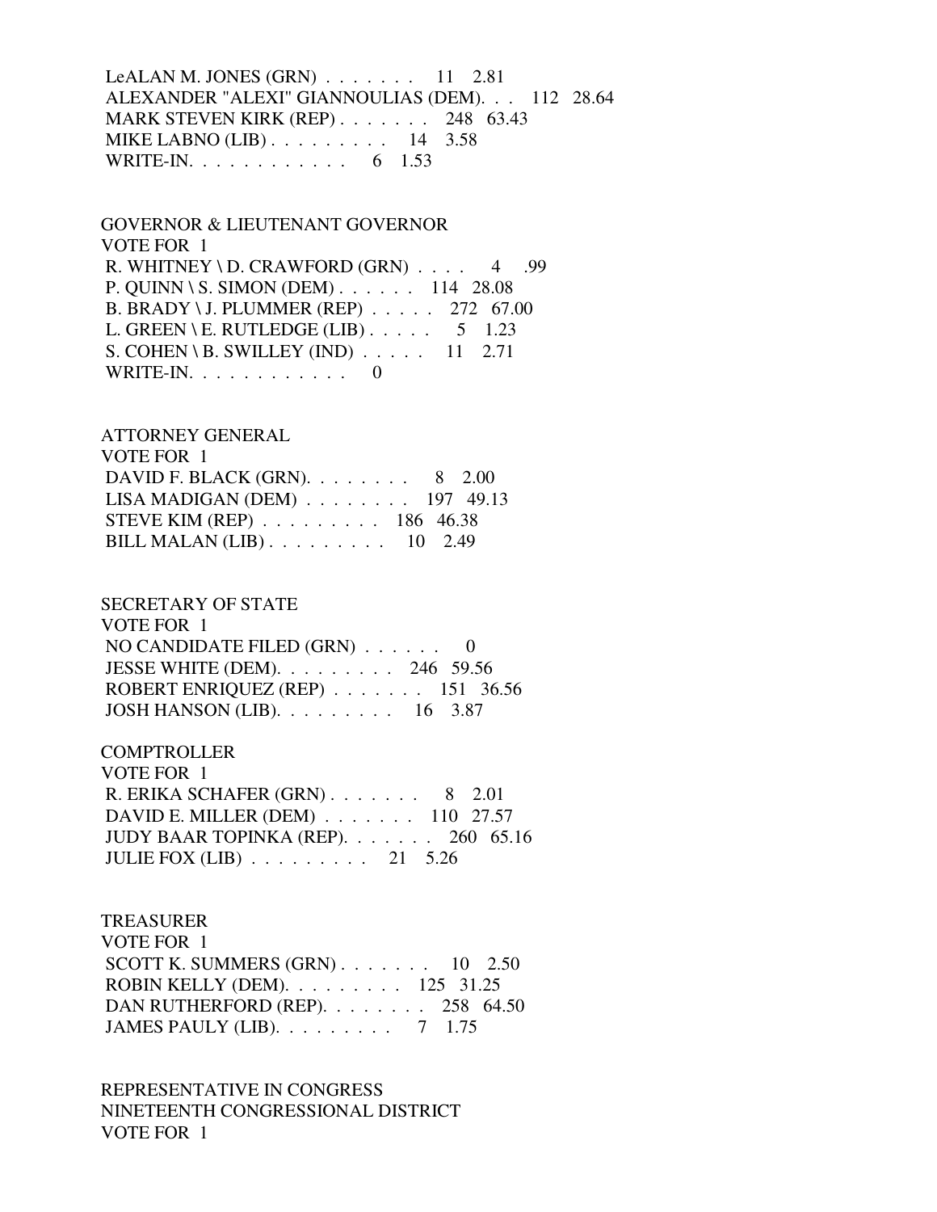LeALAN M. JONES (GRN) . . . . . . . 11 2.81
ALEXANDER "ALEXI" GIANNOULIAS (DEM). . . 112 28.64
MARK STEVEN KIRK (REP) . . . . . . . 248 63.43
MIKE LABNO (LIB) . . . . . . . . . 14 3.58
WRITE-IN. . . . . . . . . . . . 6 1.53

GOVERNOR & LIEUTENANT GOVERNOR
VOTE FOR 1
R. WHITNEY \ D. CRAWFORD (GRN) . . . . 4 .99
P. QUINN \ S. SIMON (DEM) . . . . . . 114 28.08
B. BRADY \ J. PLUMMER (REP) . . . . . 272 67.00
L. GREEN \ E. RUTLEDGE (LIB) . . . . . 5 1.23
S. COHEN \ B. SWILLEY (IND) . . . . . 11 2.71
WRITE-IN. . . . . . . . . . . . 0

ATTORNEY GENERAL
VOTE FOR 1
DAVID F. BLACK (GRN). . . . . . . . 8 2.00
LISA MADIGAN (DEM) . . . . . . . . 197 49.13
STEVE KIM (REP) . . . . . . . . . 186 46.38
BILL MALAN (LIB) . . . . . . . . . 10 2.49

SECRETARY OF STATE
VOTE FOR 1
NO CANDIDATE FILED (GRN) . . . . . . 0
JESSE WHITE (DEM). . . . . . . . . 246 59.56
ROBERT ENRIQUEZ (REP) . . . . . . . 151 36.56
JOSH HANSON (LIB). . . . . . . . . 16 3.87

COMPTROLLER
VOTE FOR 1
R. ERIKA SCHAFER (GRN) . . . . . . . 8 2.01
DAVID E. MILLER (DEM) . . . . . . . 110 27.57
JUDY BAAR TOPINKA (REP). . . . . . . 260 65.16
JULIE FOX (LIB) . . . . . . . . . 21 5.26

TREASURER
VOTE FOR 1
SCOTT K. SUMMERS (GRN) . . . . . . . 10 2.50
ROBIN KELLY (DEM). . . . . . . . . 125 31.25
DAN RUTHERFORD (REP). . . . . . . . 258 64.50
JAMES PAULY (LIB). . . . . . . . . 7 1.75

REPRESENTATIVE IN CONGRESS
NINETEENTH CONGRESSIONAL DISTRICT
VOTE FOR 1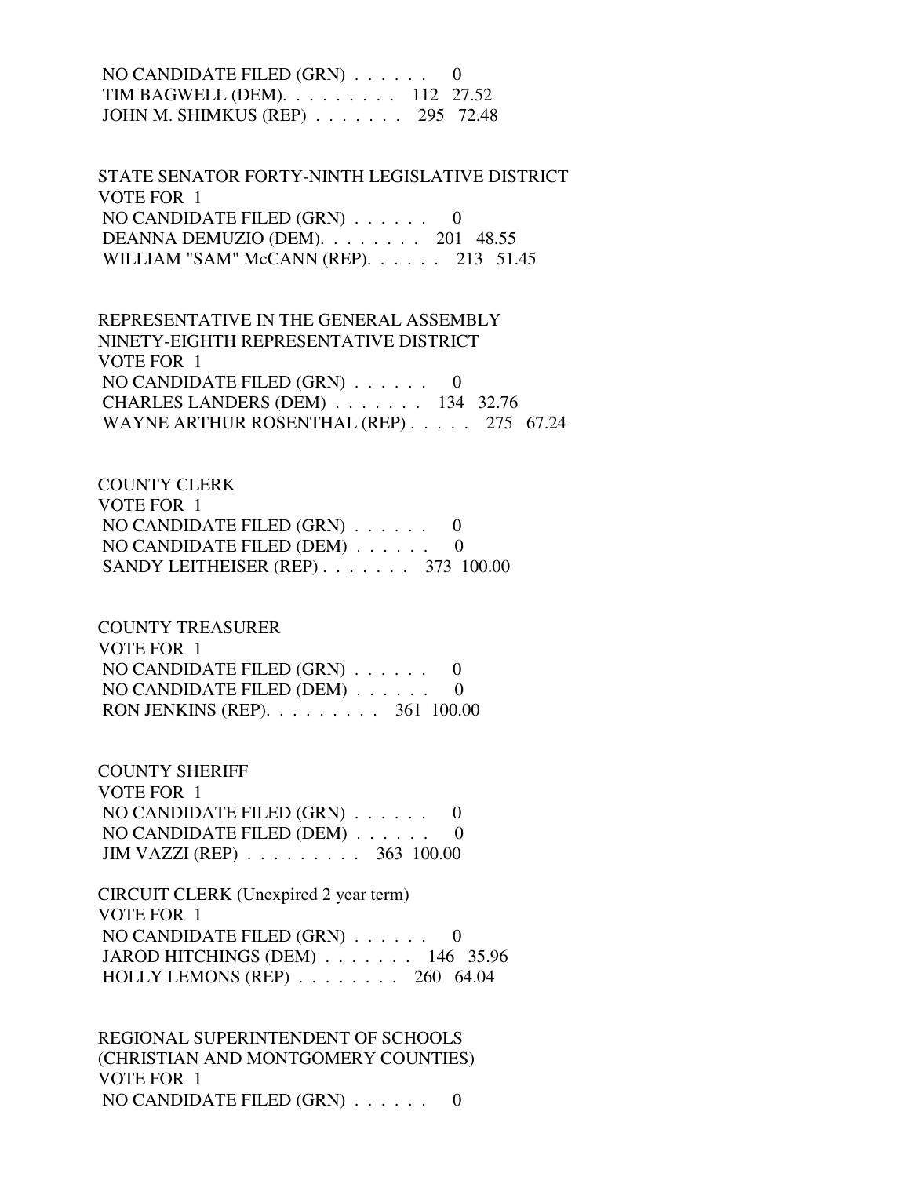NO CANDIDATE FILED (GRN) . . . . . . 0
TIM BAGWELL (DEM). . . . . . . . . 112 27.52
JOHN M. SHIMKUS (REP) . . . . . . . 295 72.48

STATE SENATOR FORTY-NINTH LEGISLATIVE DISTRICT
VOTE FOR 1
NO CANDIDATE FILED (GRN) . . . . . . 0
DEANNA DEMUZIO (DEM). . . . . . . . 201 48.55
WILLIAM "SAM" McCANN (REP). . . . . . 213 51.45

REPRESENTATIVE IN THE GENERAL ASSEMBLY
NINETY-EIGHTH REPRESENTATIVE DISTRICT
VOTE FOR 1
NO CANDIDATE FILED (GRN) . . . . . . 0
CHARLES LANDERS (DEM) . . . . . . . 134 32.76
WAYNE ARTHUR ROSENTHAL (REP) . . . . . 275 67.24

COUNTY CLERK
VOTE FOR 1
NO CANDIDATE FILED (GRN) . . . . . . 0
NO CANDIDATE FILED (DEM) . . . . . . 0
SANDY LEITHEISER (REP) . . . . . . . 373 100.00

COUNTY TREASURER
VOTE FOR 1
NO CANDIDATE FILED (GRN) . . . . . . 0
NO CANDIDATE FILED (DEM) . . . . . . 0
RON JENKINS (REP). . . . . . . . . 361 100.00

COUNTY SHERIFF
VOTE FOR 1
NO CANDIDATE FILED (GRN) . . . . . . 0
NO CANDIDATE FILED (DEM) . . . . . . 0
JIM VAZZI (REP) . . . . . . . . . 363 100.00

CIRCUIT CLERK (Unexpired 2 year term)
VOTE FOR 1
NO CANDIDATE FILED (GRN) . . . . . . 0
JAROD HITCHINGS (DEM) . . . . . . . 146 35.96
HOLLY LEMONS (REP) . . . . . . . . 260 64.04

REGIONAL SUPERINTENDENT OF SCHOOLS
(CHRISTIAN AND MONTGOMERY COUNTIES)
VOTE FOR 1
NO CANDIDATE FILED (GRN) . . . . . . 0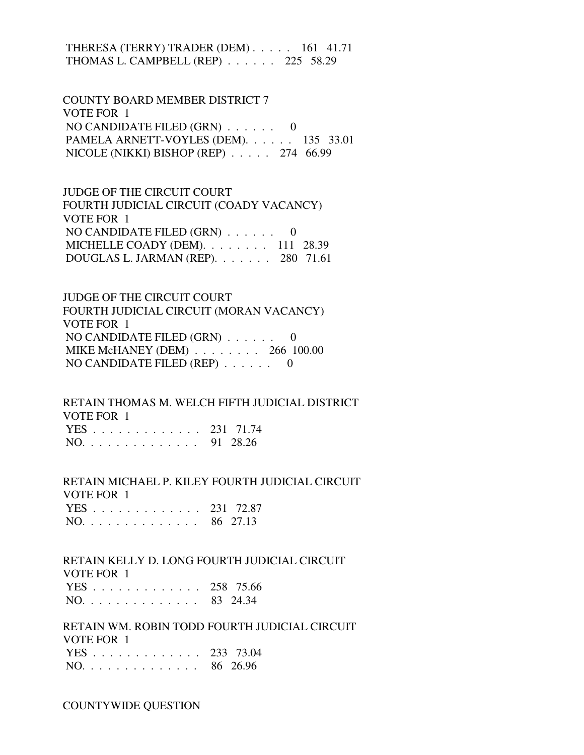THERESA (TERRY) TRADER (DEM) . . . . . 161 41.71
THOMAS L. CAMPBELL (REP) . . . . . . 225 58.29

COUNTY BOARD MEMBER DISTRICT 7
VOTE FOR 1
NO CANDIDATE FILED (GRN) . . . . . . 0
PAMELA ARNETT-VOYLES (DEM). . . . . . 135 33.01
NICOLE (NIKKI) BISHOP (REP) . . . . . 274 66.99

JUDGE OF THE CIRCUIT COURT
FOURTH JUDICIAL CIRCUIT (COADY VACANCY)
VOTE FOR 1
NO CANDIDATE FILED (GRN) . . . . . . 0
MICHELLE COADY (DEM). . . . . . . . 111 28.39
DOUGLAS L. JARMAN (REP). . . . . . . 280 71.61

JUDGE OF THE CIRCUIT COURT
FOURTH JUDICIAL CIRCUIT (MORAN VACANCY)
VOTE FOR 1
NO CANDIDATE FILED (GRN) . . . . . . 0
MIKE McHANEY (DEM) . . . . . . . . 266 100.00
NO CANDIDATE FILED (REP) . . . . . . 0

RETAIN THOMAS M. WELCH FIFTH JUDICIAL DISTRICT
VOTE FOR 1
YES . . . . . . . . . . . . . 231 71.74
NO. . . . . . . . . . . . . . 91 28.26

RETAIN MICHAEL P. KILEY FOURTH JUDICIAL CIRCUIT
VOTE FOR 1
YES . . . . . . . . . . . . . 231 72.87
NO. . . . . . . . . . . . . . 86 27.13

RETAIN KELLY D. LONG FOURTH JUDICIAL CIRCUIT
VOTE FOR 1
YES . . . . . . . . . . . . . 258 75.66
NO. . . . . . . . . . . . . . 83 24.34

RETAIN WM. ROBIN TODD FOURTH JUDICIAL CIRCUIT
VOTE FOR 1
YES . . . . . . . . . . . . . 233 73.04
NO. . . . . . . . . . . . . . 86 26.96

COUNTYWIDE QUESTION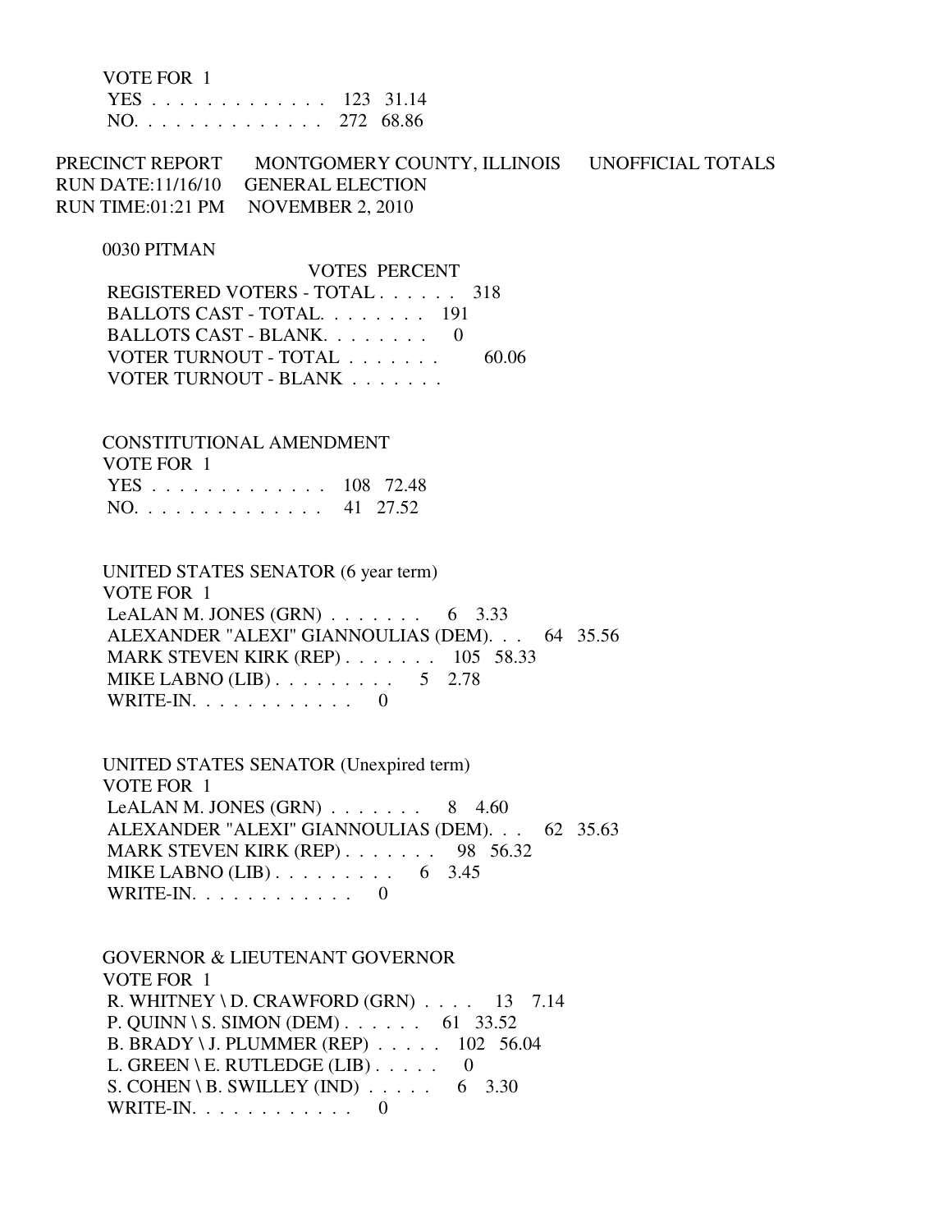VOTE FOR 1

| | | |
|---|---|---|
| YES . . . . . . . . . . . . . . | 123 | 31.14 |
| NO. . . . . . . . . . . . . . . | 272 | 68.86 |

PRECINCT REPORT MONTGOMERY COUNTY, ILLINOIS UNOFFICIAL TOTALS
RUN DATE:11/16/10 GENERAL ELECTION
RUN TIME:01:21 PM NOVEMBER 2, 2010

0030 PITMAN

| | VOTES | PERCENT |
|---|---|---|
| REGISTERED VOTERS - TOTAL . . . . . . | 318 | |
| BALLOTS CAST - TOTAL. . . . . . . . | 191 | |
| BALLOTS CAST - BLANK. . . . . . . . | 0 | |
| VOTER TURNOUT - TOTAL . . . . . . . | | 60.06 |
| VOTER TURNOUT - BLANK . . . . . . . | | |

CONSTITUTIONAL AMENDMENT
VOTE FOR 1

| | | |
|---|---|---|
| YES . . . . . . . . . . . . . . | 108 | 72.48 |
| NO. . . . . . . . . . . . . . . | 41 | 27.52 |

UNITED STATES SENATOR (6 year term)
VOTE FOR 1

| | | |
|---|---|---|
| LeALAN M. JONES (GRN) . . . . . . . | 6 | 3.33 |
| ALEXANDER "ALEXI" GIANNOULIAS (DEM). . . | 64 | 35.56 |
| MARK STEVEN KIRK (REP) . . . . . . . | 105 | 58.33 |
| MIKE LABNO (LIB) . . . . . . . . . | 5 | 2.78 |
| WRITE-IN. . . . . . . . . . . . | 0 | |

UNITED STATES SENATOR (Unexpired term)
VOTE FOR 1

| | | |
|---|---|---|
| LeALAN M. JONES (GRN) . . . . . . . | 8 | 4.60 |
| ALEXANDER "ALEXI" GIANNOULIAS (DEM). . . | 62 | 35.63 |
| MARK STEVEN KIRK (REP) . . . . . . . | 98 | 56.32 |
| MIKE LABNO (LIB) . . . . . . . . . | 6 | 3.45 |
| WRITE-IN. . . . . . . . . . . . | 0 | |

GOVERNOR & LIEUTENANT GOVERNOR
VOTE FOR 1

| | | |
|---|---|---|
| R. WHITNEY \ D. CRAWFORD (GRN) . . . . | 13 | 7.14 |
| P. QUINN \ S. SIMON (DEM) . . . . . . | 61 | 33.52 |
| B. BRADY \ J. PLUMMER (REP) . . . . . | 102 | 56.04 |
| L. GREEN \ E. RUTLEDGE (LIB) . . . . . | 0 | |
| S. COHEN \ B. SWILLEY (IND) . . . . . | 6 | 3.30 |
| WRITE-IN. . . . . . . . . . . . | 0 | |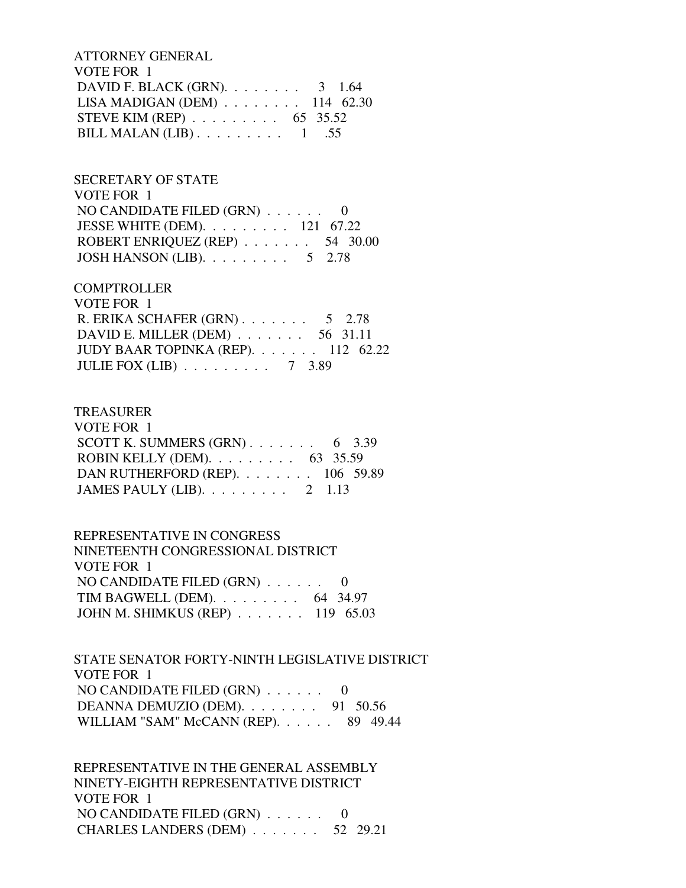ATTORNEY GENERAL
VOTE FOR 1
DAVID F. BLACK (GRN). . . . . . . . 3 1.64
LISA MADIGAN (DEM) . . . . . . . . 114 62.30
STEVE KIM (REP) . . . . . . . . . 65 35.52
BILL MALAN (LIB) . . . . . . . . . 1 .55

SECRETARY OF STATE
VOTE FOR 1
NO CANDIDATE FILED (GRN) . . . . . . 0
JESSE WHITE (DEM). . . . . . . . . 121 67.22
ROBERT ENRIQUEZ (REP) . . . . . . . 54 30.00
JOSH HANSON (LIB). . . . . . . . . 5 2.78

COMPTROLLER
VOTE FOR 1
R. ERIKA SCHAFER (GRN) . . . . . . . 5 2.78
DAVID E. MILLER (DEM) . . . . . . . 56 31.11
JUDY BAAR TOPINKA (REP). . . . . . . 112 62.22
JULIE FOX (LIB) . . . . . . . . . 7 3.89

TREASURER
VOTE FOR 1
SCOTT K. SUMMERS (GRN) . . . . . . . 6 3.39
ROBIN KELLY (DEM). . . . . . . . . 63 35.59
DAN RUTHERFORD (REP). . . . . . . . 106 59.89
JAMES PAULY (LIB). . . . . . . . . 2 1.13

REPRESENTATIVE IN CONGRESS
NINETEENTH CONGRESSIONAL DISTRICT
VOTE FOR 1
NO CANDIDATE FILED (GRN) . . . . . . 0
TIM BAGWELL (DEM). . . . . . . . . 64 34.97
JOHN M. SHIMKUS (REP) . . . . . . . 119 65.03

STATE SENATOR FORTY-NINTH LEGISLATIVE DISTRICT
VOTE FOR 1
NO CANDIDATE FILED (GRN) . . . . . . 0
DEANNA DEMUZIO (DEM). . . . . . . . 91 50.56
WILLIAM "SAM" McCANN (REP). . . . . . 89 49.44

REPRESENTATIVE IN THE GENERAL ASSEMBLY
NINETY-EIGHTH REPRESENTATIVE DISTRICT
VOTE FOR 1
NO CANDIDATE FILED (GRN) . . . . . . 0
CHARLES LANDERS (DEM) . . . . . . . 52 29.21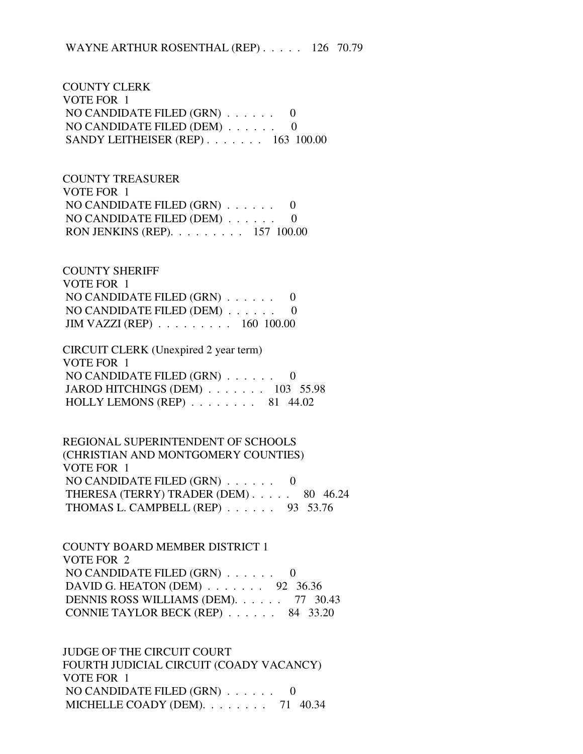WAYNE ARTHUR ROSENTHAL (REP) . . . . . 126 70.79

COUNTY CLERK
VOTE FOR 1
NO CANDIDATE FILED (GRN) . . . . . . 0
NO CANDIDATE FILED (DEM) . . . . . . 0
SANDY LEITHEISER (REP) . . . . . . . 163 100.00

COUNTY TREASURER
VOTE FOR 1
NO CANDIDATE FILED (GRN) . . . . . . 0
NO CANDIDATE FILED (DEM) . . . . . . 0
RON JENKINS (REP). . . . . . . . . 157 100.00

COUNTY SHERIFF
VOTE FOR 1
NO CANDIDATE FILED (GRN) . . . . . . 0
NO CANDIDATE FILED (DEM) . . . . . . 0
JIM VAZZI (REP) . . . . . . . . . 160 100.00

CIRCUIT CLERK (Unexpired 2 year term)
VOTE FOR 1
NO CANDIDATE FILED (GRN) . . . . . . 0
JAROD HITCHINGS (DEM) . . . . . . . 103 55.98
HOLLY LEMONS (REP) . . . . . . . . 81 44.02

REGIONAL SUPERINTENDENT OF SCHOOLS
(CHRISTIAN AND MONTGOMERY COUNTIES)
VOTE FOR 1
NO CANDIDATE FILED (GRN) . . . . . . 0
THERESA (TERRY) TRADER (DEM) . . . . . 80 46.24
THOMAS L. CAMPBELL (REP) . . . . . . 93 53.76

COUNTY BOARD MEMBER DISTRICT 1
VOTE FOR 2
NO CANDIDATE FILED (GRN) . . . . . . 0
DAVID G. HEATON (DEM) . . . . . . . 92 36.36
DENNIS ROSS WILLIAMS (DEM). . . . . . 77 30.43
CONNIE TAYLOR BECK (REP) . . . . . . 84 33.20

JUDGE OF THE CIRCUIT COURT
FOURTH JUDICIAL CIRCUIT (COADY VACANCY)
VOTE FOR 1
NO CANDIDATE FILED (GRN) . . . . . . 0
MICHELLE COADY (DEM). . . . . . . . 71 40.34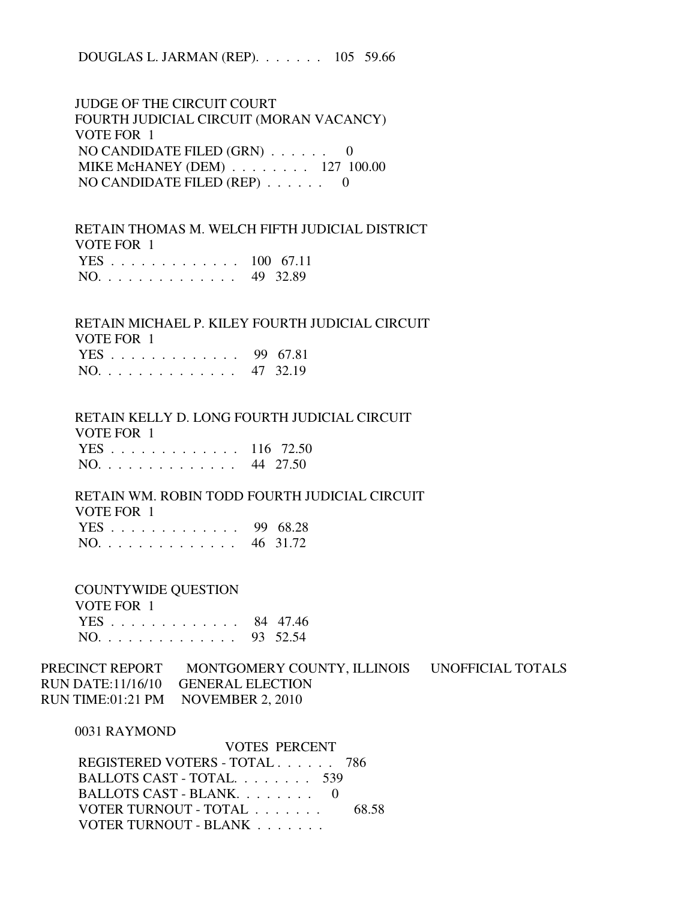DOUGLAS L. JARMAN (REP). . . . . . . 105 59.66

JUDGE OF THE CIRCUIT COURT
FOURTH JUDICIAL CIRCUIT (MORAN VACANCY)
VOTE FOR 1

| | VOTES | PERCENT |
|---|---|---|
| NO CANDIDATE FILED (GRN) . . . . . . | 0 | |
| MIKE McHANEY (DEM) . . . . . . . . | 127 | 100.00 |
| NO CANDIDATE FILED (REP) . . . . . . | 0 | |

RETAIN THOMAS M. WELCH FIFTH JUDICIAL DISTRICT
VOTE FOR 1

| | VOTES | PERCENT |
|---|---|---|
| YES . . . . . . . . . . . . . | 100 | 67.11 |
| NO. . . . . . . . . . . . . . | 49 | 32.89 |

RETAIN MICHAEL P. KILEY FOURTH JUDICIAL CIRCUIT
VOTE FOR 1

| | VOTES | PERCENT |
|---|---|---|
| YES . . . . . . . . . . . . . | 99 | 67.81 |
| NO. . . . . . . . . . . . . . | 47 | 32.19 |

RETAIN KELLY D. LONG FOURTH JUDICIAL CIRCUIT
VOTE FOR 1

| | VOTES | PERCENT |
|---|---|---|
| YES . . . . . . . . . . . . . | 116 | 72.50 |
| NO. . . . . . . . . . . . . . | 44 | 27.50 |

RETAIN WM. ROBIN TODD FOURTH JUDICIAL CIRCUIT
VOTE FOR 1

| | VOTES | PERCENT |
|---|---|---|
| YES . . . . . . . . . . . . . | 99 | 68.28 |
| NO. . . . . . . . . . . . . . | 46 | 31.72 |

COUNTYWIDE QUESTION
VOTE FOR 1

| | VOTES | PERCENT |
|---|---|---|
| YES . . . . . . . . . . . . . | 84 | 47.46 |
| NO. . . . . . . . . . . . . . | 93 | 52.54 |

PRECINCT REPORT MONTGOMERY COUNTY, ILLINOIS UNOFFICIAL TOTALS
RUN DATE:11/16/10 GENERAL ELECTION
RUN TIME:01:21 PM NOVEMBER 2, 2010

0031 RAYMOND

| | VOTES | PERCENT |
|---|---|---|
| REGISTERED VOTERS - TOTAL . . . . . . | 786 | |
| BALLOTS CAST - TOTAL. . . . . . . . | 539 | |
| BALLOTS CAST - BLANK. . . . . . . . | 0 | |
| VOTER TURNOUT - TOTAL . . . . . . . | | 68.58 |
| VOTER TURNOUT - BLANK . . . . . . . | | |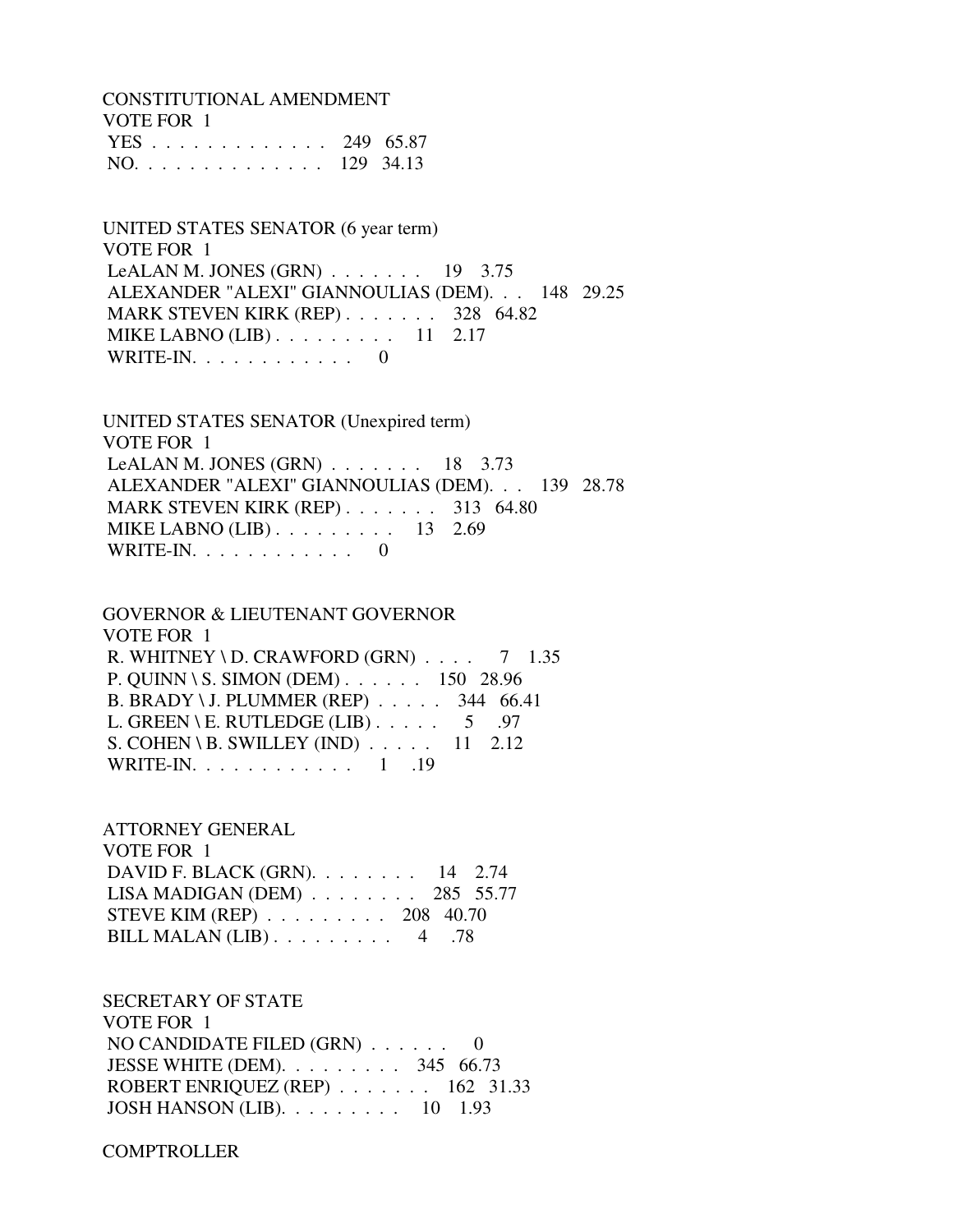CONSTITUTIONAL AMENDMENT
VOTE FOR 1
YES . . . . . . . . . . . . . 249 65.87
NO. . . . . . . . . . . . . . 129 34.13

UNITED STATES SENATOR (6 year term)
VOTE FOR 1
LeALAN M. JONES (GRN) . . . . . . . 19 3.75
ALEXANDER "ALEXI" GIANNOULIAS (DEM). . . 148 29.25
MARK STEVEN KIRK (REP) . . . . . . . 328 64.82
MIKE LABNO (LIB) . . . . . . . . . 11 2.17
WRITE-IN. . . . . . . . . . . . 0

UNITED STATES SENATOR (Unexpired term)
VOTE FOR 1
LeALAN M. JONES (GRN) . . . . . . . 18 3.73
ALEXANDER "ALEXI" GIANNOULIAS (DEM). . . 139 28.78
MARK STEVEN KIRK (REP) . . . . . . . 313 64.80
MIKE LABNO (LIB) . . . . . . . . . 13 2.69
WRITE-IN. . . . . . . . . . . . 0

GOVERNOR & LIEUTENANT GOVERNOR
VOTE FOR 1
R. WHITNEY \ D. CRAWFORD (GRN) . . . . 7 1.35
P. QUINN \ S. SIMON (DEM) . . . . . . 150 28.96
B. BRADY \ J. PLUMMER (REP) . . . . . 344 66.41
L. GREEN \ E. RUTLEDGE (LIB) . . . . . 5 .97
S. COHEN \ B. SWILLEY (IND) . . . . . 11 2.12
WRITE-IN. . . . . . . . . . . . 1 .19

ATTORNEY GENERAL
VOTE FOR 1
DAVID F. BLACK (GRN). . . . . . . . 14 2.74
LISA MADIGAN (DEM) . . . . . . . . 285 55.77
STEVE KIM (REP) . . . . . . . . . 208 40.70
BILL MALAN (LIB) . . . . . . . . . 4 .78

SECRETARY OF STATE
VOTE FOR 1
NO CANDIDATE FILED (GRN) . . . . . . 0
JESSE WHITE (DEM). . . . . . . . . 345 66.73
ROBERT ENRIQUEZ (REP) . . . . . . . 162 31.33
JOSH HANSON (LIB). . . . . . . . . 10 1.93

COMPTROLLER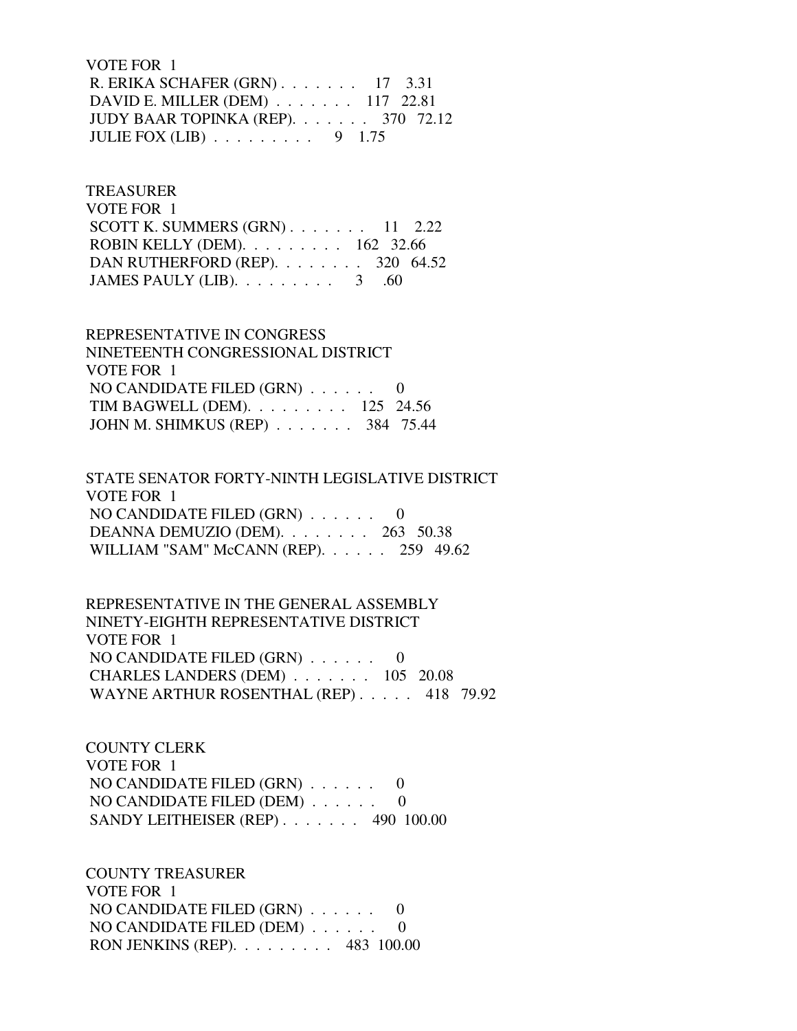VOTE FOR 1
 R. ERIKA SCHAFER (GRN) . . . . . . . 17 3.31
 DAVID E. MILLER (DEM) . . . . . . . 117 22.81
 JUDY BAAR TOPINKA (REP). . . . . . . 370 72.12
 JULIE FOX (LIB) . . . . . . . . . 9 1.75

TREASURER
VOTE FOR 1
 SCOTT K. SUMMERS (GRN) . . . . . . . 11 2.22
 ROBIN KELLY (DEM). . . . . . . . . 162 32.66
 DAN RUTHERFORD (REP). . . . . . . . 320 64.52
 JAMES PAULY (LIB). . . . . . . . . 3 .60

REPRESENTATIVE IN CONGRESS
NINETEENTH CONGRESSIONAL DISTRICT
VOTE FOR 1
 NO CANDIDATE FILED (GRN) . . . . . . 0
 TIM BAGWELL (DEM). . . . . . . . . 125 24.56
 JOHN M. SHIMKUS (REP) . . . . . . . 384 75.44

STATE SENATOR FORTY-NINTH LEGISLATIVE DISTRICT
VOTE FOR 1
 NO CANDIDATE FILED (GRN) . . . . . . 0
 DEANNA DEMUZIO (DEM). . . . . . . . 263 50.38
 WILLIAM "SAM" McCANN (REP). . . . . . 259 49.62

REPRESENTATIVE IN THE GENERAL ASSEMBLY
NINETY-EIGHTH REPRESENTATIVE DISTRICT
VOTE FOR 1
 NO CANDIDATE FILED (GRN) . . . . . . 0
 CHARLES LANDERS (DEM) . . . . . . . 105 20.08
 WAYNE ARTHUR ROSENTHAL (REP) . . . . . 418 79.92

COUNTY CLERK
VOTE FOR 1
 NO CANDIDATE FILED (GRN) . . . . . . 0
 NO CANDIDATE FILED (DEM) . . . . . . 0
 SANDY LEITHEISER (REP) . . . . . . . 490 100.00

COUNTY TREASURER
VOTE FOR 1
 NO CANDIDATE FILED (GRN) . . . . . . 0
 NO CANDIDATE FILED (DEM) . . . . . . 0
 RON JENKINS (REP). . . . . . . . . 483 100.00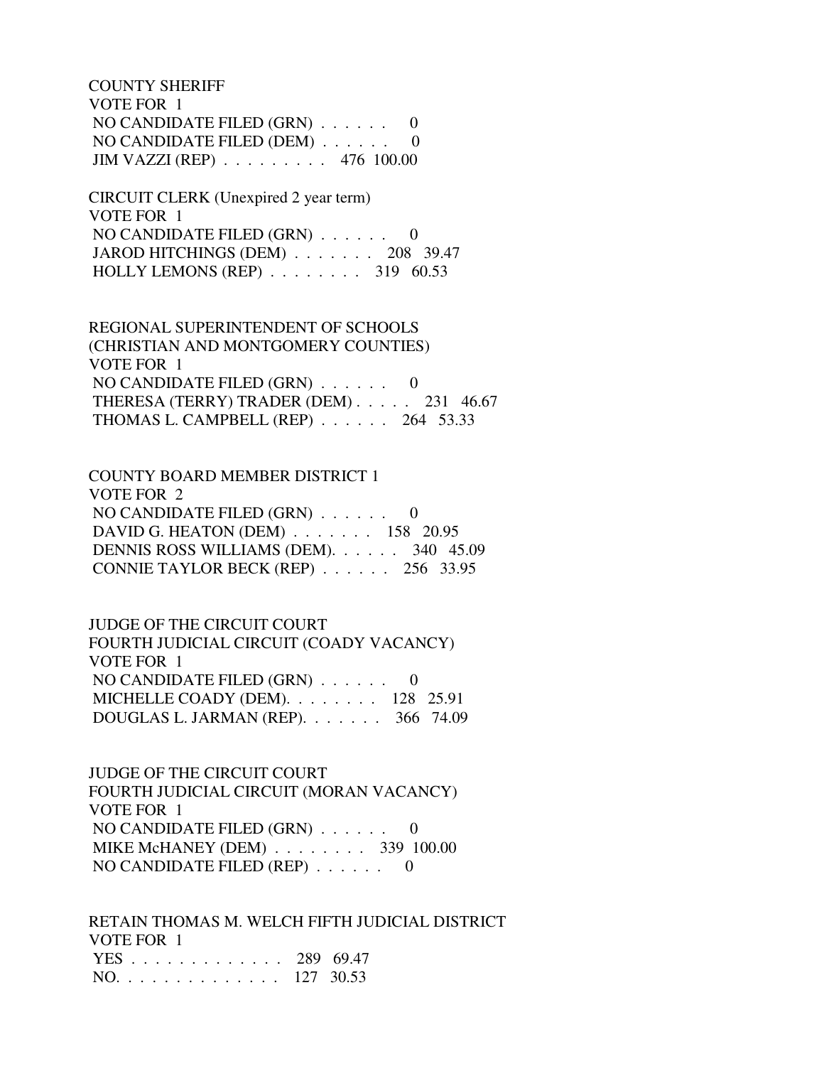COUNTY SHERIFF
VOTE FOR 1
NO CANDIDATE FILED (GRN) . . . . . . 0
NO CANDIDATE FILED (DEM) . . . . . . 0
JIM VAZZI (REP) . . . . . . . . . 476 100.00

CIRCUIT CLERK (Unexpired 2 year term)
VOTE FOR 1
NO CANDIDATE FILED (GRN) . . . . . . 0
JAROD HITCHINGS (DEM) . . . . . . . 208 39.47
HOLLY LEMONS (REP) . . . . . . . . 319 60.53

REGIONAL SUPERINTENDENT OF SCHOOLS
(CHRISTIAN AND MONTGOMERY COUNTIES)
VOTE FOR 1
NO CANDIDATE FILED (GRN) . . . . . . 0
THERESA (TERRY) TRADER (DEM) . . . . . 231 46.67
THOMAS L. CAMPBELL (REP) . . . . . . 264 53.33

COUNTY BOARD MEMBER DISTRICT 1
VOTE FOR 2
NO CANDIDATE FILED (GRN) . . . . . . 0
DAVID G. HEATON (DEM) . . . . . . . 158 20.95
DENNIS ROSS WILLIAMS (DEM). . . . . . 340 45.09
CONNIE TAYLOR BECK (REP) . . . . . . 256 33.95

JUDGE OF THE CIRCUIT COURT
FOURTH JUDICIAL CIRCUIT (COADY VACANCY)
VOTE FOR 1
NO CANDIDATE FILED (GRN) . . . . . . 0
MICHELLE COADY (DEM). . . . . . . . 128 25.91
DOUGLAS L. JARMAN (REP). . . . . . . 366 74.09

JUDGE OF THE CIRCUIT COURT
FOURTH JUDICIAL CIRCUIT (MORAN VACANCY)
VOTE FOR 1
NO CANDIDATE FILED (GRN) . . . . . . 0
MIKE McHANEY (DEM) . . . . . . . . 339 100.00
NO CANDIDATE FILED (REP) . . . . . . 0

RETAIN THOMAS M. WELCH FIFTH JUDICIAL DISTRICT
VOTE FOR 1
YES . . . . . . . . . . . . . 289 69.47
NO. . . . . . . . . . . . . . 127 30.53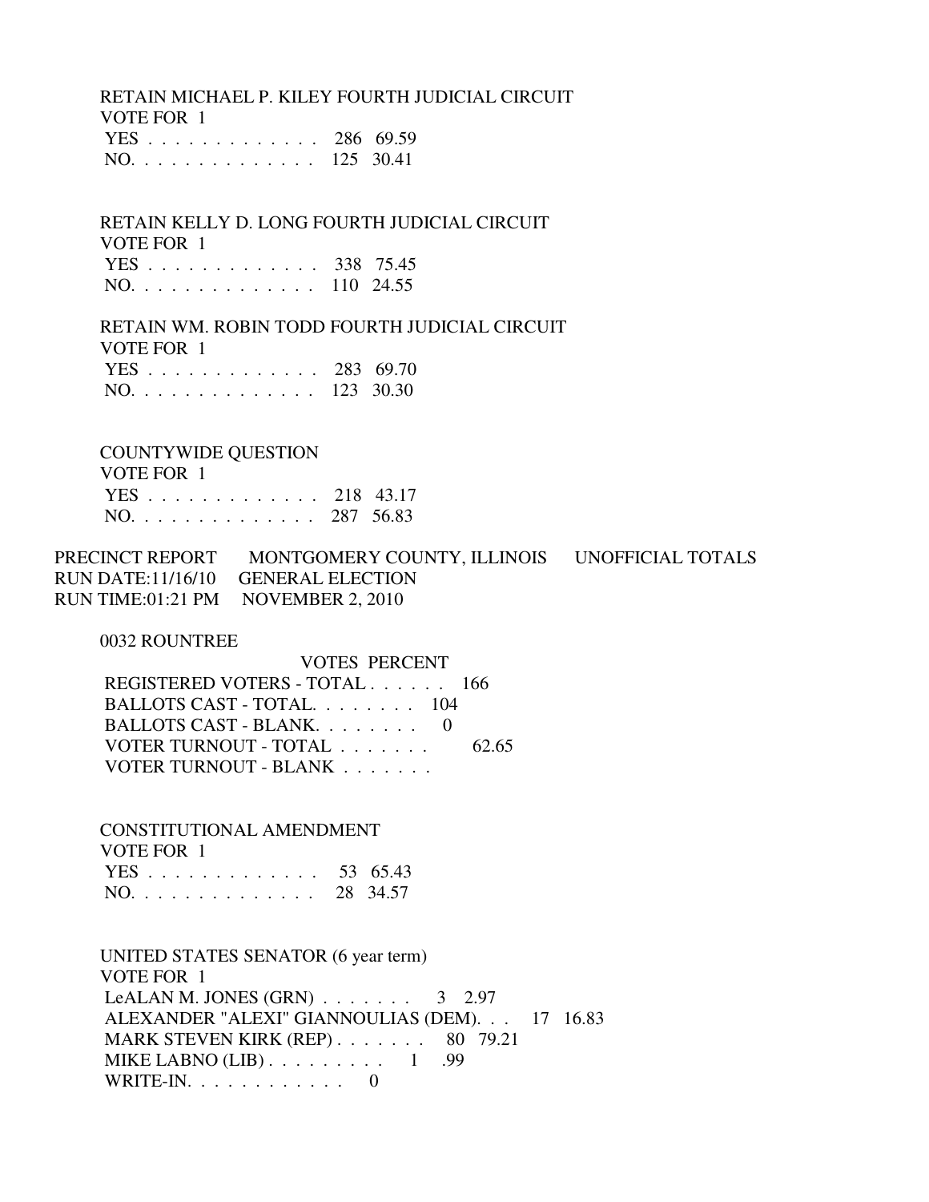RETAIN MICHAEL P. KILEY FOURTH JUDICIAL CIRCUIT
VOTE FOR 1

| | VOTES | PERCENT |
|---|---|---|
| YES . . . . . . . . . . . . . | 286 | 69.59 |
| NO. . . . . . . . . . . . . . | 125 | 30.41 |

RETAIN KELLY D. LONG FOURTH JUDICIAL CIRCUIT
VOTE FOR 1

| | VOTES | PERCENT |
|---|---|---|
| YES . . . . . . . . . . . . . | 338 | 75.45 |
| NO. . . . . . . . . . . . . . | 110 | 24.55 |

RETAIN WM. ROBIN TODD FOURTH JUDICIAL CIRCUIT
VOTE FOR 1

| | VOTES | PERCENT |
|---|---|---|
| YES . . . . . . . . . . . . . | 283 | 69.70 |
| NO. . . . . . . . . . . . . . | 123 | 30.30 |

COUNTYWIDE QUESTION
VOTE FOR 1

| | VOTES | PERCENT |
|---|---|---|
| YES . . . . . . . . . . . . . | 218 | 43.17 |
| NO. . . . . . . . . . . . . . | 287 | 56.83 |

PRECINCT REPORT MONTGOMERY COUNTY, ILLINOIS UNOFFICIAL TOTALS
RUN DATE:11/16/10 GENERAL ELECTION
RUN TIME:01:21 PM NOVEMBER 2, 2010

0032 ROUNTREE

| | VOTES | PERCENT |
|---|---|---|
| REGISTERED VOTERS - TOTAL . . . . . . | 166 | |
| BALLOTS CAST - TOTAL. . . . . . . . | 104 | |
| BALLOTS CAST - BLANK. . . . . . . . | 0 | |
| VOTER TURNOUT - TOTAL . . . . . . . | | 62.65 |
| VOTER TURNOUT - BLANK . . . . . . . | | |

CONSTITUTIONAL AMENDMENT
VOTE FOR 1

| | VOTES | PERCENT |
|---|---|---|
| YES . . . . . . . . . . . . . | 53 | 65.43 |
| NO. . . . . . . . . . . . . . | 28 | 34.57 |

UNITED STATES SENATOR (6 year term)
VOTE FOR 1

| | VOTES | PERCENT |
|---|---|---|
| LeALAN M. JONES (GRN) . . . . . . . | 3 | 2.97 |
| ALEXANDER "ALEXI" GIANNOULIAS (DEM). . . | 17 | 16.83 |
| MARK STEVEN KIRK (REP) . . . . . . . | 80 | 79.21 |
| MIKE LABNO (LIB) . . . . . . . . . | 1 | .99 |
| WRITE-IN. . . . . . . . . . . . | 0 | |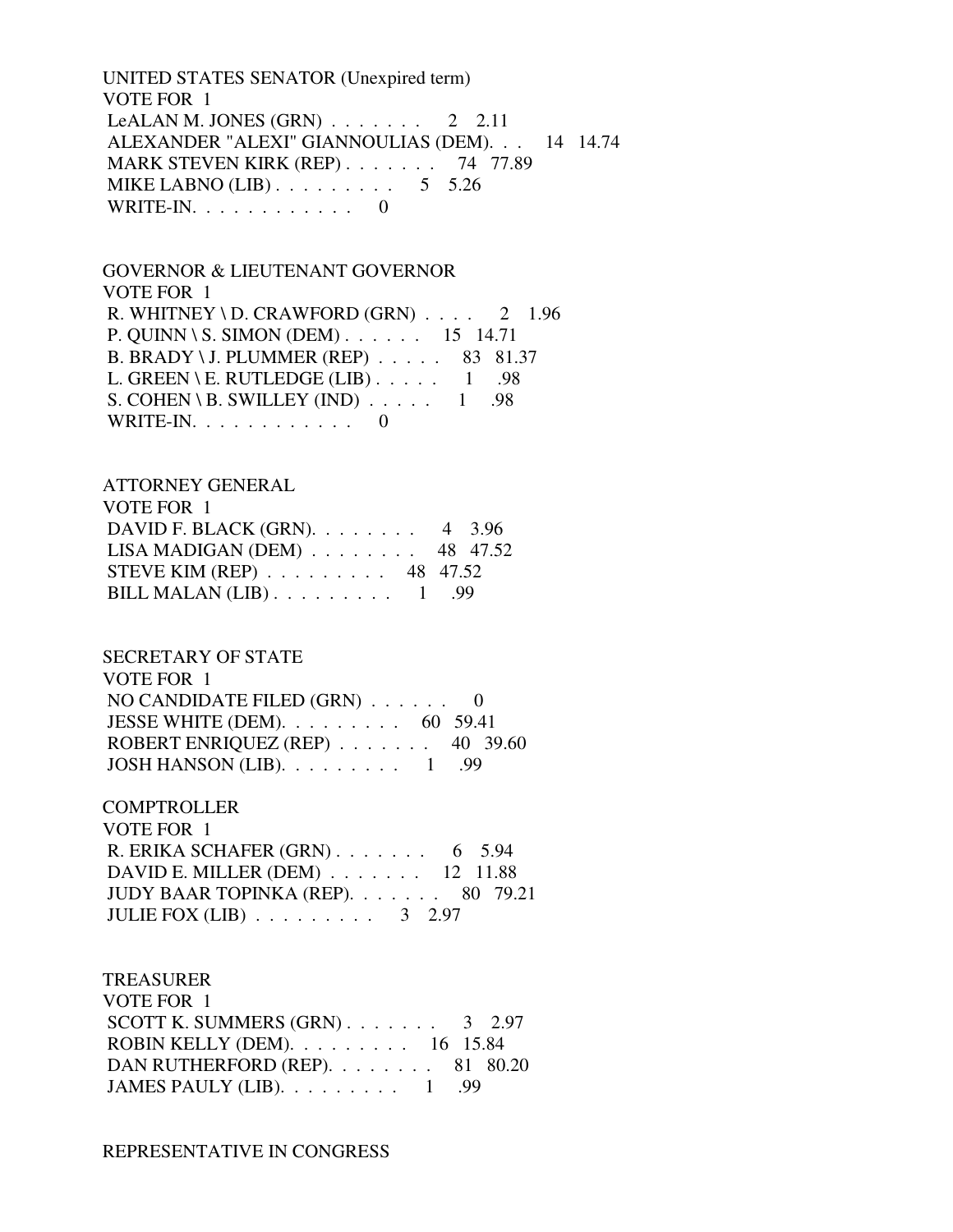UNITED STATES SENATOR (Unexpired term)
VOTE FOR 1

| Candidate | Votes | Percent |
| --- | --- | --- |
| LeALAN M. JONES (GRN) | 2 | 2.11 |
| ALEXANDER "ALEXI" GIANNOULIAS (DEM) | 14 | 14.74 |
| MARK STEVEN KIRK (REP) | 74 | 77.89 |
| MIKE LABNO (LIB) | 5 | 5.26 |
| WRITE-IN | 0 | |

GOVERNOR & LIEUTENANT GOVERNOR
VOTE FOR 1

| Candidate | Votes | Percent |
| --- | --- | --- |
| R. WHITNEY \ D. CRAWFORD (GRN) | 2 | 1.96 |
| P. QUINN \ S. SIMON (DEM) | 15 | 14.71 |
| B. BRADY \ J. PLUMMER (REP) | 83 | 81.37 |
| L. GREEN \ E. RUTLEDGE (LIB) | 1 | .98 |
| S. COHEN \ B. SWILLEY (IND) | 1 | .98 |
| WRITE-IN | 0 | |

ATTORNEY GENERAL
VOTE FOR 1

| Candidate | Votes | Percent |
| --- | --- | --- |
| DAVID F. BLACK (GRN) | 4 | 3.96 |
| LISA MADIGAN (DEM) | 48 | 47.52 |
| STEVE KIM (REP) | 48 | 47.52 |
| BILL MALAN (LIB) | 1 | .99 |

SECRETARY OF STATE
VOTE FOR 1

| Candidate | Votes | Percent |
| --- | --- | --- |
| NO CANDIDATE FILED (GRN) | 0 | |
| JESSE WHITE (DEM) | 60 | 59.41 |
| ROBERT ENRIQUEZ (REP) | 40 | 39.60 |
| JOSH HANSON (LIB) | 1 | .99 |

COMPTROLLER
VOTE FOR 1

| Candidate | Votes | Percent |
| --- | --- | --- |
| R. ERIKA SCHAFER (GRN) | 6 | 5.94 |
| DAVID E. MILLER (DEM) | 12 | 11.88 |
| JUDY BAAR TOPINKA (REP) | 80 | 79.21 |
| JULIE FOX (LIB) | 3 | 2.97 |

TREASURER
VOTE FOR 1

| Candidate | Votes | Percent |
| --- | --- | --- |
| SCOTT K. SUMMERS (GRN) | 3 | 2.97 |
| ROBIN KELLY (DEM) | 16 | 15.84 |
| DAN RUTHERFORD (REP) | 81 | 80.20 |
| JAMES PAULY (LIB) | 1 | .99 |

REPRESENTATIVE IN CONGRESS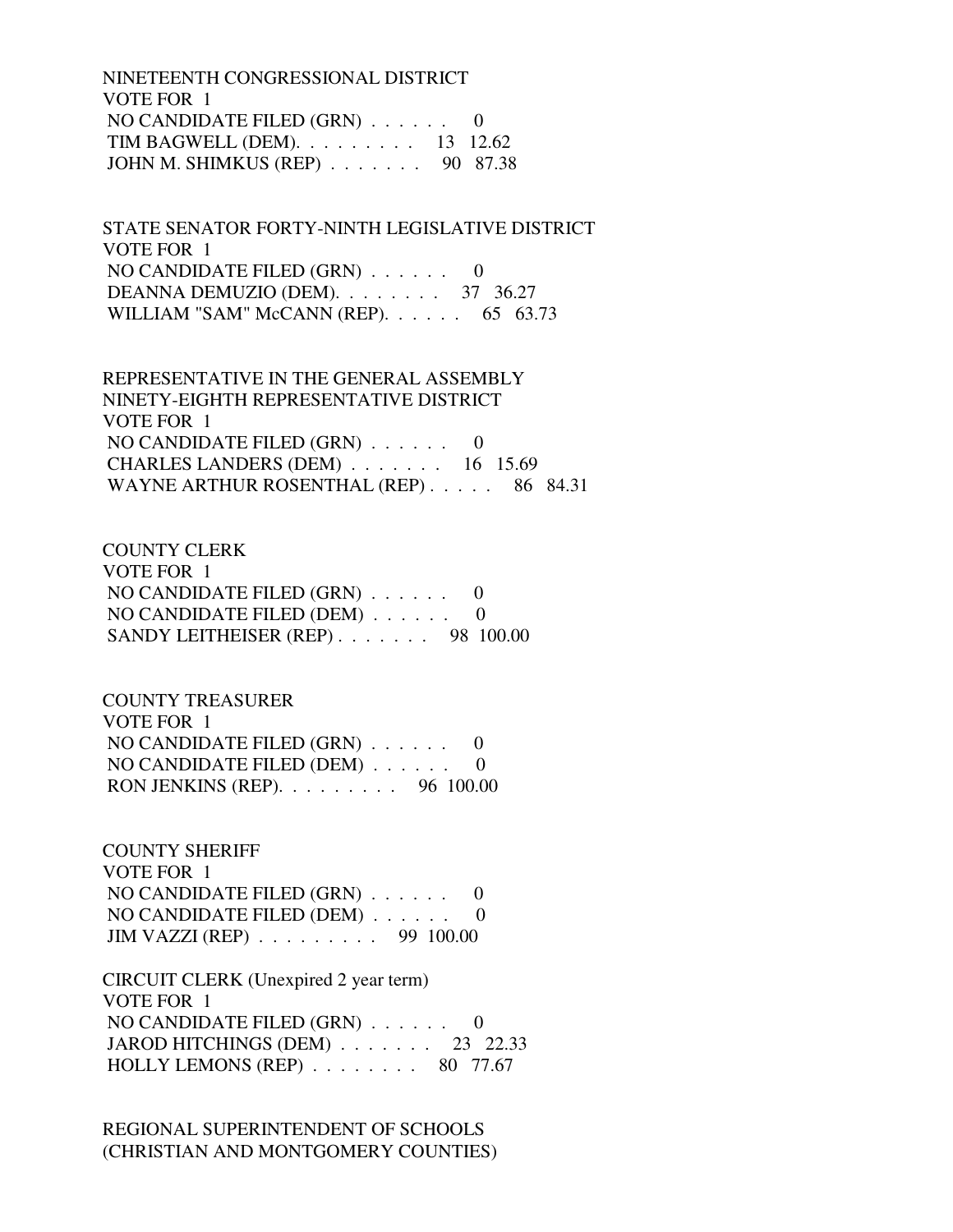NINETEENTH CONGRESSIONAL DISTRICT
VOTE FOR 1
NO CANDIDATE FILED (GRN) . . . . . . 0
TIM BAGWELL (DEM). . . . . . . . . 13 12.62
JOHN M. SHIMKUS (REP) . . . . . . . 90 87.38

STATE SENATOR FORTY-NINTH LEGISLATIVE DISTRICT
VOTE FOR 1
NO CANDIDATE FILED (GRN) . . . . . . 0
DEANNA DEMUZIO (DEM). . . . . . . . 37 36.27
WILLIAM "SAM" McCANN (REP). . . . . . 65 63.73

REPRESENTATIVE IN THE GENERAL ASSEMBLY
NINETY-EIGHTH REPRESENTATIVE DISTRICT
VOTE FOR 1
NO CANDIDATE FILED (GRN) . . . . . . 0
CHARLES LANDERS (DEM) . . . . . . . 16 15.69
WAYNE ARTHUR ROSENTHAL (REP) . . . . . 86 84.31

COUNTY CLERK
VOTE FOR 1
NO CANDIDATE FILED (GRN) . . . . . . 0
NO CANDIDATE FILED (DEM) . . . . . . 0
SANDY LEITHEISER (REP) . . . . . . . 98 100.00

COUNTY TREASURER
VOTE FOR 1
NO CANDIDATE FILED (GRN) . . . . . . 0
NO CANDIDATE FILED (DEM) . . . . . . 0
RON JENKINS (REP). . . . . . . . . 96 100.00

COUNTY SHERIFF
VOTE FOR 1
NO CANDIDATE FILED (GRN) . . . . . . 0
NO CANDIDATE FILED (DEM) . . . . . . 0
JIM VAZZI (REP) . . . . . . . . . 99 100.00

CIRCUIT CLERK (Unexpired 2 year term)
VOTE FOR 1
NO CANDIDATE FILED (GRN) . . . . . . 0
JAROD HITCHINGS (DEM) . . . . . . . 23 22.33
HOLLY LEMONS (REP) . . . . . . . . 80 77.67

REGIONAL SUPERINTENDENT OF SCHOOLS
(CHRISTIAN AND MONTGOMERY COUNTIES)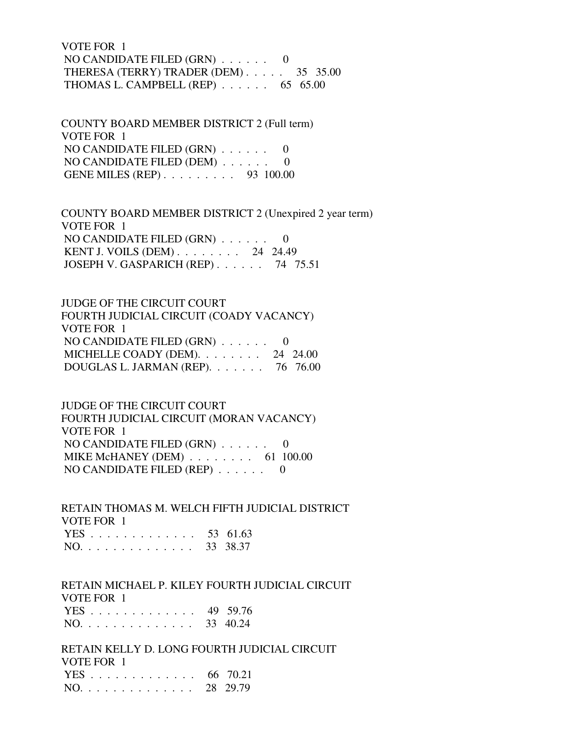VOTE FOR 1
NO CANDIDATE FILED (GRN) . . . . . . 0
THERESA (TERRY) TRADER (DEM) . . . . . 35 35.00
THOMAS L. CAMPBELL (REP) . . . . . . 65 65.00

COUNTY BOARD MEMBER DISTRICT 2 (Full term)
VOTE FOR 1
NO CANDIDATE FILED (GRN) . . . . . . 0
NO CANDIDATE FILED (DEM) . . . . . . 0
GENE MILES (REP) . . . . . . . . . 93 100.00

COUNTY BOARD MEMBER DISTRICT 2 (Unexpired 2 year term)
VOTE FOR 1
NO CANDIDATE FILED (GRN) . . . . . . 0
KENT J. VOILS (DEM) . . . . . . . . 24 24.49
JOSEPH V. GASPARICH (REP) . . . . . . 74 75.51

JUDGE OF THE CIRCUIT COURT
FOURTH JUDICIAL CIRCUIT (COADY VACANCY)
VOTE FOR 1
NO CANDIDATE FILED (GRN) . . . . . . 0
MICHELLE COADY (DEM). . . . . . . . 24 24.00
DOUGLAS L. JARMAN (REP). . . . . . . 76 76.00

JUDGE OF THE CIRCUIT COURT
FOURTH JUDICIAL CIRCUIT (MORAN VACANCY)
VOTE FOR 1
NO CANDIDATE FILED (GRN) . . . . . . 0
MIKE McHANEY (DEM) . . . . . . . . 61 100.00
NO CANDIDATE FILED (REP) . . . . . . 0

RETAIN THOMAS M. WELCH FIFTH JUDICIAL DISTRICT
VOTE FOR 1
YES . . . . . . . . . . . . . 53 61.63
NO. . . . . . . . . . . . . . 33 38.37

RETAIN MICHAEL P. KILEY FOURTH JUDICIAL CIRCUIT
VOTE FOR 1
YES . . . . . . . . . . . . . 49 59.76
NO. . . . . . . . . . . . . . 33 40.24

RETAIN KELLY D. LONG FOURTH JUDICIAL CIRCUIT
VOTE FOR 1
YES . . . . . . . . . . . . . 66 70.21
NO. . . . . . . . . . . . . . 28 29.79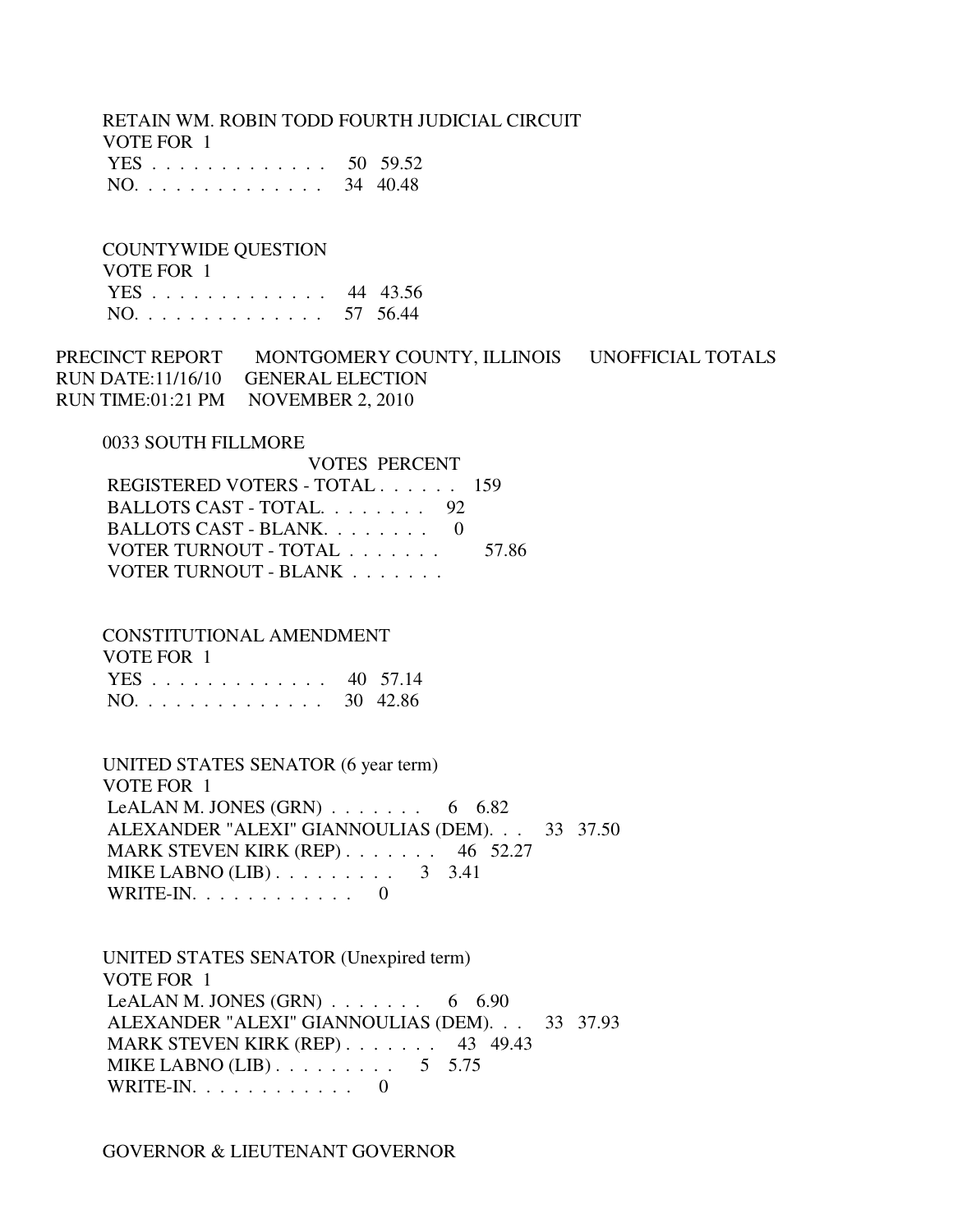RETAIN WM. ROBIN TODD FOURTH JUDICIAL CIRCUIT
VOTE FOR 1

| | Votes | Percent |
|---|---|---|
| YES . . . . . . . . . . . . . . | 50 | 59.52 |
| NO. . . . . . . . . . . . . . . | 34 | 40.48 |

COUNTYWIDE QUESTION
VOTE FOR 1

| | Votes | Percent |
|---|---|---|
| YES . . . . . . . . . . . . . . | 44 | 43.56 |
| NO. . . . . . . . . . . . . . . | 57 | 56.44 |

PRECINCT REPORT MONTGOMERY COUNTY, ILLINOIS UNOFFICIAL TOTALS
RUN DATE:11/16/10 GENERAL ELECTION
RUN TIME:01:21 PM NOVEMBER 2, 2010

0033 SOUTH FILLMORE

| | VOTES | PERCENT |
|---|---|---|
| REGISTERED VOTERS - TOTAL . . . . . . | 159 | |
| BALLOTS CAST - TOTAL. . . . . . . . | 92 | |
| BALLOTS CAST - BLANK. . . . . . . . | 0 | |
| VOTER TURNOUT - TOTAL . . . . . . . | | 57.86 |
| VOTER TURNOUT - BLANK . . . . . . . | | |

CONSTITUTIONAL AMENDMENT
VOTE FOR 1

| | Votes | Percent |
|---|---|---|
| YES . . . . . . . . . . . . . . | 40 | 57.14 |
| NO. . . . . . . . . . . . . . . | 30 | 42.86 |

UNITED STATES SENATOR (6 year term)
VOTE FOR 1

| | Votes | Percent |
|---|---|---|
| LeALAN M. JONES (GRN) . . . . . . . | 6 | 6.82 |
| ALEXANDER "ALEXI" GIANNOULIAS (DEM). . . | 33 | 37.50 |
| MARK STEVEN KIRK (REP) . . . . . . . | 46 | 52.27 |
| MIKE LABNO (LIB) . . . . . . . . . | 3 | 3.41 |
| WRITE-IN. . . . . . . . . . . . | 0 | |

UNITED STATES SENATOR (Unexpired term)
VOTE FOR 1

| | Votes | Percent |
|---|---|---|
| LeALAN M. JONES (GRN) . . . . . . . | 6 | 6.90 |
| ALEXANDER "ALEXI" GIANNOULIAS (DEM). . . | 33 | 37.93 |
| MARK STEVEN KIRK (REP) . . . . . . . | 43 | 49.43 |
| MIKE LABNO (LIB) . . . . . . . . . | 5 | 5.75 |
| WRITE-IN. . . . . . . . . . . . | 0 | |

GOVERNOR & LIEUTENANT GOVERNOR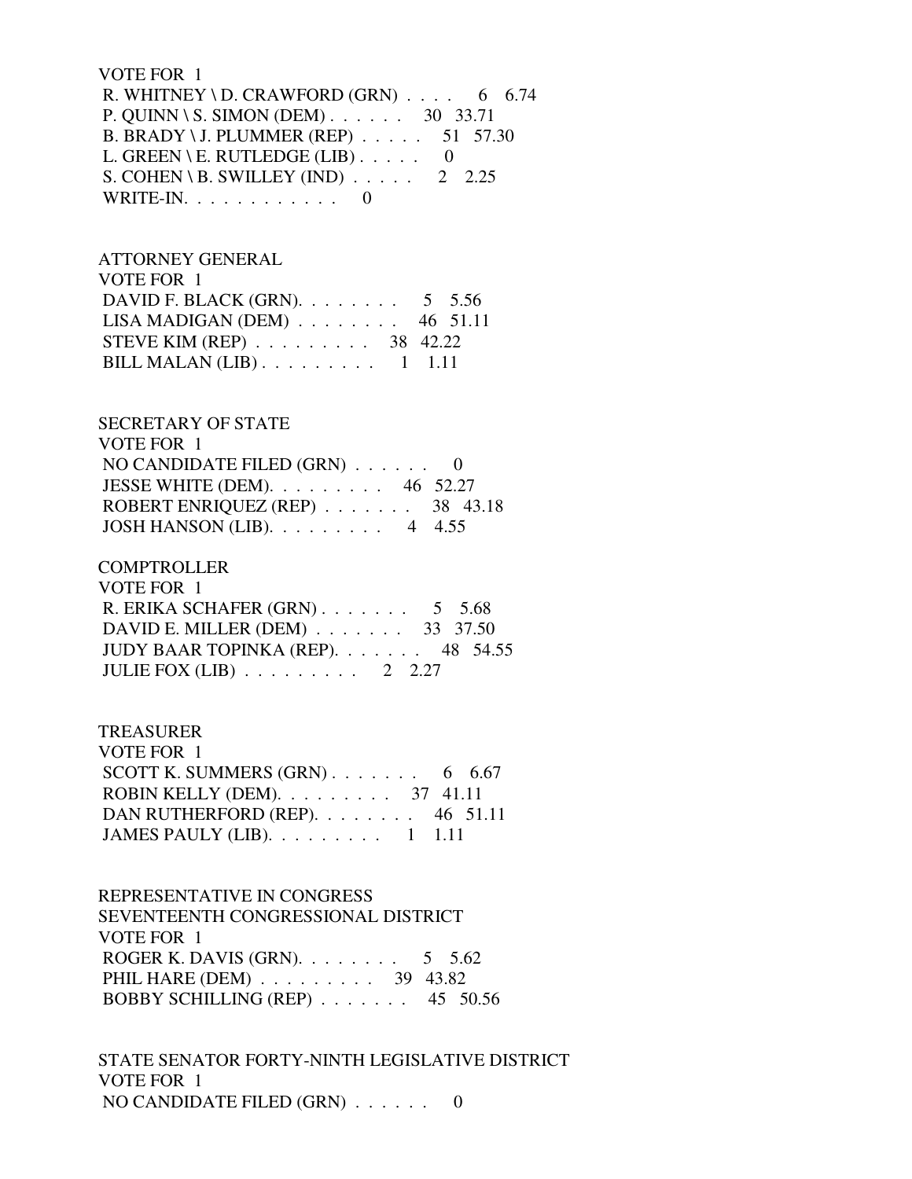VOTE FOR 1

R. WHITNEY \ D. CRAWFORD (GRN) . . . . 6 6.74
P. QUINN \ S. SIMON (DEM) . . . . . . 30 33.71
B. BRADY \ J. PLUMMER (REP) . . . . . 51 57.30
L. GREEN \ E. RUTLEDGE (LIB) . . . . . 0
S. COHEN \ B. SWILLEY (IND) . . . . . 2 2.25
WRITE-IN. . . . . . . . . . . . 0

ATTORNEY GENERAL
VOTE FOR 1

DAVID F. BLACK (GRN). . . . . . . . 5 5.56
LISA MADIGAN (DEM) . . . . . . . . 46 51.11
STEVE KIM (REP) . . . . . . . . . 38 42.22
BILL MALAN (LIB) . . . . . . . . . 1 1.11

SECRETARY OF STATE
VOTE FOR 1

NO CANDIDATE FILED (GRN) . . . . . . 0
JESSE WHITE (DEM). . . . . . . . . 46 52.27
ROBERT ENRIQUEZ (REP) . . . . . . . 38 43.18
JOSH HANSON (LIB). . . . . . . . . 4 4.55

COMPTROLLER
VOTE FOR 1

R. ERIKA SCHAFER (GRN) . . . . . . . 5 5.68
DAVID E. MILLER (DEM) . . . . . . . 33 37.50
JUDY BAAR TOPINKA (REP). . . . . . . 48 54.55
JULIE FOX (LIB) . . . . . . . . . 2 2.27

TREASURER
VOTE FOR 1

SCOTT K. SUMMERS (GRN) . . . . . . . 6 6.67
ROBIN KELLY (DEM). . . . . . . . . 37 41.11
DAN RUTHERFORD (REP). . . . . . . . 46 51.11
JAMES PAULY (LIB). . . . . . . . . 1 1.11

REPRESENTATIVE IN CONGRESS
SEVENTEENTH CONGRESSIONAL DISTRICT
VOTE FOR 1

ROGER K. DAVIS (GRN). . . . . . . . 5 5.62
PHIL HARE (DEM) . . . . . . . . . 39 43.82
BOBBY SCHILLING (REP) . . . . . . . 45 50.56

STATE SENATOR FORTY-NINTH LEGISLATIVE DISTRICT
VOTE FOR 1

NO CANDIDATE FILED (GRN) . . . . . . 0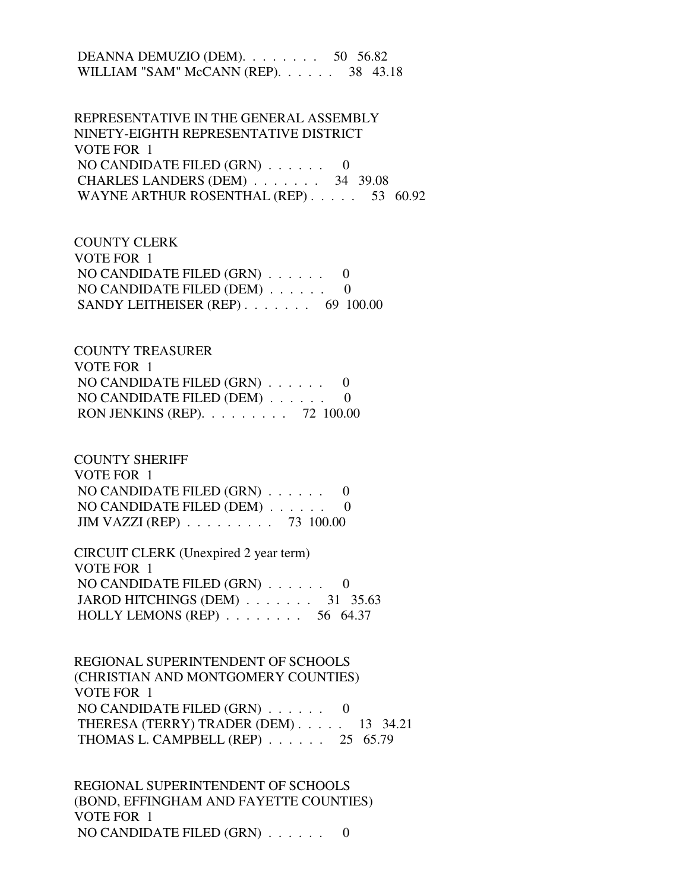DEANNA DEMUZIO (DEM). . . . . . . . 50 56.82
WILLIAM "SAM" McCANN (REP). . . . . . 38 43.18

REPRESENTATIVE IN THE GENERAL ASSEMBLY
NINETY-EIGHTH REPRESENTATIVE DISTRICT
VOTE FOR 1
NO CANDIDATE FILED (GRN) . . . . . . 0
CHARLES LANDERS (DEM) . . . . . . . 34 39.08
WAYNE ARTHUR ROSENTHAL (REP) . . . . . 53 60.92

COUNTY CLERK
VOTE FOR 1
NO CANDIDATE FILED (GRN) . . . . . . 0
NO CANDIDATE FILED (DEM) . . . . . . 0
SANDY LEITHEISER (REP) . . . . . . . 69 100.00

COUNTY TREASURER
VOTE FOR 1
NO CANDIDATE FILED (GRN) . . . . . . 0
NO CANDIDATE FILED (DEM) . . . . . . 0
RON JENKINS (REP). . . . . . . . . 72 100.00

COUNTY SHERIFF
VOTE FOR 1
NO CANDIDATE FILED (GRN) . . . . . . 0
NO CANDIDATE FILED (DEM) . . . . . . 0
JIM VAZZI (REP) . . . . . . . . . 73 100.00

CIRCUIT CLERK (Unexpired 2 year term)
VOTE FOR 1
NO CANDIDATE FILED (GRN) . . . . . . 0
JAROD HITCHINGS (DEM) . . . . . . . 31 35.63
HOLLY LEMONS (REP) . . . . . . . . 56 64.37

REGIONAL SUPERINTENDENT OF SCHOOLS
(CHRISTIAN AND MONTGOMERY COUNTIES)
VOTE FOR 1
NO CANDIDATE FILED (GRN) . . . . . . 0
THERESA (TERRY) TRADER (DEM) . . . . . 13 34.21
THOMAS L. CAMPBELL (REP) . . . . . . 25 65.79

REGIONAL SUPERINTENDENT OF SCHOOLS
(BOND, EFFINGHAM AND FAYETTE COUNTIES)
VOTE FOR 1
NO CANDIDATE FILED (GRN) . . . . . . 0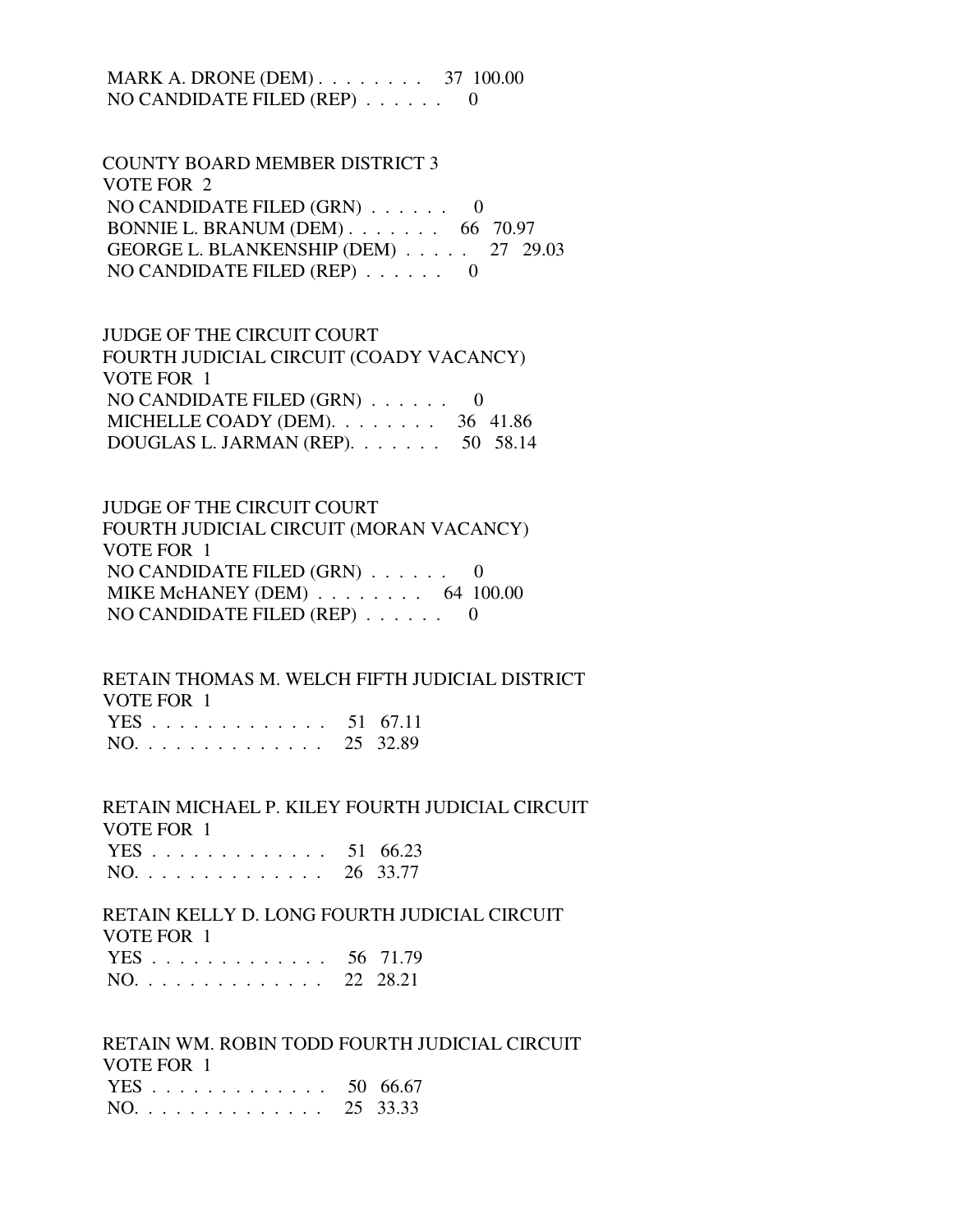MARK A. DRONE (DEM) . . . . . . . . 37 100.00
NO CANDIDATE FILED (REP) . . . . . . 0

COUNTY BOARD MEMBER DISTRICT 3
VOTE FOR 2
NO CANDIDATE FILED (GRN) . . . . . . 0
BONNIE L. BRANUM (DEM) . . . . . . . 66 70.97
GEORGE L. BLANKENSHIP (DEM) . . . . . 27 29.03
NO CANDIDATE FILED (REP) . . . . . . 0

JUDGE OF THE CIRCUIT COURT
FOURTH JUDICIAL CIRCUIT (COADY VACANCY)
VOTE FOR 1
NO CANDIDATE FILED (GRN) . . . . . . 0
MICHELLE COADY (DEM). . . . . . . . 36 41.86
DOUGLAS L. JARMAN (REP). . . . . . . 50 58.14

JUDGE OF THE CIRCUIT COURT
FOURTH JUDICIAL CIRCUIT (MORAN VACANCY)
VOTE FOR 1
NO CANDIDATE FILED (GRN) . . . . . . 0
MIKE McHANEY (DEM) . . . . . . . . 64 100.00
NO CANDIDATE FILED (REP) . . . . . . 0

RETAIN THOMAS M. WELCH FIFTH JUDICIAL DISTRICT
VOTE FOR 1
YES . . . . . . . . . . . . . 51 67.11
NO. . . . . . . . . . . . . . 25 32.89

RETAIN MICHAEL P. KILEY FOURTH JUDICIAL CIRCUIT
VOTE FOR 1
YES . . . . . . . . . . . . . 51 66.23
NO. . . . . . . . . . . . . . 26 33.77

RETAIN KELLY D. LONG FOURTH JUDICIAL CIRCUIT
VOTE FOR 1
YES . . . . . . . . . . . . . 56 71.79
NO. . . . . . . . . . . . . . 22 28.21

RETAIN WM. ROBIN TODD FOURTH JUDICIAL CIRCUIT
VOTE FOR 1
YES . . . . . . . . . . . . . 50 66.67
NO. . . . . . . . . . . . . . 25 33.33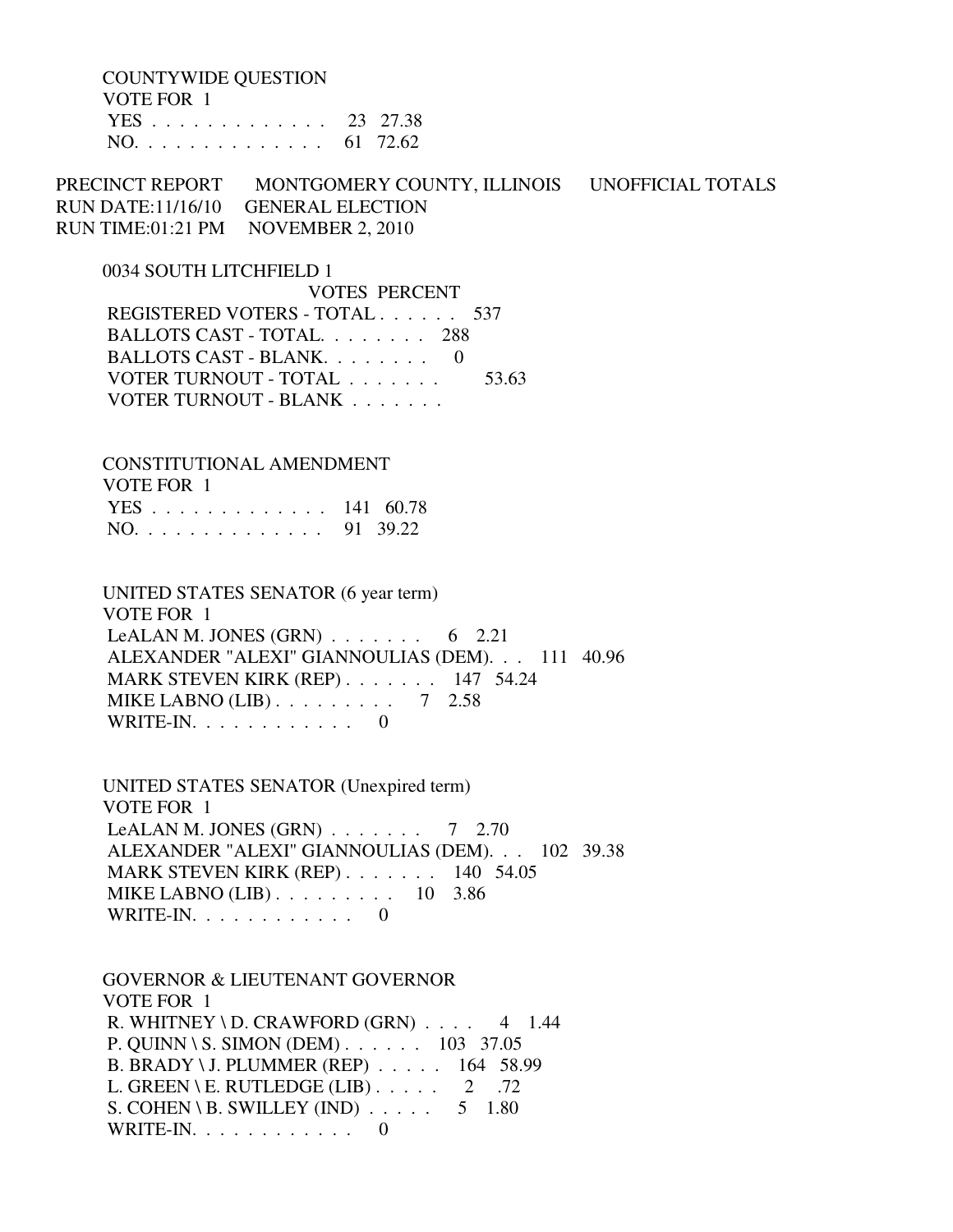COUNTYWIDE QUESTION
VOTE FOR 1

| | | |
|---|---|---|
| YES . . . . . . . . . . . . . . | 23 | 27.38 |
| NO. . . . . . . . . . . . . . . | 61 | 72.62 |

PRECINCT REPORT MONTGOMERY COUNTY, ILLINOIS UNOFFICIAL TOTALS
RUN DATE:11/16/10 GENERAL ELECTION
RUN TIME:01:21 PM NOVEMBER 2, 2010

0034 SOUTH LITCHFIELD 1

| | VOTES | PERCENT |
|---|---|---|
| REGISTERED VOTERS - TOTAL . . . . . . | 537 | |
| BALLOTS CAST - TOTAL. . . . . . . . | 288 | |
| BALLOTS CAST - BLANK. . . . . . . . | 0 | |
| VOTER TURNOUT - TOTAL . . . . . . . | | 53.63 |
| VOTER TURNOUT - BLANK . . . . . . . | | |

CONSTITUTIONAL AMENDMENT
VOTE FOR 1

| | | |
|---|---|---|
| YES . . . . . . . . . . . . . . | 141 | 60.78 |
| NO. . . . . . . . . . . . . . . | 91 | 39.22 |

UNITED STATES SENATOR (6 year term)
VOTE FOR 1

| | | |
|---|---|---|
| LeALAN M. JONES (GRN) . . . . . . . | 6 | 2.21 |
| ALEXANDER "ALEXI" GIANNOULIAS (DEM). . . | 111 | 40.96 |
| MARK STEVEN KIRK (REP) . . . . . . . | 147 | 54.24 |
| MIKE LABNO (LIB) . . . . . . . . . | 7 | 2.58 |
| WRITE-IN. . . . . . . . . . . . | 0 | |

UNITED STATES SENATOR (Unexpired term)
VOTE FOR 1

| | | |
|---|---|---|
| LeALAN M. JONES (GRN) . . . . . . . | 7 | 2.70 |
| ALEXANDER "ALEXI" GIANNOULIAS (DEM). . . | 102 | 39.38 |
| MARK STEVEN KIRK (REP) . . . . . . . | 140 | 54.05 |
| MIKE LABNO (LIB) . . . . . . . . . | 10 | 3.86 |
| WRITE-IN. . . . . . . . . . . . | 0 | |

GOVERNOR & LIEUTENANT GOVERNOR
VOTE FOR 1

| | | |
|---|---|---|
| R. WHITNEY \ D. CRAWFORD (GRN) . . . . | 4 | 1.44 |
| P. QUINN \ S. SIMON (DEM) . . . . . . | 103 | 37.05 |
| B. BRADY \ J. PLUMMER (REP) . . . . . | 164 | 58.99 |
| L. GREEN \ E. RUTLEDGE (LIB) . . . . . | 2 | .72 |
| S. COHEN \ B. SWILLEY (IND) . . . . . | 5 | 1.80 |
| WRITE-IN. . . . . . . . . . . . | 0 | |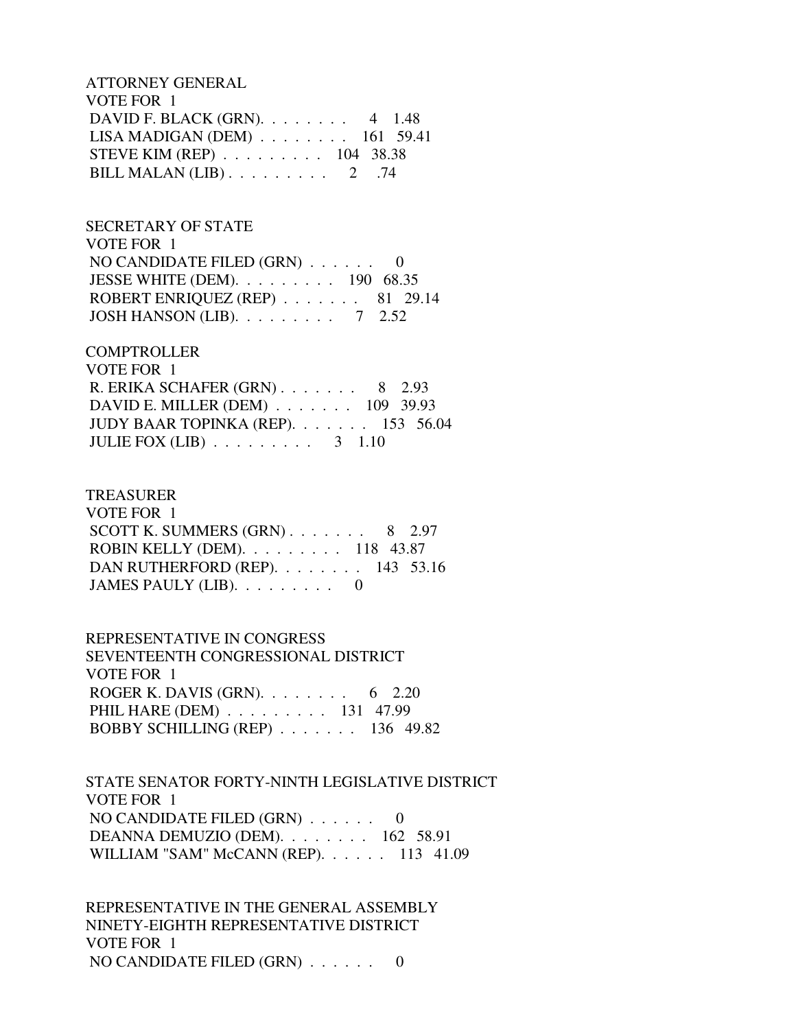ATTORNEY GENERAL
VOTE FOR 1
DAVID F. BLACK (GRN). . . . . . . . 4 1.48
LISA MADIGAN (DEM) . . . . . . . . 161 59.41
STEVE KIM (REP) . . . . . . . . . 104 38.38
BILL MALAN (LIB) . . . . . . . . . 2 .74

SECRETARY OF STATE
VOTE FOR 1
NO CANDIDATE FILED (GRN) . . . . . . 0
JESSE WHITE (DEM). . . . . . . . . 190 68.35
ROBERT ENRIQUEZ (REP) . . . . . . . 81 29.14
JOSH HANSON (LIB). . . . . . . . . 7 2.52

COMPTROLLER
VOTE FOR 1
R. ERIKA SCHAFER (GRN) . . . . . . . 8 2.93
DAVID E. MILLER (DEM) . . . . . . . 109 39.93
JUDY BAAR TOPINKA (REP). . . . . . . 153 56.04
JULIE FOX (LIB) . . . . . . . . . 3 1.10

TREASURER
VOTE FOR 1
SCOTT K. SUMMERS (GRN) . . . . . . . 8 2.97
ROBIN KELLY (DEM). . . . . . . . . 118 43.87
DAN RUTHERFORD (REP). . . . . . . . 143 53.16
JAMES PAULY (LIB). . . . . . . . . 0

REPRESENTATIVE IN CONGRESS
SEVENTEENTH CONGRESSIONAL DISTRICT
VOTE FOR 1
ROGER K. DAVIS (GRN). . . . . . . . 6 2.20
PHIL HARE (DEM) . . . . . . . . . 131 47.99
BOBBY SCHILLING (REP) . . . . . . . 136 49.82

STATE SENATOR FORTY-NINTH LEGISLATIVE DISTRICT
VOTE FOR 1
NO CANDIDATE FILED (GRN) . . . . . . 0
DEANNA DEMUZIO (DEM). . . . . . . . 162 58.91
WILLIAM "SAM" McCANN (REP). . . . . . 113 41.09

REPRESENTATIVE IN THE GENERAL ASSEMBLY
NINETY-EIGHTH REPRESENTATIVE DISTRICT
VOTE FOR 1
NO CANDIDATE FILED (GRN) . . . . . . 0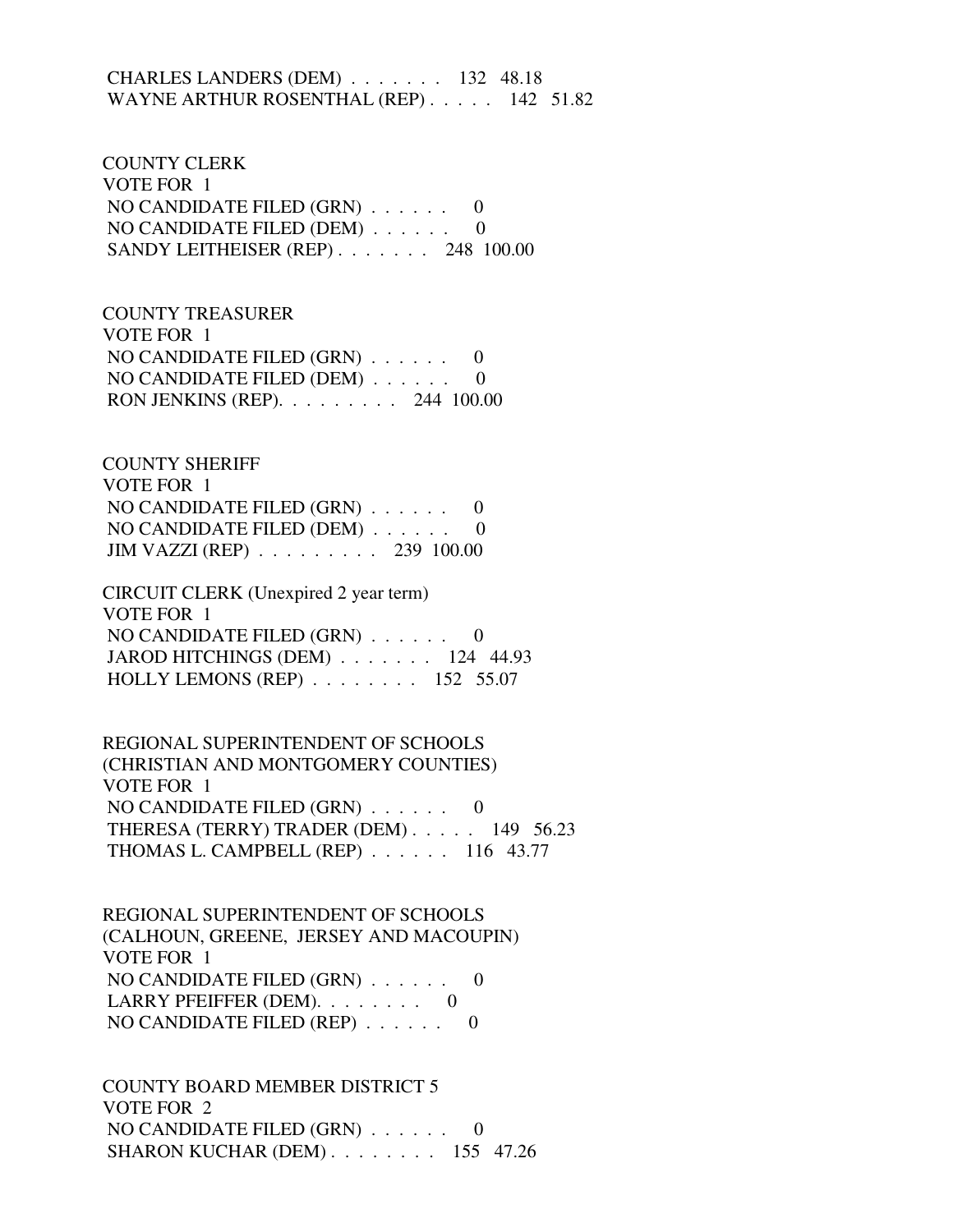CHARLES LANDERS (DEM) . . . . . . . 132 48.18
WAYNE ARTHUR ROSENTHAL (REP) . . . . . 142 51.82

COUNTY CLERK
VOTE FOR 1
NO CANDIDATE FILED (GRN) . . . . . . 0
NO CANDIDATE FILED (DEM) . . . . . . 0
SANDY LEITHEISER (REP) . . . . . . . 248 100.00

COUNTY TREASURER
VOTE FOR 1
NO CANDIDATE FILED (GRN) . . . . . . 0
NO CANDIDATE FILED (DEM) . . . . . . 0
RON JENKINS (REP). . . . . . . . . 244 100.00

COUNTY SHERIFF
VOTE FOR 1
NO CANDIDATE FILED (GRN) . . . . . . 0
NO CANDIDATE FILED (DEM) . . . . . . 0
JIM VAZZI (REP) . . . . . . . . . 239 100.00

CIRCUIT CLERK (Unexpired 2 year term)
VOTE FOR 1
NO CANDIDATE FILED (GRN) . . . . . . 0
JAROD HITCHINGS (DEM) . . . . . . . 124 44.93
HOLLY LEMONS (REP) . . . . . . . . 152 55.07

REGIONAL SUPERINTENDENT OF SCHOOLS
(CHRISTIAN AND MONTGOMERY COUNTIES)
VOTE FOR 1
NO CANDIDATE FILED (GRN) . . . . . . 0
THERESA (TERRY) TRADER (DEM) . . . . . 149 56.23
THOMAS L. CAMPBELL (REP) . . . . . . 116 43.77

REGIONAL SUPERINTENDENT OF SCHOOLS
(CALHOUN, GREENE, JERSEY AND MACOUPIN)
VOTE FOR 1
NO CANDIDATE FILED (GRN) . . . . . . 0
LARRY PFEIFFER (DEM). . . . . . . . 0
NO CANDIDATE FILED (REP) . . . . . . 0

COUNTY BOARD MEMBER DISTRICT 5
VOTE FOR 2
NO CANDIDATE FILED (GRN) . . . . . . 0
SHARON KUCHAR (DEM) . . . . . . . . 155 47.26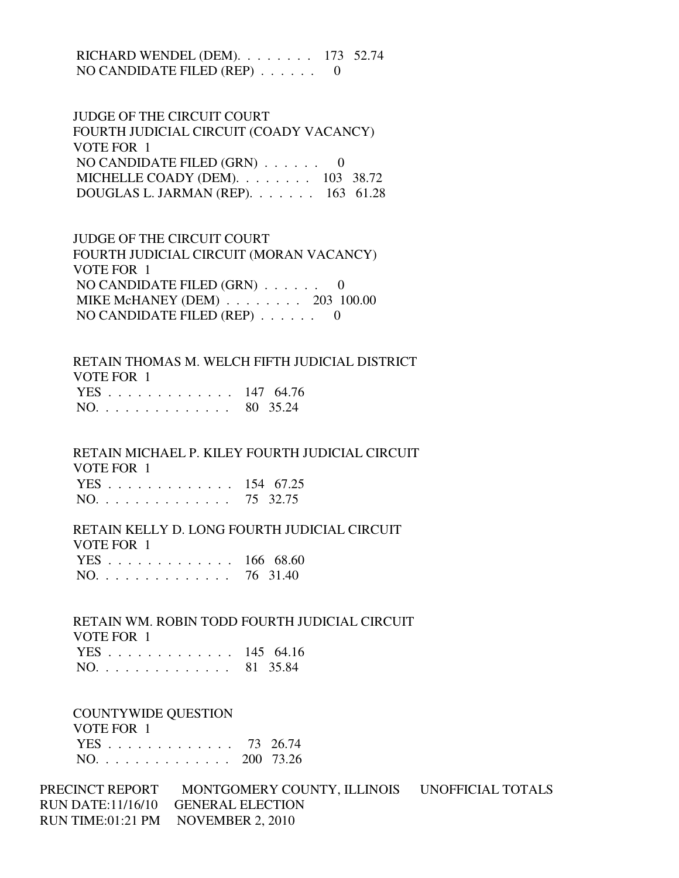RICHARD WENDEL (DEM). . . . . . . . 173 52.74
NO CANDIDATE FILED (REP) . . . . . . 0

JUDGE OF THE CIRCUIT COURT
FOURTH JUDICIAL CIRCUIT (COADY VACANCY)
VOTE FOR 1
NO CANDIDATE FILED (GRN) . . . . . . 0
MICHELLE COADY (DEM). . . . . . . . 103 38.72
DOUGLAS L. JARMAN (REP). . . . . . . 163 61.28

JUDGE OF THE CIRCUIT COURT
FOURTH JUDICIAL CIRCUIT (MORAN VACANCY)
VOTE FOR 1
NO CANDIDATE FILED (GRN) . . . . . . 0
MIKE McHANEY (DEM) . . . . . . . . 203 100.00
NO CANDIDATE FILED (REP) . . . . . . 0

RETAIN THOMAS M. WELCH FIFTH JUDICIAL DISTRICT
VOTE FOR 1
YES . . . . . . . . . . . . . 147 64.76
NO. . . . . . . . . . . . . . 80 35.24

RETAIN MICHAEL P. KILEY FOURTH JUDICIAL CIRCUIT
VOTE FOR 1
YES . . . . . . . . . . . . . 154 67.25
NO. . . . . . . . . . . . . . 75 32.75

RETAIN KELLY D. LONG FOURTH JUDICIAL CIRCUIT
VOTE FOR 1
YES . . . . . . . . . . . . . 166 68.60
NO. . . . . . . . . . . . . . 76 31.40

RETAIN WM. ROBIN TODD FOURTH JUDICIAL CIRCUIT
VOTE FOR 1
YES . . . . . . . . . . . . . 145 64.16
NO. . . . . . . . . . . . . . 81 35.84

COUNTYWIDE QUESTION
VOTE FOR 1
YES . . . . . . . . . . . . . 73 26.74
NO. . . . . . . . . . . . . . 200 73.26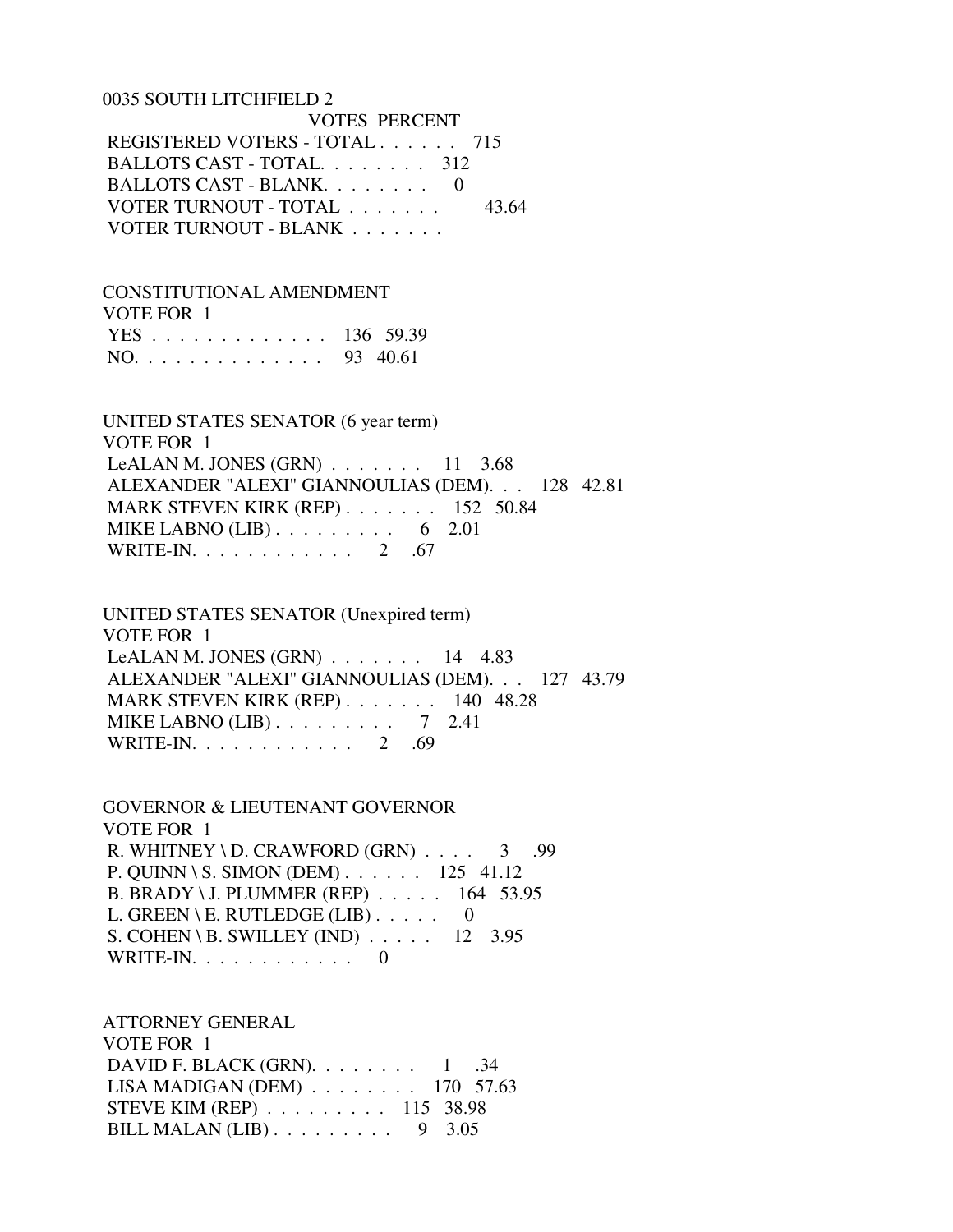## 0035 SOUTH LITCHFIELD 2

| | VOTES | PERCENT |
|---|---|---|
| REGISTERED VOTERS - TOTAL . . . . . . | 715 | |
| BALLOTS CAST - TOTAL. . . . . . . . | 312 | |
| BALLOTS CAST - BLANK. . . . . . . . | 0 | |
| VOTER TURNOUT - TOTAL . . . . . . . | | 43.64 |
| VOTER TURNOUT - BLANK . . . . . . . | | |

### CONSTITUTIONAL AMENDMENT
VOTE FOR 1

| | VOTES | PERCENT |
|---|---|---|
| YES . . . . . . . . . . . . . | 136 | 59.39 |
| NO. . . . . . . . . . . . . . | 93 | 40.61 |

### UNITED STATES SENATOR (6 year term)
VOTE FOR 1

| | VOTES | PERCENT |
|---|---|---|
| LeALAN M. JONES (GRN) . . . . . . . | 11 | 3.68 |
| ALEXANDER "ALEXI" GIANNOULIAS (DEM). . . | 128 | 42.81 |
| MARK STEVEN KIRK (REP) . . . . . . . | 152 | 50.84 |
| MIKE LABNO (LIB) . . . . . . . . . | 6 | 2.01 |
| WRITE-IN. . . . . . . . . . . . | 2 | .67 |

### UNITED STATES SENATOR (Unexpired term)
VOTE FOR 1

| | VOTES | PERCENT |
|---|---|---|
| LeALAN M. JONES (GRN) . . . . . . . | 14 | 4.83 |
| ALEXANDER "ALEXI" GIANNOULIAS (DEM). . . | 127 | 43.79 |
| MARK STEVEN KIRK (REP) . . . . . . . | 140 | 48.28 |
| MIKE LABNO (LIB) . . . . . . . . . | 7 | 2.41 |
| WRITE-IN. . . . . . . . . . . . | 2 | .69 |

### GOVERNOR & LIEUTENANT GOVERNOR
VOTE FOR 1

| | VOTES | PERCENT |
|---|---|---|
| R. WHITNEY \ D. CRAWFORD (GRN) . . . . | 3 | .99 |
| P. QUINN \ S. SIMON (DEM) . . . . . . | 125 | 41.12 |
| B. BRADY \ J. PLUMMER (REP) . . . . . | 164 | 53.95 |
| L. GREEN \ E. RUTLEDGE (LIB) . . . . . | 0 | |
| S. COHEN \ B. SWILLEY (IND) . . . . . | 12 | 3.95 |
| WRITE-IN. . . . . . . . . . . . | 0 | |

### ATTORNEY GENERAL
VOTE FOR 1

| | VOTES | PERCENT |
|---|---|---|
| DAVID F. BLACK (GRN). . . . . . . . | 1 | .34 |
| LISA MADIGAN (DEM) . . . . . . . . | 170 | 57.63 |
| STEVE KIM (REP) . . . . . . . . . | 115 | 38.98 |
| BILL MALAN (LIB) . . . . . . . . . | 9 | 3.05 |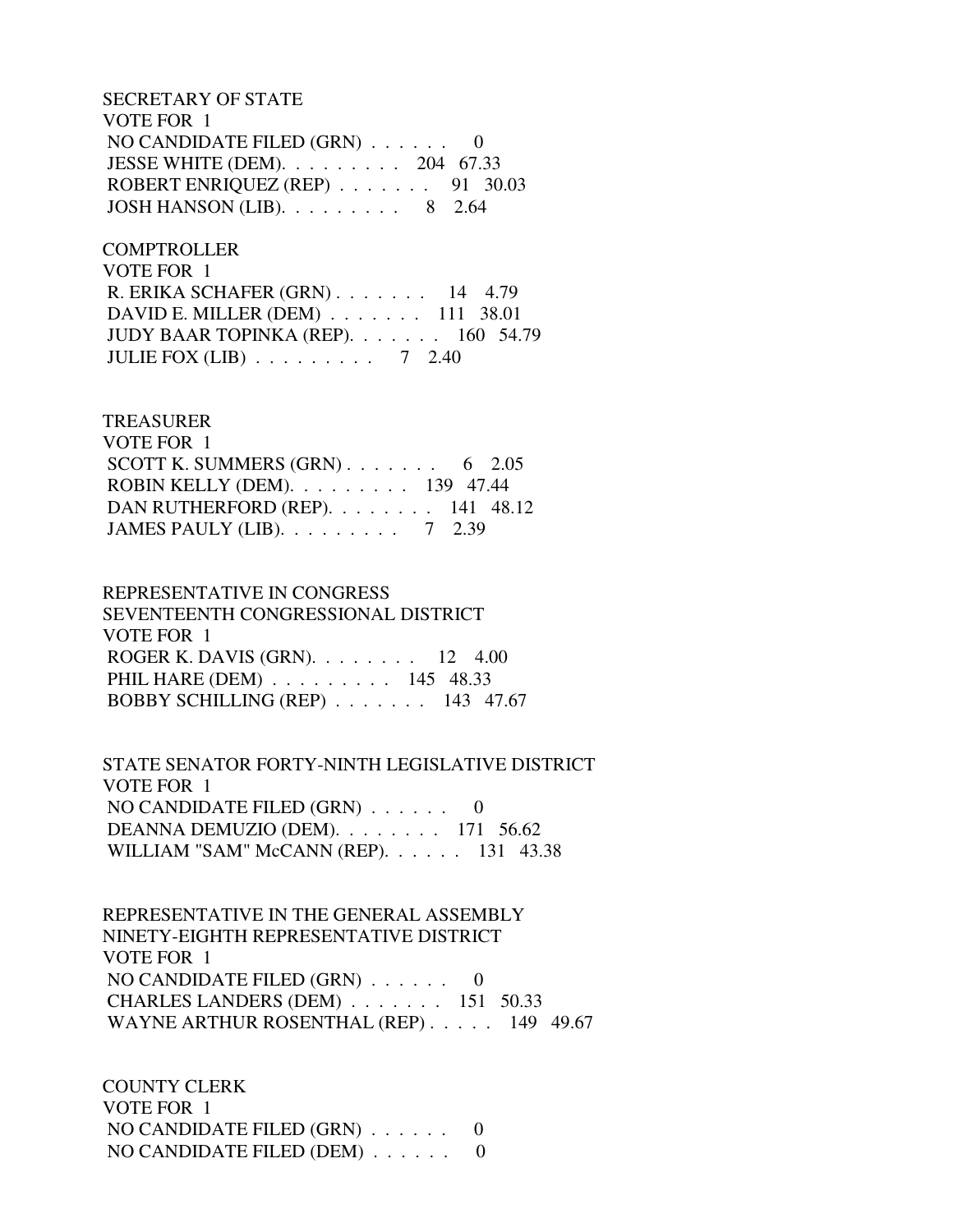SECRETARY OF STATE
VOTE FOR 1

| Candidate | Votes | Percent |
|---|---|---|
| NO CANDIDATE FILED (GRN) | 0 | |
| JESSE WHITE (DEM) | 204 | 67.33 |
| ROBERT ENRIQUEZ (REP) | 91 | 30.03 |
| JOSH HANSON (LIB) | 8 | 2.64 |

COMPTROLLER
VOTE FOR 1

| Candidate | Votes | Percent |
|---|---|---|
| R. ERIKA SCHAFER (GRN) | 14 | 4.79 |
| DAVID E. MILLER (DEM) | 111 | 38.01 |
| JUDY BAAR TOPINKA (REP) | 160 | 54.79 |
| JULIE FOX (LIB) | 7 | 2.40 |

TREASURER
VOTE FOR 1

| Candidate | Votes | Percent |
|---|---|---|
| SCOTT K. SUMMERS (GRN) | 6 | 2.05 |
| ROBIN KELLY (DEM) | 139 | 47.44 |
| DAN RUTHERFORD (REP) | 141 | 48.12 |
| JAMES PAULY (LIB) | 7 | 2.39 |

REPRESENTATIVE IN CONGRESS
SEVENTEENTH CONGRESSIONAL DISTRICT
VOTE FOR 1

| Candidate | Votes | Percent |
|---|---|---|
| ROGER K. DAVIS (GRN) | 12 | 4.00 |
| PHIL HARE (DEM) | 145 | 48.33 |
| BOBBY SCHILLING (REP) | 143 | 47.67 |

STATE SENATOR FORTY-NINTH LEGISLATIVE DISTRICT
VOTE FOR 1

| Candidate | Votes | Percent |
|---|---|---|
| NO CANDIDATE FILED (GRN) | 0 | |
| DEANNA DEMUZIO (DEM) | 171 | 56.62 |
| WILLIAM "SAM" McCANN (REP) | 131 | 43.38 |

REPRESENTATIVE IN THE GENERAL ASSEMBLY
NINETY-EIGHTH REPRESENTATIVE DISTRICT
VOTE FOR 1

| Candidate | Votes | Percent |
|---|---|---|
| NO CANDIDATE FILED (GRN) | 0 | |
| CHARLES LANDERS (DEM) | 151 | 50.33 |
| WAYNE ARTHUR ROSENTHAL (REP) | 149 | 49.67 |

COUNTY CLERK
VOTE FOR 1

| Candidate | Votes | Percent |
|---|---|---|
| NO CANDIDATE FILED (GRN) | 0 | |
| NO CANDIDATE FILED (DEM) | 0 | |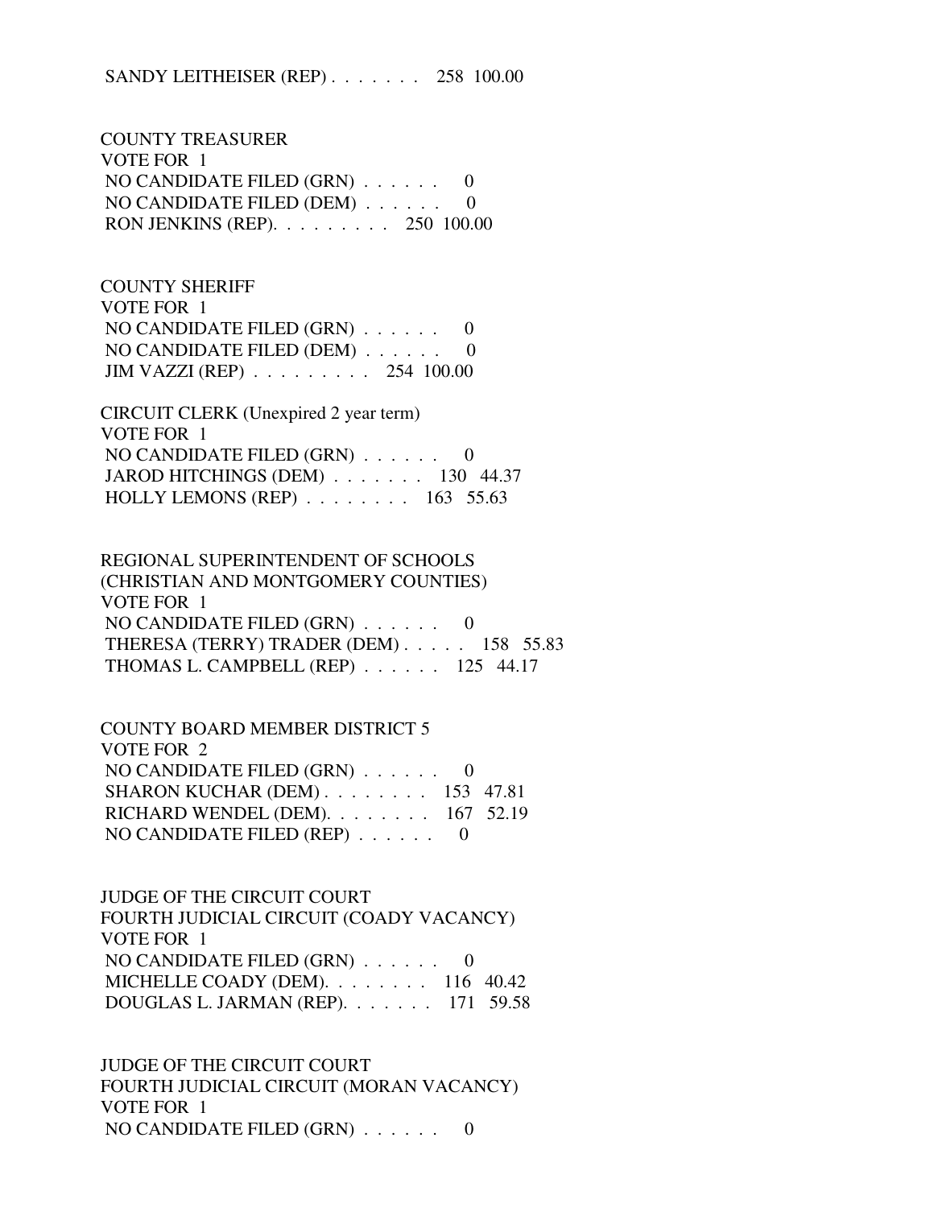SANDY LEITHEISER (REP) . . . . . . . 258 100.00

COUNTY TREASURER
VOTE FOR 1
NO CANDIDATE FILED (GRN) . . . . . . 0
NO CANDIDATE FILED (DEM) . . . . . . 0
RON JENKINS (REP). . . . . . . . . 250 100.00

COUNTY SHERIFF
VOTE FOR 1
NO CANDIDATE FILED (GRN) . . . . . . 0
NO CANDIDATE FILED (DEM) . . . . . . 0
JIM VAZZI (REP) . . . . . . . . . 254 100.00

CIRCUIT CLERK (Unexpired 2 year term)
VOTE FOR 1
NO CANDIDATE FILED (GRN) . . . . . . 0
JAROD HITCHINGS (DEM) . . . . . . . 130 44.37
HOLLY LEMONS (REP) . . . . . . . . 163 55.63

REGIONAL SUPERINTENDENT OF SCHOOLS
(CHRISTIAN AND MONTGOMERY COUNTIES)
VOTE FOR 1
NO CANDIDATE FILED (GRN) . . . . . . 0
THERESA (TERRY) TRADER (DEM) . . . . . 158 55.83
THOMAS L. CAMPBELL (REP) . . . . . . 125 44.17

COUNTY BOARD MEMBER DISTRICT 5
VOTE FOR 2
NO CANDIDATE FILED (GRN) . . . . . . 0
SHARON KUCHAR (DEM) . . . . . . . . 153 47.81
RICHARD WENDEL (DEM). . . . . . . . 167 52.19
NO CANDIDATE FILED (REP) . . . . . . 0

JUDGE OF THE CIRCUIT COURT
FOURTH JUDICIAL CIRCUIT (COADY VACANCY)
VOTE FOR 1
NO CANDIDATE FILED (GRN) . . . . . . 0
MICHELLE COADY (DEM). . . . . . . . 116 40.42
DOUGLAS L. JARMAN (REP). . . . . . . 171 59.58

JUDGE OF THE CIRCUIT COURT
FOURTH JUDICIAL CIRCUIT (MORAN VACANCY)
VOTE FOR 1
NO CANDIDATE FILED (GRN) . . . . . . 0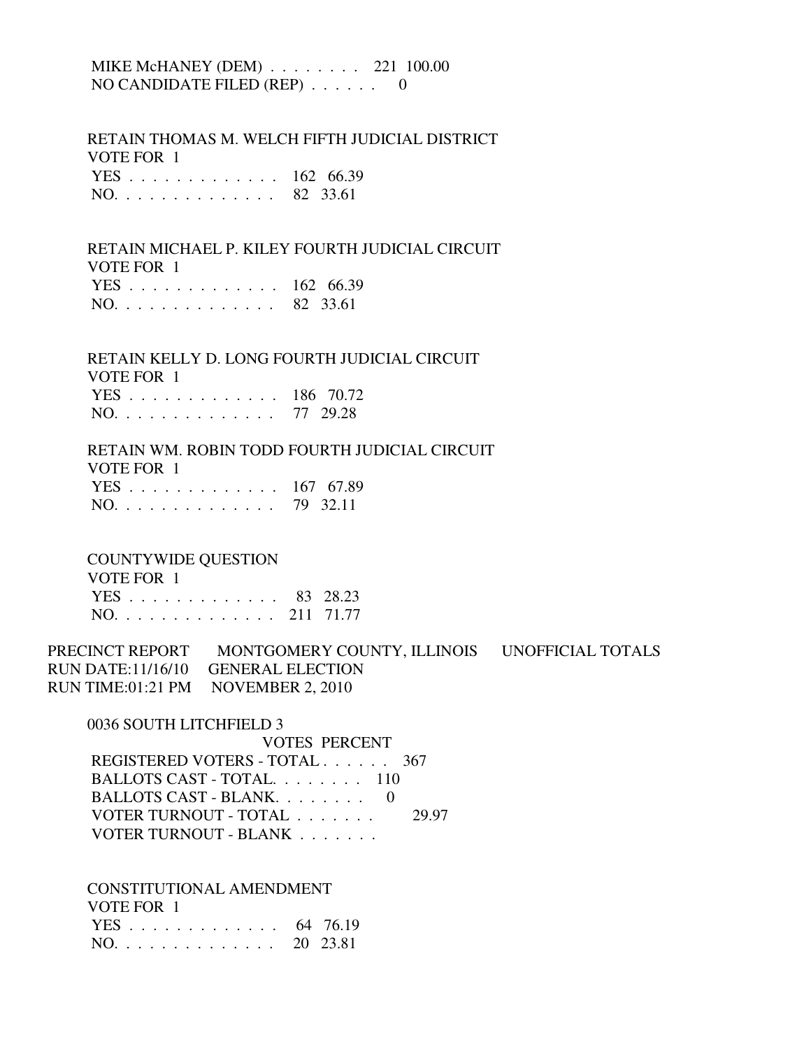MIKE McHANEY (DEM) . . . . . . . . . 221 100.00
NO CANDIDATE FILED (REP) . . . . . . 0

RETAIN THOMAS M. WELCH FIFTH JUDICIAL DISTRICT
VOTE FOR 1

| | VOTES | PERCENT |
|---|---|---|
| YES . . . . . . . . . . . . . . | 162 | 66.39 |
| NO. . . . . . . . . . . . . . . | 82 | 33.61 |

RETAIN MICHAEL P. KILEY FOURTH JUDICIAL CIRCUIT
VOTE FOR 1

| | VOTES | PERCENT |
|---|---|---|
| YES . . . . . . . . . . . . . . | 162 | 66.39 |
| NO. . . . . . . . . . . . . . . | 82 | 33.61 |

RETAIN KELLY D. LONG FOURTH JUDICIAL CIRCUIT
VOTE FOR 1

| | VOTES | PERCENT |
|---|---|---|
| YES . . . . . . . . . . . . . . | 186 | 70.72 |
| NO. . . . . . . . . . . . . . . | 77 | 29.28 |

RETAIN WM. ROBIN TODD FOURTH JUDICIAL CIRCUIT
VOTE FOR 1

| | VOTES | PERCENT |
|---|---|---|
| YES . . . . . . . . . . . . . . | 167 | 67.89 |
| NO. . . . . . . . . . . . . . . | 79 | 32.11 |

COUNTYWIDE QUESTION
VOTE FOR 1

| | VOTES | PERCENT |
|---|---|---|
| YES . . . . . . . . . . . . . . | 83 | 28.23 |
| NO. . . . . . . . . . . . . . . | 211 | 71.77 |

PRECINCT REPORT MONTGOMERY COUNTY, ILLINOIS UNOFFICIAL TOTALS
RUN DATE:11/16/10 GENERAL ELECTION
RUN TIME:01:21 PM NOVEMBER 2, 2010

## 0036 SOUTH LITCHFIELD 3

| | VOTES | PERCENT |
|---|---|---|
| REGISTERED VOTERS - TOTAL . . . . . . | 367 | |
| BALLOTS CAST - TOTAL. . . . . . . . | 110 | |
| BALLOTS CAST - BLANK. . . . . . . . | 0 | |
| VOTER TURNOUT - TOTAL . . . . . . . | | 29.97 |
| VOTER TURNOUT - BLANK . . . . . . . | | |

CONSTITUTIONAL AMENDMENT
VOTE FOR 1

| | VOTES | PERCENT |
|---|---|---|
| YES . . . . . . . . . . . . . . | 64 | 76.19 |
| NO. . . . . . . . . . . . . . . | 20 | 23.81 |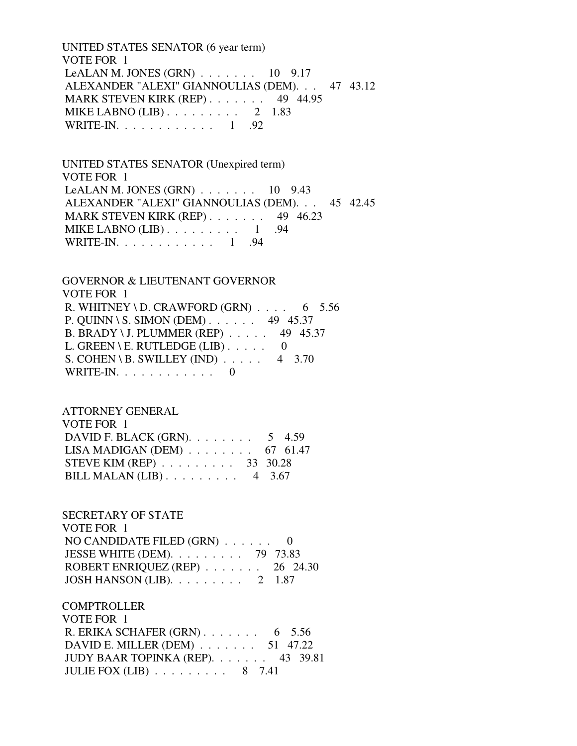UNITED STATES SENATOR (6 year term)
VOTE FOR 1

| Candidate | Votes | Percent |
|---|---|---|
| LeALAN M. JONES (GRN) | 10 | 9.17 |
| ALEXANDER "ALEXI" GIANNOULIAS (DEM) | 47 | 43.12 |
| MARK STEVEN KIRK (REP) | 49 | 44.95 |
| MIKE LABNO (LIB) | 2 | 1.83 |
| WRITE-IN | 1 | .92 |

UNITED STATES SENATOR (Unexpired term)
VOTE FOR 1

| Candidate | Votes | Percent |
|---|---|---|
| LeALAN M. JONES (GRN) | 10 | 9.43 |
| ALEXANDER "ALEXI" GIANNOULIAS (DEM) | 45 | 42.45 |
| MARK STEVEN KIRK (REP) | 49 | 46.23 |
| MIKE LABNO (LIB) | 1 | .94 |
| WRITE-IN | 1 | .94 |

GOVERNOR & LIEUTENANT GOVERNOR
VOTE FOR 1

| Candidate | Votes | Percent |
|---|---|---|
| R. WHITNEY \ D. CRAWFORD (GRN) | 6 | 5.56 |
| P. QUINN \ S. SIMON (DEM) | 49 | 45.37 |
| B. BRADY \ J. PLUMMER (REP) | 49 | 45.37 |
| L. GREEN \ E. RUTLEDGE (LIB) | 0 | |
| S. COHEN \ B. SWILLEY (IND) | 4 | 3.70 |
| WRITE-IN | 0 | |

ATTORNEY GENERAL
VOTE FOR 1

| Candidate | Votes | Percent |
|---|---|---|
| DAVID F. BLACK (GRN) | 5 | 4.59 |
| LISA MADIGAN (DEM) | 67 | 61.47 |
| STEVE KIM (REP) | 33 | 30.28 |
| BILL MALAN (LIB) | 4 | 3.67 |

SECRETARY OF STATE
VOTE FOR 1

| Candidate | Votes | Percent |
|---|---|---|
| NO CANDIDATE FILED (GRN) | 0 | |
| JESSE WHITE (DEM) | 79 | 73.83 |
| ROBERT ENRIQUEZ (REP) | 26 | 24.30 |
| JOSH HANSON (LIB) | 2 | 1.87 |

COMPTROLLER
VOTE FOR 1

| Candidate | Votes | Percent |
|---|---|---|
| R. ERIKA SCHAFER (GRN) | 6 | 5.56 |
| DAVID E. MILLER (DEM) | 51 | 47.22 |
| JUDY BAAR TOPINKA (REP) | 43 | 39.81 |
| JULIE FOX (LIB) | 8 | 7.41 |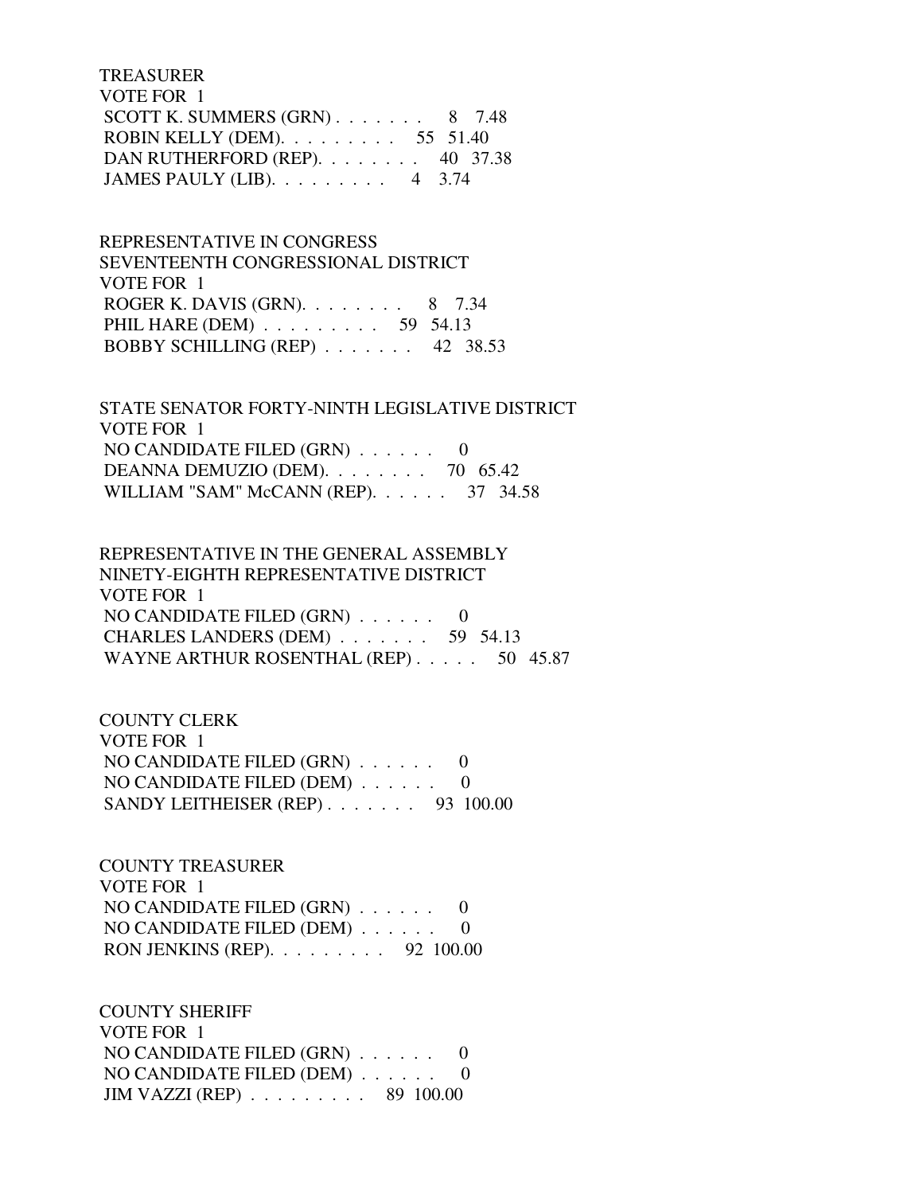TREASURER
VOTE FOR 1
SCOTT K. SUMMERS (GRN) . . . . . . . 8 7.48
ROBIN KELLY (DEM). . . . . . . . . 55 51.40
DAN RUTHERFORD (REP). . . . . . . . 40 37.38
JAMES PAULY (LIB). . . . . . . . . 4 3.74

REPRESENTATIVE IN CONGRESS
SEVENTEENTH CONGRESSIONAL DISTRICT
VOTE FOR 1
ROGER K. DAVIS (GRN). . . . . . . . 8 7.34
PHIL HARE (DEM) . . . . . . . . . 59 54.13
BOBBY SCHILLING (REP) . . . . . . . 42 38.53

STATE SENATOR FORTY-NINTH LEGISLATIVE DISTRICT
VOTE FOR 1
NO CANDIDATE FILED (GRN) . . . . . . 0
DEANNA DEMUZIO (DEM). . . . . . . . 70 65.42
WILLIAM "SAM" McCANN (REP). . . . . . 37 34.58

REPRESENTATIVE IN THE GENERAL ASSEMBLY
NINETY-EIGHTH REPRESENTATIVE DISTRICT
VOTE FOR 1
NO CANDIDATE FILED (GRN) . . . . . . 0
CHARLES LANDERS (DEM) . . . . . . . 59 54.13
WAYNE ARTHUR ROSENTHAL (REP) . . . . . 50 45.87

COUNTY CLERK
VOTE FOR 1
NO CANDIDATE FILED (GRN) . . . . . . 0
NO CANDIDATE FILED (DEM) . . . . . . 0
SANDY LEITHEISER (REP) . . . . . . . 93 100.00

COUNTY TREASURER
VOTE FOR 1
NO CANDIDATE FILED (GRN) . . . . . . 0
NO CANDIDATE FILED (DEM) . . . . . . 0
RON JENKINS (REP). . . . . . . . . 92 100.00

COUNTY SHERIFF
VOTE FOR 1
NO CANDIDATE FILED (GRN) . . . . . . 0
NO CANDIDATE FILED (DEM) . . . . . . 0
JIM VAZZI (REP) . . . . . . . . . 89 100.00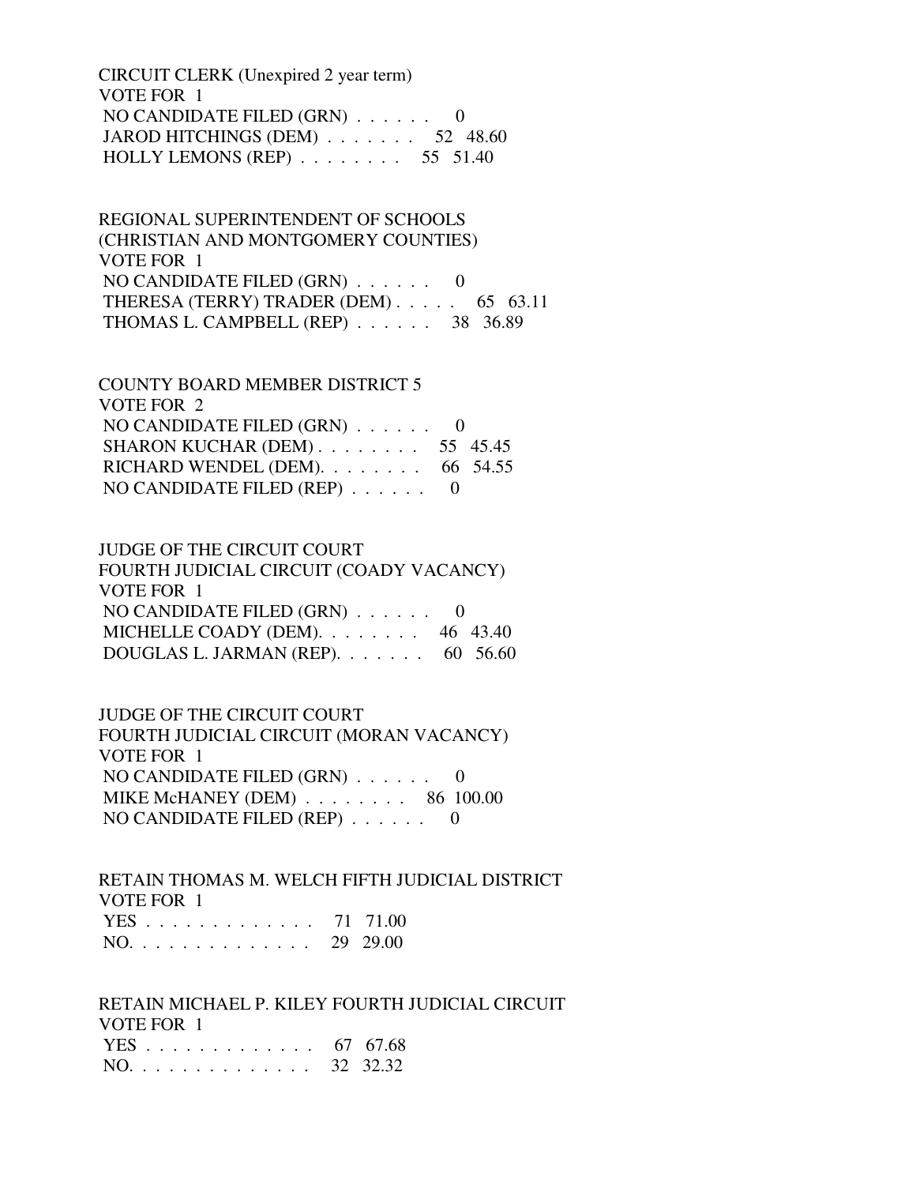CIRCUIT CLERK (Unexpired 2 year term)
VOTE FOR 1
NO CANDIDATE FILED (GRN) . . . . . . 0
JAROD HITCHINGS (DEM) . . . . . . . 52 48.60
HOLLY LEMONS (REP) . . . . . . . . 55 51.40

REGIONAL SUPERINTENDENT OF SCHOOLS
(CHRISTIAN AND MONTGOMERY COUNTIES)
VOTE FOR 1
NO CANDIDATE FILED (GRN) . . . . . . 0
THERESA (TERRY) TRADER (DEM) . . . . . 65 63.11
THOMAS L. CAMPBELL (REP) . . . . . . 38 36.89

COUNTY BOARD MEMBER DISTRICT 5
VOTE FOR 2
NO CANDIDATE FILED (GRN) . . . . . . 0
SHARON KUCHAR (DEM) . . . . . . . . 55 45.45
RICHARD WENDEL (DEM). . . . . . . . 66 54.55
NO CANDIDATE FILED (REP) . . . . . . 0

JUDGE OF THE CIRCUIT COURT
FOURTH JUDICIAL CIRCUIT (COADY VACANCY)
VOTE FOR 1
NO CANDIDATE FILED (GRN) . . . . . . 0
MICHELLE COADY (DEM). . . . . . . . 46 43.40
DOUGLAS L. JARMAN (REP). . . . . . . 60 56.60

JUDGE OF THE CIRCUIT COURT
FOURTH JUDICIAL CIRCUIT (MORAN VACANCY)
VOTE FOR 1
NO CANDIDATE FILED (GRN) . . . . . . 0
MIKE McHANEY (DEM) . . . . . . . . 86 100.00
NO CANDIDATE FILED (REP) . . . . . . 0

RETAIN THOMAS M. WELCH FIFTH JUDICIAL DISTRICT
VOTE FOR 1
YES . . . . . . . . . . . . . 71 71.00
NO. . . . . . . . . . . . . . 29 29.00

RETAIN MICHAEL P. KILEY FOURTH JUDICIAL CIRCUIT
VOTE FOR 1
YES . . . . . . . . . . . . . 67 67.68
NO. . . . . . . . . . . . . . 32 32.32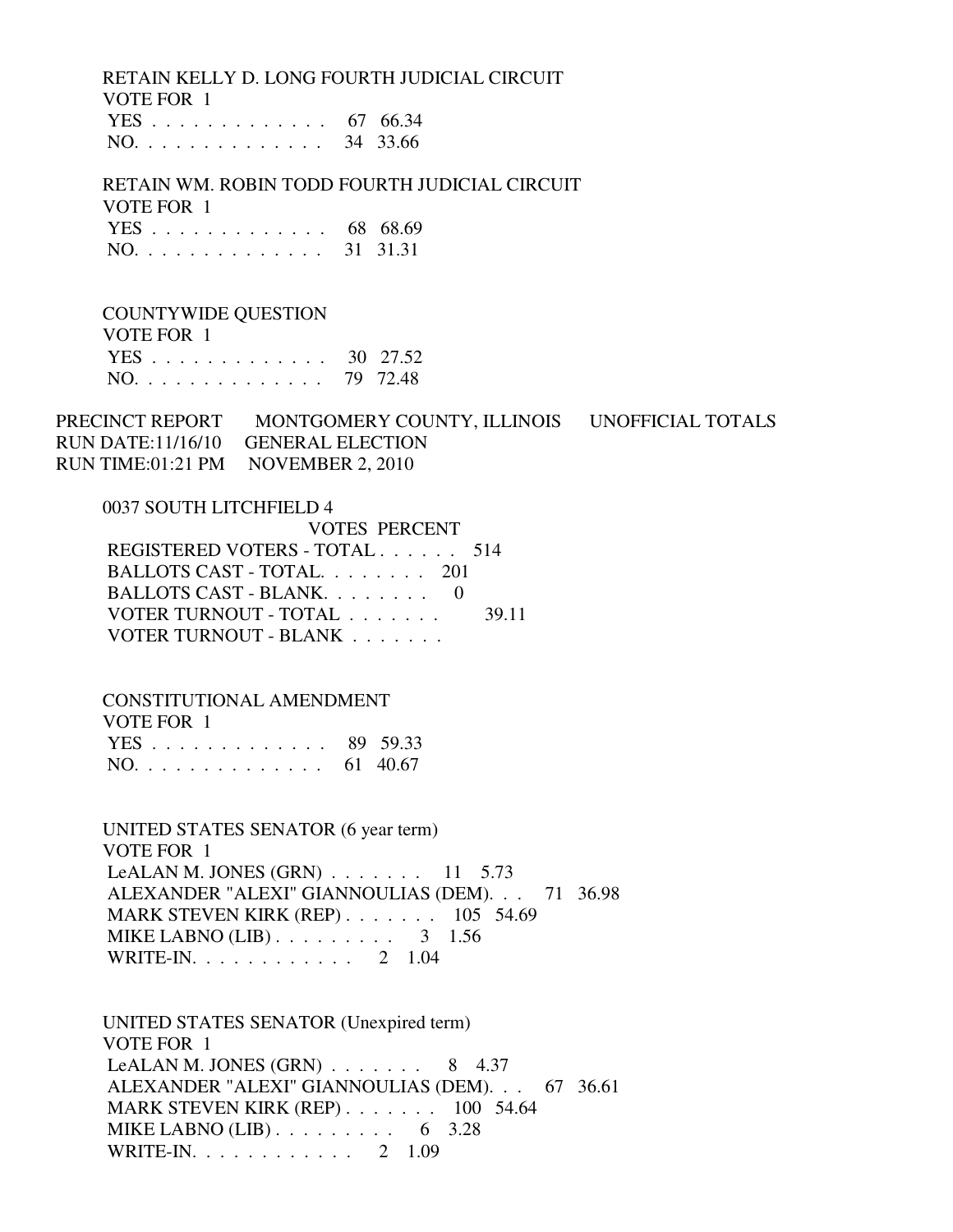RETAIN KELLY D. LONG FOURTH JUDICIAL CIRCUIT
VOTE FOR 1

| | VOTES | PERCENT |
|---|---|---|
| YES | 67 | 66.34 |
| NO. | 34 | 33.66 |

RETAIN WM. ROBIN TODD FOURTH JUDICIAL CIRCUIT
VOTE FOR 1

| | VOTES | PERCENT |
|---|---|---|
| YES | 68 | 68.69 |
| NO. | 31 | 31.31 |

COUNTYWIDE QUESTION
VOTE FOR 1

| | VOTES | PERCENT |
|---|---|---|
| YES | 30 | 27.52 |
| NO. | 79 | 72.48 |

PRECINCT REPORT MONTGOMERY COUNTY, ILLINOIS UNOFFICIAL TOTALS
RUN DATE:11/16/10 GENERAL ELECTION
RUN TIME:01:21 PM NOVEMBER 2, 2010

0037 SOUTH LITCHFIELD 4

| | VOTES | PERCENT |
|---|---|---|
| REGISTERED VOTERS - TOTAL | 514 | |
| BALLOTS CAST - TOTAL. | 201 | |
| BALLOTS CAST - BLANK. | 0 | |
| VOTER TURNOUT - TOTAL | | 39.11 |
| VOTER TURNOUT - BLANK | | |

CONSTITUTIONAL AMENDMENT
VOTE FOR 1

| | VOTES | PERCENT |
|---|---|---|
| YES | 89 | 59.33 |
| NO. | 61 | 40.67 |

UNITED STATES SENATOR (6 year term)
VOTE FOR 1

| | VOTES | PERCENT |
|---|---|---|
| LeALAN M. JONES (GRN) | 11 | 5.73 |
| ALEXANDER "ALEXI" GIANNOULIAS (DEM). | 71 | 36.98 |
| MARK STEVEN KIRK (REP) | 105 | 54.69 |
| MIKE LABNO (LIB) | 3 | 1.56 |
| WRITE-IN. | 2 | 1.04 |

UNITED STATES SENATOR (Unexpired term)
VOTE FOR 1

| | VOTES | PERCENT |
|---|---|---|
| LeALAN M. JONES (GRN) | 8 | 4.37 |
| ALEXANDER "ALEXI" GIANNOULIAS (DEM). | 67 | 36.61 |
| MARK STEVEN KIRK (REP) | 100 | 54.64 |
| MIKE LABNO (LIB) | 6 | 3.28 |
| WRITE-IN. | 2 | 1.09 |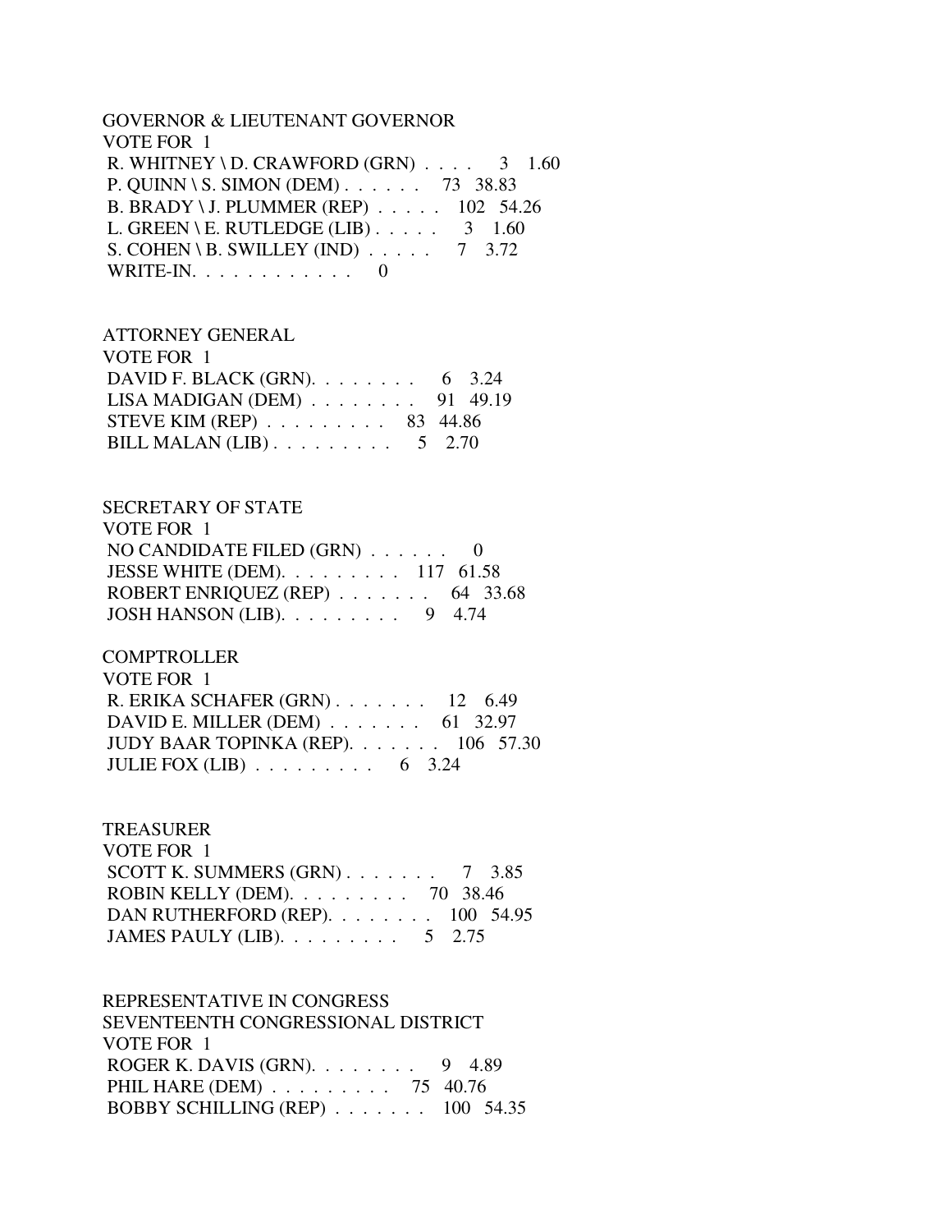GOVERNOR & LIEUTENANT GOVERNOR
VOTE FOR 1

| Candidate | Votes | Percent |
|---|---|---|
| R. WHITNEY \ D. CRAWFORD (GRN) | 3 | 1.60 |
| P. QUINN \ S. SIMON (DEM) | 73 | 38.83 |
| B. BRADY \ J. PLUMMER (REP) | 102 | 54.26 |
| L. GREEN \ E. RUTLEDGE (LIB) | 3 | 1.60 |
| S. COHEN \ B. SWILLEY (IND) | 7 | 3.72 |
| WRITE-IN. | 0 | |

ATTORNEY GENERAL
VOTE FOR 1

| Candidate | Votes | Percent |
|---|---|---|
| DAVID F. BLACK (GRN) | 6 | 3.24 |
| LISA MADIGAN (DEM) | 91 | 49.19 |
| STEVE KIM (REP) | 83 | 44.86 |
| BILL MALAN (LIB) | 5 | 2.70 |

SECRETARY OF STATE
VOTE FOR 1

| Candidate | Votes | Percent |
|---|---|---|
| NO CANDIDATE FILED (GRN) | 0 | |
| JESSE WHITE (DEM) | 117 | 61.58 |
| ROBERT ENRIQUEZ (REP) | 64 | 33.68 |
| JOSH HANSON (LIB) | 9 | 4.74 |

COMPTROLLER
VOTE FOR 1

| Candidate | Votes | Percent |
|---|---|---|
| R. ERIKA SCHAFER (GRN) | 12 | 6.49 |
| DAVID E. MILLER (DEM) | 61 | 32.97 |
| JUDY BAAR TOPINKA (REP) | 106 | 57.30 |
| JULIE FOX (LIB) | 6 | 3.24 |

TREASURER
VOTE FOR 1

| Candidate | Votes | Percent |
|---|---|---|
| SCOTT K. SUMMERS (GRN) | 7 | 3.85 |
| ROBIN KELLY (DEM) | 70 | 38.46 |
| DAN RUTHERFORD (REP) | 100 | 54.95 |
| JAMES PAULY (LIB) | 5 | 2.75 |

REPRESENTATIVE IN CONGRESS
SEVENTEENTH CONGRESSIONAL DISTRICT
VOTE FOR 1

| Candidate | Votes | Percent |
|---|---|---|
| ROGER K. DAVIS (GRN) | 9 | 4.89 |
| PHIL HARE (DEM) | 75 | 40.76 |
| BOBBY SCHILLING (REP) | 100 | 54.35 |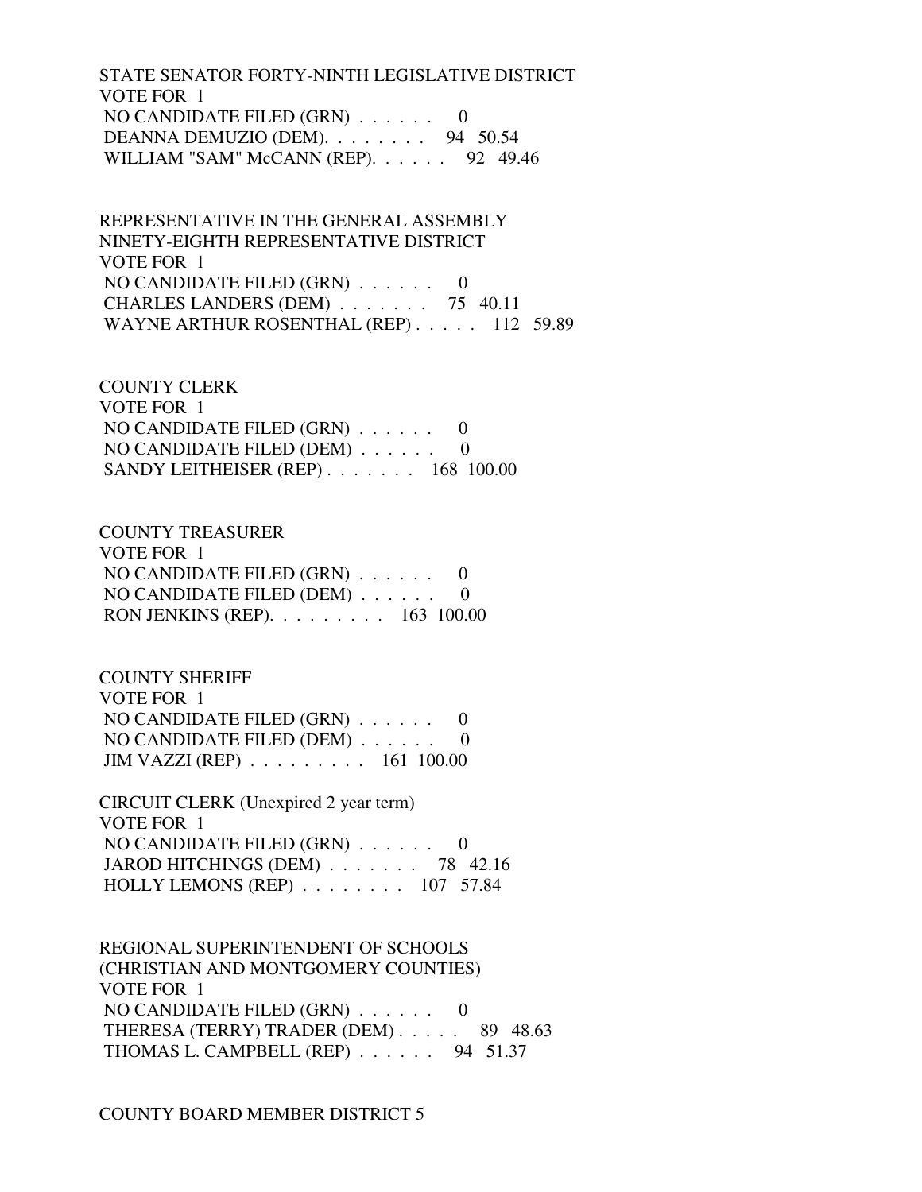STATE SENATOR FORTY-NINTH LEGISLATIVE DISTRICT
VOTE FOR 1
NO CANDIDATE FILED (GRN) . . . . . . 0
DEANNA DEMUZIO (DEM). . . . . . . . 94 50.54
WILLIAM "SAM" McCANN (REP). . . . . . 92 49.46

REPRESENTATIVE IN THE GENERAL ASSEMBLY
NINETY-EIGHTH REPRESENTATIVE DISTRICT
VOTE FOR 1
NO CANDIDATE FILED (GRN) . . . . . . 0
CHARLES LANDERS (DEM) . . . . . . . 75 40.11
WAYNE ARTHUR ROSENTHAL (REP) . . . . . 112 59.89

COUNTY CLERK
VOTE FOR 1
NO CANDIDATE FILED (GRN) . . . . . . 0
NO CANDIDATE FILED (DEM) . . . . . . 0
SANDY LEITHEISER (REP) . . . . . . . 168 100.00

COUNTY TREASURER
VOTE FOR 1
NO CANDIDATE FILED (GRN) . . . . . . 0
NO CANDIDATE FILED (DEM) . . . . . . 0
RON JENKINS (REP). . . . . . . . . 163 100.00

COUNTY SHERIFF
VOTE FOR 1
NO CANDIDATE FILED (GRN) . . . . . . 0
NO CANDIDATE FILED (DEM) . . . . . . 0
JIM VAZZI (REP) . . . . . . . . . 161 100.00

CIRCUIT CLERK (Unexpired 2 year term)
VOTE FOR 1
NO CANDIDATE FILED (GRN) . . . . . . 0
JAROD HITCHINGS (DEM) . . . . . . . 78 42.16
HOLLY LEMONS (REP) . . . . . . . . 107 57.84

REGIONAL SUPERINTENDENT OF SCHOOLS
(CHRISTIAN AND MONTGOMERY COUNTIES)
VOTE FOR 1
NO CANDIDATE FILED (GRN) . . . . . . 0
THERESA (TERRY) TRADER (DEM) . . . . . 89 48.63
THOMAS L. CAMPBELL (REP) . . . . . . 94 51.37

COUNTY BOARD MEMBER DISTRICT 5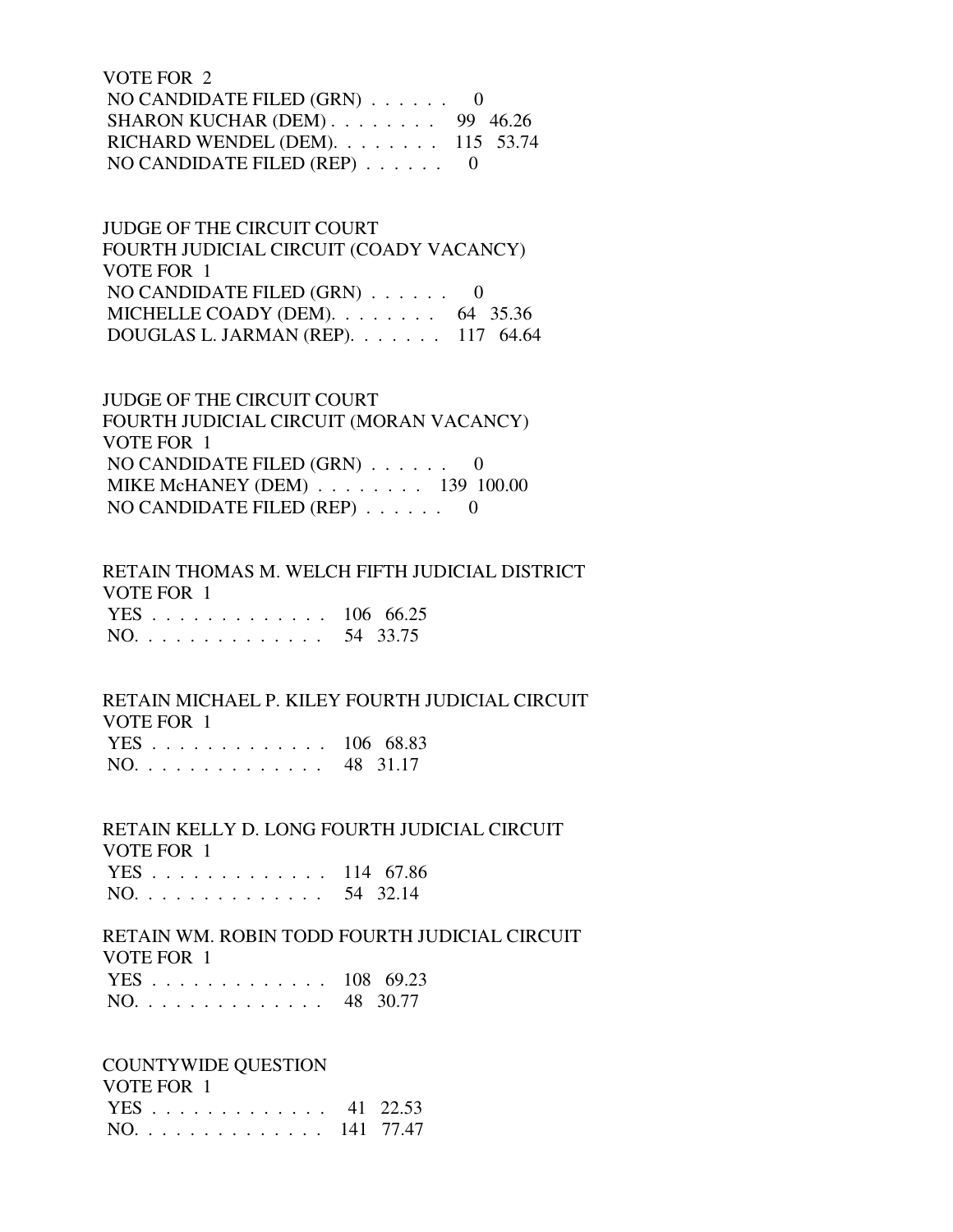VOTE FOR 2
NO CANDIDATE FILED (GRN) . . . . . . 0
SHARON KUCHAR (DEM) . . . . . . . . 99 46.26
RICHARD WENDEL (DEM). . . . . . . . 115 53.74
NO CANDIDATE FILED (REP) . . . . . . 0

JUDGE OF THE CIRCUIT COURT
FOURTH JUDICIAL CIRCUIT (COADY VACANCY)
VOTE FOR 1
NO CANDIDATE FILED (GRN) . . . . . . 0
MICHELLE COADY (DEM). . . . . . . . 64 35.36
DOUGLAS L. JARMAN (REP). . . . . . . 117 64.64

JUDGE OF THE CIRCUIT COURT
FOURTH JUDICIAL CIRCUIT (MORAN VACANCY)
VOTE FOR 1
NO CANDIDATE FILED (GRN) . . . . . . 0
MIKE McHANEY (DEM) . . . . . . . . 139 100.00
NO CANDIDATE FILED (REP) . . . . . . 0

RETAIN THOMAS M. WELCH FIFTH JUDICIAL DISTRICT
VOTE FOR 1
YES . . . . . . . . . . . . . . 106 66.25
NO. . . . . . . . . . . . . . . 54 33.75

RETAIN MICHAEL P. KILEY FOURTH JUDICIAL CIRCUIT
VOTE FOR 1
YES . . . . . . . . . . . . . . 106 68.83
NO. . . . . . . . . . . . . . . 48 31.17

RETAIN KELLY D. LONG FOURTH JUDICIAL CIRCUIT
VOTE FOR 1
YES . . . . . . . . . . . . . . 114 67.86
NO. . . . . . . . . . . . . . . 54 32.14

RETAIN WM. ROBIN TODD FOURTH JUDICIAL CIRCUIT
VOTE FOR 1
YES . . . . . . . . . . . . . . 108 69.23
NO. . . . . . . . . . . . . . . 48 30.77

COUNTYWIDE QUESTION
VOTE FOR 1
YES . . . . . . . . . . . . . . 41 22.53
NO. . . . . . . . . . . . . . . 141 77.47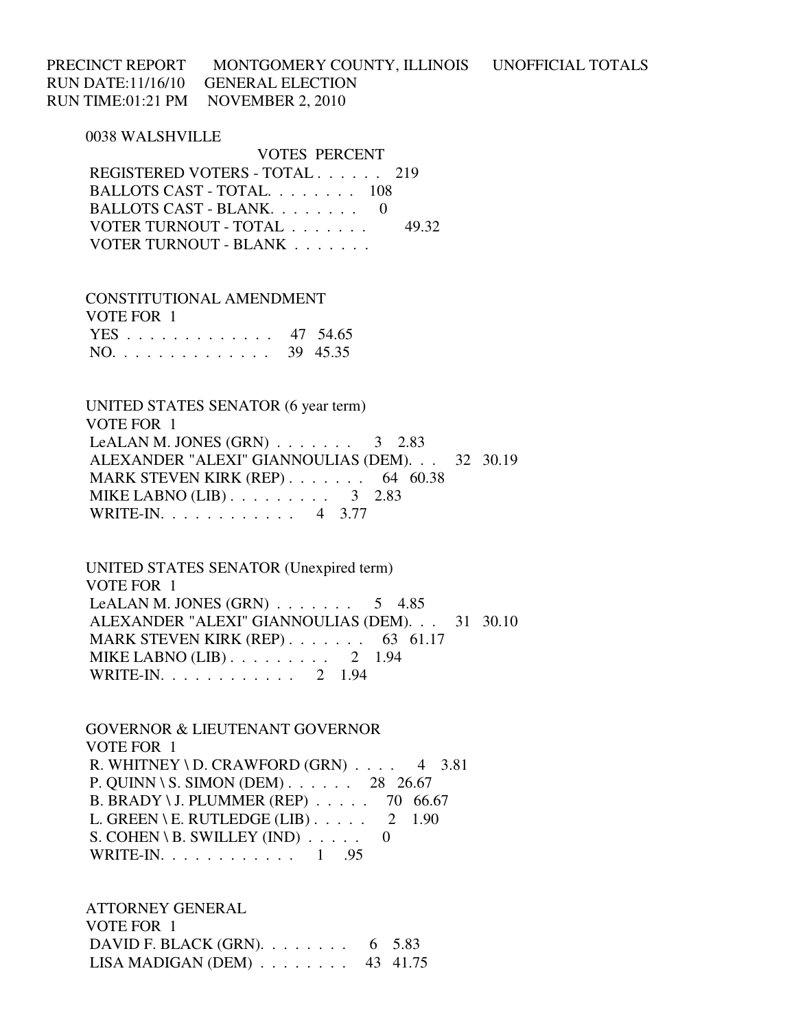PRECINCT REPORT MONTGOMERY COUNTY, ILLINOIS UNOFFICIAL TOTALS
RUN DATE:11/16/10 GENERAL ELECTION
RUN TIME:01:21 PM NOVEMBER 2, 2010

0038 WALSHVILLE

| | VOTES | PERCENT |
|---|---|---|
| REGISTERED VOTERS - TOTAL . . . . . . | 219 | |
| BALLOTS CAST - TOTAL. . . . . . . . | 108 | |
| BALLOTS CAST - BLANK. . . . . . . . | 0 | |
| VOTER TURNOUT - TOTAL . . . . . . . | | 49.32 |
| VOTER TURNOUT - BLANK . . . . . . . | | |

CONSTITUTIONAL AMENDMENT
VOTE FOR 1

| | | |
|---|---|---|
| YES . . . . . . . . . . . . . | 47 | 54.65 |
| NO. . . . . . . . . . . . . . | 39 | 45.35 |

UNITED STATES SENATOR (6 year term)
VOTE FOR 1

| | | |
|---|---|---|
| LeALAN M. JONES (GRN) . . . . . . . | 3 | 2.83 |
| ALEXANDER "ALEXI" GIANNOULIAS (DEM). . . | 32 | 30.19 |
| MARK STEVEN KIRK (REP) . . . . . . . | 64 | 60.38 |
| MIKE LABNO (LIB) . . . . . . . . . | 3 | 2.83 |
| WRITE-IN. . . . . . . . . . . . | 4 | 3.77 |

UNITED STATES SENATOR (Unexpired term)
VOTE FOR 1

| | | |
|---|---|---|
| LeALAN M. JONES (GRN) . . . . . . . | 5 | 4.85 |
| ALEXANDER "ALEXI" GIANNOULIAS (DEM). . . | 31 | 30.10 |
| MARK STEVEN KIRK (REP) . . . . . . . | 63 | 61.17 |
| MIKE LABNO (LIB) . . . . . . . . . | 2 | 1.94 |
| WRITE-IN. . . . . . . . . . . . | 2 | 1.94 |

GOVERNOR & LIEUTENANT GOVERNOR
VOTE FOR 1

| | | |
|---|---|---|
| R. WHITNEY \ D. CRAWFORD (GRN) . . . . | 4 | 3.81 |
| P. QUINN \ S. SIMON (DEM) . . . . . . | 28 | 26.67 |
| B. BRADY \ J. PLUMMER (REP) . . . . . | 70 | 66.67 |
| L. GREEN \ E. RUTLEDGE (LIB) . . . . . | 2 | 1.90 |
| S. COHEN \ B. SWILLEY (IND) . . . . . | 0 | |
| WRITE-IN. . . . . . . . . . . . | 1 | .95 |

ATTORNEY GENERAL
VOTE FOR 1

| | | |
|---|---|---|
| DAVID F. BLACK (GRN). . . . . . . . | 6 | 5.83 |
| LISA MADIGAN (DEM) . . . . . . . . | 43 | 41.75 |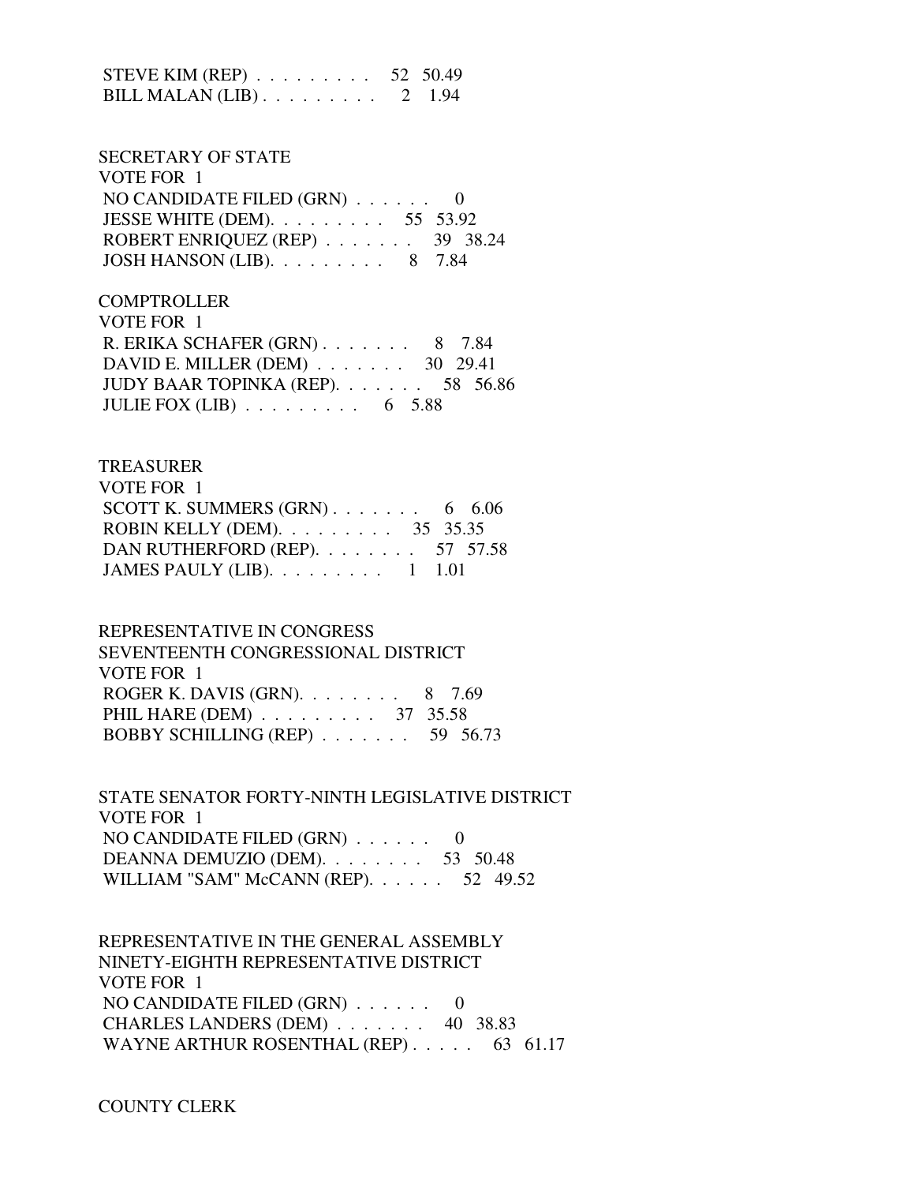STEVE KIM (REP) . . . . . . . . . 52 50.49
BILL MALAN (LIB) . . . . . . . . . 2 1.94

SECRETARY OF STATE
VOTE FOR 1
NO CANDIDATE FILED (GRN) . . . . . . 0
JESSE WHITE (DEM). . . . . . . . . 55 53.92
ROBERT ENRIQUEZ (REP) . . . . . . . 39 38.24
JOSH HANSON (LIB). . . . . . . . . 8 7.84

COMPTROLLER
VOTE FOR 1
R. ERIKA SCHAFER (GRN) . . . . . . . 8 7.84
DAVID E. MILLER (DEM) . . . . . . . 30 29.41
JUDY BAAR TOPINKA (REP). . . . . . . 58 56.86
JULIE FOX (LIB) . . . . . . . . . 6 5.88

TREASURER
VOTE FOR 1
SCOTT K. SUMMERS (GRN) . . . . . . . 6 6.06
ROBIN KELLY (DEM). . . . . . . . . 35 35.35
DAN RUTHERFORD (REP). . . . . . . . 57 57.58
JAMES PAULY (LIB). . . . . . . . . 1 1.01

REPRESENTATIVE IN CONGRESS
SEVENTEENTH CONGRESSIONAL DISTRICT
VOTE FOR 1
ROGER K. DAVIS (GRN). . . . . . . . 8 7.69
PHIL HARE (DEM) . . . . . . . . . 37 35.58
BOBBY SCHILLING (REP) . . . . . . . 59 56.73

STATE SENATOR FORTY-NINTH LEGISLATIVE DISTRICT
VOTE FOR 1
NO CANDIDATE FILED (GRN) . . . . . . 0
DEANNA DEMUZIO (DEM). . . . . . . . 53 50.48
WILLIAM "SAM" McCANN (REP). . . . . . 52 49.52

REPRESENTATIVE IN THE GENERAL ASSEMBLY
NINETY-EIGHTH REPRESENTATIVE DISTRICT
VOTE FOR 1
NO CANDIDATE FILED (GRN) . . . . . . 0
CHARLES LANDERS (DEM) . . . . . . . 40 38.83
WAYNE ARTHUR ROSENTHAL (REP) . . . . . 63 61.17

COUNTY CLERK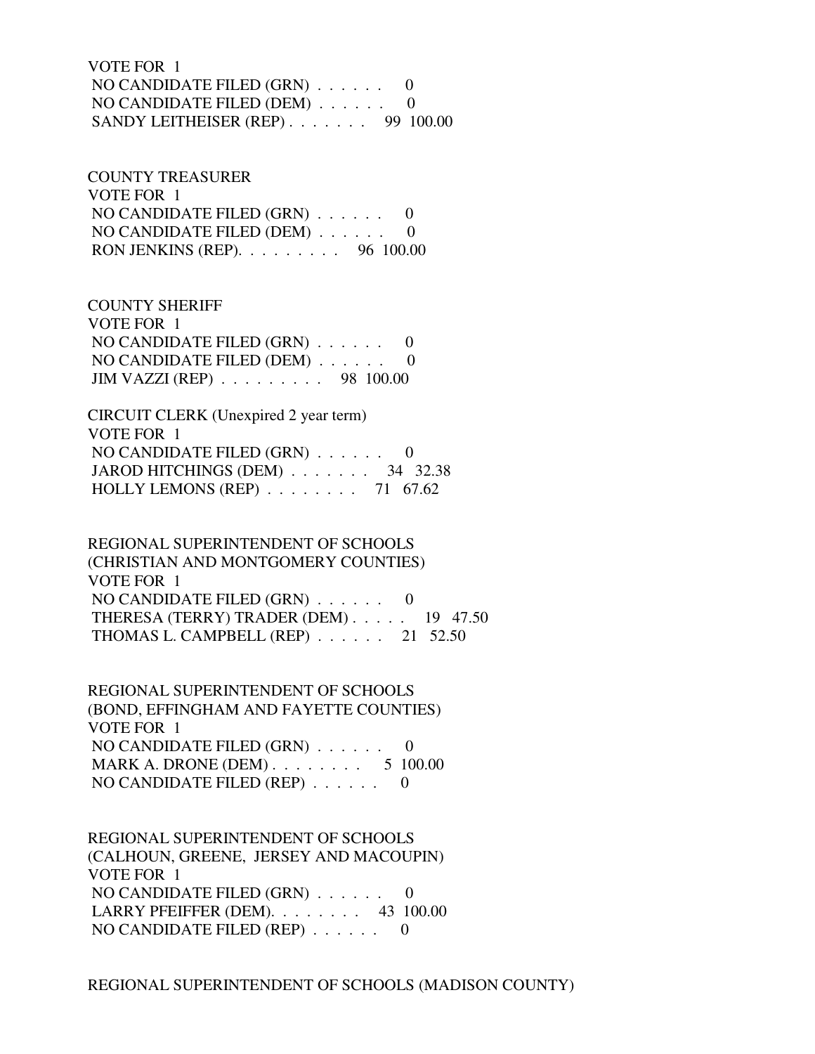VOTE FOR 1
NO CANDIDATE FILED (GRN) . . . . . . 0
NO CANDIDATE FILED (DEM) . . . . . . 0
SANDY LEITHEISER (REP) . . . . . . . 99 100.00

COUNTY TREASURER
VOTE FOR 1
NO CANDIDATE FILED (GRN) . . . . . . 0
NO CANDIDATE FILED (DEM) . . . . . . 0
RON JENKINS (REP). . . . . . . . . 96 100.00

COUNTY SHERIFF
VOTE FOR 1
NO CANDIDATE FILED (GRN) . . . . . . 0
NO CANDIDATE FILED (DEM) . . . . . . 0
JIM VAZZI (REP) . . . . . . . . . 98 100.00

CIRCUIT CLERK (Unexpired 2 year term)
VOTE FOR 1
NO CANDIDATE FILED (GRN) . . . . . . 0
JAROD HITCHINGS (DEM) . . . . . . . 34 32.38
HOLLY LEMONS (REP) . . . . . . . . 71 67.62

REGIONAL SUPERINTENDENT OF SCHOOLS
(CHRISTIAN AND MONTGOMERY COUNTIES)
VOTE FOR 1
NO CANDIDATE FILED (GRN) . . . . . . 0
THERESA (TERRY) TRADER (DEM) . . . . . 19 47.50
THOMAS L. CAMPBELL (REP) . . . . . . 21 52.50

REGIONAL SUPERINTENDENT OF SCHOOLS
(BOND, EFFINGHAM AND FAYETTE COUNTIES)
VOTE FOR 1
NO CANDIDATE FILED (GRN) . . . . . . 0
MARK A. DRONE (DEM) . . . . . . . . 5 100.00
NO CANDIDATE FILED (REP) . . . . . . 0

REGIONAL SUPERINTENDENT OF SCHOOLS
(CALHOUN, GREENE, JERSEY AND MACOUPIN)
VOTE FOR 1
NO CANDIDATE FILED (GRN) . . . . . . 0
LARRY PFEIFFER (DEM). . . . . . . . 43 100.00
NO CANDIDATE FILED (REP) . . . . . . 0

REGIONAL SUPERINTENDENT OF SCHOOLS (MADISON COUNTY)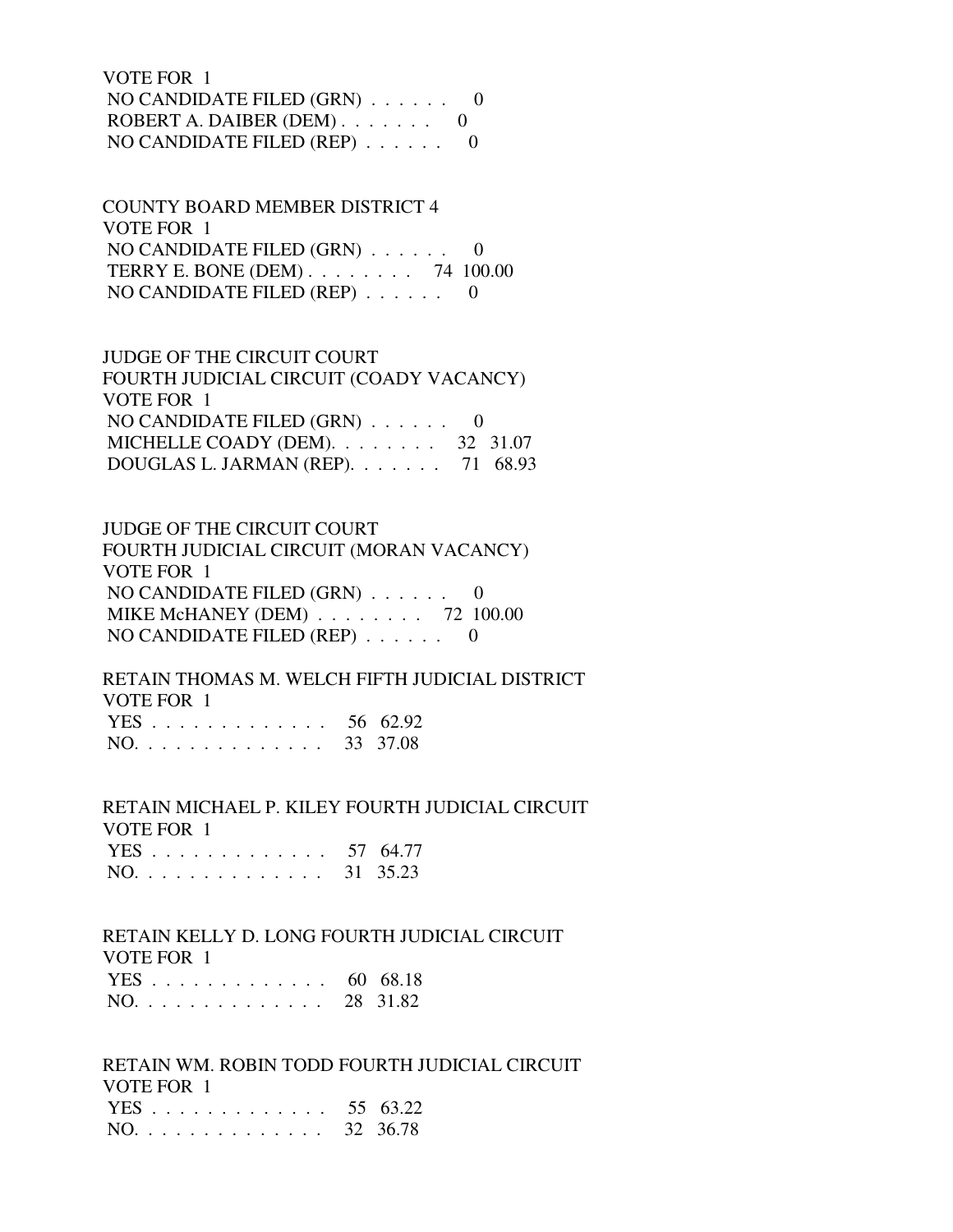VOTE FOR 1
NO CANDIDATE FILED (GRN) . . . . . . 0
ROBERT A. DAIBER (DEM) . . . . . . . 0
NO CANDIDATE FILED (REP) . . . . . . 0

COUNTY BOARD MEMBER DISTRICT 4
VOTE FOR 1
NO CANDIDATE FILED (GRN) . . . . . . 0
TERRY E. BONE (DEM) . . . . . . . . 74 100.00
NO CANDIDATE FILED (REP) . . . . . . 0

JUDGE OF THE CIRCUIT COURT
FOURTH JUDICIAL CIRCUIT (COADY VACANCY)
VOTE FOR 1
NO CANDIDATE FILED (GRN) . . . . . . 0
MICHELLE COADY (DEM). . . . . . . . 32 31.07
DOUGLAS L. JARMAN (REP). . . . . . . 71 68.93

JUDGE OF THE CIRCUIT COURT
FOURTH JUDICIAL CIRCUIT (MORAN VACANCY)
VOTE FOR 1
NO CANDIDATE FILED (GRN) . . . . . . 0
MIKE McHANEY (DEM) . . . . . . . . 72 100.00
NO CANDIDATE FILED (REP) . . . . . . 0

RETAIN THOMAS M. WELCH FIFTH JUDICIAL DISTRICT
VOTE FOR 1
YES . . . . . . . . . . . . . 56 62.92
NO. . . . . . . . . . . . . . 33 37.08

RETAIN MICHAEL P. KILEY FOURTH JUDICIAL CIRCUIT
VOTE FOR 1
YES . . . . . . . . . . . . . 57 64.77
NO. . . . . . . . . . . . . . 31 35.23

RETAIN KELLY D. LONG FOURTH JUDICIAL CIRCUIT
VOTE FOR 1
YES . . . . . . . . . . . . . 60 68.18
NO. . . . . . . . . . . . . . 28 31.82

RETAIN WM. ROBIN TODD FOURTH JUDICIAL CIRCUIT
VOTE FOR 1
YES . . . . . . . . . . . . . 55 63.22
NO. . . . . . . . . . . . . . 32 36.78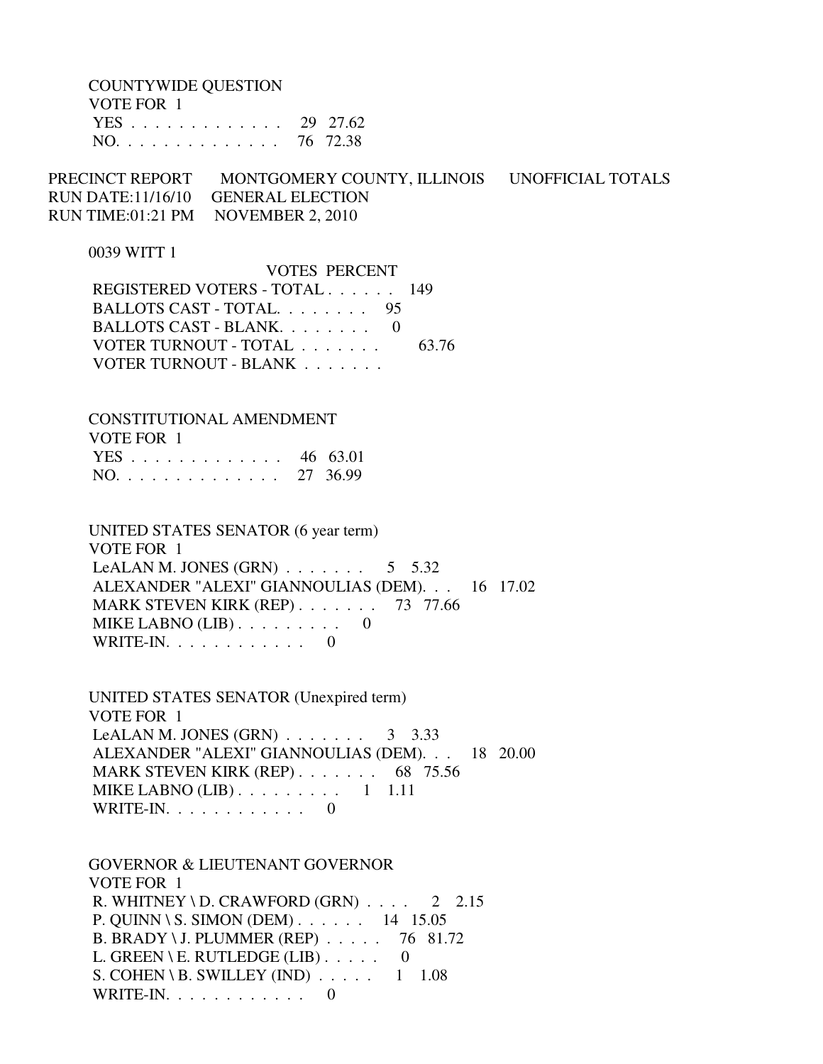COUNTYWIDE QUESTION
VOTE FOR 1
YES . . . . . . . . . . . . . . 29 27.62
NO. . . . . . . . . . . . . . . 76 72.38

PRECINCT REPORT MONTGOMERY COUNTY, ILLINOIS UNOFFICIAL TOTALS
RUN DATE:11/16/10 GENERAL ELECTION
RUN TIME:01:21 PM NOVEMBER 2, 2010

0039 WITT 1

| | VOTES | PERCENT |
|---|---|---|
| REGISTERED VOTERS - TOTAL . . . . . . | 149 | |
| BALLOTS CAST - TOTAL. . . . . . . . | 95 | |
| BALLOTS CAST - BLANK. . . . . . . . | 0 | |
| VOTER TURNOUT - TOTAL . . . . . . . | | 63.76 |
| VOTER TURNOUT - BLANK . . . . . . . | | |

CONSTITUTIONAL AMENDMENT
VOTE FOR 1
YES . . . . . . . . . . . . . . 46 63.01
NO. . . . . . . . . . . . . . . 27 36.99

UNITED STATES SENATOR (6 year term)
VOTE FOR 1
LeALAN M. JONES (GRN) . . . . . . . 5 5.32
ALEXANDER "ALEXI" GIANNOULIAS (DEM). . . 16 17.02
MARK STEVEN KIRK (REP) . . . . . . . 73 77.66
MIKE LABNO (LIB) . . . . . . . . . 0
WRITE-IN. . . . . . . . . . . . 0

UNITED STATES SENATOR (Unexpired term)
VOTE FOR 1
LeALAN M. JONES (GRN) . . . . . . . 3 3.33
ALEXANDER "ALEXI" GIANNOULIAS (DEM). . . 18 20.00
MARK STEVEN KIRK (REP) . . . . . . . 68 75.56
MIKE LABNO (LIB) . . . . . . . . . 1 1.11
WRITE-IN. . . . . . . . . . . . 0

GOVERNOR & LIEUTENANT GOVERNOR
VOTE FOR 1
R. WHITNEY \ D. CRAWFORD (GRN) . . . . 2 2.15
P. QUINN \ S. SIMON (DEM) . . . . . . 14 15.05
B. BRADY \ J. PLUMMER (REP) . . . . . 76 81.72
L. GREEN \ E. RUTLEDGE (LIB) . . . . . 0
S. COHEN \ B. SWILLEY (IND) . . . . . 1 1.08
WRITE-IN. . . . . . . . . . . . 0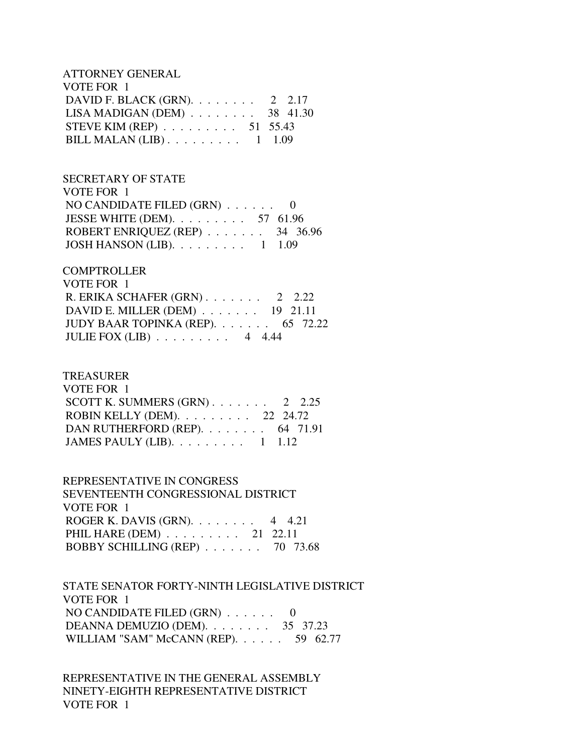ATTORNEY GENERAL
VOTE FOR 1

DAVID F. BLACK (GRN). . . . . . . . 2 2.17
LISA MADIGAN (DEM) . . . . . . . . 38 41.30
STEVE KIM (REP) . . . . . . . . . 51 55.43
BILL MALAN (LIB) . . . . . . . . . 1 1.09

SECRETARY OF STATE
VOTE FOR 1

NO CANDIDATE FILED (GRN) . . . . . . 0
JESSE WHITE (DEM). . . . . . . . . 57 61.96
ROBERT ENRIQUEZ (REP) . . . . . . . 34 36.96
JOSH HANSON (LIB). . . . . . . . . 1 1.09

COMPTROLLER
VOTE FOR 1

R. ERIKA SCHAFER (GRN) . . . . . . . 2 2.22
DAVID E. MILLER (DEM) . . . . . . . 19 21.11
JUDY BAAR TOPINKA (REP). . . . . . . 65 72.22
JULIE FOX (LIB) . . . . . . . . . 4 4.44

TREASURER
VOTE FOR 1

SCOTT K. SUMMERS (GRN) . . . . . . . 2 2.25
ROBIN KELLY (DEM). . . . . . . . . 22 24.72
DAN RUTHERFORD (REP). . . . . . . . 64 71.91
JAMES PAULY (LIB). . . . . . . . . 1 1.12

REPRESENTATIVE IN CONGRESS
SEVENTEENTH CONGRESSIONAL DISTRICT
VOTE FOR 1

ROGER K. DAVIS (GRN). . . . . . . . 4 4.21
PHIL HARE (DEM) . . . . . . . . . 21 22.11
BOBBY SCHILLING (REP) . . . . . . . 70 73.68

STATE SENATOR FORTY-NINTH LEGISLATIVE DISTRICT
VOTE FOR 1

NO CANDIDATE FILED (GRN) . . . . . . 0
DEANNA DEMUZIO (DEM). . . . . . . . 35 37.23
WILLIAM "SAM" McCANN (REP). . . . . . 59 62.77

REPRESENTATIVE IN THE GENERAL ASSEMBLY
NINETY-EIGHTH REPRESENTATIVE DISTRICT
VOTE FOR 1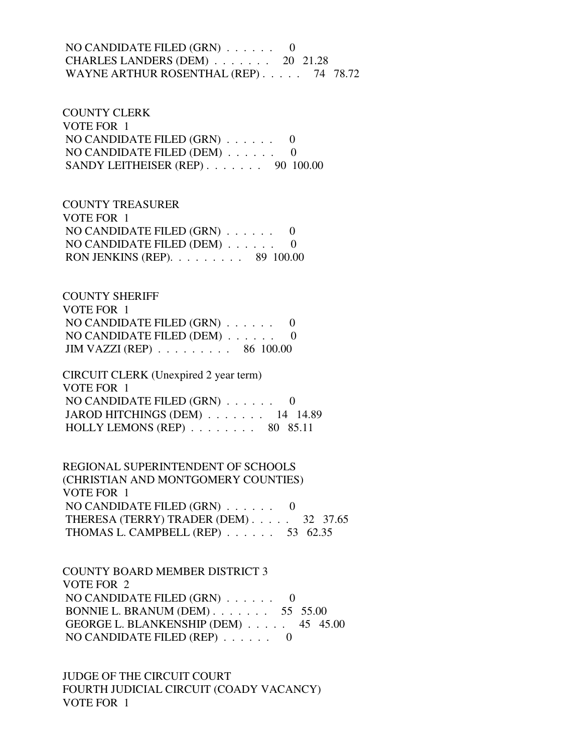NO CANDIDATE FILED (GRN) . . . . . .  0
CHARLES LANDERS (DEM) . . . . . . .  20  21.28
WAYNE ARTHUR ROSENTHAL (REP) . . . . .  74  78.72

COUNTY CLERK
VOTE FOR 1
NO CANDIDATE FILED (GRN) . . . . . .  0
NO CANDIDATE FILED (DEM) . . . . . .  0
SANDY LEITHEISER (REP) . . . . . . .  90  100.00

COUNTY TREASURER
VOTE FOR 1
NO CANDIDATE FILED (GRN) . . . . . .  0
NO CANDIDATE FILED (DEM) . . . . . .  0
RON JENKINS (REP). . . . . . . . .  89  100.00

COUNTY SHERIFF
VOTE FOR 1
NO CANDIDATE FILED (GRN) . . . . . .  0
NO CANDIDATE FILED (DEM) . . . . . .  0
JIM VAZZI (REP) . . . . . . . . .  86  100.00

CIRCUIT CLERK (Unexpired 2 year term)
VOTE FOR 1
NO CANDIDATE FILED (GRN) . . . . . .  0
JAROD HITCHINGS (DEM) . . . . . . .  14  14.89
HOLLY LEMONS (REP) . . . . . . . .  80  85.11

REGIONAL SUPERINTENDENT OF SCHOOLS
(CHRISTIAN AND MONTGOMERY COUNTIES)
VOTE FOR 1
NO CANDIDATE FILED (GRN) . . . . . .  0
THERESA (TERRY) TRADER (DEM) . . . . .  32  37.65
THOMAS L. CAMPBELL (REP) . . . . . .  53  62.35

COUNTY BOARD MEMBER DISTRICT 3
VOTE FOR 2
NO CANDIDATE FILED (GRN) . . . . . .  0
BONNIE L. BRANUM (DEM) . . . . . . .  55  55.00
GEORGE L. BLANKENSHIP (DEM) . . . . .  45  45.00
NO CANDIDATE FILED (REP) . . . . . .  0

JUDGE OF THE CIRCUIT COURT
FOURTH JUDICIAL CIRCUIT (COADY VACANCY)
VOTE FOR 1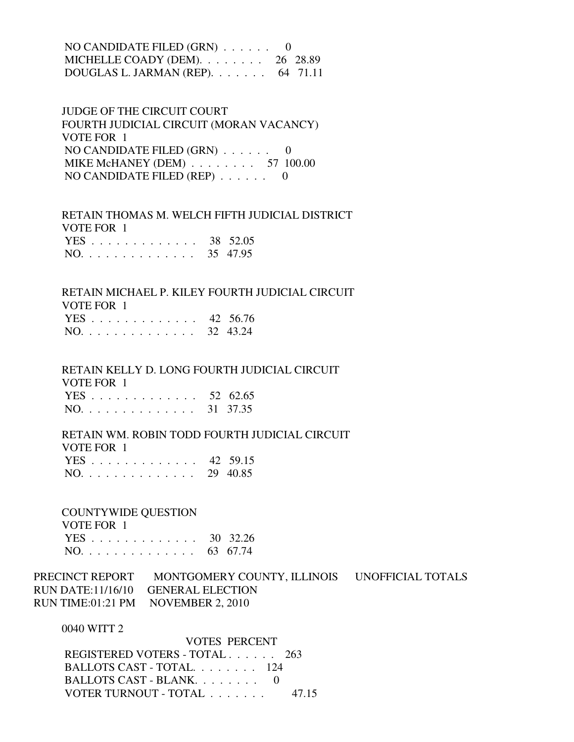NO CANDIDATE FILED (GRN) . . . . . . 0
MICHELLE COADY (DEM). . . . . . . . 26 28.89
DOUGLAS L. JARMAN (REP). . . . . . . 64 71.11

JUDGE OF THE CIRCUIT COURT
FOURTH JUDICIAL CIRCUIT (MORAN VACANCY)
VOTE FOR 1
NO CANDIDATE FILED (GRN) . . . . . . 0
MIKE McHANEY (DEM) . . . . . . . . 57 100.00
NO CANDIDATE FILED (REP) . . . . . . 0

RETAIN THOMAS M. WELCH FIFTH JUDICIAL DISTRICT
VOTE FOR 1
YES . . . . . . . . . . . . . 38 52.05
NO. . . . . . . . . . . . . . 35 47.95

RETAIN MICHAEL P. KILEY FOURTH JUDICIAL CIRCUIT
VOTE FOR 1
YES . . . . . . . . . . . . . 42 56.76
NO. . . . . . . . . . . . . . 32 43.24

RETAIN KELLY D. LONG FOURTH JUDICIAL CIRCUIT
VOTE FOR 1
YES . . . . . . . . . . . . . 52 62.65
NO. . . . . . . . . . . . . . 31 37.35

RETAIN WM. ROBIN TODD FOURTH JUDICIAL CIRCUIT
VOTE FOR 1
YES . . . . . . . . . . . . . 42 59.15
NO. . . . . . . . . . . . . . 29 40.85

COUNTYWIDE QUESTION
VOTE FOR 1
YES . . . . . . . . . . . . . 30 32.26
NO. . . . . . . . . . . . . . 63 67.74

PRECINCT REPORT MONTGOMERY COUNTY, ILLINOIS UNOFFICIAL TOTALS
RUN DATE:11/16/10 GENERAL ELECTION
RUN TIME:01:21 PM NOVEMBER 2, 2010

0040 WITT 2

VOTES PERCENT
REGISTERED VOTERS - TOTAL . . . . . . 263
BALLOTS CAST - TOTAL. . . . . . . . 124
BALLOTS CAST - BLANK. . . . . . . . 0
VOTER TURNOUT - TOTAL . . . . . . . 47.15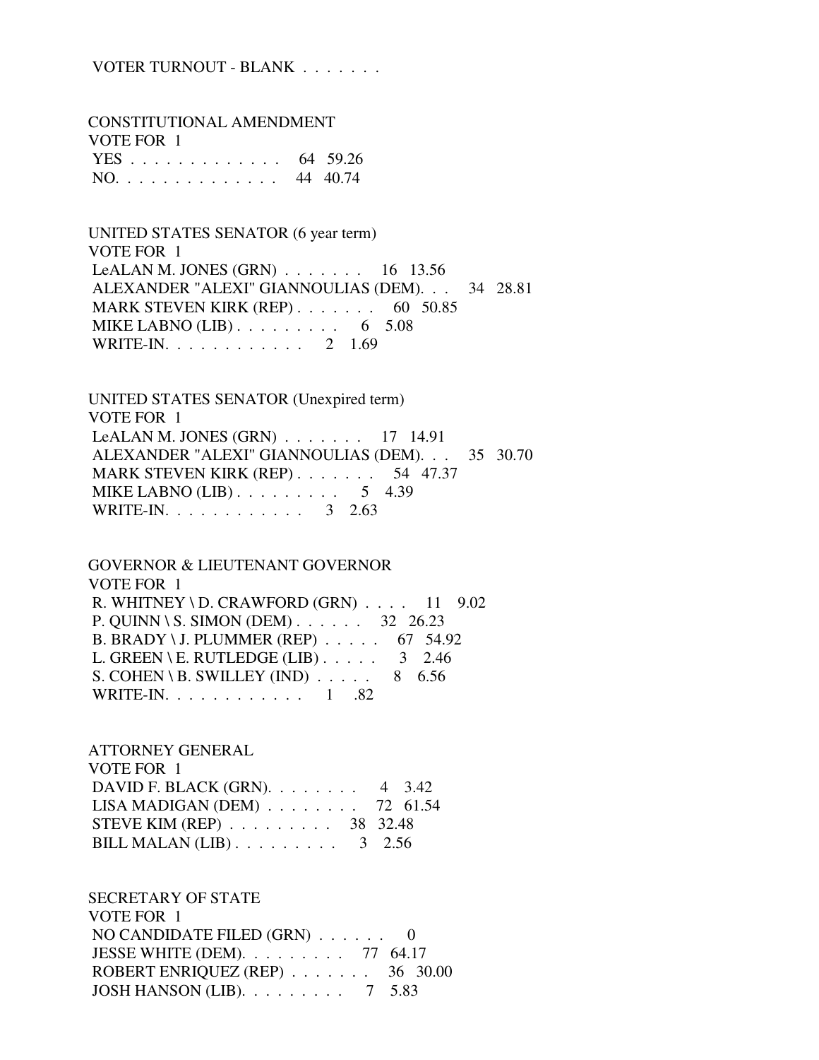VOTER TURNOUT - BLANK . . . . . . .

CONSTITUTIONAL AMENDMENT
VOTE FOR 1

| | | |
|---|---|---|
| YES . . . . . . . . . . . . . | 64 | 59.26 |
| NO. . . . . . . . . . . . . . | 44 | 40.74 |

UNITED STATES SENATOR (6 year term)
VOTE FOR 1

| | | |
|---|---|---|
| LeALAN M. JONES (GRN) . . . . . . . | 16 | 13.56 |
| ALEXANDER "ALEXI" GIANNOULIAS (DEM). . . | 34 | 28.81 |
| MARK STEVEN KIRK (REP) . . . . . . . | 60 | 50.85 |
| MIKE LABNO (LIB) . . . . . . . . . | 6 | 5.08 |
| WRITE-IN. . . . . . . . . . . . | 2 | 1.69 |

UNITED STATES SENATOR (Unexpired term)
VOTE FOR 1

| | | |
|---|---|---|
| LeALAN M. JONES (GRN) . . . . . . . | 17 | 14.91 |
| ALEXANDER "ALEXI" GIANNOULIAS (DEM). . . | 35 | 30.70 |
| MARK STEVEN KIRK (REP) . . . . . . . | 54 | 47.37 |
| MIKE LABNO (LIB) . . . . . . . . . | 5 | 4.39 |
| WRITE-IN. . . . . . . . . . . . | 3 | 2.63 |

GOVERNOR & LIEUTENANT GOVERNOR
VOTE FOR 1

| | | |
|---|---|---|
| R. WHITNEY \ D. CRAWFORD (GRN) . . . . | 11 | 9.02 |
| P. QUINN \ S. SIMON (DEM) . . . . . . | 32 | 26.23 |
| B. BRADY \ J. PLUMMER (REP) . . . . . | 67 | 54.92 |
| L. GREEN \ E. RUTLEDGE (LIB) . . . . . | 3 | 2.46 |
| S. COHEN \ B. SWILLEY (IND) . . . . . | 8 | 6.56 |
| WRITE-IN. . . . . . . . . . . . | 1 | .82 |

ATTORNEY GENERAL
VOTE FOR 1

| | | |
|---|---|---|
| DAVID F. BLACK (GRN). . . . . . . . | 4 | 3.42 |
| LISA MADIGAN (DEM) . . . . . . . . | 72 | 61.54 |
| STEVE KIM (REP) . . . . . . . . . | 38 | 32.48 |
| BILL MALAN (LIB) . . . . . . . . . | 3 | 2.56 |

SECRETARY OF STATE
VOTE FOR 1

| | | |
|---|---|---|
| NO CANDIDATE FILED (GRN) . . . . . . | 0 | |
| JESSE WHITE (DEM). . . . . . . . . | 77 | 64.17 |
| ROBERT ENRIQUEZ (REP) . . . . . . . | 36 | 30.00 |
| JOSH HANSON (LIB). . . . . . . . . | 7 | 5.83 |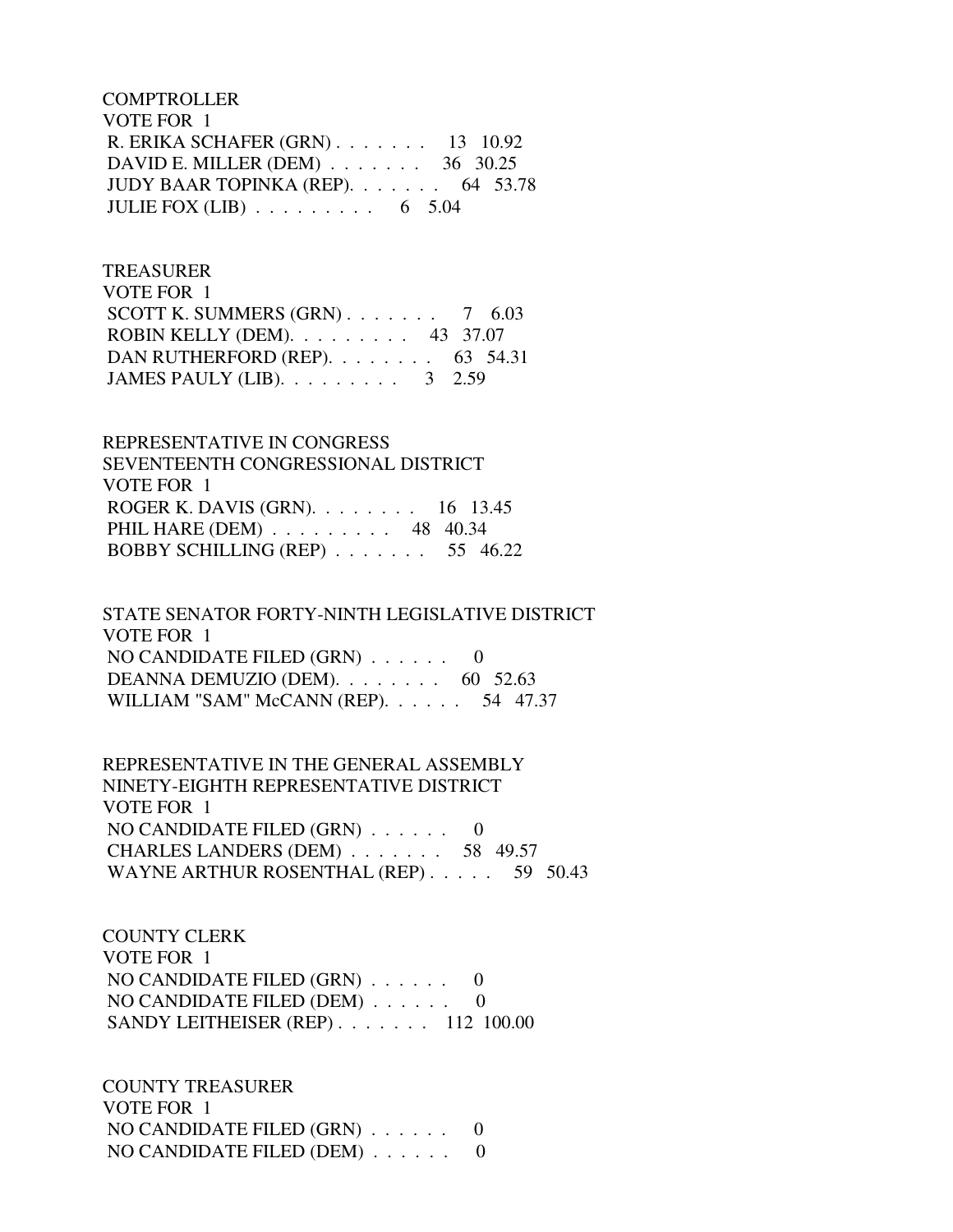COMPTROLLER
VOTE FOR 1

R. ERIKA SCHAFER (GRN) . . . . . . . 13 10.92
DAVID E. MILLER (DEM) . . . . . . . 36 30.25
JUDY BAAR TOPINKA (REP). . . . . . . 64 53.78
JULIE FOX (LIB) . . . . . . . . . 6 5.04

TREASURER
VOTE FOR 1

SCOTT K. SUMMERS (GRN) . . . . . . . 7 6.03
ROBIN KELLY (DEM). . . . . . . . . 43 37.07
DAN RUTHERFORD (REP). . . . . . . . 63 54.31
JAMES PAULY (LIB). . . . . . . . . 3 2.59

REPRESENTATIVE IN CONGRESS
SEVENTEENTH CONGRESSIONAL DISTRICT
VOTE FOR 1

ROGER K. DAVIS (GRN). . . . . . . . 16 13.45
PHIL HARE (DEM) . . . . . . . . . 48 40.34
BOBBY SCHILLING (REP) . . . . . . . 55 46.22

STATE SENATOR FORTY-NINTH LEGISLATIVE DISTRICT
VOTE FOR 1

NO CANDIDATE FILED (GRN) . . . . . . 0
DEANNA DEMUZIO (DEM). . . . . . . . 60 52.63
WILLIAM "SAM" McCANN (REP). . . . . . 54 47.37

REPRESENTATIVE IN THE GENERAL ASSEMBLY
NINETY-EIGHTH REPRESENTATIVE DISTRICT
VOTE FOR 1

NO CANDIDATE FILED (GRN) . . . . . . 0
CHARLES LANDERS (DEM) . . . . . . . 58 49.57
WAYNE ARTHUR ROSENTHAL (REP) . . . . . 59 50.43

COUNTY CLERK
VOTE FOR 1

NO CANDIDATE FILED (GRN) . . . . . . 0
NO CANDIDATE FILED (DEM) . . . . . . 0
SANDY LEITHEISER (REP) . . . . . . . 112 100.00

COUNTY TREASURER
VOTE FOR 1

NO CANDIDATE FILED (GRN) . . . . . . 0
NO CANDIDATE FILED (DEM) . . . . . . 0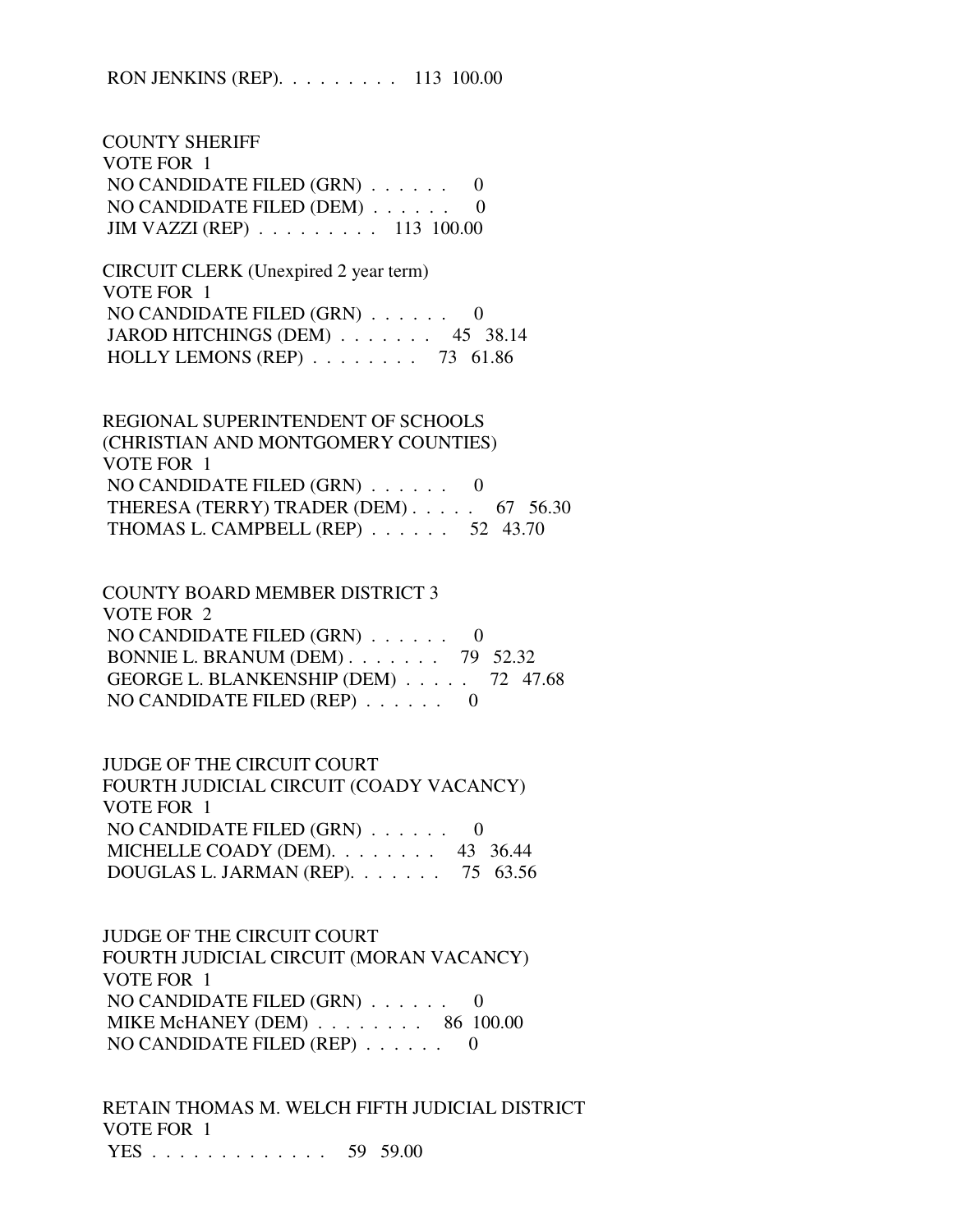RON JENKINS (REP). . . . . . . . . 113 100.00

COUNTY SHERIFF
VOTE FOR 1
NO CANDIDATE FILED (GRN) . . . . . . 0
NO CANDIDATE FILED (DEM) . . . . . . 0
JIM VAZZI (REP) . . . . . . . . . 113 100.00

CIRCUIT CLERK (Unexpired 2 year term)
VOTE FOR 1
NO CANDIDATE FILED (GRN) . . . . . . 0
JAROD HITCHINGS (DEM) . . . . . . . 45 38.14
HOLLY LEMONS (REP) . . . . . . . . 73 61.86

REGIONAL SUPERINTENDENT OF SCHOOLS
(CHRISTIAN AND MONTGOMERY COUNTIES)
VOTE FOR 1
NO CANDIDATE FILED (GRN) . . . . . . 0
THERESA (TERRY) TRADER (DEM) . . . . . 67 56.30
THOMAS L. CAMPBELL (REP) . . . . . . 52 43.70

COUNTY BOARD MEMBER DISTRICT 3
VOTE FOR 2
NO CANDIDATE FILED (GRN) . . . . . . 0
BONNIE L. BRANUM (DEM) . . . . . . . 79 52.32
GEORGE L. BLANKENSHIP (DEM) . . . . . 72 47.68
NO CANDIDATE FILED (REP) . . . . . . 0

JUDGE OF THE CIRCUIT COURT
FOURTH JUDICIAL CIRCUIT (COADY VACANCY)
VOTE FOR 1
NO CANDIDATE FILED (GRN) . . . . . . 0
MICHELLE COADY (DEM). . . . . . . . 43 36.44
DOUGLAS L. JARMAN (REP). . . . . . . 75 63.56

JUDGE OF THE CIRCUIT COURT
FOURTH JUDICIAL CIRCUIT (MORAN VACANCY)
VOTE FOR 1
NO CANDIDATE FILED (GRN) . . . . . . 0
MIKE McHANEY (DEM) . . . . . . . . 86 100.00
NO CANDIDATE FILED (REP) . . . . . . 0

RETAIN THOMAS M. WELCH FIFTH JUDICIAL DISTRICT
VOTE FOR 1
YES . . . . . . . . . . . . . 59 59.00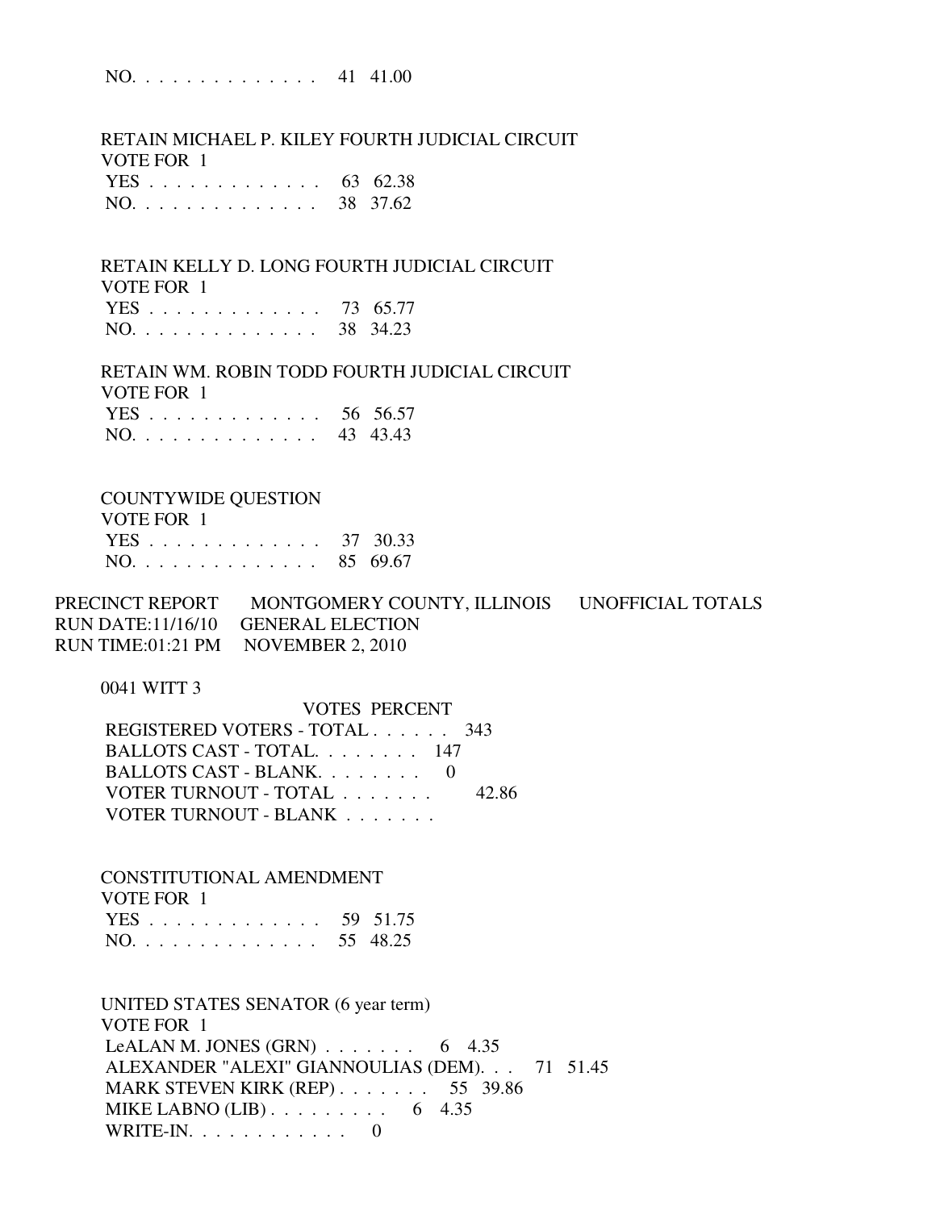NO. . . . . . . . . . . . . . 41 41.00

RETAIN MICHAEL P. KILEY FOURTH JUDICIAL CIRCUIT
VOTE FOR 1
YES . . . . . . . . . . . . . 63 62.38
NO. . . . . . . . . . . . . . 38 37.62

RETAIN KELLY D. LONG FOURTH JUDICIAL CIRCUIT
VOTE FOR 1
YES . . . . . . . . . . . . . 73 65.77
NO. . . . . . . . . . . . . . 38 34.23

RETAIN WM. ROBIN TODD FOURTH JUDICIAL CIRCUIT
VOTE FOR 1
YES . . . . . . . . . . . . . 56 56.57
NO. . . . . . . . . . . . . . 43 43.43

COUNTYWIDE QUESTION
VOTE FOR 1
YES . . . . . . . . . . . . . 37 30.33
NO. . . . . . . . . . . . . . 85 69.67

PRECINCT REPORT MONTGOMERY COUNTY, ILLINOIS UNOFFICIAL TOTALS
RUN DATE:11/16/10 GENERAL ELECTION
RUN TIME:01:21 PM NOVEMBER 2, 2010

0041 WITT 3

VOTES PERCENT
REGISTERED VOTERS - TOTAL . . . . . . 343
BALLOTS CAST - TOTAL. . . . . . . . 147
BALLOTS CAST - BLANK. . . . . . . . 0
VOTER TURNOUT - TOTAL . . . . . . . 42.86
VOTER TURNOUT - BLANK . . . . . . .

CONSTITUTIONAL AMENDMENT
VOTE FOR 1
YES . . . . . . . . . . . . . 59 51.75
NO. . . . . . . . . . . . . . 55 48.25

UNITED STATES SENATOR (6 year term)
VOTE FOR 1
LeALAN M. JONES (GRN) . . . . . . . 6 4.35
ALEXANDER "ALEXI" GIANNOULIAS (DEM). . . 71 51.45
MARK STEVEN KIRK (REP) . . . . . . . 55 39.86
MIKE LABNO (LIB) . . . . . . . . . 6 4.35
WRITE-IN. . . . . . . . . . . . 0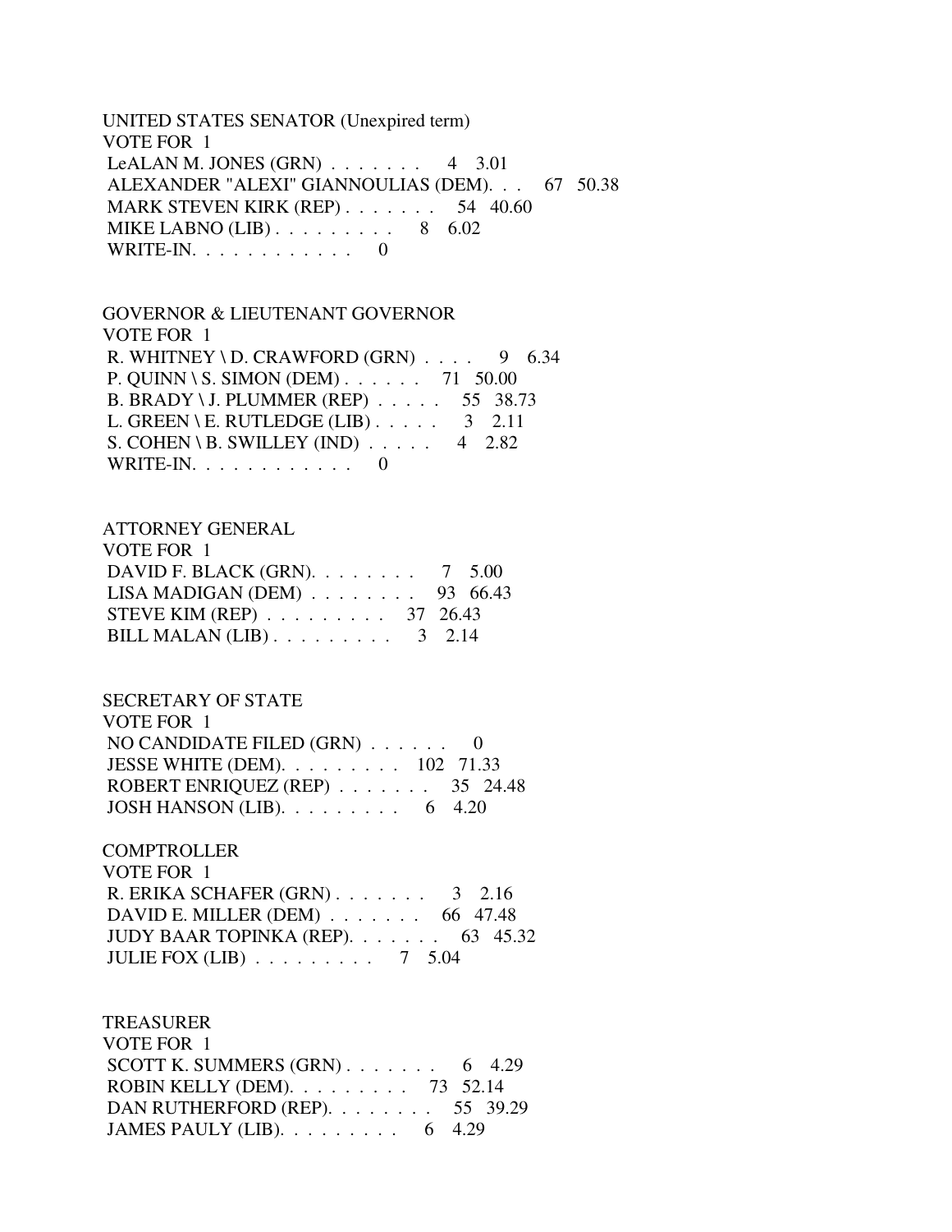UNITED STATES SENATOR (Unexpired term)
VOTE FOR 1

| Candidate | Votes | Percent |
|---|---|---|
| LeALAN M. JONES (GRN) | 4 | 3.01 |
| ALEXANDER "ALEXI" GIANNOULIAS (DEM) | 67 | 50.38 |
| MARK STEVEN KIRK (REP) | 54 | 40.60 |
| MIKE LABNO (LIB) | 8 | 6.02 |
| WRITE-IN | 0 | |

GOVERNOR & LIEUTENANT GOVERNOR
VOTE FOR 1

| Candidate | Votes | Percent |
|---|---|---|
| R. WHITNEY \ D. CRAWFORD (GRN) | 9 | 6.34 |
| P. QUINN \ S. SIMON (DEM) | 71 | 50.00 |
| B. BRADY \ J. PLUMMER (REP) | 55 | 38.73 |
| L. GREEN \ E. RUTLEDGE (LIB) | 3 | 2.11 |
| S. COHEN \ B. SWILLEY (IND) | 4 | 2.82 |
| WRITE-IN | 0 | |

ATTORNEY GENERAL
VOTE FOR 1

| Candidate | Votes | Percent |
|---|---|---|
| DAVID F. BLACK (GRN) | 7 | 5.00 |
| LISA MADIGAN (DEM) | 93 | 66.43 |
| STEVE KIM (REP) | 37 | 26.43 |
| BILL MALAN (LIB) | 3 | 2.14 |

SECRETARY OF STATE
VOTE FOR 1

| Candidate | Votes | Percent |
|---|---|---|
| NO CANDIDATE FILED (GRN) | 0 | |
| JESSE WHITE (DEM) | 102 | 71.33 |
| ROBERT ENRIQUEZ (REP) | 35 | 24.48 |
| JOSH HANSON (LIB) | 6 | 4.20 |

COMPTROLLER
VOTE FOR 1

| Candidate | Votes | Percent |
|---|---|---|
| R. ERIKA SCHAFER (GRN) | 3 | 2.16 |
| DAVID E. MILLER (DEM) | 66 | 47.48 |
| JUDY BAAR TOPINKA (REP) | 63 | 45.32 |
| JULIE FOX (LIB) | 7 | 5.04 |

TREASURER
VOTE FOR 1

| Candidate | Votes | Percent |
|---|---|---|
| SCOTT K. SUMMERS (GRN) | 6 | 4.29 |
| ROBIN KELLY (DEM) | 73 | 52.14 |
| DAN RUTHERFORD (REP) | 55 | 39.29 |
| JAMES PAULY (LIB) | 6 | 4.29 |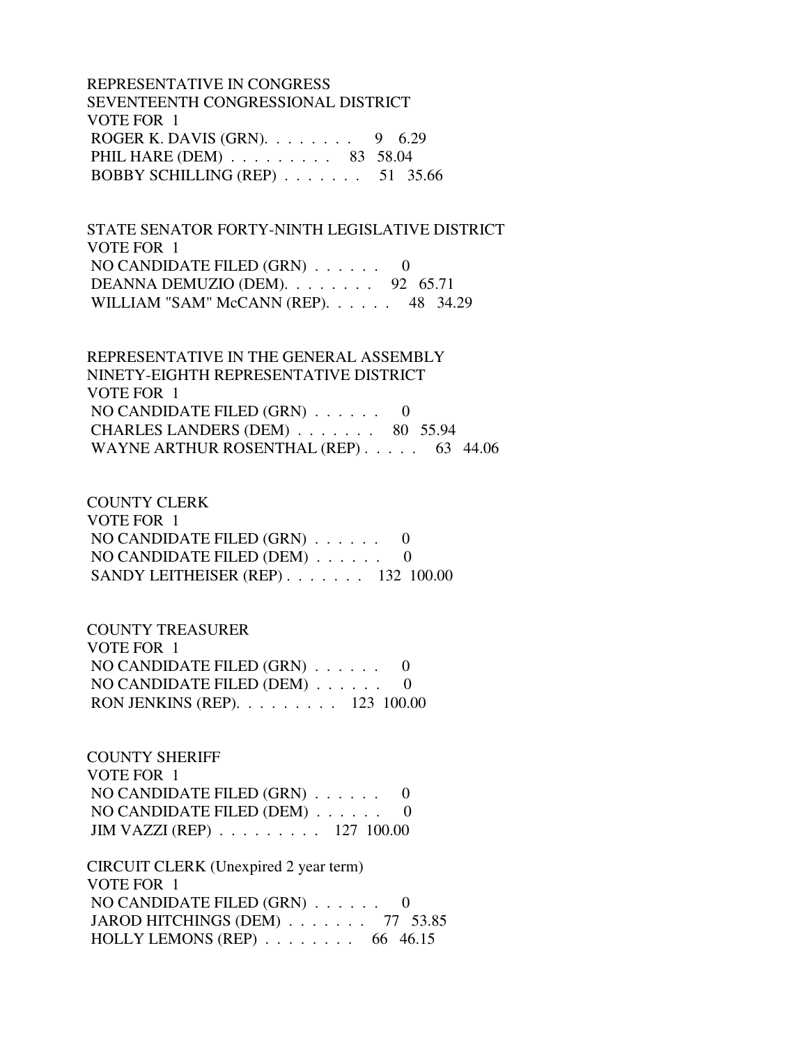REPRESENTATIVE IN CONGRESS
SEVENTEENTH CONGRESSIONAL DISTRICT
VOTE FOR 1
ROGER K. DAVIS (GRN). . . . . . . . 9 6.29
PHIL HARE (DEM) . . . . . . . . . 83 58.04
BOBBY SCHILLING (REP) . . . . . . . 51 35.66

STATE SENATOR FORTY-NINTH LEGISLATIVE DISTRICT
VOTE FOR 1
NO CANDIDATE FILED (GRN) . . . . . . 0
DEANNA DEMUZIO (DEM). . . . . . . . 92 65.71
WILLIAM "SAM" McCANN (REP). . . . . . 48 34.29

REPRESENTATIVE IN THE GENERAL ASSEMBLY
NINETY-EIGHTH REPRESENTATIVE DISTRICT
VOTE FOR 1
NO CANDIDATE FILED (GRN) . . . . . . 0
CHARLES LANDERS (DEM) . . . . . . . 80 55.94
WAYNE ARTHUR ROSENTHAL (REP) . . . . . 63 44.06

COUNTY CLERK
VOTE FOR 1
NO CANDIDATE FILED (GRN) . . . . . . 0
NO CANDIDATE FILED (DEM) . . . . . . 0
SANDY LEITHEISER (REP) . . . . . . . 132 100.00

COUNTY TREASURER
VOTE FOR 1
NO CANDIDATE FILED (GRN) . . . . . . 0
NO CANDIDATE FILED (DEM) . . . . . . 0
RON JENKINS (REP). . . . . . . . . 123 100.00

COUNTY SHERIFF
VOTE FOR 1
NO CANDIDATE FILED (GRN) . . . . . . 0
NO CANDIDATE FILED (DEM) . . . . . . 0
JIM VAZZI (REP) . . . . . . . . . 127 100.00

CIRCUIT CLERK (Unexpired 2 year term)
VOTE FOR 1
NO CANDIDATE FILED (GRN) . . . . . . 0
JAROD HITCHINGS (DEM) . . . . . . . 77 53.85
HOLLY LEMONS (REP) . . . . . . . . 66 46.15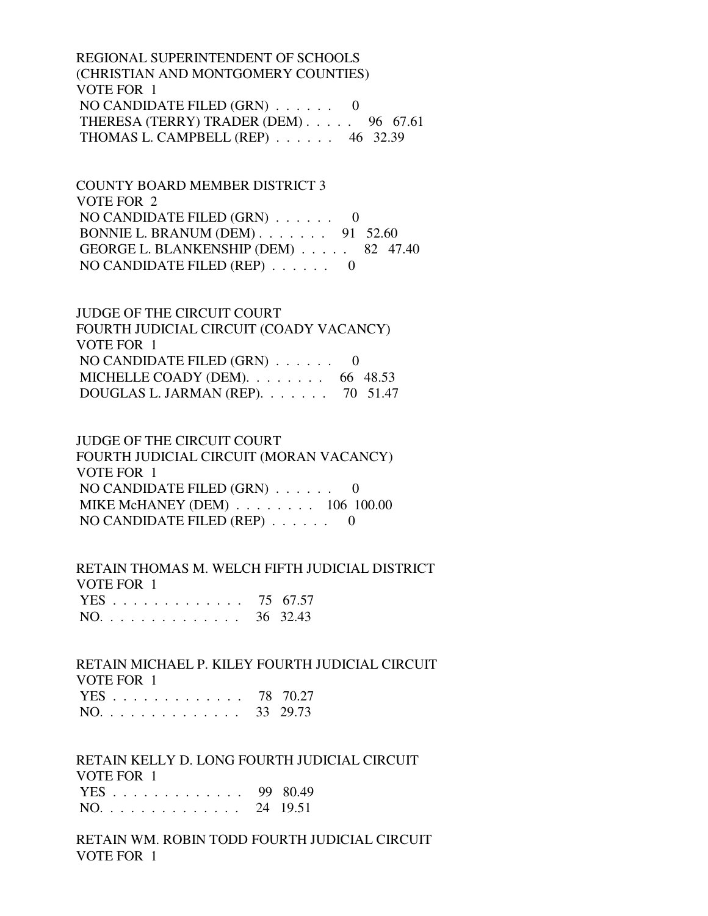REGIONAL SUPERINTENDENT OF SCHOOLS
(CHRISTIAN AND MONTGOMERY COUNTIES)
VOTE FOR 1

NO CANDIDATE FILED (GRN) . . . . . . 0
THERESA (TERRY) TRADER (DEM) . . . . . 96 67.61
THOMAS L. CAMPBELL (REP) . . . . . . 46 32.39

COUNTY BOARD MEMBER DISTRICT 3
VOTE FOR 2

NO CANDIDATE FILED (GRN) . . . . . . 0
BONNIE L. BRANUM (DEM) . . . . . . . 91 52.60
GEORGE L. BLANKENSHIP (DEM) . . . . . 82 47.40
NO CANDIDATE FILED (REP) . . . . . . 0

JUDGE OF THE CIRCUIT COURT
FOURTH JUDICIAL CIRCUIT (COADY VACANCY)
VOTE FOR 1

NO CANDIDATE FILED (GRN) . . . . . . 0
MICHELLE COADY (DEM). . . . . . . . 66 48.53
DOUGLAS L. JARMAN (REP). . . . . . . 70 51.47

JUDGE OF THE CIRCUIT COURT
FOURTH JUDICIAL CIRCUIT (MORAN VACANCY)
VOTE FOR 1

NO CANDIDATE FILED (GRN) . . . . . . 0
MIKE McHANEY (DEM) . . . . . . . . 106 100.00
NO CANDIDATE FILED (REP) . . . . . . 0

RETAIN THOMAS M. WELCH FIFTH JUDICIAL DISTRICT
VOTE FOR 1

YES . . . . . . . . . . . . . 75 67.57
NO. . . . . . . . . . . . . . 36 32.43

RETAIN MICHAEL P. KILEY FOURTH JUDICIAL CIRCUIT
VOTE FOR 1

YES . . . . . . . . . . . . . 78 70.27
NO. . . . . . . . . . . . . . 33 29.73

RETAIN KELLY D. LONG FOURTH JUDICIAL CIRCUIT
VOTE FOR 1

YES . . . . . . . . . . . . . 99 80.49
NO. . . . . . . . . . . . . . 24 19.51

RETAIN WM. ROBIN TODD FOURTH JUDICIAL CIRCUIT
VOTE FOR 1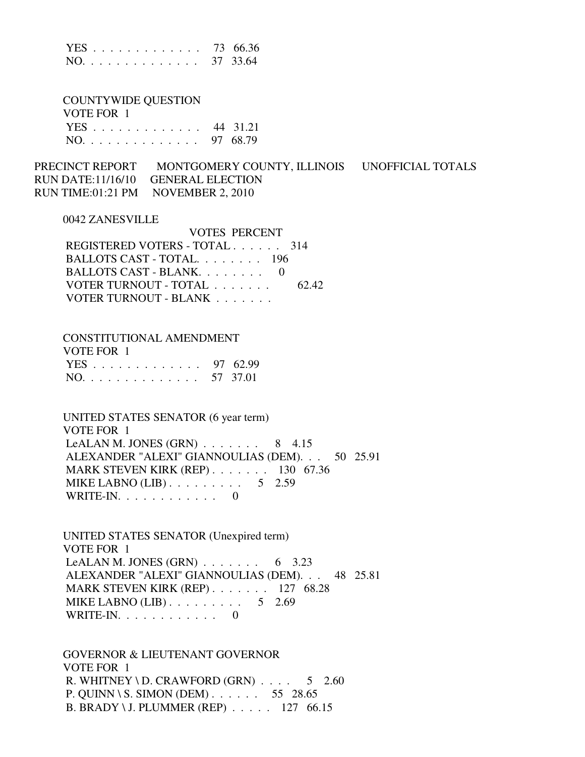YES . . . . . . . . . . . . . . 73 66.36
NO. . . . . . . . . . . . . . . 37 33.64

COUNTYWIDE QUESTION
VOTE FOR 1
YES . . . . . . . . . . . . . . 44 31.21
NO. . . . . . . . . . . . . . . 97 68.79

PRECINCT REPORT MONTGOMERY COUNTY, ILLINOIS UNOFFICIAL TOTALS
RUN DATE:11/16/10 GENERAL ELECTION
RUN TIME:01:21 PM NOVEMBER 2, 2010

0042 ZANESVILLE

| | VOTES | PERCENT |
|---|---|---|
| REGISTERED VOTERS - TOTAL . . . . . . | 314 | |
| BALLOTS CAST - TOTAL. . . . . . . . | 196 | |
| BALLOTS CAST - BLANK. . . . . . . . | 0 | |
| VOTER TURNOUT - TOTAL . . . . . . . | | 62.42 |
| VOTER TURNOUT - BLANK . . . . . . . | | |

CONSTITUTIONAL AMENDMENT
VOTE FOR 1
YES . . . . . . . . . . . . . . 97 62.99
NO. . . . . . . . . . . . . . . 57 37.01

UNITED STATES SENATOR (6 year term)
VOTE FOR 1
LeALAN M. JONES (GRN) . . . . . . . 8 4.15
ALEXANDER "ALEXI" GIANNOULIAS (DEM). . . 50 25.91
MARK STEVEN KIRK (REP) . . . . . . . 130 67.36
MIKE LABNO (LIB) . . . . . . . . . 5 2.59
WRITE-IN. . . . . . . . . . . . 0

UNITED STATES SENATOR (Unexpired term)
VOTE FOR 1
LeALAN M. JONES (GRN) . . . . . . . 6 3.23
ALEXANDER "ALEXI" GIANNOULIAS (DEM). . . 48 25.81
MARK STEVEN KIRK (REP) . . . . . . . 127 68.28
MIKE LABNO (LIB) . . . . . . . . . 5 2.69
WRITE-IN. . . . . . . . . . . . 0

GOVERNOR & LIEUTENANT GOVERNOR
VOTE FOR 1
R. WHITNEY \ D. CRAWFORD (GRN) . . . . 5 2.60
P. QUINN \ S. SIMON (DEM) . . . . . . 55 28.65
B. BRADY \ J. PLUMMER (REP) . . . . . 127 66.15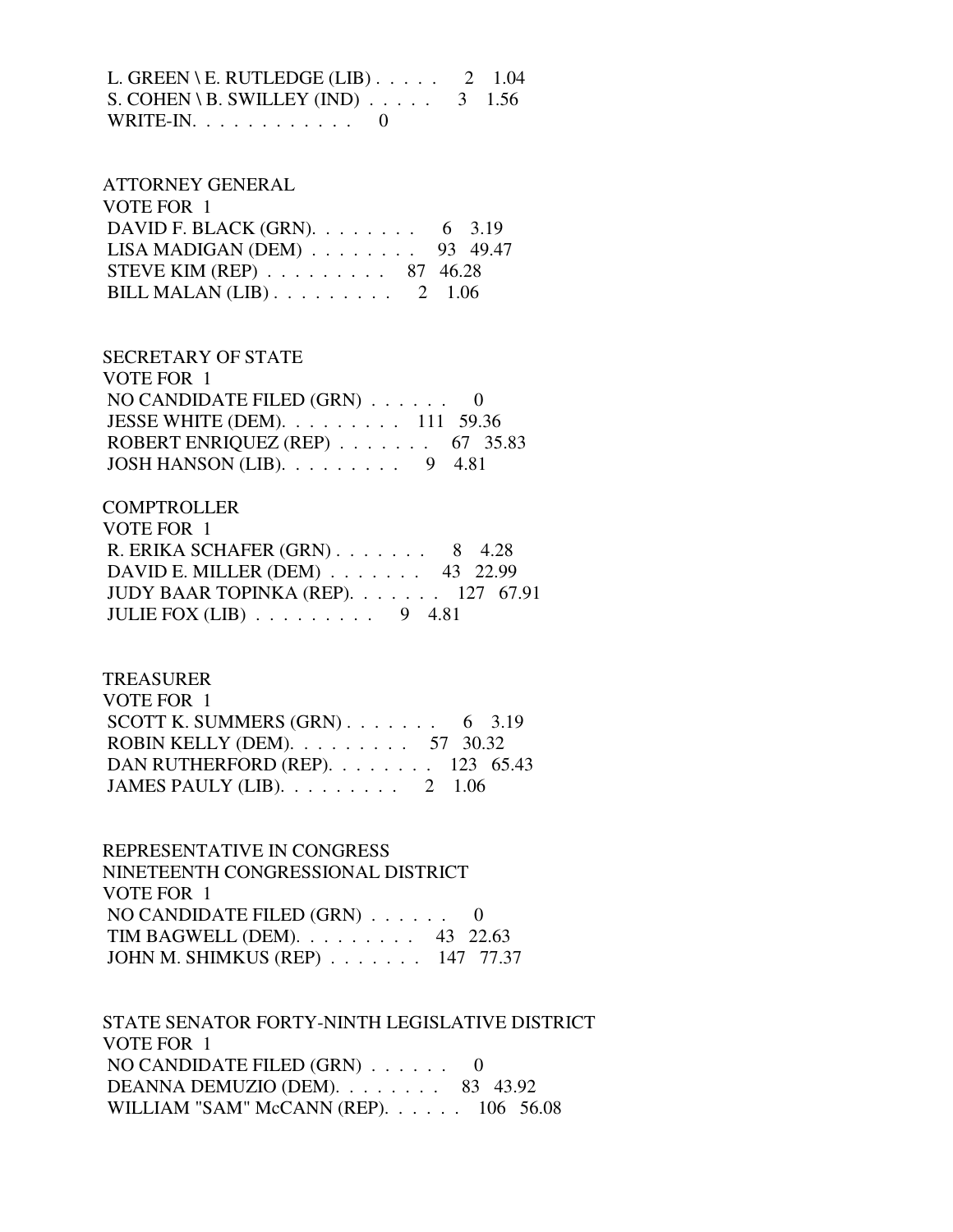L. GREEN \ E. RUTLEDGE (LIB) . . . . . 2 1.04
S. COHEN \ B. SWILLEY (IND) . . . . . 3 1.56
WRITE-IN. . . . . . . . . . . . 0

ATTORNEY GENERAL
VOTE FOR 1
DAVID F. BLACK (GRN). . . . . . . . 6 3.19
LISA MADIGAN (DEM) . . . . . . . . 93 49.47
STEVE KIM (REP) . . . . . . . . . 87 46.28
BILL MALAN (LIB) . . . . . . . . . 2 1.06

SECRETARY OF STATE
VOTE FOR 1
NO CANDIDATE FILED (GRN) . . . . . . 0
JESSE WHITE (DEM). . . . . . . . . 111 59.36
ROBERT ENRIQUEZ (REP) . . . . . . . 67 35.83
JOSH HANSON (LIB). . . . . . . . . 9 4.81

COMPTROLLER
VOTE FOR 1
R. ERIKA SCHAFER (GRN) . . . . . . . 8 4.28
DAVID E. MILLER (DEM) . . . . . . . 43 22.99
JUDY BAAR TOPINKA (REP). . . . . . . 127 67.91
JULIE FOX (LIB) . . . . . . . . . 9 4.81

TREASURER
VOTE FOR 1
SCOTT K. SUMMERS (GRN) . . . . . . . 6 3.19
ROBIN KELLY (DEM). . . . . . . . . 57 30.32
DAN RUTHERFORD (REP). . . . . . . . 123 65.43
JAMES PAULY (LIB). . . . . . . . . 2 1.06

REPRESENTATIVE IN CONGRESS
NINETEENTH CONGRESSIONAL DISTRICT
VOTE FOR 1
NO CANDIDATE FILED (GRN) . . . . . . 0
TIM BAGWELL (DEM). . . . . . . . . 43 22.63
JOHN M. SHIMKUS (REP) . . . . . . . 147 77.37

STATE SENATOR FORTY-NINTH LEGISLATIVE DISTRICT
VOTE FOR 1
NO CANDIDATE FILED (GRN) . . . . . . 0
DEANNA DEMUZIO (DEM). . . . . . . . 83 43.92
WILLIAM "SAM" McCANN (REP). . . . . . 106 56.08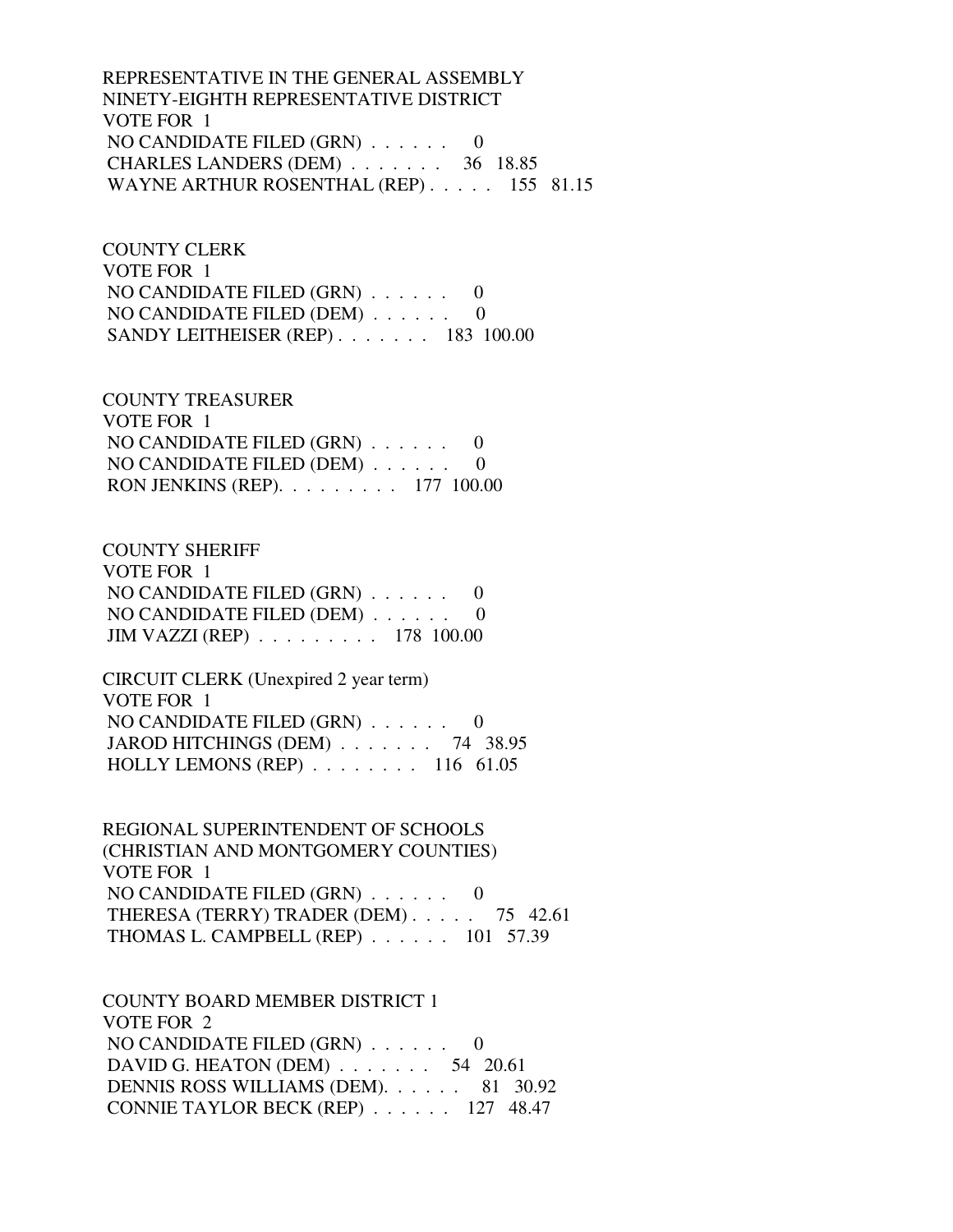REPRESENTATIVE IN THE GENERAL ASSEMBLY
NINETY-EIGHTH REPRESENTATIVE DISTRICT
VOTE FOR 1
NO CANDIDATE FILED (GRN) . . . . . . 0
CHARLES LANDERS (DEM) . . . . . . . 36 18.85
WAYNE ARTHUR ROSENTHAL (REP) . . . . . 155 81.15

COUNTY CLERK
VOTE FOR 1
NO CANDIDATE FILED (GRN) . . . . . . 0
NO CANDIDATE FILED (DEM) . . . . . . 0
SANDY LEITHEISER (REP) . . . . . . . 183 100.00

COUNTY TREASURER
VOTE FOR 1
NO CANDIDATE FILED (GRN) . . . . . . 0
NO CANDIDATE FILED (DEM) . . . . . . 0
RON JENKINS (REP). . . . . . . . . 177 100.00

COUNTY SHERIFF
VOTE FOR 1
NO CANDIDATE FILED (GRN) . . . . . . 0
NO CANDIDATE FILED (DEM) . . . . . . 0
JIM VAZZI (REP) . . . . . . . . . 178 100.00

CIRCUIT CLERK (Unexpired 2 year term)
VOTE FOR 1
NO CANDIDATE FILED (GRN) . . . . . . 0
JAROD HITCHINGS (DEM) . . . . . . . 74 38.95
HOLLY LEMONS (REP) . . . . . . . . 116 61.05

REGIONAL SUPERINTENDENT OF SCHOOLS
(CHRISTIAN AND MONTGOMERY COUNTIES)
VOTE FOR 1
NO CANDIDATE FILED (GRN) . . . . . . 0
THERESA (TERRY) TRADER (DEM) . . . . . 75 42.61
THOMAS L. CAMPBELL (REP) . . . . . . 101 57.39

COUNTY BOARD MEMBER DISTRICT 1
VOTE FOR 2
NO CANDIDATE FILED (GRN) . . . . . . 0
DAVID G. HEATON (DEM) . . . . . . . 54 20.61
DENNIS ROSS WILLIAMS (DEM). . . . . . 81 30.92
CONNIE TAYLOR BECK (REP) . . . . . . 127 48.47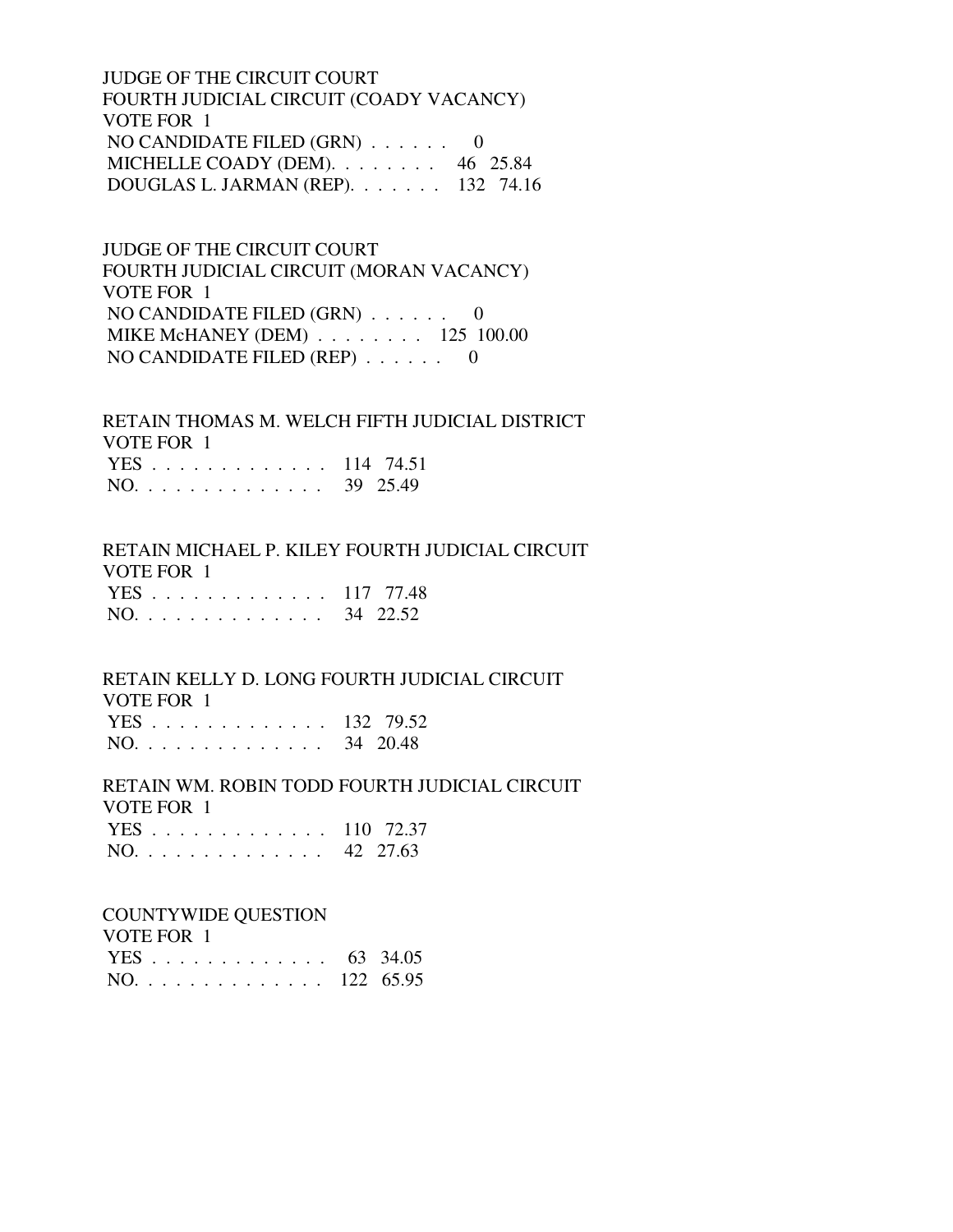JUDGE OF THE CIRCUIT COURT
FOURTH JUDICIAL CIRCUIT (COADY VACANCY)
VOTE FOR 1

| | | |
|---|---|---|
| NO CANDIDATE FILED (GRN) . . . . . . | 0 | |
| MICHELLE COADY (DEM). . . . . . . . | 46 | 25.84 |
| DOUGLAS L. JARMAN (REP). . . . . . . | 132 | 74.16 |

JUDGE OF THE CIRCUIT COURT
FOURTH JUDICIAL CIRCUIT (MORAN VACANCY)
VOTE FOR 1

| | | |
|---|---|---|
| NO CANDIDATE FILED (GRN) . . . . . . | 0 | |
| MIKE McHANEY (DEM) . . . . . . . . | 125 | 100.00 |
| NO CANDIDATE FILED (REP) . . . . . . | 0 | |

RETAIN THOMAS M. WELCH FIFTH JUDICIAL DISTRICT
VOTE FOR 1

| | | |
|---|---|---|
| YES . . . . . . . . . . . . . | 114 | 74.51 |
| NO. . . . . . . . . . . . . . | 39 | 25.49 |

RETAIN MICHAEL P. KILEY FOURTH JUDICIAL CIRCUIT
VOTE FOR 1

| | | |
|---|---|---|
| YES . . . . . . . . . . . . . | 117 | 77.48 |
| NO. . . . . . . . . . . . . . | 34 | 22.52 |

RETAIN KELLY D. LONG FOURTH JUDICIAL CIRCUIT
VOTE FOR 1

| | | |
|---|---|---|
| YES . . . . . . . . . . . . . | 132 | 79.52 |
| NO. . . . . . . . . . . . . . | 34 | 20.48 |

RETAIN WM. ROBIN TODD FOURTH JUDICIAL CIRCUIT
VOTE FOR 1

| | | |
|---|---|---|
| YES . . . . . . . . . . . . . | 110 | 72.37 |
| NO. . . . . . . . . . . . . . | 42 | 27.63 |

COUNTYWIDE QUESTION
VOTE FOR 1

| | | |
|---|---|---|
| YES . . . . . . . . . . . . . | 63 | 34.05 |
| NO. . . . . . . . . . . . . . | 122 | 65.95 |